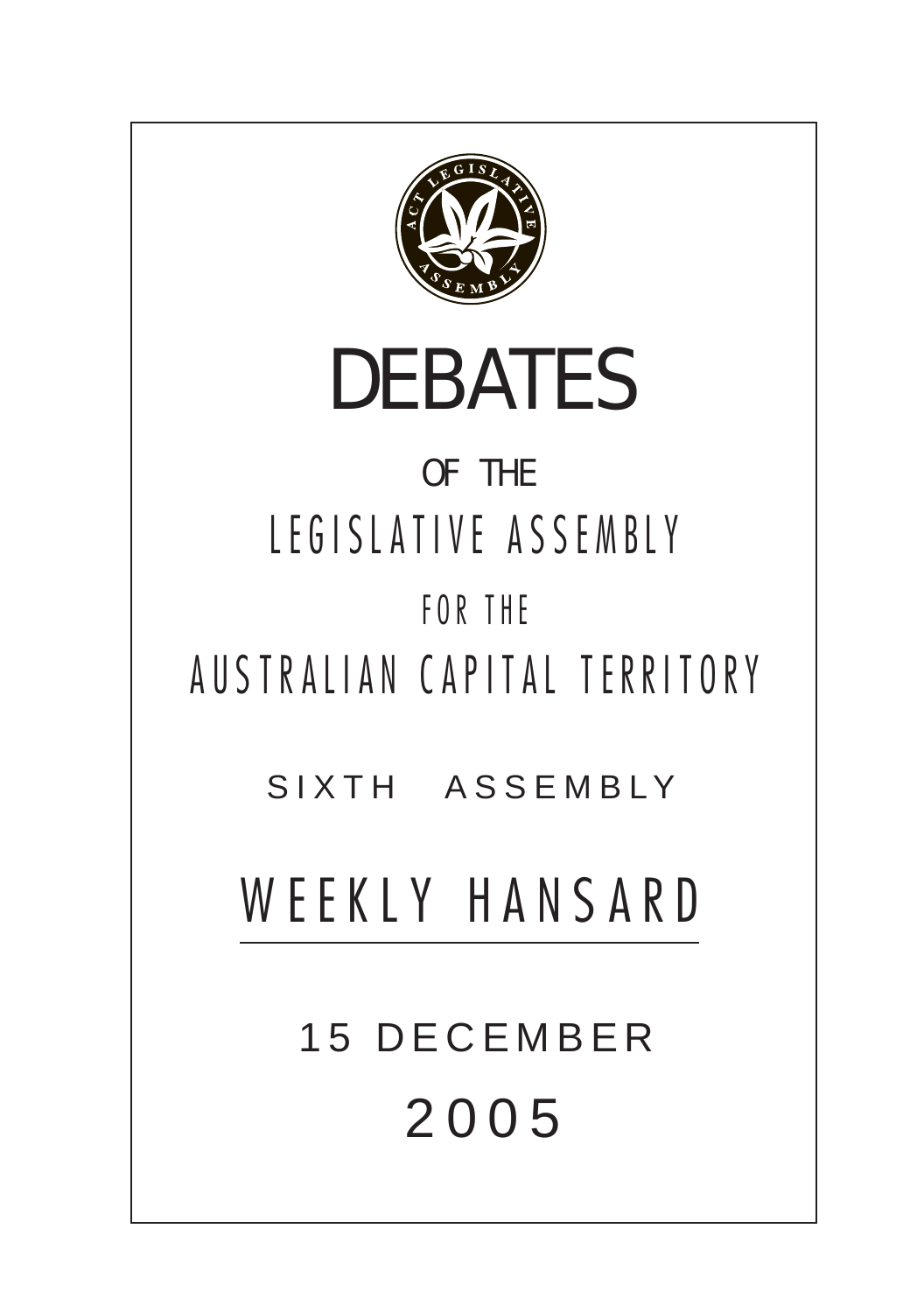# DEBATES

OF THE

LEGISLATIVE ASSEMBLY

FOR THE

AUSTRALIAN CAPITAL TERRITORY

SIXTH ASSEMBLY

## WEEKLY HANSARD

15 DECEMBER

2005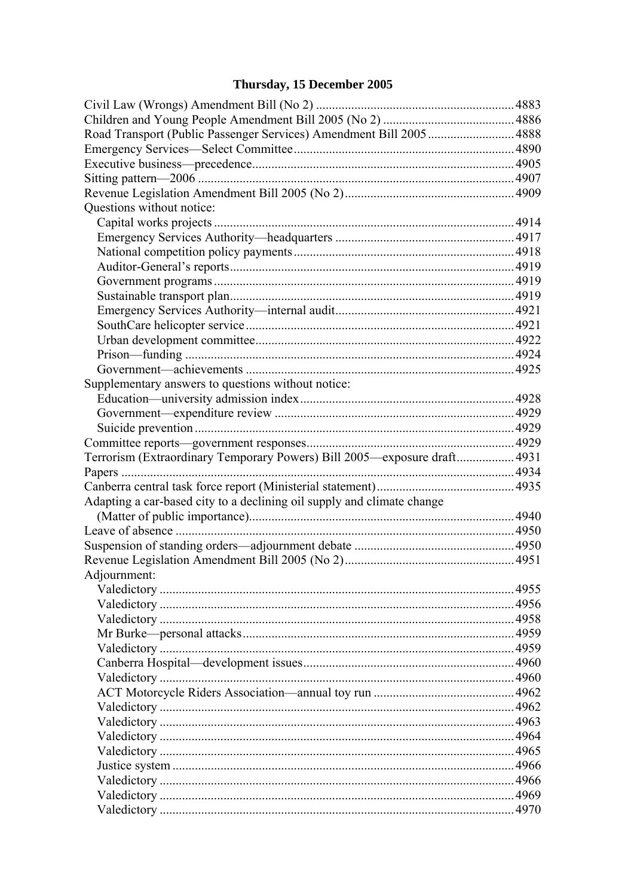**Thursday, 15 December 2005**

Civil Law (Wrongs) Amendment Bill (No 2) .... 4883
Children and Young People Amendment Bill 2005 (No 2) .... 4886
Road Transport (Public Passenger Services) Amendment Bill 2005 .... 4888
Emergency Services—Select Committee .... 4890
Executive business—precedence .... 4905
Sitting pattern—2006 .... 4907
Revenue Legislation Amendment Bill 2005 (No 2) .... 4909
Questions without notice:
- Capital works projects .... 4914
- Emergency Services Authority—headquarters .... 4917
- National competition policy payments .... 4918
- Auditor-General's reports .... 4919
- Government programs .... 4919
- Sustainable transport plan .... 4919
- Emergency Services Authority—internal audit .... 4921
- SouthCare helicopter service .... 4921
- Urban development committee .... 4922
- Prison—funding .... 4924
- Government—achievements .... 4925

Supplementary answers to questions without notice:
- Education—university admission index .... 4928
- Government—expenditure review .... 4929
- Suicide prevention .... 4929

Committee reports—government responses .... 4929
Terrorism (Extraordinary Temporary Powers) Bill 2005—exposure draft .... 4931
Papers .... 4934
Canberra central task force report (Ministerial statement) .... 4935
Adapting a car-based city to a declining oil supply and climate change (Matter of public importance) .... 4940
Leave of absence .... 4950
Suspension of standing orders—adjournment debate .... 4950
Revenue Legislation Amendment Bill 2005 (No 2) .... 4951
Adjournment:
- Valedictory .... 4955
- Valedictory .... 4956
- Valedictory .... 4958
- Mr Burke—personal attacks .... 4959
- Valedictory .... 4959
- Canberra Hospital—development issues .... 4960
- Valedictory .... 4960
- ACT Motorcycle Riders Association—annual toy run .... 4962
- Valedictory .... 4962
- Valedictory .... 4963
- Valedictory .... 4964
- Valedictory .... 4965
- Justice system .... 4966
- Valedictory .... 4966
- Valedictory .... 4969
- Valedictory .... 4970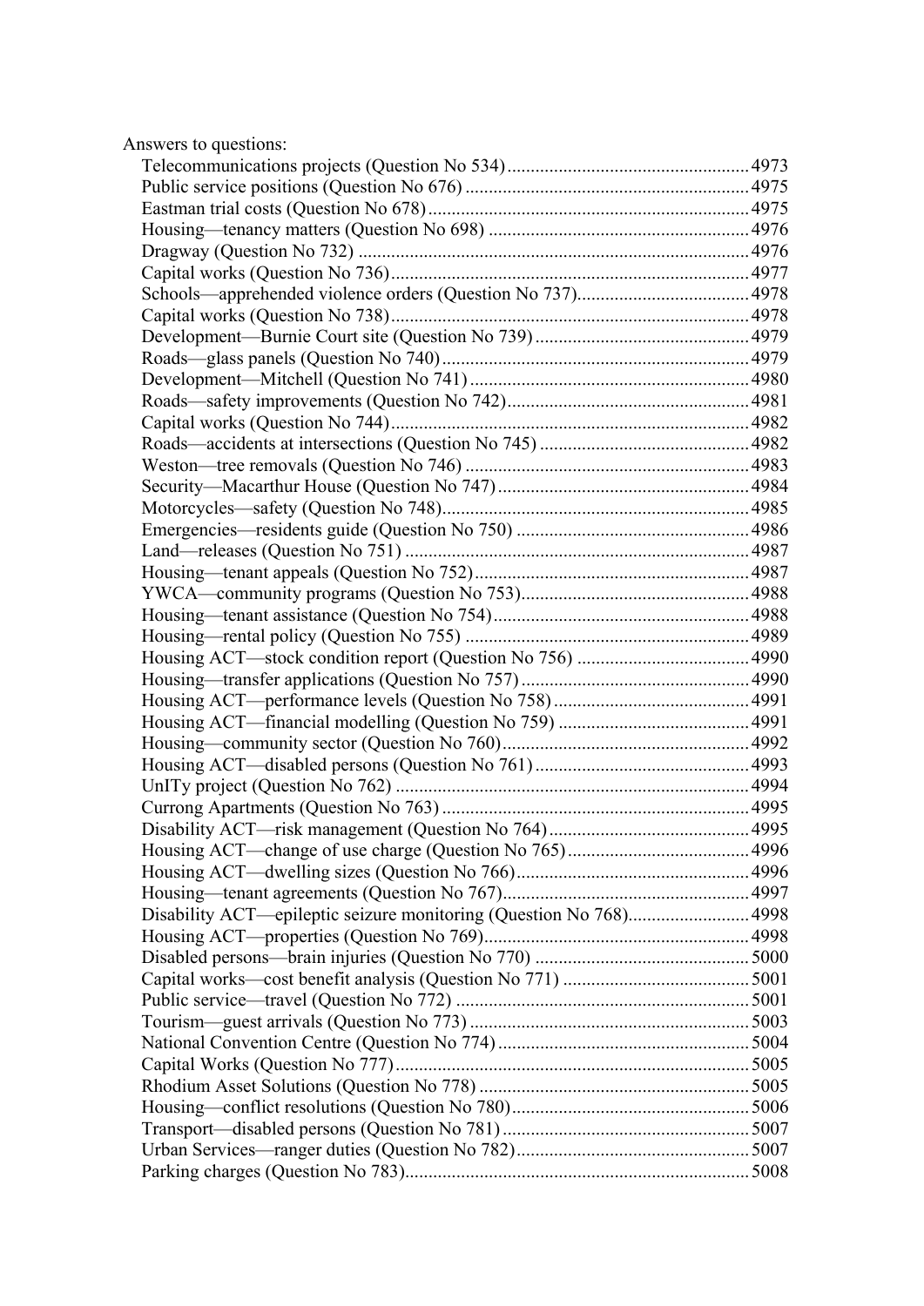Answers to questions:

- Telecommunications projects (Question No 534) .... 4973
- Public service positions (Question No 676) .... 4975
- Eastman trial costs (Question No 678) .... 4975
- Housing—tenancy matters (Question No 698) .... 4976
- Dragway (Question No 732) .... 4976
- Capital works (Question No 736) .... 4977
- Schools—apprehended violence orders (Question No 737) .... 4978
- Capital works (Question No 738) .... 4978
- Development—Burnie Court site (Question No 739) .... 4979
- Roads—glass panels (Question No 740) .... 4979
- Development—Mitchell (Question No 741) .... 4980
- Roads—safety improvements (Question No 742) .... 4981
- Capital works (Question No 744) .... 4982
- Roads—accidents at intersections (Question No 745) .... 4982
- Weston—tree removals (Question No 746) .... 4983
- Security—Macarthur House (Question No 747) .... 4984
- Motorcycles—safety (Question No 748) .... 4985
- Emergencies—residents guide (Question No 750) .... 4986
- Land—releases (Question No 751) .... 4987
- Housing—tenant appeals (Question No 752) .... 4987
- YWCA—community programs (Question No 753) .... 4988
- Housing—tenant assistance (Question No 754) .... 4988
- Housing—rental policy (Question No 755) .... 4989
- Housing ACT—stock condition report (Question No 756) .... 4990
- Housing—transfer applications (Question No 757) .... 4990
- Housing ACT—performance levels (Question No 758) .... 4991
- Housing ACT—financial modelling (Question No 759) .... 4991
- Housing—community sector (Question No 760) .... 4992
- Housing ACT—disabled persons (Question No 761) .... 4993
- UnITy project (Question No 762) .... 4994
- Currong Apartments (Question No 763) .... 4995
- Disability ACT—risk management (Question No 764) .... 4995
- Housing ACT—change of use charge (Question No 765) .... 4996
- Housing ACT—dwelling sizes (Question No 766) .... 4996
- Housing—tenant agreements (Question No 767) .... 4997
- Disability ACT—epileptic seizure monitoring (Question No 768) .... 4998
- Housing ACT—properties (Question No 769) .... 4998
- Disabled persons—brain injuries (Question No 770) .... 5000
- Capital works—cost benefit analysis (Question No 771) .... 5001
- Public service—travel (Question No 772) .... 5001
- Tourism—guest arrivals (Question No 773) .... 5003
- National Convention Centre (Question No 774) .... 5004
- Capital Works (Question No 777) .... 5005
- Rhodium Asset Solutions (Question No 778) .... 5005
- Housing—conflict resolutions (Question No 780) .... 5006
- Transport—disabled persons (Question No 781) .... 5007
- Urban Services—ranger duties (Question No 782) .... 5007
- Parking charges (Question No 783) .... 5008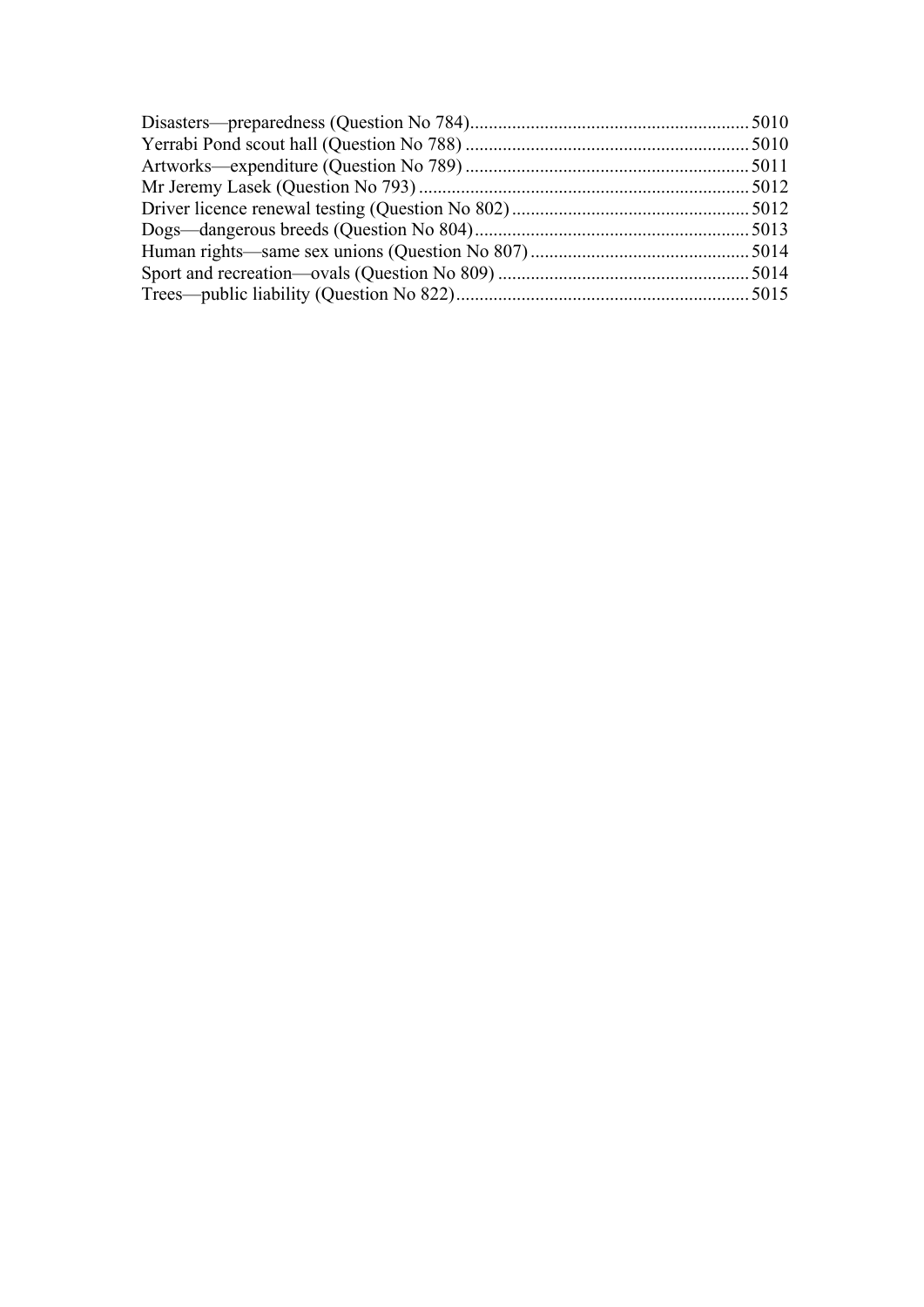Disasters—preparedness (Question No 784) ........................................................ 5010
Yerrabi Pond scout hall (Question No 788) ......................................................... 5010
Artworks—expenditure (Question No 789) ........................................................... 5011
Mr Jeremy Lasek (Question No 793) ...................................................................... 5012
Driver licence renewal testing (Question No 802) ................................................. 5012
Dogs—dangerous breeds (Question No 804) .......................................................... 5013
Human rights—same sex unions (Question No 807) .............................................. 5014
Sport and recreation—ovals (Question No 809) ..................................................... 5014
Trees—public liability (Question No 822) .............................................................. 5015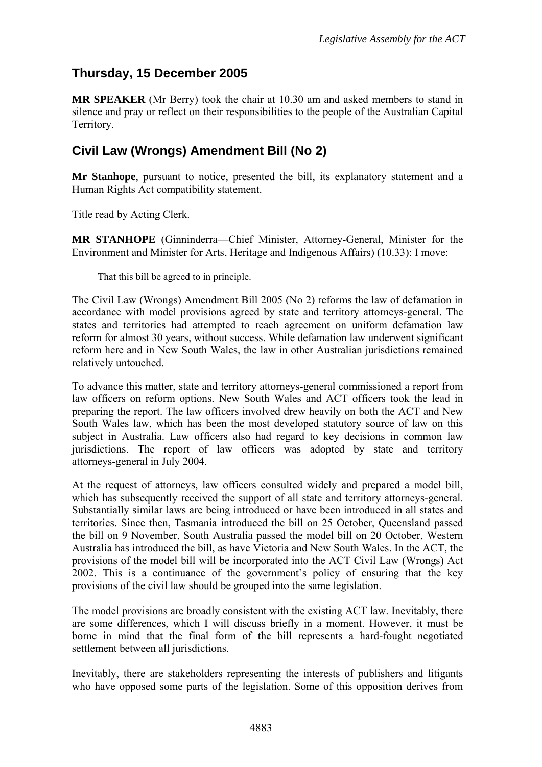## Thursday, 15 December 2005

**MR SPEAKER** (Mr Berry) took the chair at 10.30 am and asked members to stand in silence and pray or reflect on their responsibilities to the people of the Australian Capital Territory.

## Civil Law (Wrongs) Amendment Bill (No 2)

**Mr Stanhope**, pursuant to notice, presented the bill, its explanatory statement and a Human Rights Act compatibility statement.

Title read by Acting Clerk.

**MR STANHOPE** (Ginninderra—Chief Minister, Attorney-General, Minister for the Environment and Minister for Arts, Heritage and Indigenous Affairs) (10.33): I move:

> That this bill be agreed to in principle.

The Civil Law (Wrongs) Amendment Bill 2005 (No 2) reforms the law of defamation in accordance with model provisions agreed by state and territory attorneys-general. The states and territories had attempted to reach agreement on uniform defamation law reform for almost 30 years, without success. While defamation law underwent significant reform here and in New South Wales, the law in other Australian jurisdictions remained relatively untouched.

To advance this matter, state and territory attorneys-general commissioned a report from law officers on reform options. New South Wales and ACT officers took the lead in preparing the report. The law officers involved drew heavily on both the ACT and New South Wales law, which has been the most developed statutory source of law on this subject in Australia. Law officers also had regard to key decisions in common law jurisdictions. The report of law officers was adopted by state and territory attorneys-general in July 2004.

At the request of attorneys, law officers consulted widely and prepared a model bill, which has subsequently received the support of all state and territory attorneys-general. Substantially similar laws are being introduced or have been introduced in all states and territories. Since then, Tasmania introduced the bill on 25 October, Queensland passed the bill on 9 November, South Australia passed the model bill on 20 October, Western Australia has introduced the bill, as have Victoria and New South Wales. In the ACT, the provisions of the model bill will be incorporated into the ACT Civil Law (Wrongs) Act 2002. This is a continuance of the government's policy of ensuring that the key provisions of the civil law should be grouped into the same legislation.

The model provisions are broadly consistent with the existing ACT law. Inevitably, there are some differences, which I will discuss briefly in a moment. However, it must be borne in mind that the final form of the bill represents a hard-fought negotiated settlement between all jurisdictions.

Inevitably, there are stakeholders representing the interests of publishers and litigants who have opposed some parts of the legislation. Some of this opposition derives from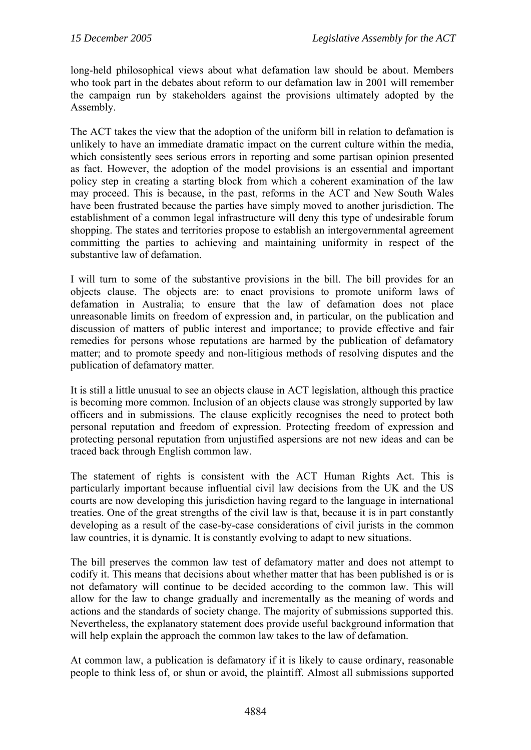long-held philosophical views about what defamation law should be about. Members who took part in the debates about reform to our defamation law in 2001 will remember the campaign run by stakeholders against the provisions ultimately adopted by the Assembly.

The ACT takes the view that the adoption of the uniform bill in relation to defamation is unlikely to have an immediate dramatic impact on the current culture within the media, which consistently sees serious errors in reporting and some partisan opinion presented as fact. However, the adoption of the model provisions is an essential and important policy step in creating a starting block from which a coherent examination of the law may proceed. This is because, in the past, reforms in the ACT and New South Wales have been frustrated because the parties have simply moved to another jurisdiction. The establishment of a common legal infrastructure will deny this type of undesirable forum shopping. The states and territories propose to establish an intergovernmental agreement committing the parties to achieving and maintaining uniformity in respect of the substantive law of defamation.

I will turn to some of the substantive provisions in the bill. The bill provides for an objects clause. The objects are: to enact provisions to promote uniform laws of defamation in Australia; to ensure that the law of defamation does not place unreasonable limits on freedom of expression and, in particular, on the publication and discussion of matters of public interest and importance; to provide effective and fair remedies for persons whose reputations are harmed by the publication of defamatory matter; and to promote speedy and non-litigious methods of resolving disputes and the publication of defamatory matter.

It is still a little unusual to see an objects clause in ACT legislation, although this practice is becoming more common. Inclusion of an objects clause was strongly supported by law officers and in submissions. The clause explicitly recognises the need to protect both personal reputation and freedom of expression. Protecting freedom of expression and protecting personal reputation from unjustified aspersions are not new ideas and can be traced back through English common law.

The statement of rights is consistent with the ACT Human Rights Act. This is particularly important because influential civil law decisions from the UK and the US courts are now developing this jurisdiction having regard to the language in international treaties. One of the great strengths of the civil law is that, because it is in part constantly developing as a result of the case-by-case considerations of civil jurists in the common law countries, it is dynamic. It is constantly evolving to adapt to new situations.

The bill preserves the common law test of defamatory matter and does not attempt to codify it. This means that decisions about whether matter that has been published is or is not defamatory will continue to be decided according to the common law. This will allow for the law to change gradually and incrementally as the meaning of words and actions and the standards of society change. The majority of submissions supported this. Nevertheless, the explanatory statement does provide useful background information that will help explain the approach the common law takes to the law of defamation.

At common law, a publication is defamatory if it is likely to cause ordinary, reasonable people to think less of, or shun or avoid, the plaintiff. Almost all submissions supported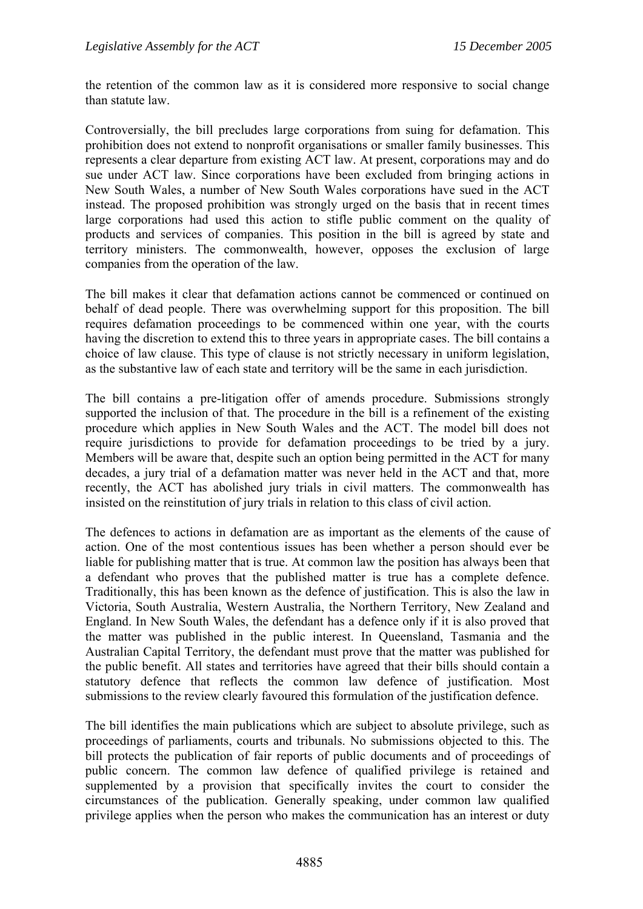the retention of the common law as it is considered more responsive to social change than statute law.

Controversially, the bill precludes large corporations from suing for defamation. This prohibition does not extend to nonprofit organisations or smaller family businesses. This represents a clear departure from existing ACT law. At present, corporations may and do sue under ACT law. Since corporations have been excluded from bringing actions in New South Wales, a number of New South Wales corporations have sued in the ACT instead. The proposed prohibition was strongly urged on the basis that in recent times large corporations had used this action to stifle public comment on the quality of products and services of companies. This position in the bill is agreed by state and territory ministers. The commonwealth, however, opposes the exclusion of large companies from the operation of the law.

The bill makes it clear that defamation actions cannot be commenced or continued on behalf of dead people. There was overwhelming support for this proposition. The bill requires defamation proceedings to be commenced within one year, with the courts having the discretion to extend this to three years in appropriate cases. The bill contains a choice of law clause. This type of clause is not strictly necessary in uniform legislation, as the substantive law of each state and territory will be the same in each jurisdiction.

The bill contains a pre-litigation offer of amends procedure. Submissions strongly supported the inclusion of that. The procedure in the bill is a refinement of the existing procedure which applies in New South Wales and the ACT. The model bill does not require jurisdictions to provide for defamation proceedings to be tried by a jury. Members will be aware that, despite such an option being permitted in the ACT for many decades, a jury trial of a defamation matter was never held in the ACT and that, more recently, the ACT has abolished jury trials in civil matters. The commonwealth has insisted on the reinstitution of jury trials in relation to this class of civil action.

The defences to actions in defamation are as important as the elements of the cause of action. One of the most contentious issues has been whether a person should ever be liable for publishing matter that is true. At common law the position has always been that a defendant who proves that the published matter is true has a complete defence. Traditionally, this has been known as the defence of justification. This is also the law in Victoria, South Australia, Western Australia, the Northern Territory, New Zealand and England. In New South Wales, the defendant has a defence only if it is also proved that the matter was published in the public interest. In Queensland, Tasmania and the Australian Capital Territory, the defendant must prove that the matter was published for the public benefit. All states and territories have agreed that their bills should contain a statutory defence that reflects the common law defence of justification. Most submissions to the review clearly favoured this formulation of the justification defence.

The bill identifies the main publications which are subject to absolute privilege, such as proceedings of parliaments, courts and tribunals. No submissions objected to this. The bill protects the publication of fair reports of public documents and of proceedings of public concern. The common law defence of qualified privilege is retained and supplemented by a provision that specifically invites the court to consider the circumstances of the publication. Generally speaking, under common law qualified privilege applies when the person who makes the communication has an interest or duty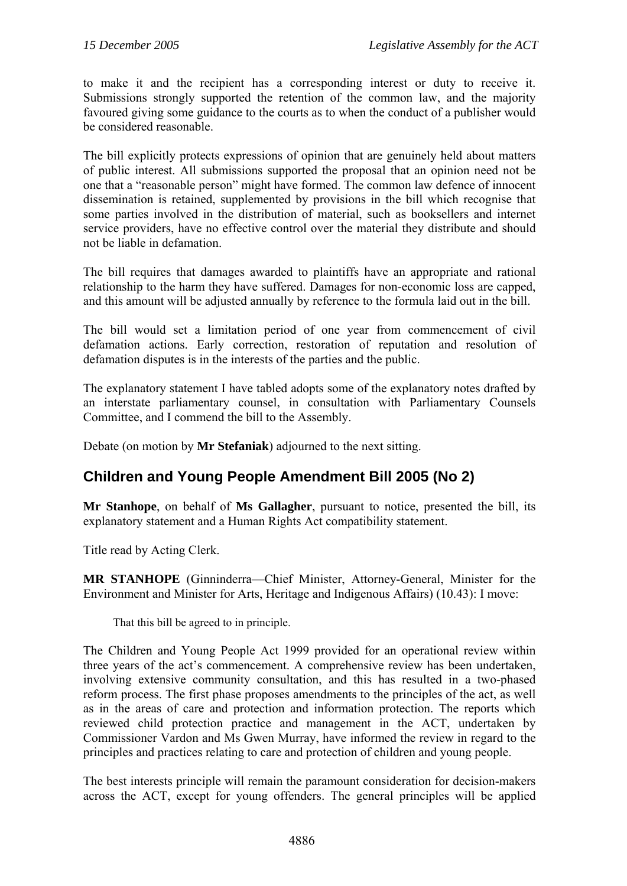to make it and the recipient has a corresponding interest or duty to receive it. Submissions strongly supported the retention of the common law, and the majority favoured giving some guidance to the courts as to when the conduct of a publisher would be considered reasonable.

The bill explicitly protects expressions of opinion that are genuinely held about matters of public interest. All submissions supported the proposal that an opinion need not be one that a "reasonable person" might have formed. The common law defence of innocent dissemination is retained, supplemented by provisions in the bill which recognise that some parties involved in the distribution of material, such as booksellers and internet service providers, have no effective control over the material they distribute and should not be liable in defamation.

The bill requires that damages awarded to plaintiffs have an appropriate and rational relationship to the harm they have suffered. Damages for non-economic loss are capped, and this amount will be adjusted annually by reference to the formula laid out in the bill.

The bill would set a limitation period of one year from commencement of civil defamation actions. Early correction, restoration of reputation and resolution of defamation disputes is in the interests of the parties and the public.

The explanatory statement I have tabled adopts some of the explanatory notes drafted by an interstate parliamentary counsel, in consultation with Parliamentary Counsels Committee, and I commend the bill to the Assembly.

Debate (on motion by **Mr Stefaniak**) adjourned to the next sitting.

## Children and Young People Amendment Bill 2005 (No 2)

**Mr Stanhope**, on behalf of **Ms Gallagher**, pursuant to notice, presented the bill, its explanatory statement and a Human Rights Act compatibility statement.

Title read by Acting Clerk.

**MR STANHOPE** (Ginninderra—Chief Minister, Attorney-General, Minister for the Environment and Minister for Arts, Heritage and Indigenous Affairs) (10.43): I move:

> That this bill be agreed to in principle.

The Children and Young People Act 1999 provided for an operational review within three years of the act's commencement. A comprehensive review has been undertaken, involving extensive community consultation, and this has resulted in a two-phased reform process. The first phase proposes amendments to the principles of the act, as well as in the areas of care and protection and information protection. The reports which reviewed child protection practice and management in the ACT, undertaken by Commissioner Vardon and Ms Gwen Murray, have informed the review in regard to the principles and practices relating to care and protection of children and young people.

The best interests principle will remain the paramount consideration for decision-makers across the ACT, except for young offenders. The general principles will be applied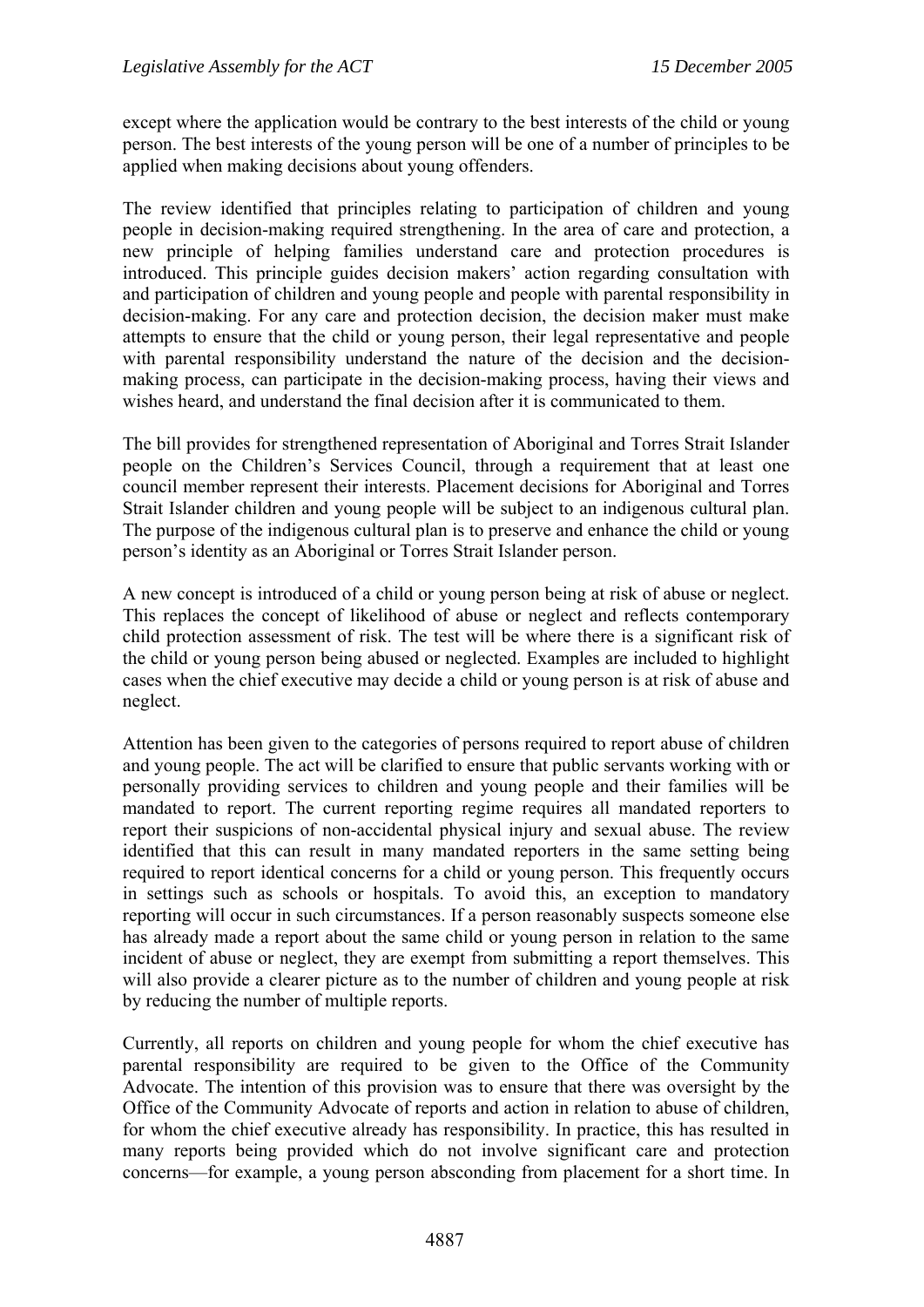except where the application would be contrary to the best interests of the child or young person. The best interests of the young person will be one of a number of principles to be applied when making decisions about young offenders.

The review identified that principles relating to participation of children and young people in decision-making required strengthening. In the area of care and protection, a new principle of helping families understand care and protection procedures is introduced. This principle guides decision makers' action regarding consultation with and participation of children and young people and people with parental responsibility in decision-making. For any care and protection decision, the decision maker must make attempts to ensure that the child or young person, their legal representative and people with parental responsibility understand the nature of the decision and the decision-making process, can participate in the decision-making process, having their views and wishes heard, and understand the final decision after it is communicated to them.

The bill provides for strengthened representation of Aboriginal and Torres Strait Islander people on the Children's Services Council, through a requirement that at least one council member represent their interests. Placement decisions for Aboriginal and Torres Strait Islander children and young people will be subject to an indigenous cultural plan. The purpose of the indigenous cultural plan is to preserve and enhance the child or young person's identity as an Aboriginal or Torres Strait Islander person.

A new concept is introduced of a child or young person being at risk of abuse or neglect. This replaces the concept of likelihood of abuse or neglect and reflects contemporary child protection assessment of risk. The test will be where there is a significant risk of the child or young person being abused or neglected. Examples are included to highlight cases when the chief executive may decide a child or young person is at risk of abuse and neglect.

Attention has been given to the categories of persons required to report abuse of children and young people. The act will be clarified to ensure that public servants working with or personally providing services to children and young people and their families will be mandated to report. The current reporting regime requires all mandated reporters to report their suspicions of non-accidental physical injury and sexual abuse. The review identified that this can result in many mandated reporters in the same setting being required to report identical concerns for a child or young person. This frequently occurs in settings such as schools or hospitals. To avoid this, an exception to mandatory reporting will occur in such circumstances. If a person reasonably suspects someone else has already made a report about the same child or young person in relation to the same incident of abuse or neglect, they are exempt from submitting a report themselves. This will also provide a clearer picture as to the number of children and young people at risk by reducing the number of multiple reports.

Currently, all reports on children and young people for whom the chief executive has parental responsibility are required to be given to the Office of the Community Advocate. The intention of this provision was to ensure that there was oversight by the Office of the Community Advocate of reports and action in relation to abuse of children, for whom the chief executive already has responsibility. In practice, this has resulted in many reports being provided which do not involve significant care and protection concerns—for example, a young person absconding from placement for a short time. In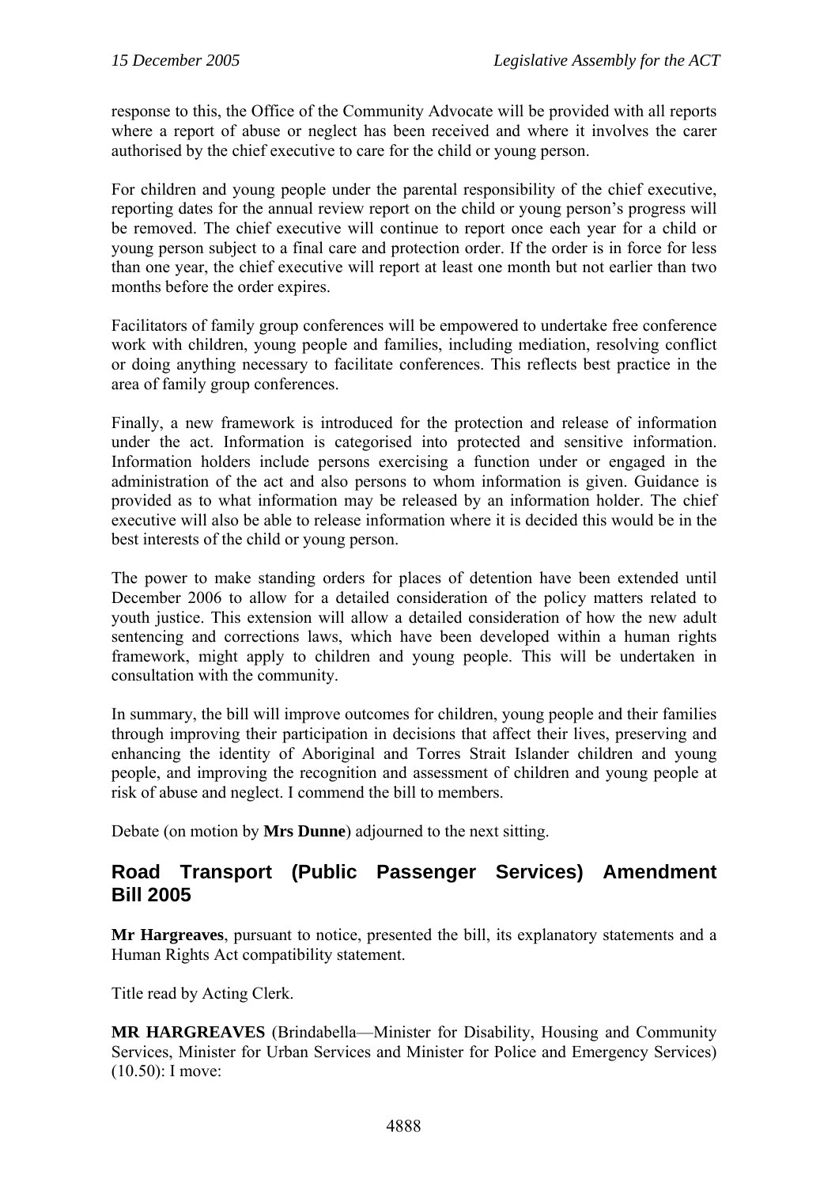response to this, the Office of the Community Advocate will be provided with all reports where a report of abuse or neglect has been received and where it involves the carer authorised by the chief executive to care for the child or young person.

For children and young people under the parental responsibility of the chief executive, reporting dates for the annual review report on the child or young person's progress will be removed. The chief executive will continue to report once each year for a child or young person subject to a final care and protection order. If the order is in force for less than one year, the chief executive will report at least one month but not earlier than two months before the order expires.

Facilitators of family group conferences will be empowered to undertake free conference work with children, young people and families, including mediation, resolving conflict or doing anything necessary to facilitate conferences. This reflects best practice in the area of family group conferences.

Finally, a new framework is introduced for the protection and release of information under the act. Information is categorised into protected and sensitive information. Information holders include persons exercising a function under or engaged in the administration of the act and also persons to whom information is given. Guidance is provided as to what information may be released by an information holder. The chief executive will also be able to release information where it is decided this would be in the best interests of the child or young person.

The power to make standing orders for places of detention have been extended until December 2006 to allow for a detailed consideration of the policy matters related to youth justice. This extension will allow a detailed consideration of how the new adult sentencing and corrections laws, which have been developed within a human rights framework, might apply to children and young people. This will be undertaken in consultation with the community.

In summary, the bill will improve outcomes for children, young people and their families through improving their participation in decisions that affect their lives, preserving and enhancing the identity of Aboriginal and Torres Strait Islander children and young people, and improving the recognition and assessment of children and young people at risk of abuse and neglect. I commend the bill to members.

Debate (on motion by **Mrs Dunne**) adjourned to the next sitting.

## Road Transport (Public Passenger Services) Amendment Bill 2005

**Mr Hargreaves**, pursuant to notice, presented the bill, its explanatory statements and a Human Rights Act compatibility statement.

Title read by Acting Clerk.

**MR HARGREAVES** (Brindabella—Minister for Disability, Housing and Community Services, Minister for Urban Services and Minister for Police and Emergency Services) (10.50): I move: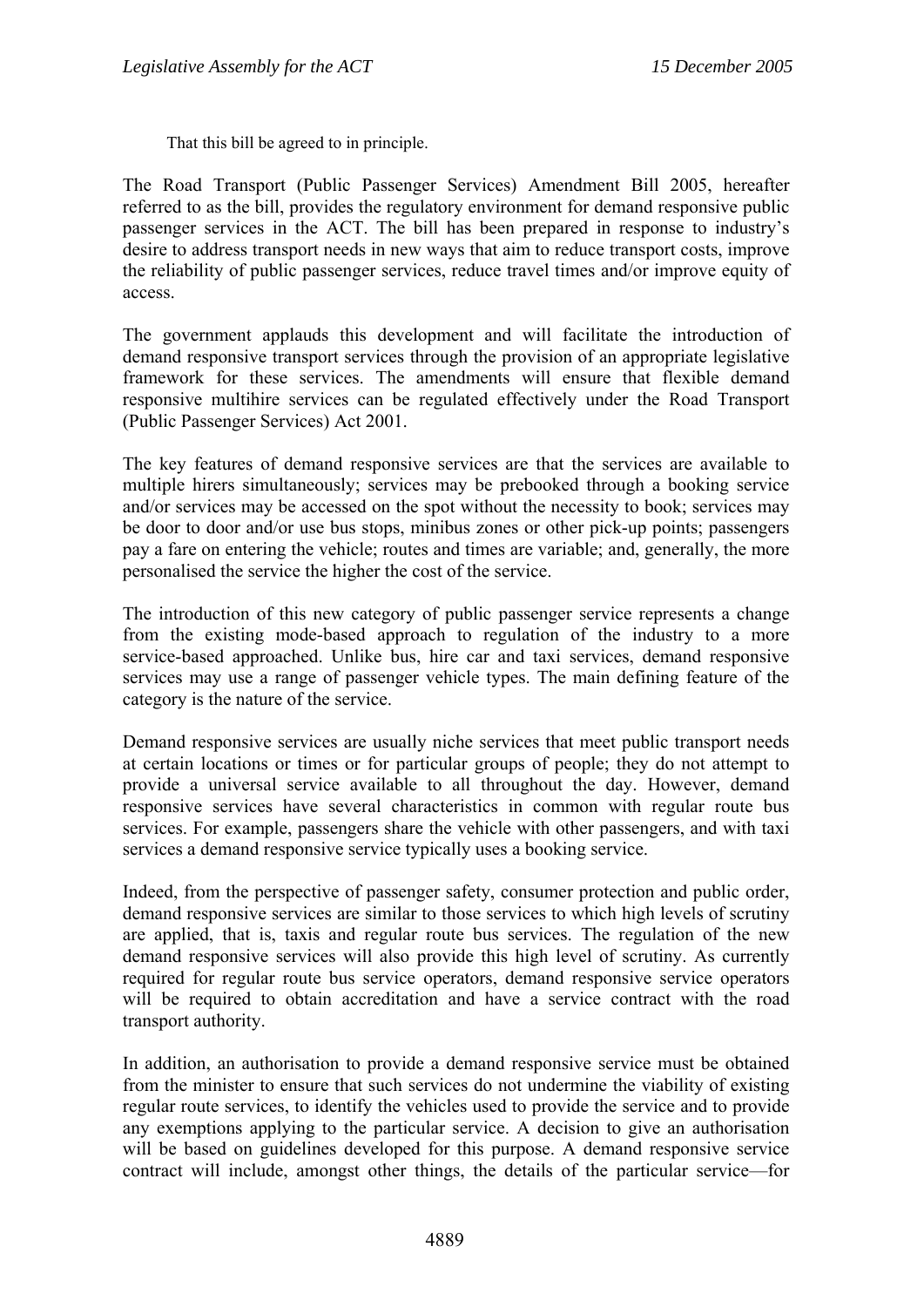That this bill be agreed to in principle.

The Road Transport (Public Passenger Services) Amendment Bill 2005, hereafter referred to as the bill, provides the regulatory environment for demand responsive public passenger services in the ACT. The bill has been prepared in response to industry's desire to address transport needs in new ways that aim to reduce transport costs, improve the reliability of public passenger services, reduce travel times and/or improve equity of access.

The government applauds this development and will facilitate the introduction of demand responsive transport services through the provision of an appropriate legislative framework for these services. The amendments will ensure that flexible demand responsive multihire services can be regulated effectively under the Road Transport (Public Passenger Services) Act 2001.

The key features of demand responsive services are that the services are available to multiple hirers simultaneously; services may be prebooked through a booking service and/or services may be accessed on the spot without the necessity to book; services may be door to door and/or use bus stops, minibus zones or other pick-up points; passengers pay a fare on entering the vehicle; routes and times are variable; and, generally, the more personalised the service the higher the cost of the service.

The introduction of this new category of public passenger service represents a change from the existing mode-based approach to regulation of the industry to a more service-based approached. Unlike bus, hire car and taxi services, demand responsive services may use a range of passenger vehicle types. The main defining feature of the category is the nature of the service.

Demand responsive services are usually niche services that meet public transport needs at certain locations or times or for particular groups of people; they do not attempt to provide a universal service available to all throughout the day. However, demand responsive services have several characteristics in common with regular route bus services. For example, passengers share the vehicle with other passengers, and with taxi services a demand responsive service typically uses a booking service.

Indeed, from the perspective of passenger safety, consumer protection and public order, demand responsive services are similar to those services to which high levels of scrutiny are applied, that is, taxis and regular route bus services. The regulation of the new demand responsive services will also provide this high level of scrutiny. As currently required for regular route bus service operators, demand responsive service operators will be required to obtain accreditation and have a service contract with the road transport authority.

In addition, an authorisation to provide a demand responsive service must be obtained from the minister to ensure that such services do not undermine the viability of existing regular route services, to identify the vehicles used to provide the service and to provide any exemptions applying to the particular service. A decision to give an authorisation will be based on guidelines developed for this purpose. A demand responsive service contract will include, amongst other things, the details of the particular service—for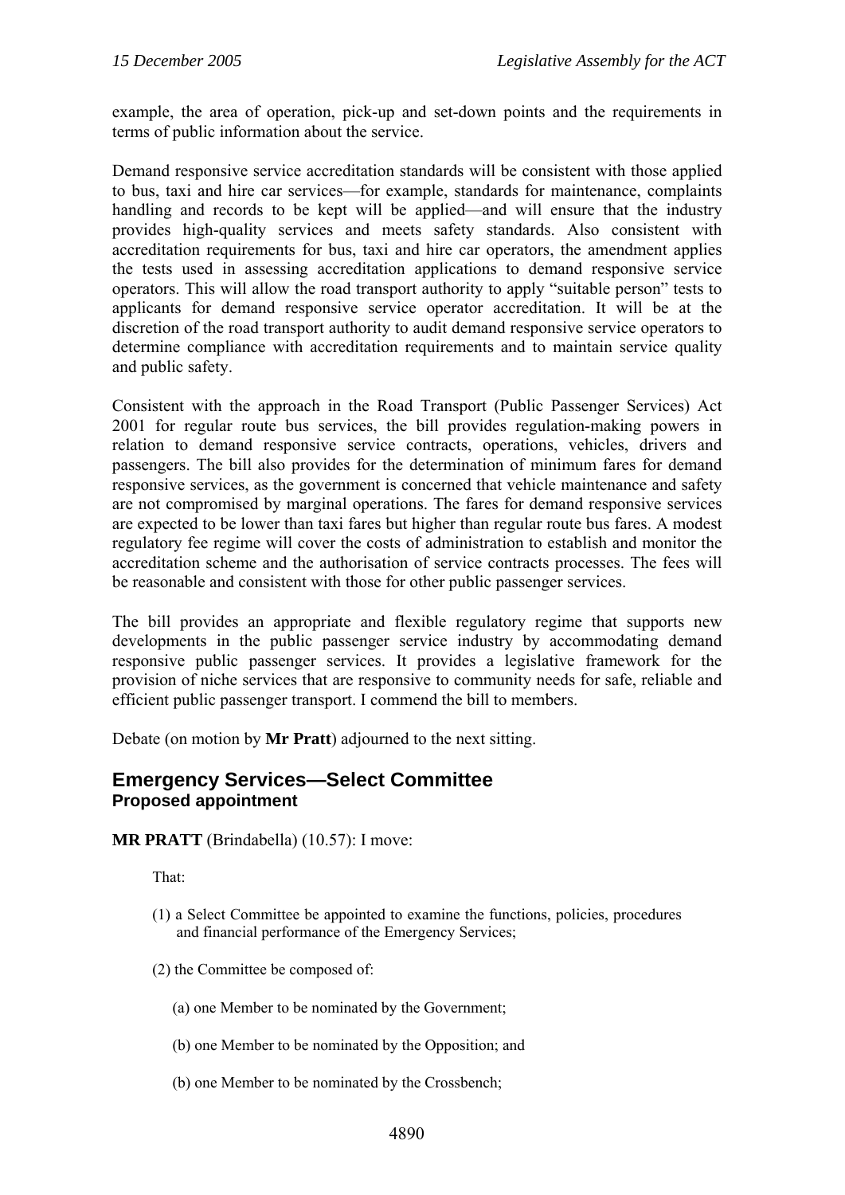example, the area of operation, pick-up and set-down points and the requirements in terms of public information about the service.

Demand responsive service accreditation standards will be consistent with those applied to bus, taxi and hire car services—for example, standards for maintenance, complaints handling and records to be kept will be applied—and will ensure that the industry provides high-quality services and meets safety standards. Also consistent with accreditation requirements for bus, taxi and hire car operators, the amendment applies the tests used in assessing accreditation applications to demand responsive service operators. This will allow the road transport authority to apply "suitable person" tests to applicants for demand responsive service operator accreditation. It will be at the discretion of the road transport authority to audit demand responsive service operators to determine compliance with accreditation requirements and to maintain service quality and public safety.

Consistent with the approach in the Road Transport (Public Passenger Services) Act 2001 for regular route bus services, the bill provides regulation-making powers in relation to demand responsive service contracts, operations, vehicles, drivers and passengers. The bill also provides for the determination of minimum fares for demand responsive services, as the government is concerned that vehicle maintenance and safety are not compromised by marginal operations. The fares for demand responsive services are expected to be lower than taxi fares but higher than regular route bus fares. A modest regulatory fee regime will cover the costs of administration to establish and monitor the accreditation scheme and the authorisation of service contracts processes. The fees will be reasonable and consistent with those for other public passenger services.

The bill provides an appropriate and flexible regulatory regime that supports new developments in the public passenger service industry by accommodating demand responsive public passenger services. It provides a legislative framework for the provision of niche services that are responsive to community needs for safe, reliable and efficient public passenger transport. I commend the bill to members.

Debate (on motion by **Mr Pratt**) adjourned to the next sitting.

## Emergency Services—Select Committee
### Proposed appointment

**MR PRATT** (Brindabella) (10.57): I move:

That:

(1) a Select Committee be appointed to examine the functions, policies, procedures and financial performance of the Emergency Services;

(2) the Committee be composed of:

(a) one Member to be nominated by the Government;

(b) one Member to be nominated by the Opposition; and

(b) one Member to be nominated by the Crossbench;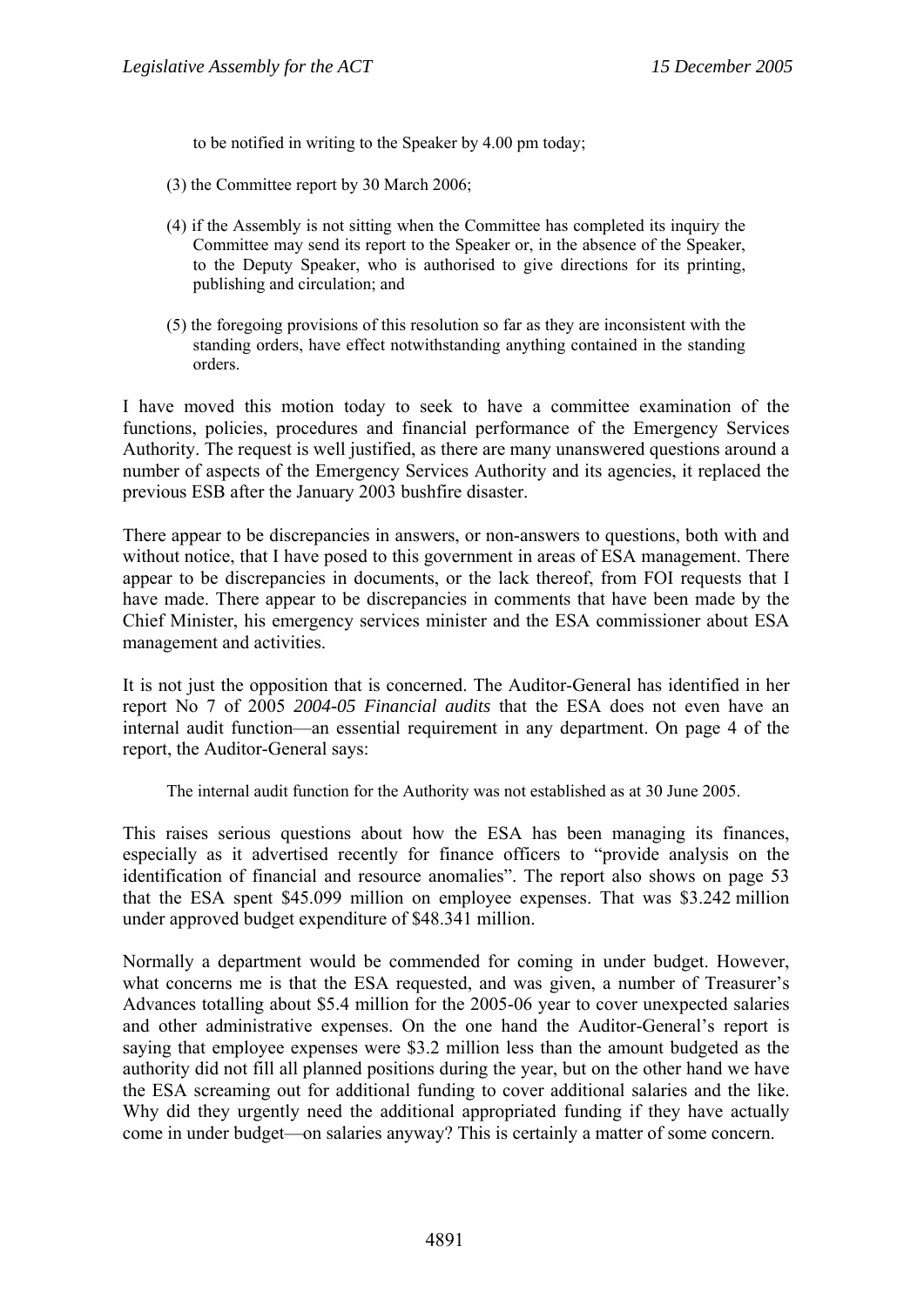to be notified in writing to the Speaker by 4.00 pm today;

(3) the Committee report by 30 March 2006;

(4) if the Assembly is not sitting when the Committee has completed its inquiry the Committee may send its report to the Speaker or, in the absence of the Speaker, to the Deputy Speaker, who is authorised to give directions for its printing, publishing and circulation; and

(5) the foregoing provisions of this resolution so far as they are inconsistent with the standing orders, have effect notwithstanding anything contained in the standing orders.

I have moved this motion today to seek to have a committee examination of the functions, policies, procedures and financial performance of the Emergency Services Authority. The request is well justified, as there are many unanswered questions around a number of aspects of the Emergency Services Authority and its agencies, it replaced the previous ESB after the January 2003 bushfire disaster.

There appear to be discrepancies in answers, or non-answers to questions, both with and without notice, that I have posed to this government in areas of ESA management. There appear to be discrepancies in documents, or the lack thereof, from FOI requests that I have made. There appear to be discrepancies in comments that have been made by the Chief Minister, his emergency services minister and the ESA commissioner about ESA management and activities.

It is not just the opposition that is concerned. The Auditor-General has identified in her report No 7 of 2005 *2004-05 Financial audits* that the ESA does not even have an internal audit function—an essential requirement in any department. On page 4 of the report, the Auditor-General says:

> The internal audit function for the Authority was not established as at 30 June 2005.

This raises serious questions about how the ESA has been managing its finances, especially as it advertised recently for finance officers to "provide analysis on the identification of financial and resource anomalies". The report also shows on page 53 that the ESA spent $45.099 million on employee expenses. That was $3.242 million under approved budget expenditure of $48.341 million.

Normally a department would be commended for coming in under budget. However, what concerns me is that the ESA requested, and was given, a number of Treasurer's Advances totalling about $5.4 million for the 2005-06 year to cover unexpected salaries and other administrative expenses. On the one hand the Auditor-General's report is saying that employee expenses were $3.2 million less than the amount budgeted as the authority did not fill all planned positions during the year, but on the other hand we have the ESA screaming out for additional funding to cover additional salaries and the like. Why did they urgently need the additional appropriated funding if they have actually come in under budget—on salaries anyway? This is certainly a matter of some concern.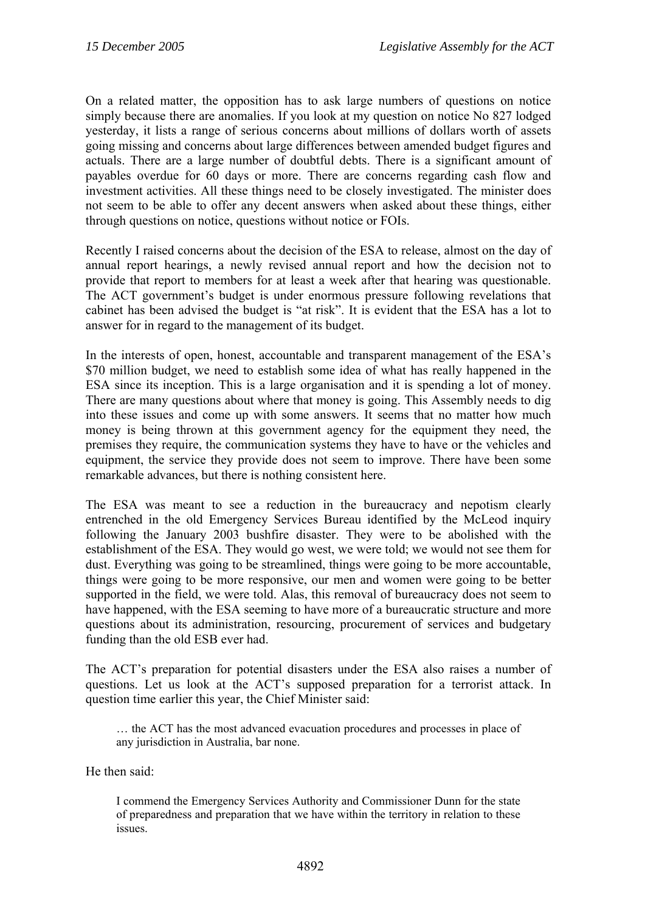On a related matter, the opposition has to ask large numbers of questions on notice simply because there are anomalies. If you look at my question on notice No 827 lodged yesterday, it lists a range of serious concerns about millions of dollars worth of assets going missing and concerns about large differences between amended budget figures and actuals. There are a large number of doubtful debts. There is a significant amount of payables overdue for 60 days or more. There are concerns regarding cash flow and investment activities. All these things need to be closely investigated. The minister does not seem to be able to offer any decent answers when asked about these things, either through questions on notice, questions without notice or FOIs.

Recently I raised concerns about the decision of the ESA to release, almost on the day of annual report hearings, a newly revised annual report and how the decision not to provide that report to members for at least a week after that hearing was questionable. The ACT government's budget is under enormous pressure following revelations that cabinet has been advised the budget is "at risk". It is evident that the ESA has a lot to answer for in regard to the management of its budget.

In the interests of open, honest, accountable and transparent management of the ESA's \$70 million budget, we need to establish some idea of what has really happened in the ESA since its inception. This is a large organisation and it is spending a lot of money. There are many questions about where that money is going. This Assembly needs to dig into these issues and come up with some answers. It seems that no matter how much money is being thrown at this government agency for the equipment they need, the premises they require, the communication systems they have to have or the vehicles and equipment, the service they provide does not seem to improve. There have been some remarkable advances, but there is nothing consistent here.

The ESA was meant to see a reduction in the bureaucracy and nepotism clearly entrenched in the old Emergency Services Bureau identified by the McLeod inquiry following the January 2003 bushfire disaster. They were to be abolished with the establishment of the ESA. They would go west, we were told; we would not see them for dust. Everything was going to be streamlined, things were going to be more accountable, things were going to be more responsive, our men and women were going to be better supported in the field, we were told. Alas, this removal of bureaucracy does not seem to have happened, with the ESA seeming to have more of a bureaucratic structure and more questions about its administration, resourcing, procurement of services and budgetary funding than the old ESB ever had.

The ACT's preparation for potential disasters under the ESA also raises a number of questions. Let us look at the ACT's supposed preparation for a terrorist attack. In question time earlier this year, the Chief Minister said:

> … the ACT has the most advanced evacuation procedures and processes in place of any jurisdiction in Australia, bar none.

He then said:

> I commend the Emergency Services Authority and Commissioner Dunn for the state of preparedness and preparation that we have within the territory in relation to these issues.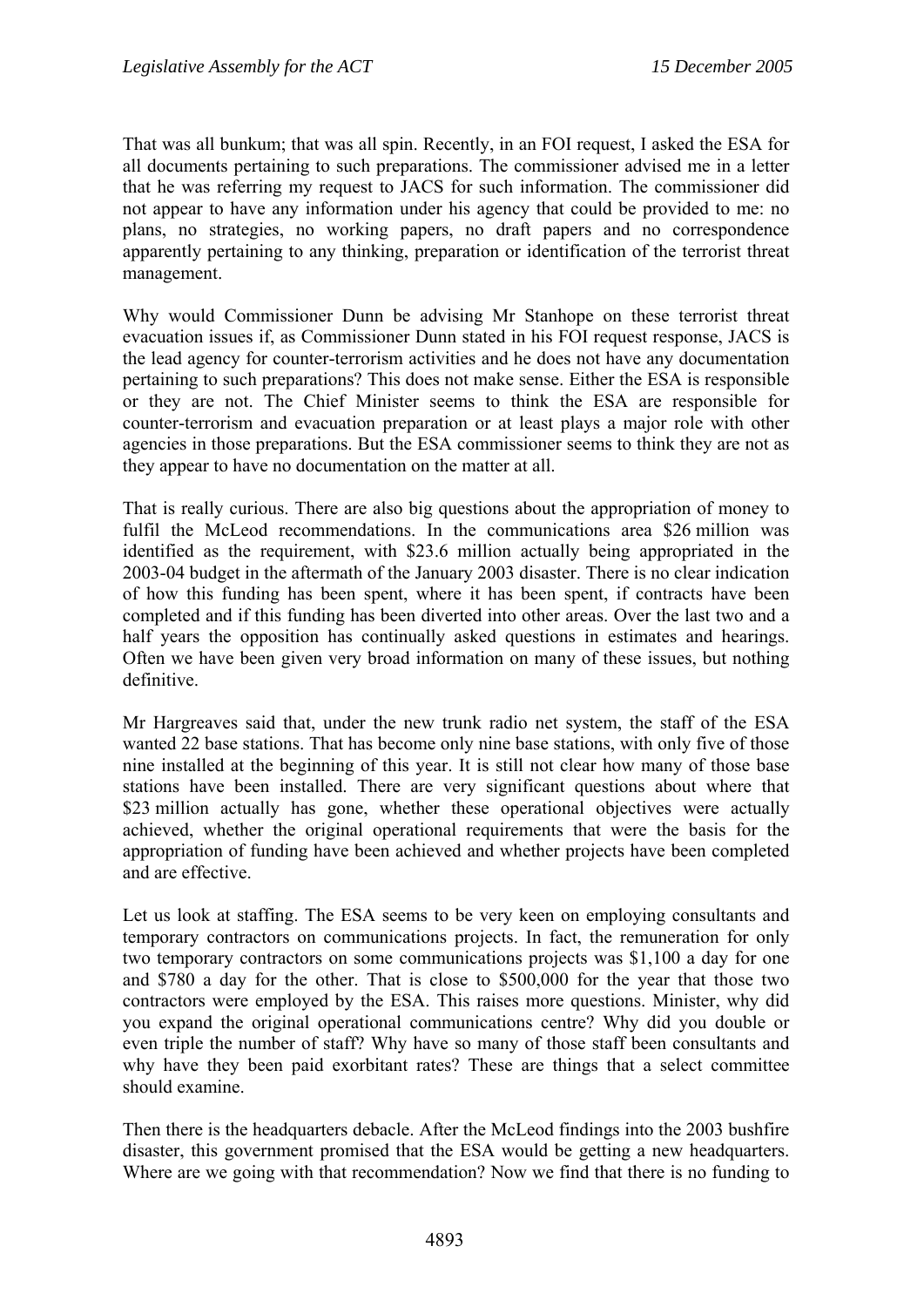That was all bunkum; that was all spin. Recently, in an FOI request, I asked the ESA for all documents pertaining to such preparations. The commissioner advised me in a letter that he was referring my request to JACS for such information. The commissioner did not appear to have any information under his agency that could be provided to me: no plans, no strategies, no working papers, no draft papers and no correspondence apparently pertaining to any thinking, preparation or identification of the terrorist threat management.

Why would Commissioner Dunn be advising Mr Stanhope on these terrorist threat evacuation issues if, as Commissioner Dunn stated in his FOI request response, JACS is the lead agency for counter-terrorism activities and he does not have any documentation pertaining to such preparations? This does not make sense. Either the ESA is responsible or they are not. The Chief Minister seems to think the ESA are responsible for counter-terrorism and evacuation preparation or at least plays a major role with other agencies in those preparations. But the ESA commissioner seems to think they are not as they appear to have no documentation on the matter at all.

That is really curious. There are also big questions about the appropriation of money to fulfil the McLeod recommendations. In the communications area $26 million was identified as the requirement, with $23.6 million actually being appropriated in the 2003-04 budget in the aftermath of the January 2003 disaster. There is no clear indication of how this funding has been spent, where it has been spent, if contracts have been completed and if this funding has been diverted into other areas. Over the last two and a half years the opposition has continually asked questions in estimates and hearings. Often we have been given very broad information on many of these issues, but nothing definitive.

Mr Hargreaves said that, under the new trunk radio net system, the staff of the ESA wanted 22 base stations. That has become only nine base stations, with only five of those nine installed at the beginning of this year. It is still not clear how many of those base stations have been installed. There are very significant questions about where that $23 million actually has gone, whether these operational objectives were actually achieved, whether the original operational requirements that were the basis for the appropriation of funding have been achieved and whether projects have been completed and are effective.

Let us look at staffing. The ESA seems to be very keen on employing consultants and temporary contractors on communications projects. In fact, the remuneration for only two temporary contractors on some communications projects was $1,100 a day for one and $780 a day for the other. That is close to $500,000 for the year that those two contractors were employed by the ESA. This raises more questions. Minister, why did you expand the original operational communications centre? Why did you double or even triple the number of staff? Why have so many of those staff been consultants and why have they been paid exorbitant rates? These are things that a select committee should examine.

Then there is the headquarters debacle. After the McLeod findings into the 2003 bushfire disaster, this government promised that the ESA would be getting a new headquarters. Where are we going with that recommendation? Now we find that there is no funding to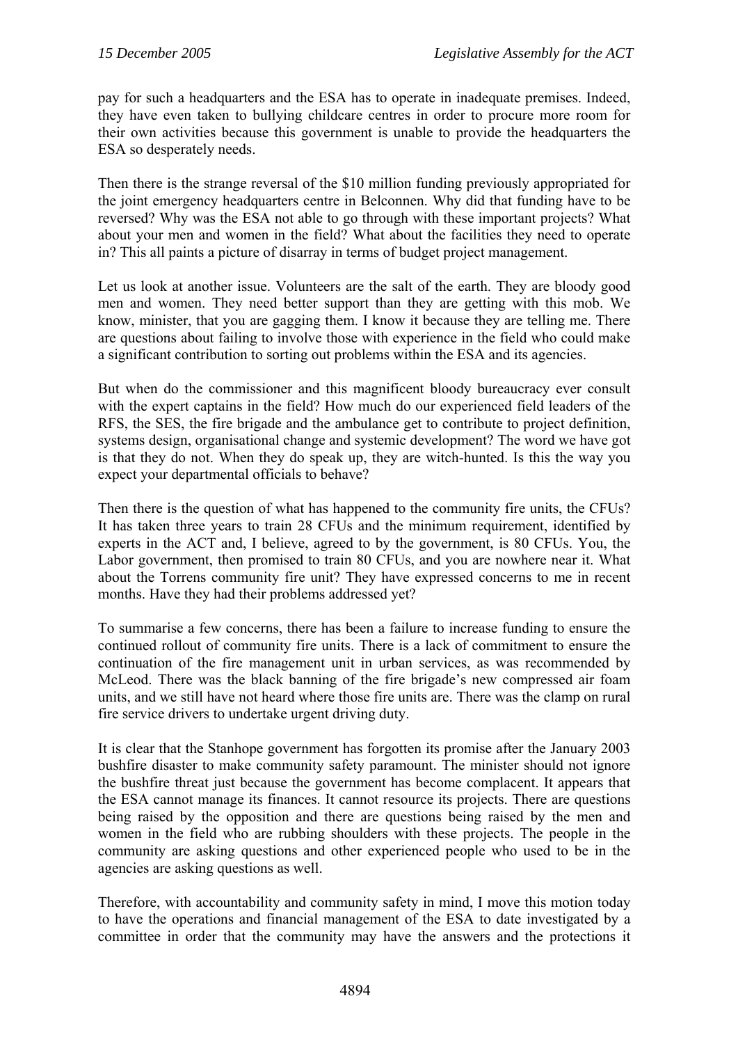pay for such a headquarters and the ESA has to operate in inadequate premises. Indeed, they have even taken to bullying childcare centres in order to procure more room for their own activities because this government is unable to provide the headquarters the ESA so desperately needs.

Then there is the strange reversal of the $10 million funding previously appropriated for the joint emergency headquarters centre in Belconnen. Why did that funding have to be reversed? Why was the ESA not able to go through with these important projects? What about your men and women in the field? What about the facilities they need to operate in? This all paints a picture of disarray in terms of budget project management.

Let us look at another issue. Volunteers are the salt of the earth. They are bloody good men and women. They need better support than they are getting with this mob. We know, minister, that you are gagging them. I know it because they are telling me. There are questions about failing to involve those with experience in the field who could make a significant contribution to sorting out problems within the ESA and its agencies.

But when do the commissioner and this magnificent bloody bureaucracy ever consult with the expert captains in the field? How much do our experienced field leaders of the RFS, the SES, the fire brigade and the ambulance get to contribute to project definition, systems design, organisational change and systemic development? The word we have got is that they do not. When they do speak up, they are witch-hunted. Is this the way you expect your departmental officials to behave?

Then there is the question of what has happened to the community fire units, the CFUs? It has taken three years to train 28 CFUs and the minimum requirement, identified by experts in the ACT and, I believe, agreed to by the government, is 80 CFUs. You, the Labor government, then promised to train 80 CFUs, and you are nowhere near it. What about the Torrens community fire unit? They have expressed concerns to me in recent months. Have they had their problems addressed yet?

To summarise a few concerns, there has been a failure to increase funding to ensure the continued rollout of community fire units. There is a lack of commitment to ensure the continuation of the fire management unit in urban services, as was recommended by McLeod. There was the black banning of the fire brigade's new compressed air foam units, and we still have not heard where those fire units are. There was the clamp on rural fire service drivers to undertake urgent driving duty.

It is clear that the Stanhope government has forgotten its promise after the January 2003 bushfire disaster to make community safety paramount. The minister should not ignore the bushfire threat just because the government has become complacent. It appears that the ESA cannot manage its finances. It cannot resource its projects. There are questions being raised by the opposition and there are questions being raised by the men and women in the field who are rubbing shoulders with these projects. The people in the community are asking questions and other experienced people who used to be in the agencies are asking questions as well.

Therefore, with accountability and community safety in mind, I move this motion today to have the operations and financial management of the ESA to date investigated by a committee in order that the community may have the answers and the protections it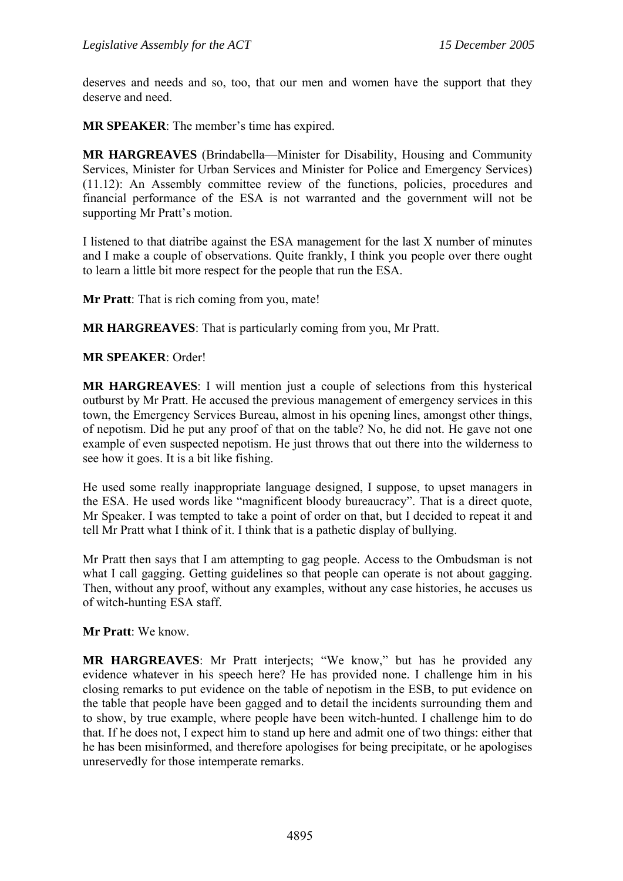deserves and needs and so, too, that our men and women have the support that they deserve and need.

**MR SPEAKER**: The member's time has expired.

**MR HARGREAVES** (Brindabella—Minister for Disability, Housing and Community Services, Minister for Urban Services and Minister for Police and Emergency Services) (11.12): An Assembly committee review of the functions, policies, procedures and financial performance of the ESA is not warranted and the government will not be supporting Mr Pratt's motion.

I listened to that diatribe against the ESA management for the last X number of minutes and I make a couple of observations. Quite frankly, I think you people over there ought to learn a little bit more respect for the people that run the ESA.

**Mr Pratt**: That is rich coming from you, mate!

**MR HARGREAVES**: That is particularly coming from you, Mr Pratt.

**MR SPEAKER**: Order!

**MR HARGREAVES**: I will mention just a couple of selections from this hysterical outburst by Mr Pratt. He accused the previous management of emergency services in this town, the Emergency Services Bureau, almost in his opening lines, amongst other things, of nepotism. Did he put any proof of that on the table? No, he did not. He gave not one example of even suspected nepotism. He just throws that out there into the wilderness to see how it goes. It is a bit like fishing.

He used some really inappropriate language designed, I suppose, to upset managers in the ESA. He used words like "magnificent bloody bureaucracy". That is a direct quote, Mr Speaker. I was tempted to take a point of order on that, but I decided to repeat it and tell Mr Pratt what I think of it. I think that is a pathetic display of bullying.

Mr Pratt then says that I am attempting to gag people. Access to the Ombudsman is not what I call gagging. Getting guidelines so that people can operate is not about gagging. Then, without any proof, without any examples, without any case histories, he accuses us of witch-hunting ESA staff.

**Mr Pratt**: We know.

**MR HARGREAVES**: Mr Pratt interjects; "We know," but has he provided any evidence whatever in his speech here? He has provided none. I challenge him in his closing remarks to put evidence on the table of nepotism in the ESB, to put evidence on the table that people have been gagged and to detail the incidents surrounding them and to show, by true example, where people have been witch-hunted. I challenge him to do that. If he does not, I expect him to stand up here and admit one of two things: either that he has been misinformed, and therefore apologises for being precipitate, or he apologises unreservedly for those intemperate remarks.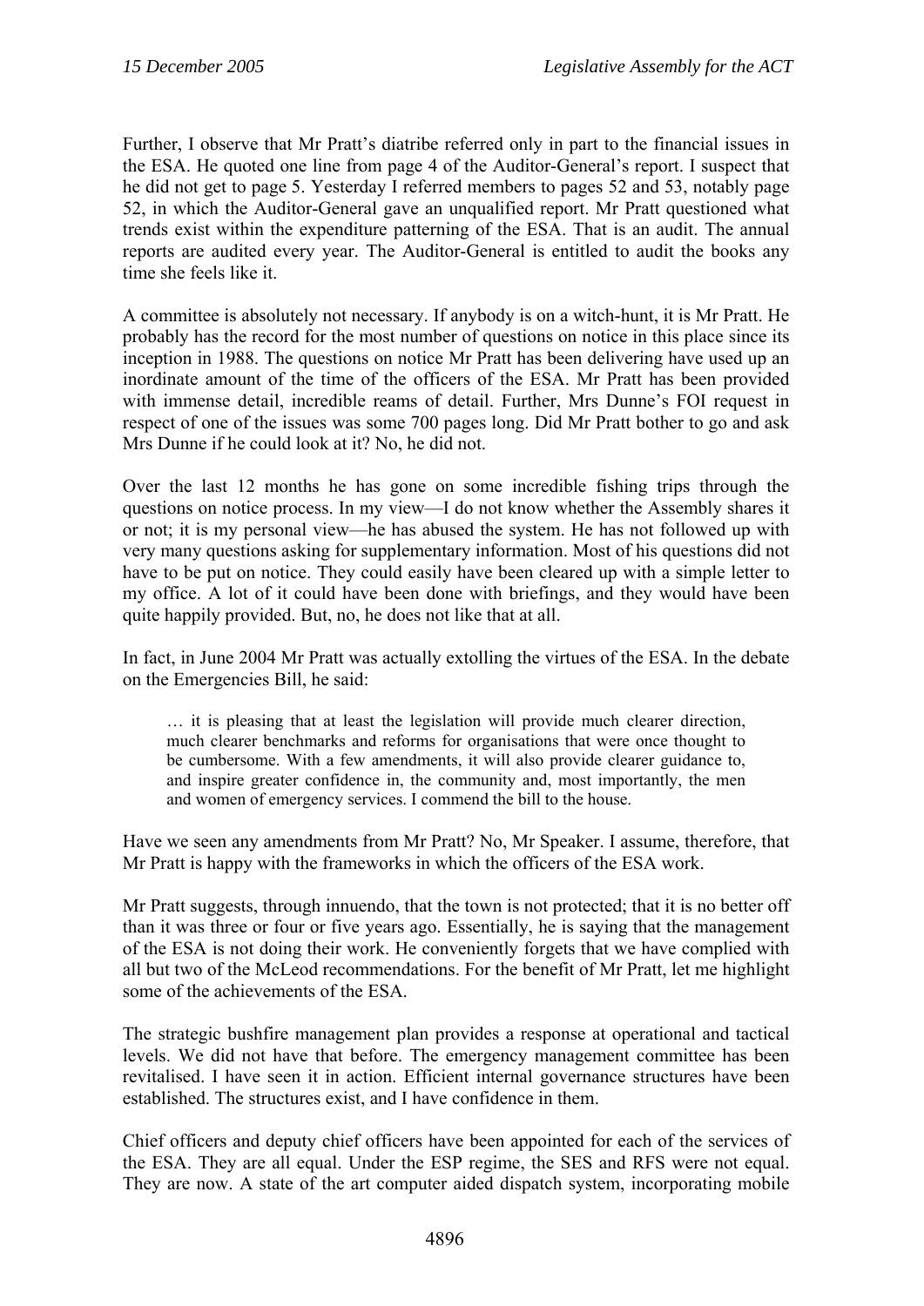Further, I observe that Mr Pratt's diatribe referred only in part to the financial issues in the ESA. He quoted one line from page 4 of the Auditor-General's report. I suspect that he did not get to page 5. Yesterday I referred members to pages 52 and 53, notably page 52, in which the Auditor-General gave an unqualified report. Mr Pratt questioned what trends exist within the expenditure patterning of the ESA. That is an audit. The annual reports are audited every year. The Auditor-General is entitled to audit the books any time she feels like it.

A committee is absolutely not necessary. If anybody is on a witch-hunt, it is Mr Pratt. He probably has the record for the most number of questions on notice in this place since its inception in 1988. The questions on notice Mr Pratt has been delivering have used up an inordinate amount of the time of the officers of the ESA. Mr Pratt has been provided with immense detail, incredible reams of detail. Further, Mrs Dunne's FOI request in respect of one of the issues was some 700 pages long. Did Mr Pratt bother to go and ask Mrs Dunne if he could look at it? No, he did not.

Over the last 12 months he has gone on some incredible fishing trips through the questions on notice process. In my view—I do not know whether the Assembly shares it or not; it is my personal view—he has abused the system. He has not followed up with very many questions asking for supplementary information. Most of his questions did not have to be put on notice. They could easily have been cleared up with a simple letter to my office. A lot of it could have been done with briefings, and they would have been quite happily provided. But, no, he does not like that at all.

In fact, in June 2004 Mr Pratt was actually extolling the virtues of the ESA. In the debate on the Emergencies Bill, he said:

> … it is pleasing that at least the legislation will provide much clearer direction, much clearer benchmarks and reforms for organisations that were once thought to be cumbersome. With a few amendments, it will also provide clearer guidance to, and inspire greater confidence in, the community and, most importantly, the men and women of emergency services. I commend the bill to the house.

Have we seen any amendments from Mr Pratt? No, Mr Speaker. I assume, therefore, that Mr Pratt is happy with the frameworks in which the officers of the ESA work.

Mr Pratt suggests, through innuendo, that the town is not protected; that it is no better off than it was three or four or five years ago. Essentially, he is saying that the management of the ESA is not doing their work. He conveniently forgets that we have complied with all but two of the McLeod recommendations. For the benefit of Mr Pratt, let me highlight some of the achievements of the ESA.

The strategic bushfire management plan provides a response at operational and tactical levels. We did not have that before. The emergency management committee has been revitalised. I have seen it in action. Efficient internal governance structures have been established. The structures exist, and I have confidence in them.

Chief officers and deputy chief officers have been appointed for each of the services of the ESA. They are all equal. Under the ESP regime, the SES and RFS were not equal. They are now. A state of the art computer aided dispatch system, incorporating mobile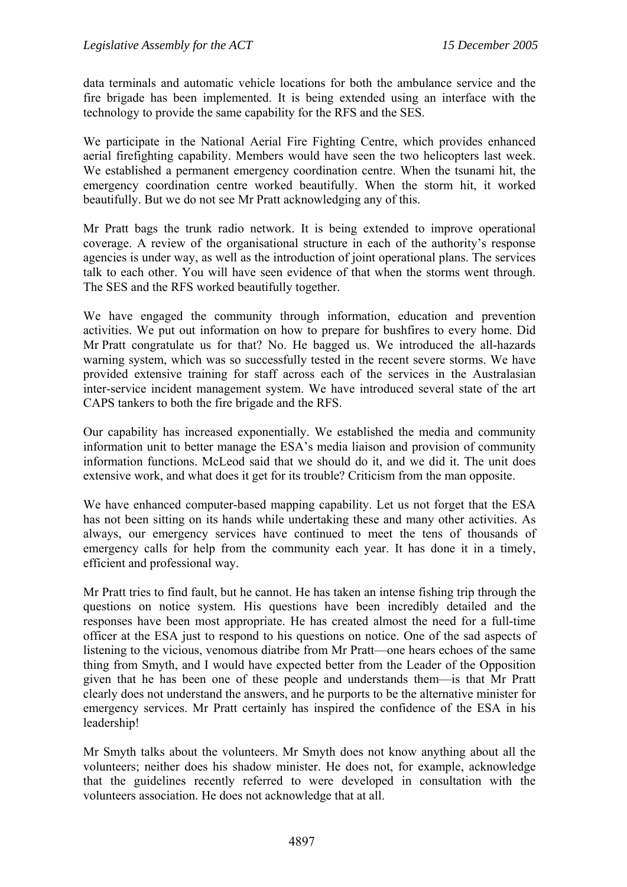data terminals and automatic vehicle locations for both the ambulance service and the fire brigade has been implemented. It is being extended using an interface with the technology to provide the same capability for the RFS and the SES.

We participate in the National Aerial Fire Fighting Centre, which provides enhanced aerial firefighting capability. Members would have seen the two helicopters last week. We established a permanent emergency coordination centre. When the tsunami hit, the emergency coordination centre worked beautifully. When the storm hit, it worked beautifully. But we do not see Mr Pratt acknowledging any of this.

Mr Pratt bags the trunk radio network. It is being extended to improve operational coverage. A review of the organisational structure in each of the authority's response agencies is under way, as well as the introduction of joint operational plans. The services talk to each other. You will have seen evidence of that when the storms went through. The SES and the RFS worked beautifully together.

We have engaged the community through information, education and prevention activities. We put out information on how to prepare for bushfires to every home. Did Mr Pratt congratulate us for that? No. He bagged us. We introduced the all-hazards warning system, which was so successfully tested in the recent severe storms. We have provided extensive training for staff across each of the services in the Australasian inter-service incident management system. We have introduced several state of the art CAPS tankers to both the fire brigade and the RFS.

Our capability has increased exponentially. We established the media and community information unit to better manage the ESA's media liaison and provision of community information functions. McLeod said that we should do it, and we did it. The unit does extensive work, and what does it get for its trouble? Criticism from the man opposite.

We have enhanced computer-based mapping capability. Let us not forget that the ESA has not been sitting on its hands while undertaking these and many other activities. As always, our emergency services have continued to meet the tens of thousands of emergency calls for help from the community each year. It has done it in a timely, efficient and professional way.

Mr Pratt tries to find fault, but he cannot. He has taken an intense fishing trip through the questions on notice system. His questions have been incredibly detailed and the responses have been most appropriate. He has created almost the need for a full-time officer at the ESA just to respond to his questions on notice. One of the sad aspects of listening to the vicious, venomous diatribe from Mr Pratt—one hears echoes of the same thing from Smyth, and I would have expected better from the Leader of the Opposition given that he has been one of these people and understands them—is that Mr Pratt clearly does not understand the answers, and he purports to be the alternative minister for emergency services. Mr Pratt certainly has inspired the confidence of the ESA in his leadership!

Mr Smyth talks about the volunteers. Mr Smyth does not know anything about all the volunteers; neither does his shadow minister. He does not, for example, acknowledge that the guidelines recently referred to were developed in consultation with the volunteers association. He does not acknowledge that at all.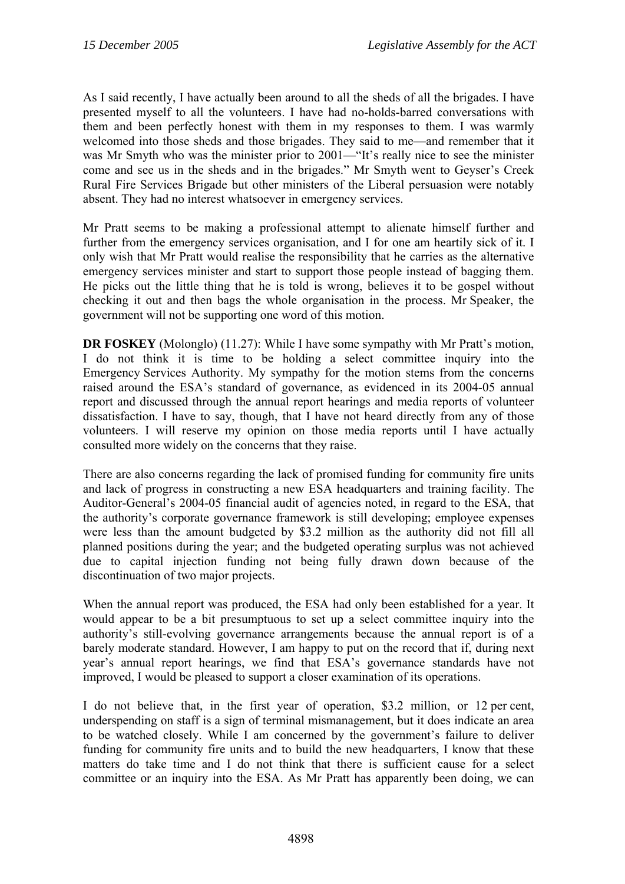As I said recently, I have actually been around to all the sheds of all the brigades. I have presented myself to all the volunteers. I have had no-holds-barred conversations with them and been perfectly honest with them in my responses to them. I was warmly welcomed into those sheds and those brigades. They said to me—and remember that it was Mr Smyth who was the minister prior to 2001—"It's really nice to see the minister come and see us in the sheds and in the brigades." Mr Smyth went to Geyser's Creek Rural Fire Services Brigade but other ministers of the Liberal persuasion were notably absent. They had no interest whatsoever in emergency services.

Mr Pratt seems to be making a professional attempt to alienate himself further and further from the emergency services organisation, and I for one am heartily sick of it. I only wish that Mr Pratt would realise the responsibility that he carries as the alternative emergency services minister and start to support those people instead of bagging them. He picks out the little thing that he is told is wrong, believes it to be gospel without checking it out and then bags the whole organisation in the process. Mr Speaker, the government will not be supporting one word of this motion.

**DR FOSKEY** (Molonglo) (11.27): While I have some sympathy with Mr Pratt's motion, I do not think it is time to be holding a select committee inquiry into the Emergency Services Authority. My sympathy for the motion stems from the concerns raised around the ESA's standard of governance, as evidenced in its 2004-05 annual report and discussed through the annual report hearings and media reports of volunteer dissatisfaction. I have to say, though, that I have not heard directly from any of those volunteers. I will reserve my opinion on those media reports until I have actually consulted more widely on the concerns that they raise.

There are also concerns regarding the lack of promised funding for community fire units and lack of progress in constructing a new ESA headquarters and training facility. The Auditor-General's 2004-05 financial audit of agencies noted, in regard to the ESA, that the authority's corporate governance framework is still developing; employee expenses were less than the amount budgeted by \$3.2 million as the authority did not fill all planned positions during the year; and the budgeted operating surplus was not achieved due to capital injection funding not being fully drawn down because of the discontinuation of two major projects.

When the annual report was produced, the ESA had only been established for a year. It would appear to be a bit presumptuous to set up a select committee inquiry into the authority's still-evolving governance arrangements because the annual report is of a barely moderate standard. However, I am happy to put on the record that if, during next year's annual report hearings, we find that ESA's governance standards have not improved, I would be pleased to support a closer examination of its operations.

I do not believe that, in the first year of operation, \$3.2 million, or 12 per cent, underspending on staff is a sign of terminal mismanagement, but it does indicate an area to be watched closely. While I am concerned by the government's failure to deliver funding for community fire units and to build the new headquarters, I know that these matters do take time and I do not think that there is sufficient cause for a select committee or an inquiry into the ESA. As Mr Pratt has apparently been doing, we can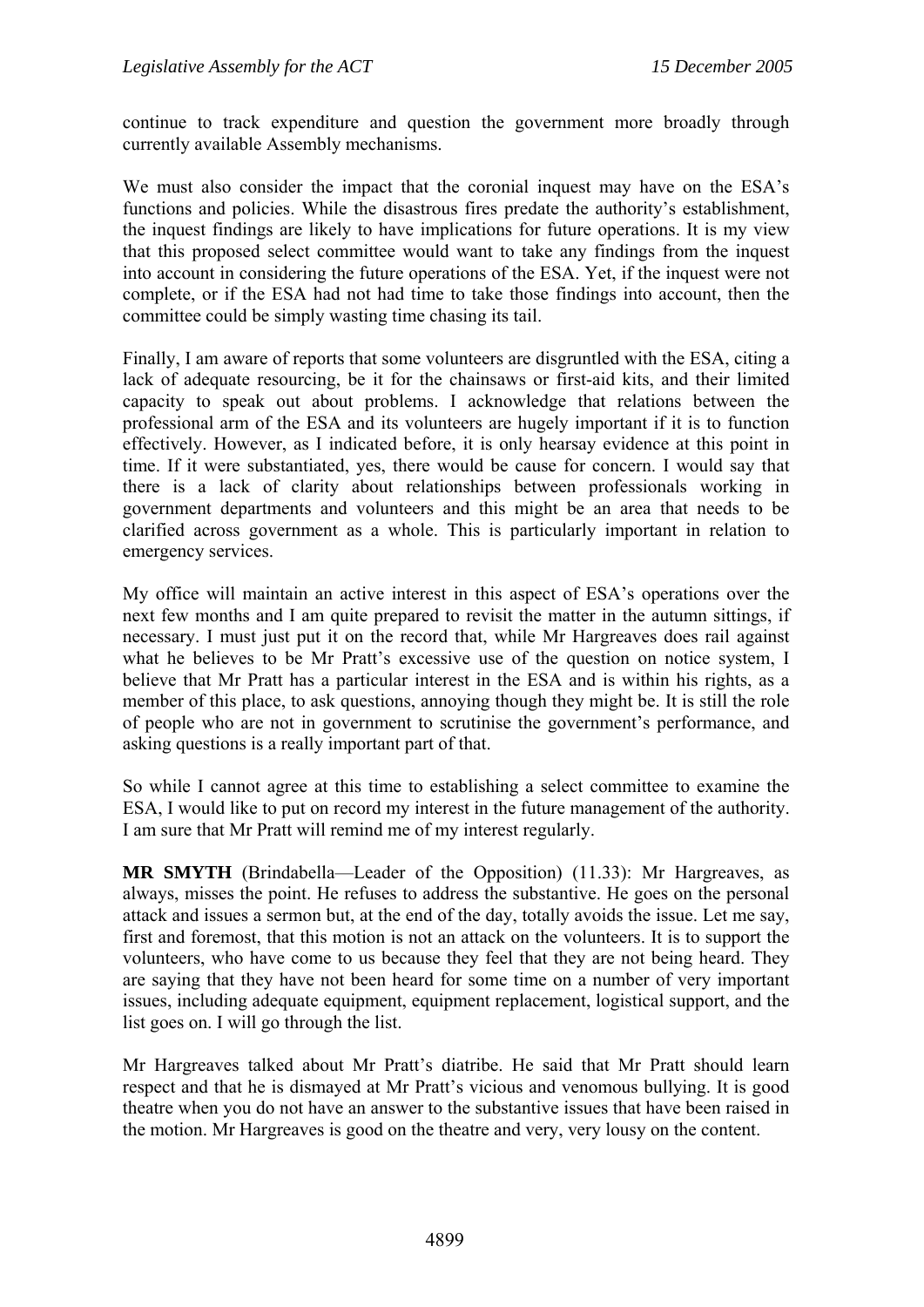continue to track expenditure and question the government more broadly through currently available Assembly mechanisms.

We must also consider the impact that the coronial inquest may have on the ESA's functions and policies. While the disastrous fires predate the authority's establishment, the inquest findings are likely to have implications for future operations. It is my view that this proposed select committee would want to take any findings from the inquest into account in considering the future operations of the ESA. Yet, if the inquest were not complete, or if the ESA had not had time to take those findings into account, then the committee could be simply wasting time chasing its tail.

Finally, I am aware of reports that some volunteers are disgruntled with the ESA, citing a lack of adequate resourcing, be it for the chainsaws or first-aid kits, and their limited capacity to speak out about problems. I acknowledge that relations between the professional arm of the ESA and its volunteers are hugely important if it is to function effectively. However, as I indicated before, it is only hearsay evidence at this point in time. If it were substantiated, yes, there would be cause for concern. I would say that there is a lack of clarity about relationships between professionals working in government departments and volunteers and this might be an area that needs to be clarified across government as a whole. This is particularly important in relation to emergency services.

My office will maintain an active interest in this aspect of ESA's operations over the next few months and I am quite prepared to revisit the matter in the autumn sittings, if necessary. I must just put it on the record that, while Mr Hargreaves does rail against what he believes to be Mr Pratt's excessive use of the question on notice system, I believe that Mr Pratt has a particular interest in the ESA and is within his rights, as a member of this place, to ask questions, annoying though they might be. It is still the role of people who are not in government to scrutinise the government's performance, and asking questions is a really important part of that.

So while I cannot agree at this time to establishing a select committee to examine the ESA, I would like to put on record my interest in the future management of the authority. I am sure that Mr Pratt will remind me of my interest regularly.

**MR SMYTH** (Brindabella—Leader of the Opposition) (11.33): Mr Hargreaves, as always, misses the point. He refuses to address the substantive. He goes on the personal attack and issues a sermon but, at the end of the day, totally avoids the issue. Let me say, first and foremost, that this motion is not an attack on the volunteers. It is to support the volunteers, who have come to us because they feel that they are not being heard. They are saying that they have not been heard for some time on a number of very important issues, including adequate equipment, equipment replacement, logistical support, and the list goes on. I will go through the list.

Mr Hargreaves talked about Mr Pratt's diatribe. He said that Mr Pratt should learn respect and that he is dismayed at Mr Pratt's vicious and venomous bullying. It is good theatre when you do not have an answer to the substantive issues that have been raised in the motion. Mr Hargreaves is good on the theatre and very, very lousy on the content.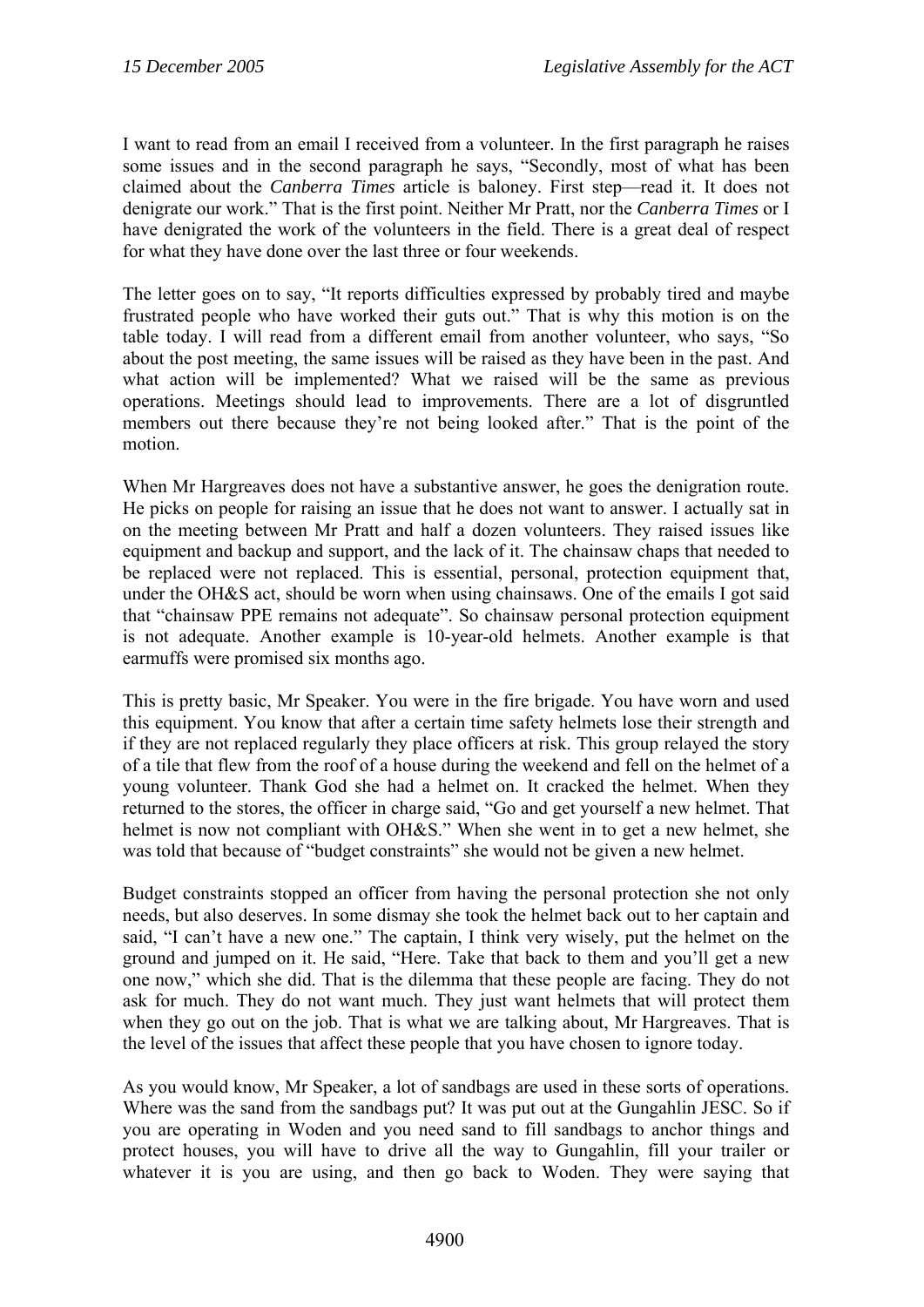I want to read from an email I received from a volunteer. In the first paragraph he raises some issues and in the second paragraph he says, "Secondly, most of what has been claimed about the *Canberra Times* article is baloney. First step—read it. It does not denigrate our work." That is the first point. Neither Mr Pratt, nor the *Canberra Times* or I have denigrated the work of the volunteers in the field. There is a great deal of respect for what they have done over the last three or four weekends.

The letter goes on to say, "It reports difficulties expressed by probably tired and maybe frustrated people who have worked their guts out." That is why this motion is on the table today. I will read from a different email from another volunteer, who says, "So about the post meeting, the same issues will be raised as they have been in the past. And what action will be implemented? What we raised will be the same as previous operations. Meetings should lead to improvements. There are a lot of disgruntled members out there because they're not being looked after." That is the point of the motion.

When Mr Hargreaves does not have a substantive answer, he goes the denigration route. He picks on people for raising an issue that he does not want to answer. I actually sat in on the meeting between Mr Pratt and half a dozen volunteers. They raised issues like equipment and backup and support, and the lack of it. The chainsaw chaps that needed to be replaced were not replaced. This is essential, personal, protection equipment that, under the OH&S act, should be worn when using chainsaws. One of the emails I got said that "chainsaw PPE remains not adequate". So chainsaw personal protection equipment is not adequate. Another example is 10-year-old helmets. Another example is that earmuffs were promised six months ago.

This is pretty basic, Mr Speaker. You were in the fire brigade. You have worn and used this equipment. You know that after a certain time safety helmets lose their strength and if they are not replaced regularly they place officers at risk. This group relayed the story of a tile that flew from the roof of a house during the weekend and fell on the helmet of a young volunteer. Thank God she had a helmet on. It cracked the helmet. When they returned to the stores, the officer in charge said, "Go and get yourself a new helmet. That helmet is now not compliant with OH&S." When she went in to get a new helmet, she was told that because of "budget constraints" she would not be given a new helmet.

Budget constraints stopped an officer from having the personal protection she not only needs, but also deserves. In some dismay she took the helmet back out to her captain and said, "I can't have a new one." The captain, I think very wisely, put the helmet on the ground and jumped on it. He said, "Here. Take that back to them and you'll get a new one now," which she did. That is the dilemma that these people are facing. They do not ask for much. They do not want much. They just want helmets that will protect them when they go out on the job. That is what we are talking about, Mr Hargreaves. That is the level of the issues that affect these people that you have chosen to ignore today.

As you would know, Mr Speaker, a lot of sandbags are used in these sorts of operations. Where was the sand from the sandbags put? It was put out at the Gungahlin JESC. So if you are operating in Woden and you need sand to fill sandbags to anchor things and protect houses, you will have to drive all the way to Gungahlin, fill your trailer or whatever it is you are using, and then go back to Woden. They were saying that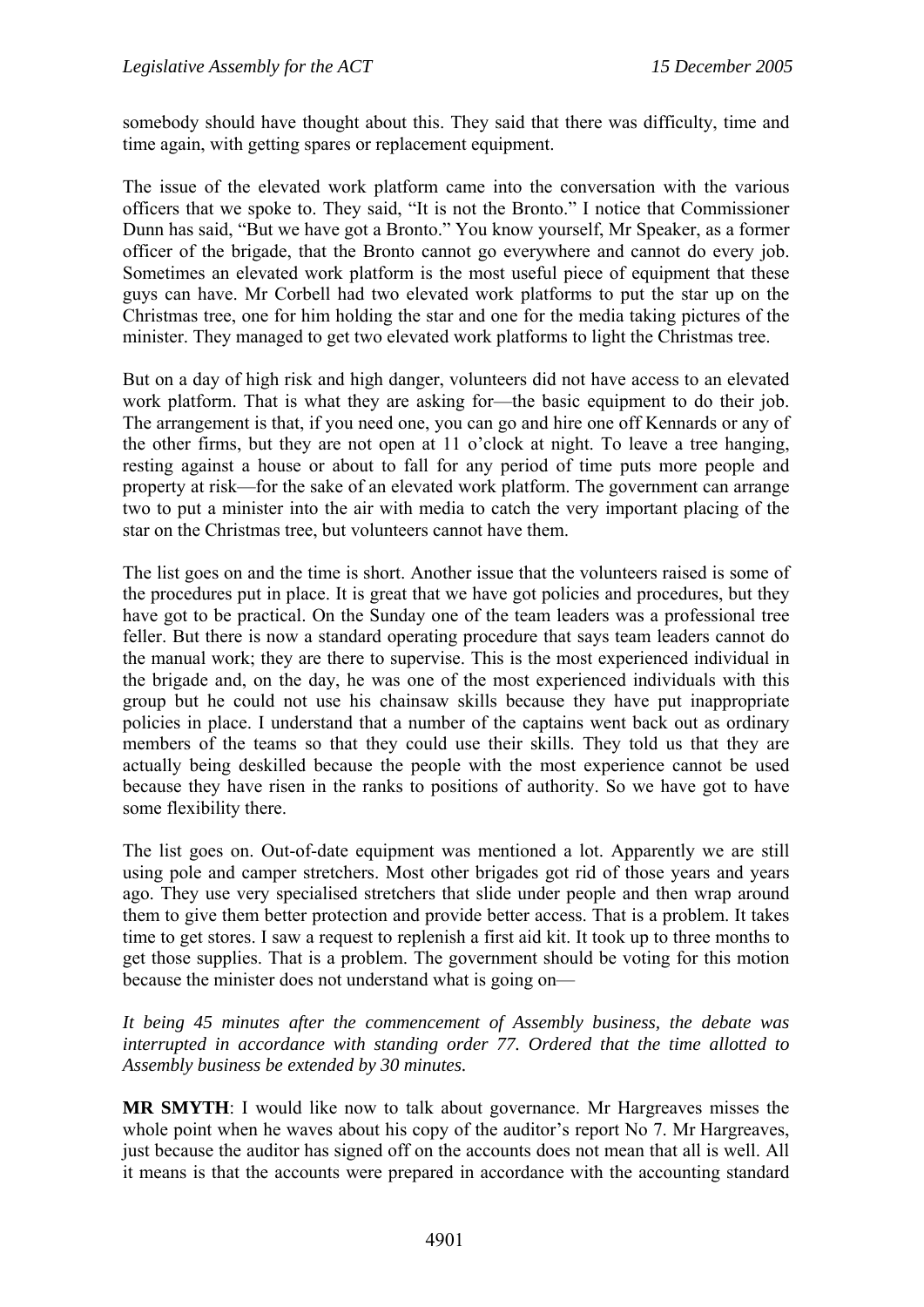somebody should have thought about this. They said that there was difficulty, time and time again, with getting spares or replacement equipment.

The issue of the elevated work platform came into the conversation with the various officers that we spoke to. They said, "It is not the Bronto." I notice that Commissioner Dunn has said, "But we have got a Bronto." You know yourself, Mr Speaker, as a former officer of the brigade, that the Bronto cannot go everywhere and cannot do every job. Sometimes an elevated work platform is the most useful piece of equipment that these guys can have. Mr Corbell had two elevated work platforms to put the star up on the Christmas tree, one for him holding the star and one for the media taking pictures of the minister. They managed to get two elevated work platforms to light the Christmas tree.

But on a day of high risk and high danger, volunteers did not have access to an elevated work platform. That is what they are asking for—the basic equipment to do their job. The arrangement is that, if you need one, you can go and hire one off Kennards or any of the other firms, but they are not open at 11 o'clock at night. To leave a tree hanging, resting against a house or about to fall for any period of time puts more people and property at risk—for the sake of an elevated work platform. The government can arrange two to put a minister into the air with media to catch the very important placing of the star on the Christmas tree, but volunteers cannot have them.

The list goes on and the time is short. Another issue that the volunteers raised is some of the procedures put in place. It is great that we have got policies and procedures, but they have got to be practical. On the Sunday one of the team leaders was a professional tree feller. But there is now a standard operating procedure that says team leaders cannot do the manual work; they are there to supervise. This is the most experienced individual in the brigade and, on the day, he was one of the most experienced individuals with this group but he could not use his chainsaw skills because they have put inappropriate policies in place. I understand that a number of the captains went back out as ordinary members of the teams so that they could use their skills. They told us that they are actually being deskilled because the people with the most experience cannot be used because they have risen in the ranks to positions of authority. So we have got to have some flexibility there.

The list goes on. Out-of-date equipment was mentioned a lot. Apparently we are still using pole and camper stretchers. Most other brigades got rid of those years and years ago. They use very specialised stretchers that slide under people and then wrap around them to give them better protection and provide better access. That is a problem. It takes time to get stores. I saw a request to replenish a first aid kit. It took up to three months to get those supplies. That is a problem. The government should be voting for this motion because the minister does not understand what is going on—

*It being 45 minutes after the commencement of Assembly business, the debate was interrupted in accordance with standing order 77. Ordered that the time allotted to Assembly business be extended by 30 minutes.*

**MR SMYTH**: I would like now to talk about governance. Mr Hargreaves misses the whole point when he waves about his copy of the auditor's report No 7. Mr Hargreaves, just because the auditor has signed off on the accounts does not mean that all is well. All it means is that the accounts were prepared in accordance with the accounting standard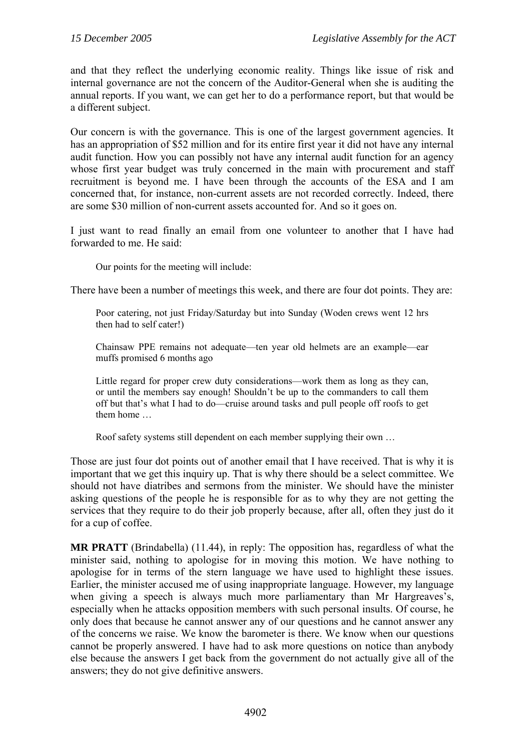and that they reflect the underlying economic reality. Things like issue of risk and internal governance are not the concern of the Auditor-General when she is auditing the annual reports. If you want, we can get her to do a performance report, but that would be a different subject.

Our concern is with the governance. This is one of the largest government agencies. It has an appropriation of $52 million and for its entire first year it did not have any internal audit function. How you can possibly not have any internal audit function for an agency whose first year budget was truly concerned in the main with procurement and staff recruitment is beyond me. I have been through the accounts of the ESA and I am concerned that, for instance, non-current assets are not recorded correctly. Indeed, there are some $30 million of non-current assets accounted for. And so it goes on.

I just want to read finally an email from one volunteer to another that I have had forwarded to me. He said:

> Our points for the meeting will include:

There have been a number of meetings this week, and there are four dot points. They are:

> Poor catering, not just Friday/Saturday but into Sunday (Woden crews went 12 hrs then had to self cater!)
>
> Chainsaw PPE remains not adequate—ten year old helmets are an example—ear muffs promised 6 months ago
>
> Little regard for proper crew duty considerations—work them as long as they can, or until the members say enough! Shouldn't be up to the commanders to call them off but that's what I had to do—cruise around tasks and pull people off roofs to get them home …
>
> Roof safety systems still dependent on each member supplying their own …

Those are just four dot points out of another email that I have received. That is why it is important that we get this inquiry up. That is why there should be a select committee. We should not have diatribes and sermons from the minister. We should have the minister asking questions of the people he is responsible for as to why they are not getting the services that they require to do their job properly because, after all, often they just do it for a cup of coffee.

**MR PRATT** (Brindabella) (11.44), in reply: The opposition has, regardless of what the minister said, nothing to apologise for in moving this motion. We have nothing to apologise for in terms of the stern language we have used to highlight these issues. Earlier, the minister accused me of using inappropriate language. However, my language when giving a speech is always much more parliamentary than Mr Hargreaves's, especially when he attacks opposition members with such personal insults. Of course, he only does that because he cannot answer any of our questions and he cannot answer any of the concerns we raise. We know the barometer is there. We know when our questions cannot be properly answered. I have had to ask more questions on notice than anybody else because the answers I get back from the government do not actually give all of the answers; they do not give definitive answers.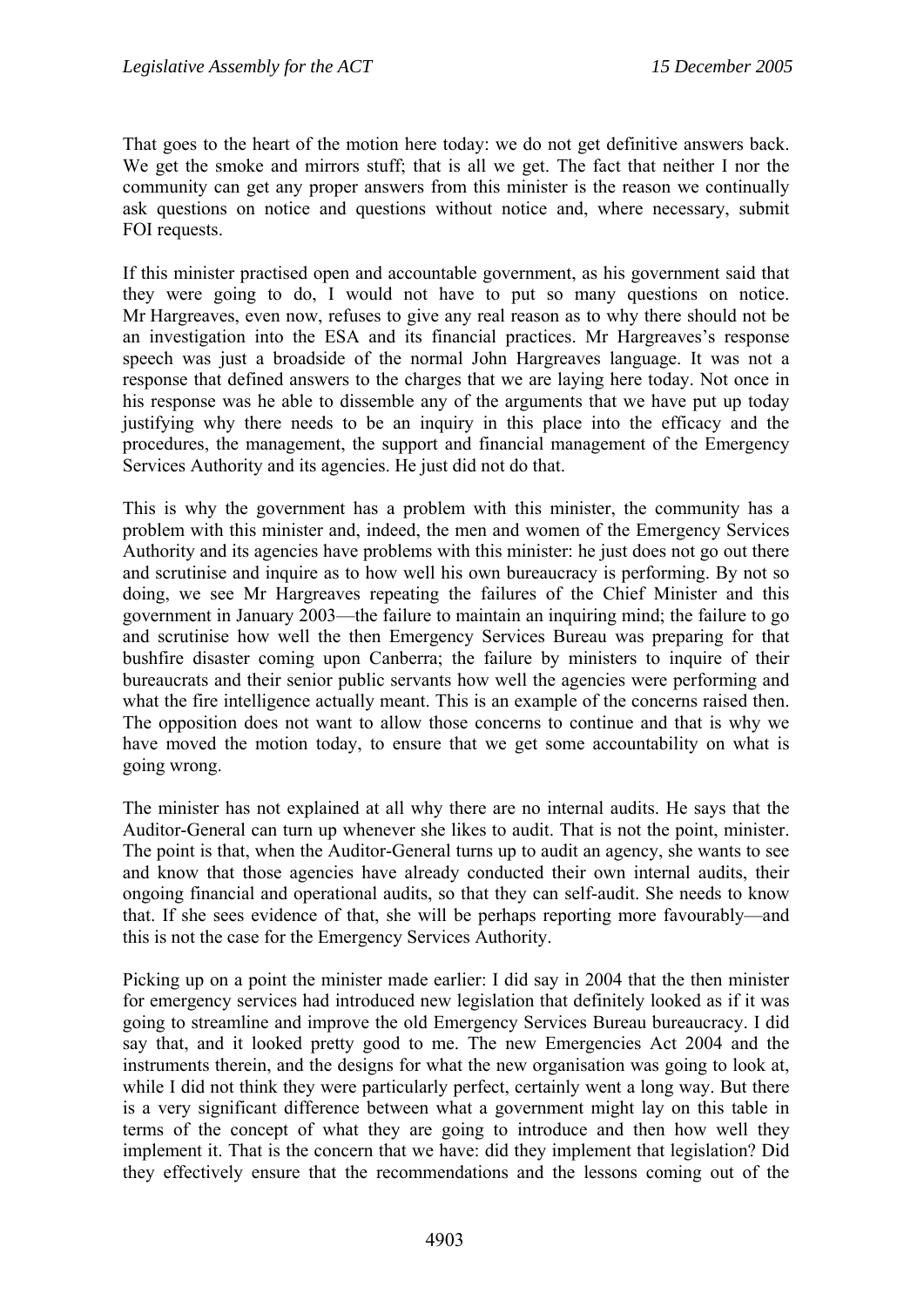That goes to the heart of the motion here today: we do not get definitive answers back. We get the smoke and mirrors stuff; that is all we get. The fact that neither I nor the community can get any proper answers from this minister is the reason we continually ask questions on notice and questions without notice and, where necessary, submit FOI requests.

If this minister practised open and accountable government, as his government said that they were going to do, I would not have to put so many questions on notice. Mr Hargreaves, even now, refuses to give any real reason as to why there should not be an investigation into the ESA and its financial practices. Mr Hargreaves's response speech was just a broadside of the normal John Hargreaves language. It was not a response that defined answers to the charges that we are laying here today. Not once in his response was he able to dissemble any of the arguments that we have put up today justifying why there needs to be an inquiry in this place into the efficacy and the procedures, the management, the support and financial management of the Emergency Services Authority and its agencies. He just did not do that.

This is why the government has a problem with this minister, the community has a problem with this minister and, indeed, the men and women of the Emergency Services Authority and its agencies have problems with this minister: he just does not go out there and scrutinise and inquire as to how well his own bureaucracy is performing. By not so doing, we see Mr Hargreaves repeating the failures of the Chief Minister and this government in January 2003—the failure to maintain an inquiring mind; the failure to go and scrutinise how well the then Emergency Services Bureau was preparing for that bushfire disaster coming upon Canberra; the failure by ministers to inquire of their bureaucrats and their senior public servants how well the agencies were performing and what the fire intelligence actually meant. This is an example of the concerns raised then. The opposition does not want to allow those concerns to continue and that is why we have moved the motion today, to ensure that we get some accountability on what is going wrong.

The minister has not explained at all why there are no internal audits. He says that the Auditor-General can turn up whenever she likes to audit. That is not the point, minister. The point is that, when the Auditor-General turns up to audit an agency, she wants to see and know that those agencies have already conducted their own internal audits, their ongoing financial and operational audits, so that they can self-audit. She needs to know that. If she sees evidence of that, she will be perhaps reporting more favourably—and this is not the case for the Emergency Services Authority.

Picking up on a point the minister made earlier: I did say in 2004 that the then minister for emergency services had introduced new legislation that definitely looked as if it was going to streamline and improve the old Emergency Services Bureau bureaucracy. I did say that, and it looked pretty good to me. The new Emergencies Act 2004 and the instruments therein, and the designs for what the new organisation was going to look at, while I did not think they were particularly perfect, certainly went a long way. But there is a very significant difference between what a government might lay on this table in terms of the concept of what they are going to introduce and then how well they implement it. That is the concern that we have: did they implement that legislation? Did they effectively ensure that the recommendations and the lessons coming out of the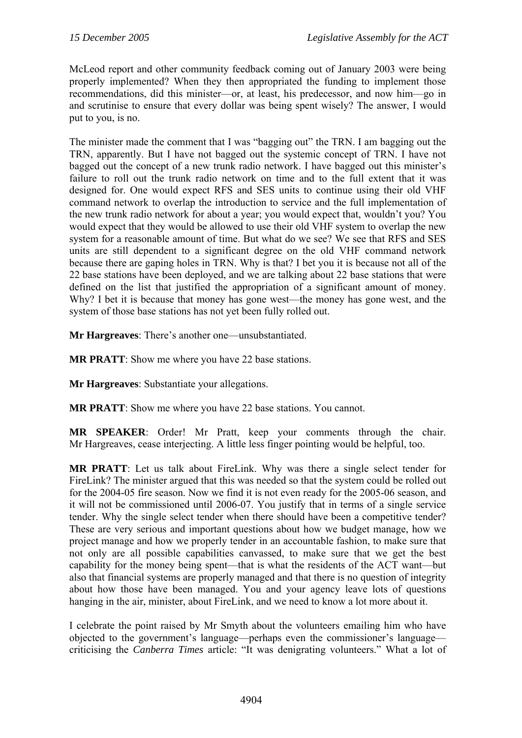McLeod report and other community feedback coming out of January 2003 were being properly implemented? When they then appropriated the funding to implement those recommendations, did this minister—or, at least, his predecessor, and now him—go in and scrutinise to ensure that every dollar was being spent wisely? The answer, I would put to you, is no.

The minister made the comment that I was "bagging out" the TRN. I am bagging out the TRN, apparently. But I have not bagged out the systemic concept of TRN. I have not bagged out the concept of a new trunk radio network. I have bagged out this minister's failure to roll out the trunk radio network on time and to the full extent that it was designed for. One would expect RFS and SES units to continue using their old VHF command network to overlap the introduction to service and the full implementation of the new trunk radio network for about a year; you would expect that, wouldn't you? You would expect that they would be allowed to use their old VHF system to overlap the new system for a reasonable amount of time. But what do we see? We see that RFS and SES units are still dependent to a significant degree on the old VHF command network because there are gaping holes in TRN. Why is that? I bet you it is because not all of the 22 base stations have been deployed, and we are talking about 22 base stations that were defined on the list that justified the appropriation of a significant amount of money. Why? I bet it is because that money has gone west—the money has gone west, and the system of those base stations has not yet been fully rolled out.

**Mr Hargreaves**: There's another one—unsubstantiated.

**MR PRATT**: Show me where you have 22 base stations.

**Mr Hargreaves**: Substantiate your allegations.

**MR PRATT**: Show me where you have 22 base stations. You cannot.

**MR SPEAKER**: Order! Mr Pratt, keep your comments through the chair. Mr Hargreaves, cease interjecting. A little less finger pointing would be helpful, too.

**MR PRATT**: Let us talk about FireLink. Why was there a single select tender for FireLink? The minister argued that this was needed so that the system could be rolled out for the 2004-05 fire season. Now we find it is not even ready for the 2005-06 season, and it will not be commissioned until 2006-07. You justify that in terms of a single service tender. Why the single select tender when there should have been a competitive tender? These are very serious and important questions about how we budget manage, how we project manage and how we properly tender in an accountable fashion, to make sure that not only are all possible capabilities canvassed, to make sure that we get the best capability for the money being spent—that is what the residents of the ACT want—but also that financial systems are properly managed and that there is no question of integrity about how those have been managed. You and your agency leave lots of questions hanging in the air, minister, about FireLink, and we need to know a lot more about it.

I celebrate the point raised by Mr Smyth about the volunteers emailing him who have objected to the government's language—perhaps even the commissioner's language—criticising the *Canberra Times* article: "It was denigrating volunteers." What a lot of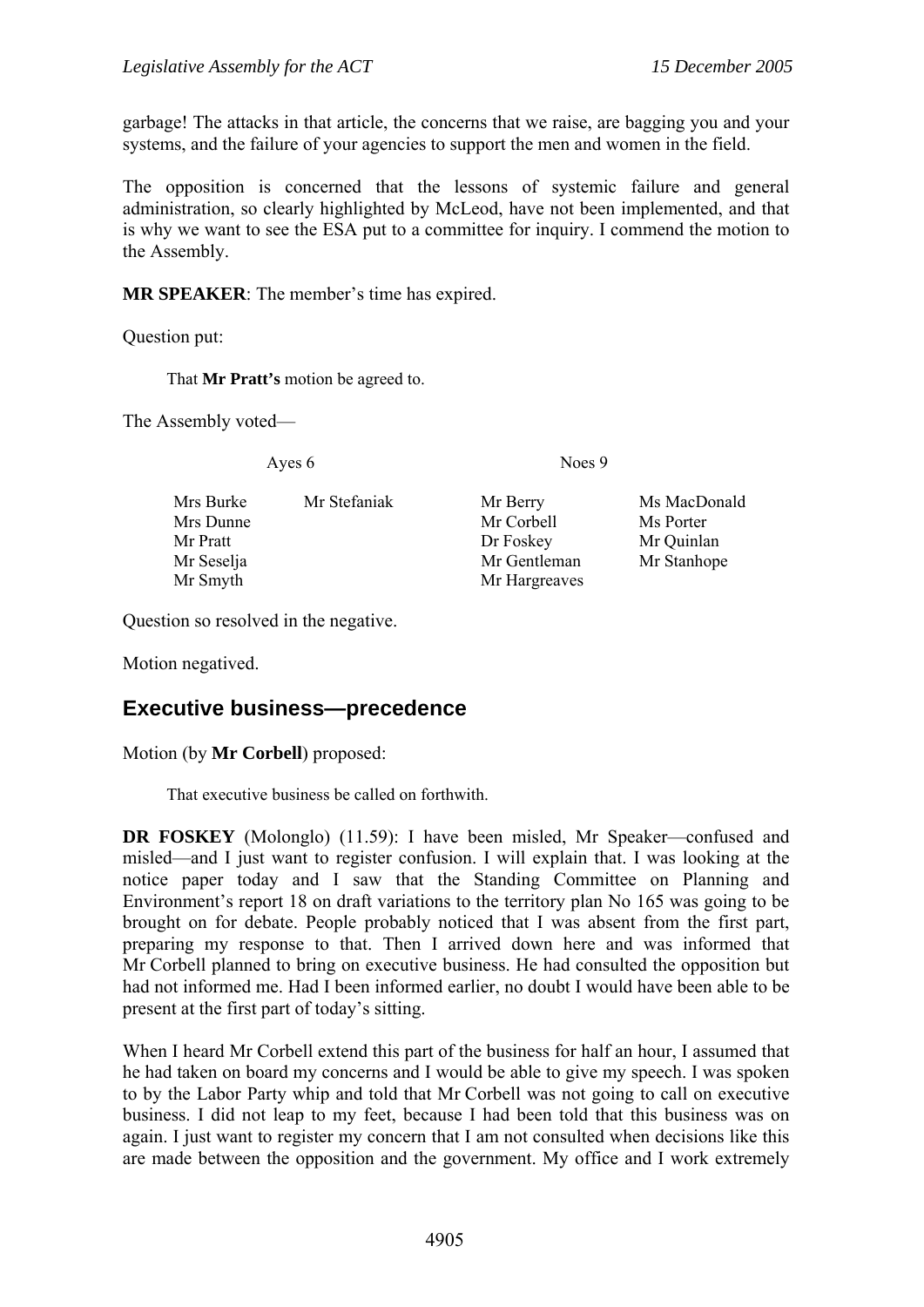garbage! The attacks in that article, the concerns that we raise, are bagging you and your systems, and the failure of your agencies to support the men and women in the field.

The opposition is concerned that the lessons of systemic failure and general administration, so clearly highlighted by McLeod, have not been implemented, and that is why we want to see the ESA put to a committee for inquiry. I commend the motion to the Assembly.

**MR SPEAKER**: The member's time has expired.

Question put:

> That **Mr Pratt's** motion be agreed to.

The Assembly voted—

| Ayes 6 | | Noes 9 | |
|---|---|---|---|
| Mrs Burke | Mr Stefaniak | Mr Berry | Ms MacDonald |
| Mrs Dunne | | Mr Corbell | Ms Porter |
| Mr Pratt | | Dr Foskey | Mr Quinlan |
| Mr Seselja | | Mr Gentleman | Mr Stanhope |
| Mr Smyth | | Mr Hargreaves | |

Question so resolved in the negative.

Motion negatived.

## Executive business—precedence

Motion (by **Mr Corbell**) proposed:

> That executive business be called on forthwith.

**DR FOSKEY** (Molonglo) (11.59): I have been misled, Mr Speaker—confused and misled—and I just want to register confusion. I will explain that. I was looking at the notice paper today and I saw that the Standing Committee on Planning and Environment's report 18 on draft variations to the territory plan No 165 was going to be brought on for debate. People probably noticed that I was absent from the first part, preparing my response to that. Then I arrived down here and was informed that Mr Corbell planned to bring on executive business. He had consulted the opposition but had not informed me. Had I been informed earlier, no doubt I would have been able to be present at the first part of today's sitting.

When I heard Mr Corbell extend this part of the business for half an hour, I assumed that he had taken on board my concerns and I would be able to give my speech. I was spoken to by the Labor Party whip and told that Mr Corbell was not going to call on executive business. I did not leap to my feet, because I had been told that this business was on again. I just want to register my concern that I am not consulted when decisions like this are made between the opposition and the government. My office and I work extremely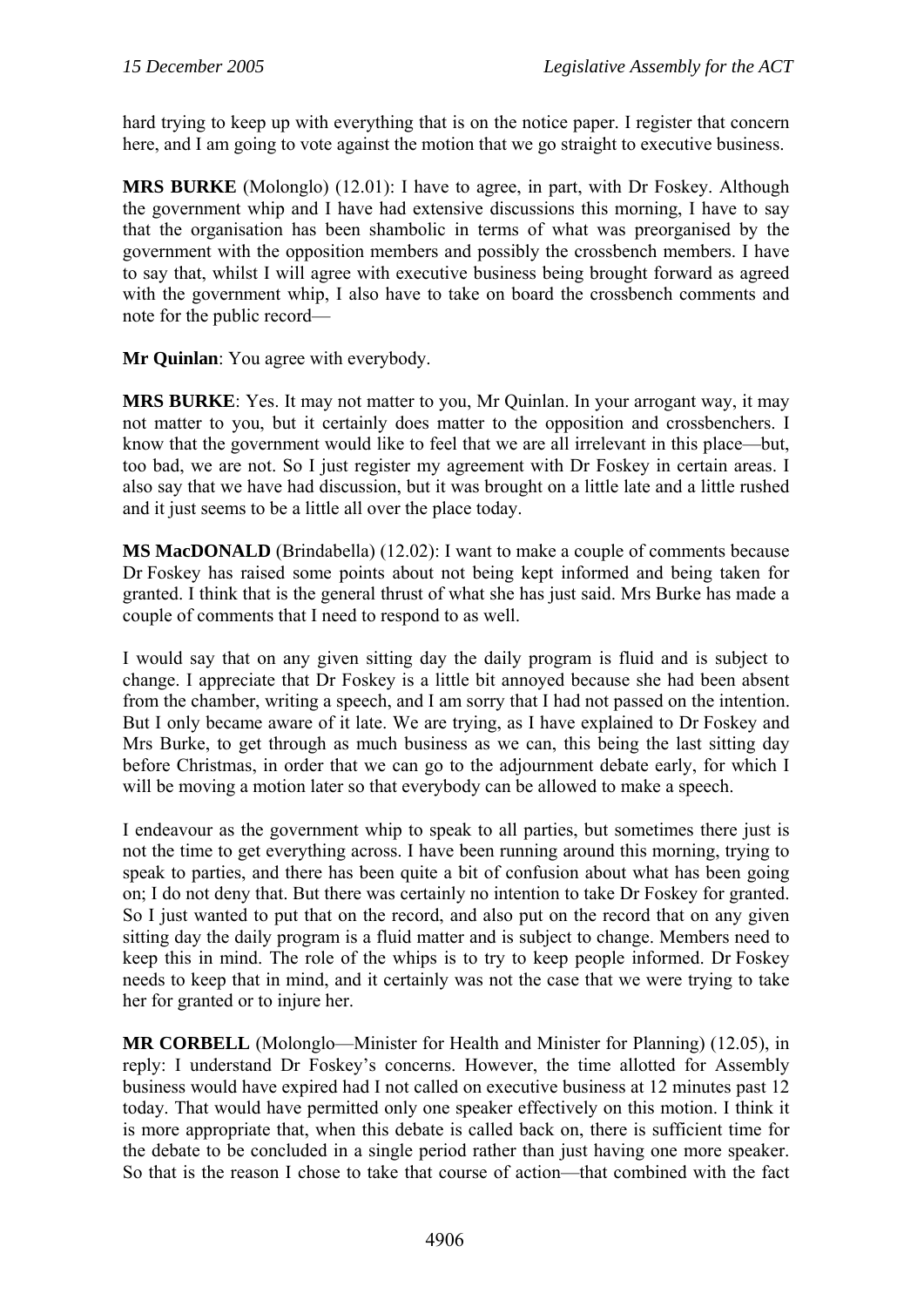hard trying to keep up with everything that is on the notice paper. I register that concern here, and I am going to vote against the motion that we go straight to executive business.

**MRS BURKE** (Molonglo) (12.01): I have to agree, in part, with Dr Foskey. Although the government whip and I have had extensive discussions this morning, I have to say that the organisation has been shambolic in terms of what was preorganised by the government with the opposition members and possibly the crossbench members. I have to say that, whilst I will agree with executive business being brought forward as agreed with the government whip, I also have to take on board the crossbench comments and note for the public record—

**Mr Quinlan**: You agree with everybody.

**MRS BURKE**: Yes. It may not matter to you, Mr Quinlan. In your arrogant way, it may not matter to you, but it certainly does matter to the opposition and crossbenchers. I know that the government would like to feel that we are all irrelevant in this place—but, too bad, we are not. So I just register my agreement with Dr Foskey in certain areas. I also say that we have had discussion, but it was brought on a little late and a little rushed and it just seems to be a little all over the place today.

**MS MacDONALD** (Brindabella) (12.02): I want to make a couple of comments because Dr Foskey has raised some points about not being kept informed and being taken for granted. I think that is the general thrust of what she has just said. Mrs Burke has made a couple of comments that I need to respond to as well.

I would say that on any given sitting day the daily program is fluid and is subject to change. I appreciate that Dr Foskey is a little bit annoyed because she had been absent from the chamber, writing a speech, and I am sorry that I had not passed on the intention. But I only became aware of it late. We are trying, as I have explained to Dr Foskey and Mrs Burke, to get through as much business as we can, this being the last sitting day before Christmas, in order that we can go to the adjournment debate early, for which I will be moving a motion later so that everybody can be allowed to make a speech.

I endeavour as the government whip to speak to all parties, but sometimes there just is not the time to get everything across. I have been running around this morning, trying to speak to parties, and there has been quite a bit of confusion about what has been going on; I do not deny that. But there was certainly no intention to take Dr Foskey for granted. So I just wanted to put that on the record, and also put on the record that on any given sitting day the daily program is a fluid matter and is subject to change. Members need to keep this in mind. The role of the whips is to try to keep people informed. Dr Foskey needs to keep that in mind, and it certainly was not the case that we were trying to take her for granted or to injure her.

**MR CORBELL** (Molonglo—Minister for Health and Minister for Planning) (12.05), in reply: I understand Dr Foskey's concerns. However, the time allotted for Assembly business would have expired had I not called on executive business at 12 minutes past 12 today. That would have permitted only one speaker effectively on this motion. I think it is more appropriate that, when this debate is called back on, there is sufficient time for the debate to be concluded in a single period rather than just having one more speaker. So that is the reason I chose to take that course of action—that combined with the fact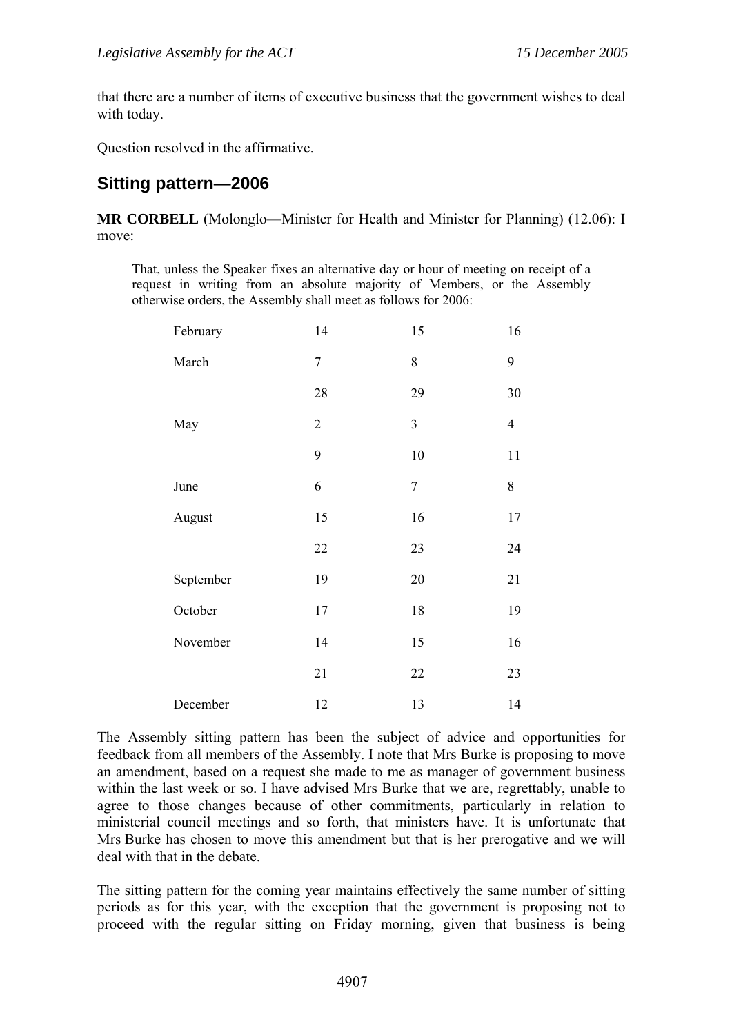that there are a number of items of executive business that the government wishes to deal with today.

Question resolved in the affirmative.

## Sitting pattern—2006

**MR CORBELL** (Molonglo—Minister for Health and Minister for Planning) (12.06): I move:

> That, unless the Speaker fixes an alternative day or hour of meeting on receipt of a request in writing from an absolute majority of Members, or the Assembly otherwise orders, the Assembly shall meet as follows for 2006:

| | | | |
|---|---|---|---|
| February | 14 | 15 | 16 |
| March | 7 | 8 | 9 |
| | 28 | 29 | 30 |
| May | 2 | 3 | 4 |
| | 9 | 10 | 11 |
| June | 6 | 7 | 8 |
| August | 15 | 16 | 17 |
| | 22 | 23 | 24 |
| September | 19 | 20 | 21 |
| October | 17 | 18 | 19 |
| November | 14 | 15 | 16 |
| | 21 | 22 | 23 |
| December | 12 | 13 | 14 |

The Assembly sitting pattern has been the subject of advice and opportunities for feedback from all members of the Assembly. I note that Mrs Burke is proposing to move an amendment, based on a request she made to me as manager of government business within the last week or so. I have advised Mrs Burke that we are, regrettably, unable to agree to those changes because of other commitments, particularly in relation to ministerial council meetings and so forth, that ministers have. It is unfortunate that Mrs Burke has chosen to move this amendment but that is her prerogative and we will deal with that in the debate.

The sitting pattern for the coming year maintains effectively the same number of sitting periods as for this year, with the exception that the government is proposing not to proceed with the regular sitting on Friday morning, given that business is being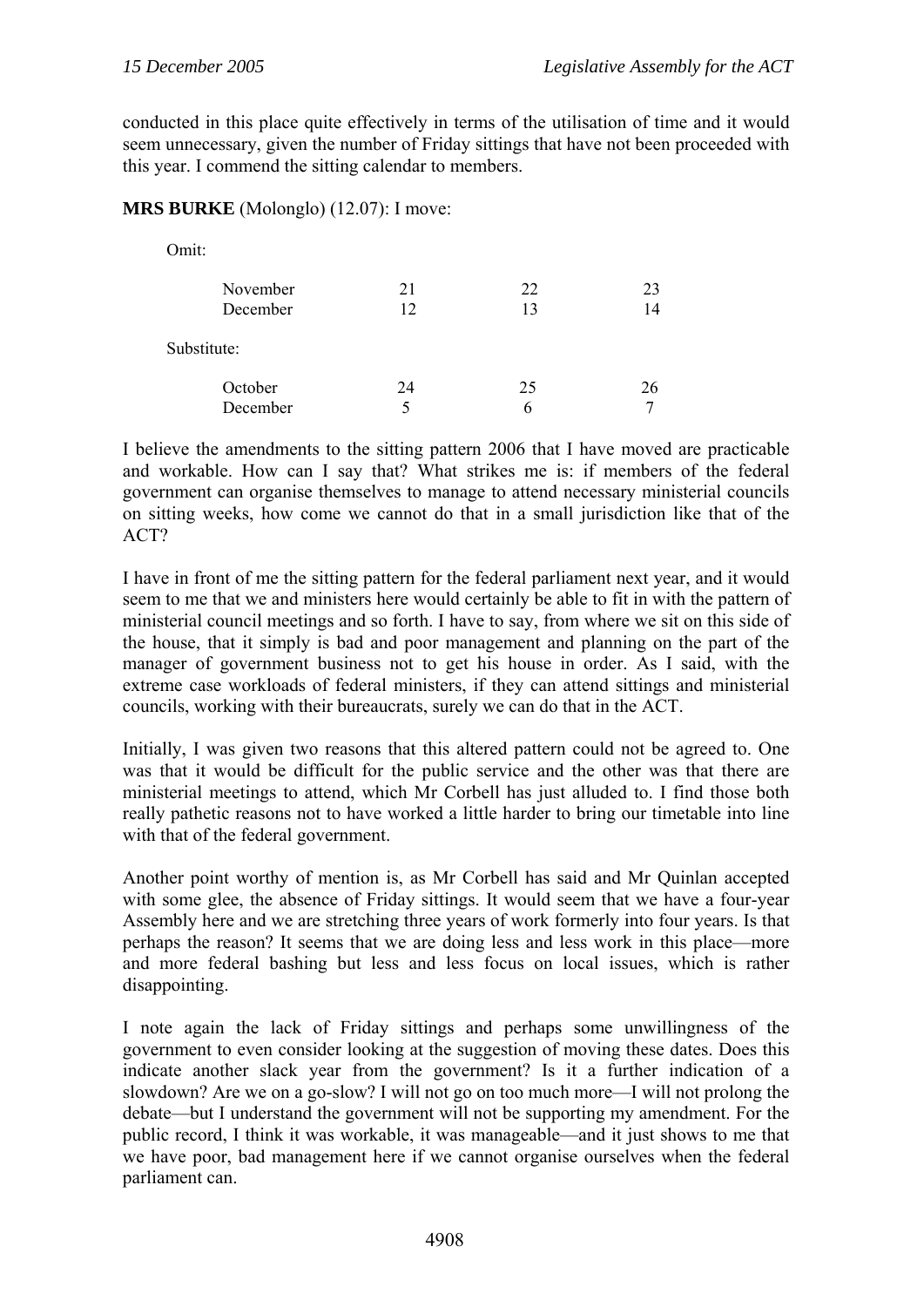conducted in this place quite effectively in terms of the utilisation of time and it would seem unnecessary, given the number of Friday sittings that have not been proceeded with this year. I commend the sitting calendar to members.

**MRS BURKE** (Molonglo) (12.07): I move:

Omit:

| | | | |
|---|---|---|---|
| November | 21 | 22 | 23 |
| December | 12 | 13 | 14 |

Substitute:

| | | | |
|---|---|---|---|
| October | 24 | 25 | 26 |
| December | 5 | 6 | 7 |

I believe the amendments to the sitting pattern 2006 that I have moved are practicable and workable. How can I say that? What strikes me is: if members of the federal government can organise themselves to manage to attend necessary ministerial councils on sitting weeks, how come we cannot do that in a small jurisdiction like that of the ACT?

I have in front of me the sitting pattern for the federal parliament next year, and it would seem to me that we and ministers here would certainly be able to fit in with the pattern of ministerial council meetings and so forth. I have to say, from where we sit on this side of the house, that it simply is bad and poor management and planning on the part of the manager of government business not to get his house in order. As I said, with the extreme case workloads of federal ministers, if they can attend sittings and ministerial councils, working with their bureaucrats, surely we can do that in the ACT.

Initially, I was given two reasons that this altered pattern could not be agreed to. One was that it would be difficult for the public service and the other was that there are ministerial meetings to attend, which Mr Corbell has just alluded to. I find those both really pathetic reasons not to have worked a little harder to bring our timetable into line with that of the federal government.

Another point worthy of mention is, as Mr Corbell has said and Mr Quinlan accepted with some glee, the absence of Friday sittings. It would seem that we have a four-year Assembly here and we are stretching three years of work formerly into four years. Is that perhaps the reason? It seems that we are doing less and less work in this place—more and more federal bashing but less and less focus on local issues, which is rather disappointing.

I note again the lack of Friday sittings and perhaps some unwillingness of the government to even consider looking at the suggestion of moving these dates. Does this indicate another slack year from the government? Is it a further indication of a slowdown? Are we on a go-slow? I will not go on too much more—I will not prolong the debate—but I understand the government will not be supporting my amendment. For the public record, I think it was workable, it was manageable—and it just shows to me that we have poor, bad management here if we cannot organise ourselves when the federal parliament can.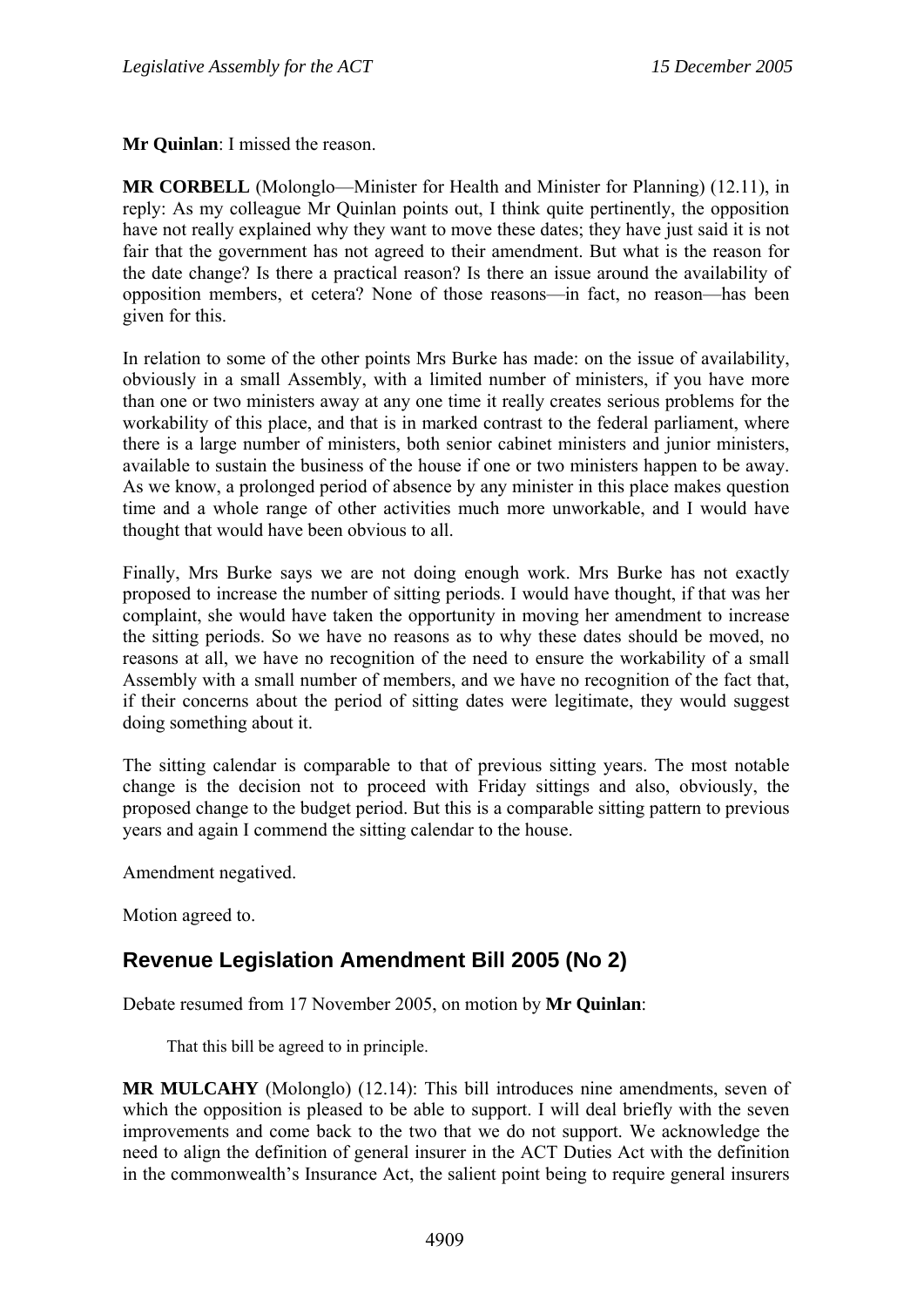**Mr Quinlan**: I missed the reason.

**MR CORBELL** (Molonglo—Minister for Health and Minister for Planning) (12.11), in reply: As my colleague Mr Quinlan points out, I think quite pertinently, the opposition have not really explained why they want to move these dates; they have just said it is not fair that the government has not agreed to their amendment. But what is the reason for the date change? Is there a practical reason? Is there an issue around the availability of opposition members, et cetera? None of those reasons—in fact, no reason—has been given for this.

In relation to some of the other points Mrs Burke has made: on the issue of availability, obviously in a small Assembly, with a limited number of ministers, if you have more than one or two ministers away at any one time it really creates serious problems for the workability of this place, and that is in marked contrast to the federal parliament, where there is a large number of ministers, both senior cabinet ministers and junior ministers, available to sustain the business of the house if one or two ministers happen to be away. As we know, a prolonged period of absence by any minister in this place makes question time and a whole range of other activities much more unworkable, and I would have thought that would have been obvious to all.

Finally, Mrs Burke says we are not doing enough work. Mrs Burke has not exactly proposed to increase the number of sitting periods. I would have thought, if that was her complaint, she would have taken the opportunity in moving her amendment to increase the sitting periods. So we have no reasons as to why these dates should be moved, no reasons at all, we have no recognition of the need to ensure the workability of a small Assembly with a small number of members, and we have no recognition of the fact that, if their concerns about the period of sitting dates were legitimate, they would suggest doing something about it.

The sitting calendar is comparable to that of previous sitting years. The most notable change is the decision not to proceed with Friday sittings and also, obviously, the proposed change to the budget period. But this is a comparable sitting pattern to previous years and again I commend the sitting calendar to the house.

Amendment negatived.

Motion agreed to.

## Revenue Legislation Amendment Bill 2005 (No 2)

Debate resumed from 17 November 2005, on motion by **Mr Quinlan**:

> That this bill be agreed to in principle.

**MR MULCAHY** (Molonglo) (12.14): This bill introduces nine amendments, seven of which the opposition is pleased to be able to support. I will deal briefly with the seven improvements and come back to the two that we do not support. We acknowledge the need to align the definition of general insurer in the ACT Duties Act with the definition in the commonwealth's Insurance Act, the salient point being to require general insurers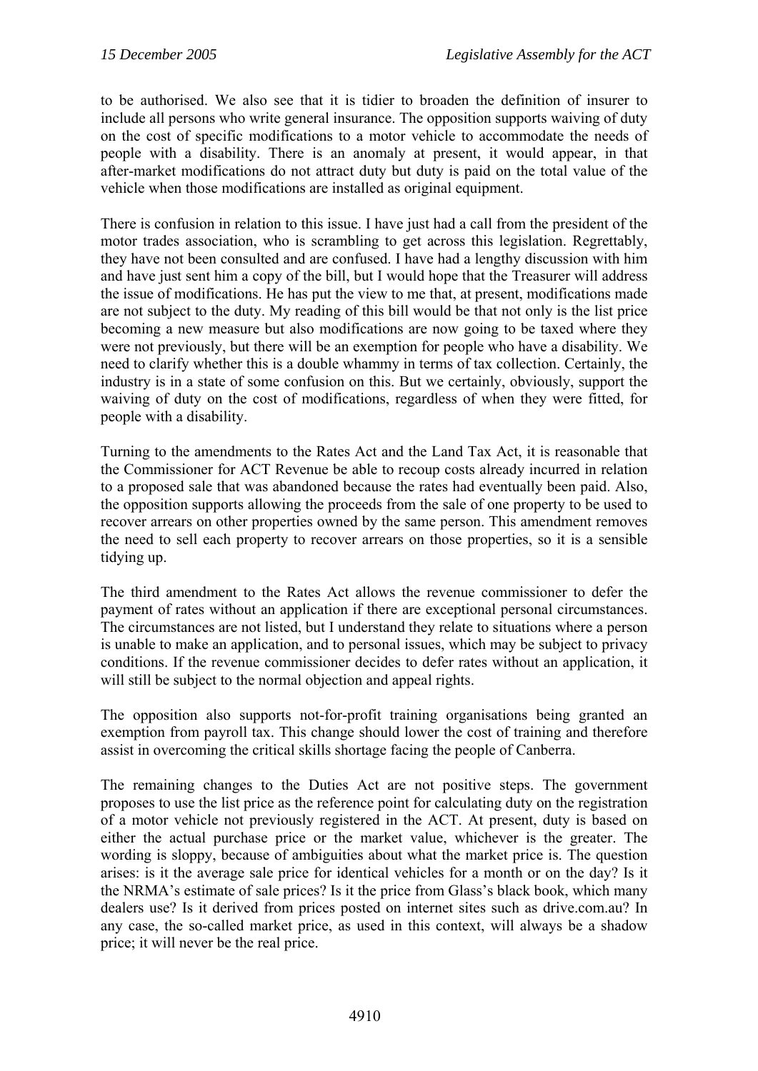to be authorised. We also see that it is tidier to broaden the definition of insurer to include all persons who write general insurance. The opposition supports waiving of duty on the cost of specific modifications to a motor vehicle to accommodate the needs of people with a disability. There is an anomaly at present, it would appear, in that after-market modifications do not attract duty but duty is paid on the total value of the vehicle when those modifications are installed as original equipment.

There is confusion in relation to this issue. I have just had a call from the president of the motor trades association, who is scrambling to get across this legislation. Regrettably, they have not been consulted and are confused. I have had a lengthy discussion with him and have just sent him a copy of the bill, but I would hope that the Treasurer will address the issue of modifications. He has put the view to me that, at present, modifications made are not subject to the duty. My reading of this bill would be that not only is the list price becoming a new measure but also modifications are now going to be taxed where they were not previously, but there will be an exemption for people who have a disability. We need to clarify whether this is a double whammy in terms of tax collection. Certainly, the industry is in a state of some confusion on this. But we certainly, obviously, support the waiving of duty on the cost of modifications, regardless of when they were fitted, for people with a disability.

Turning to the amendments to the Rates Act and the Land Tax Act, it is reasonable that the Commissioner for ACT Revenue be able to recoup costs already incurred in relation to a proposed sale that was abandoned because the rates had eventually been paid. Also, the opposition supports allowing the proceeds from the sale of one property to be used to recover arrears on other properties owned by the same person. This amendment removes the need to sell each property to recover arrears on those properties, so it is a sensible tidying up.

The third amendment to the Rates Act allows the revenue commissioner to defer the payment of rates without an application if there are exceptional personal circumstances. The circumstances are not listed, but I understand they relate to situations where a person is unable to make an application, and to personal issues, which may be subject to privacy conditions. If the revenue commissioner decides to defer rates without an application, it will still be subject to the normal objection and appeal rights.

The opposition also supports not-for-profit training organisations being granted an exemption from payroll tax. This change should lower the cost of training and therefore assist in overcoming the critical skills shortage facing the people of Canberra.

The remaining changes to the Duties Act are not positive steps. The government proposes to use the list price as the reference point for calculating duty on the registration of a motor vehicle not previously registered in the ACT. At present, duty is based on either the actual purchase price or the market value, whichever is the greater. The wording is sloppy, because of ambiguities about what the market price is. The question arises: is it the average sale price for identical vehicles for a month or on the day? Is it the NRMA's estimate of sale prices? Is it the price from Glass's black book, which many dealers use? Is it derived from prices posted on internet sites such as drive.com.au? In any case, the so-called market price, as used in this context, will always be a shadow price; it will never be the real price.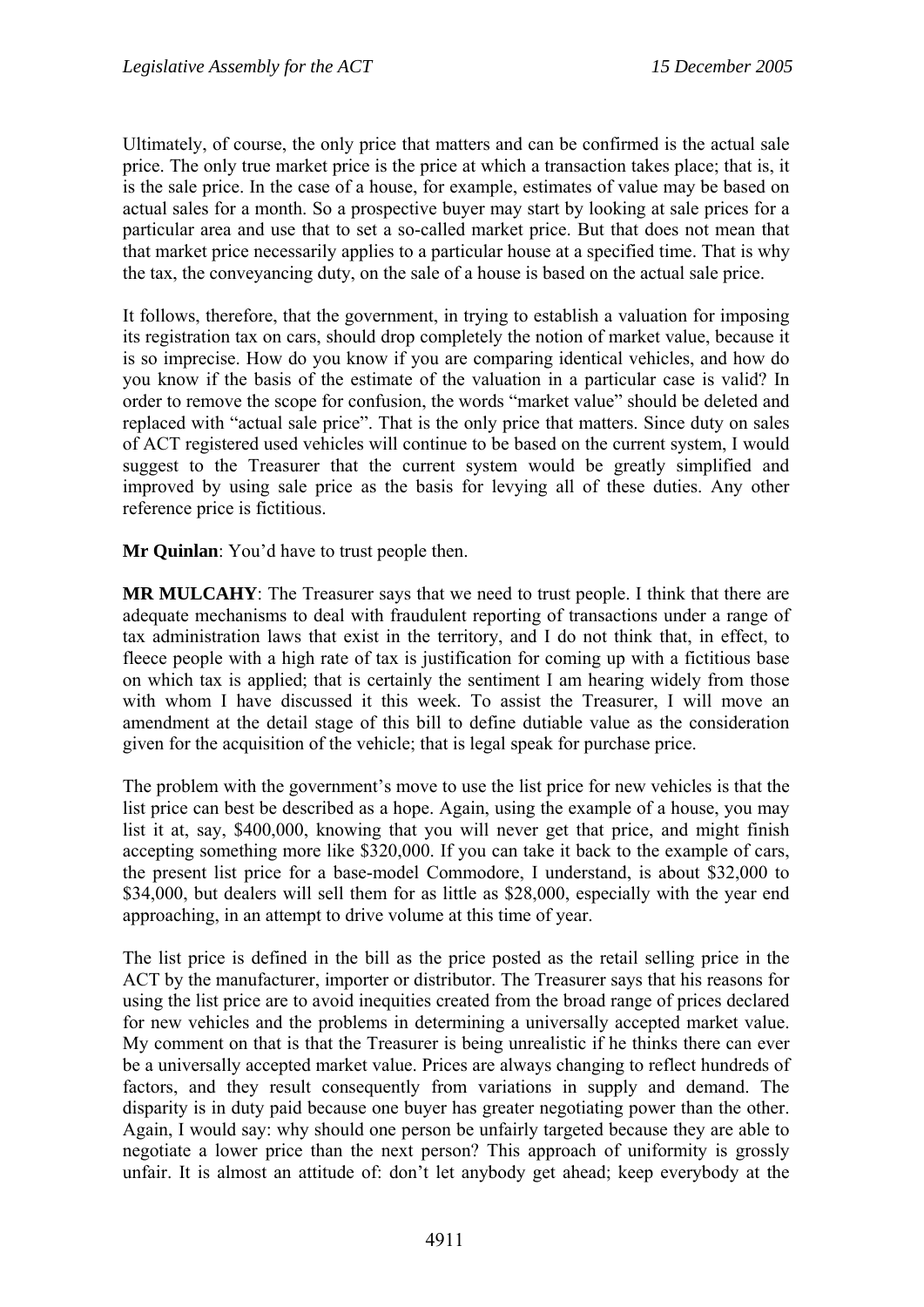Ultimately, of course, the only price that matters and can be confirmed is the actual sale price. The only true market price is the price at which a transaction takes place; that is, it is the sale price. In the case of a house, for example, estimates of value may be based on actual sales for a month. So a prospective buyer may start by looking at sale prices for a particular area and use that to set a so-called market price. But that does not mean that that market price necessarily applies to a particular house at a specified time. That is why the tax, the conveyancing duty, on the sale of a house is based on the actual sale price.

It follows, therefore, that the government, in trying to establish a valuation for imposing its registration tax on cars, should drop completely the notion of market value, because it is so imprecise. How do you know if you are comparing identical vehicles, and how do you know if the basis of the estimate of the valuation in a particular case is valid? In order to remove the scope for confusion, the words "market value" should be deleted and replaced with "actual sale price". That is the only price that matters. Since duty on sales of ACT registered used vehicles will continue to be based on the current system, I would suggest to the Treasurer that the current system would be greatly simplified and improved by using sale price as the basis for levying all of these duties. Any other reference price is fictitious.

**Mr Quinlan**: You'd have to trust people then.

**MR MULCAHY**: The Treasurer says that we need to trust people. I think that there are adequate mechanisms to deal with fraudulent reporting of transactions under a range of tax administration laws that exist in the territory, and I do not think that, in effect, to fleece people with a high rate of tax is justification for coming up with a fictitious base on which tax is applied; that is certainly the sentiment I am hearing widely from those with whom I have discussed it this week. To assist the Treasurer, I will move an amendment at the detail stage of this bill to define dutiable value as the consideration given for the acquisition of the vehicle; that is legal speak for purchase price.

The problem with the government's move to use the list price for new vehicles is that the list price can best be described as a hope. Again, using the example of a house, you may list it at, say, $400,000, knowing that you will never get that price, and might finish accepting something more like $320,000. If you can take it back to the example of cars, the present list price for a base-model Commodore, I understand, is about $32,000 to $34,000, but dealers will sell them for as little as $28,000, especially with the year end approaching, in an attempt to drive volume at this time of year.

The list price is defined in the bill as the price posted as the retail selling price in the ACT by the manufacturer, importer or distributor. The Treasurer says that his reasons for using the list price are to avoid inequities created from the broad range of prices declared for new vehicles and the problems in determining a universally accepted market value. My comment on that is that the Treasurer is being unrealistic if he thinks there can ever be a universally accepted market value. Prices are always changing to reflect hundreds of factors, and they result consequently from variations in supply and demand. The disparity is in duty paid because one buyer has greater negotiating power than the other. Again, I would say: why should one person be unfairly targeted because they are able to negotiate a lower price than the next person? This approach of uniformity is grossly unfair. It is almost an attitude of: don't let anybody get ahead; keep everybody at the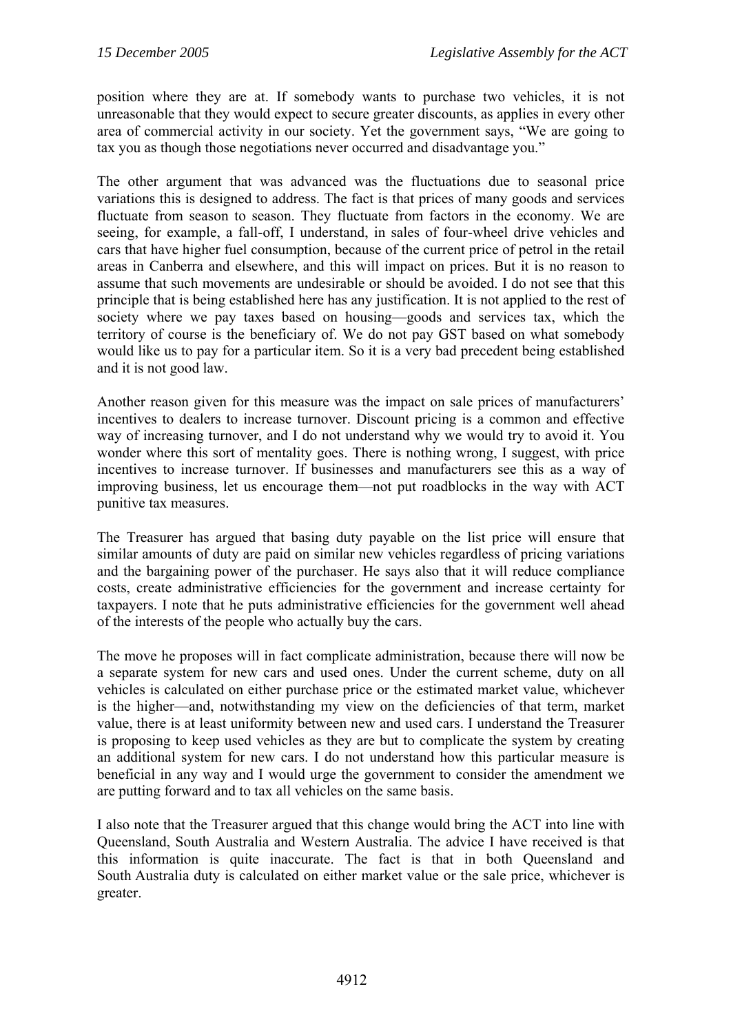position where they are at. If somebody wants to purchase two vehicles, it is not unreasonable that they would expect to secure greater discounts, as applies in every other area of commercial activity in our society. Yet the government says, "We are going to tax you as though those negotiations never occurred and disadvantage you."

The other argument that was advanced was the fluctuations due to seasonal price variations this is designed to address. The fact is that prices of many goods and services fluctuate from season to season. They fluctuate from factors in the economy. We are seeing, for example, a fall-off, I understand, in sales of four-wheel drive vehicles and cars that have higher fuel consumption, because of the current price of petrol in the retail areas in Canberra and elsewhere, and this will impact on prices. But it is no reason to assume that such movements are undesirable or should be avoided. I do not see that this principle that is being established here has any justification. It is not applied to the rest of society where we pay taxes based on housing—goods and services tax, which the territory of course is the beneficiary of. We do not pay GST based on what somebody would like us to pay for a particular item. So it is a very bad precedent being established and it is not good law.

Another reason given for this measure was the impact on sale prices of manufacturers' incentives to dealers to increase turnover. Discount pricing is a common and effective way of increasing turnover, and I do not understand why we would try to avoid it. You wonder where this sort of mentality goes. There is nothing wrong, I suggest, with price incentives to increase turnover. If businesses and manufacturers see this as a way of improving business, let us encourage them—not put roadblocks in the way with ACT punitive tax measures.

The Treasurer has argued that basing duty payable on the list price will ensure that similar amounts of duty are paid on similar new vehicles regardless of pricing variations and the bargaining power of the purchaser. He says also that it will reduce compliance costs, create administrative efficiencies for the government and increase certainty for taxpayers. I note that he puts administrative efficiencies for the government well ahead of the interests of the people who actually buy the cars.

The move he proposes will in fact complicate administration, because there will now be a separate system for new cars and used ones. Under the current scheme, duty on all vehicles is calculated on either purchase price or the estimated market value, whichever is the higher—and, notwithstanding my view on the deficiencies of that term, market value, there is at least uniformity between new and used cars. I understand the Treasurer is proposing to keep used vehicles as they are but to complicate the system by creating an additional system for new cars. I do not understand how this particular measure is beneficial in any way and I would urge the government to consider the amendment we are putting forward and to tax all vehicles on the same basis.

I also note that the Treasurer argued that this change would bring the ACT into line with Queensland, South Australia and Western Australia. The advice I have received is that this information is quite inaccurate. The fact is that in both Queensland and South Australia duty is calculated on either market value or the sale price, whichever is greater.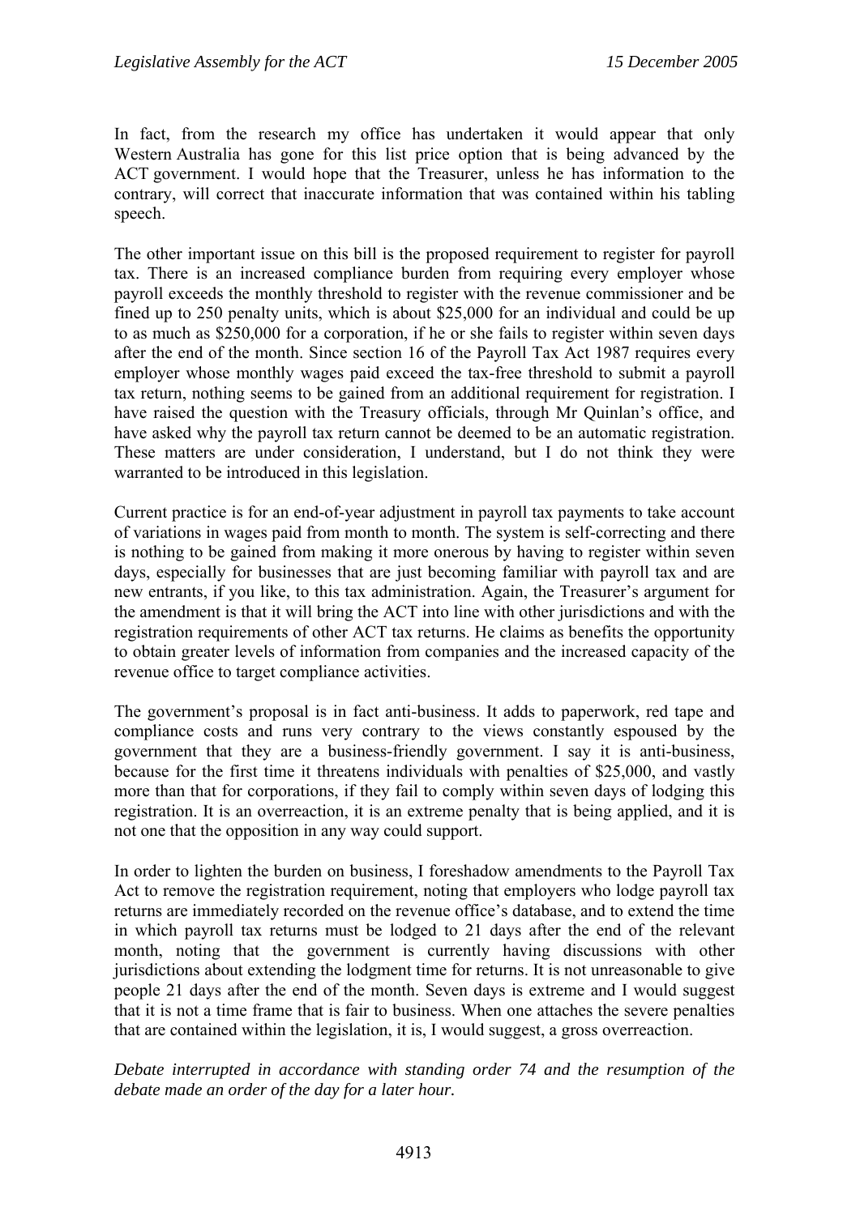In fact, from the research my office has undertaken it would appear that only Western Australia has gone for this list price option that is being advanced by the ACT government. I would hope that the Treasurer, unless he has information to the contrary, will correct that inaccurate information that was contained within his tabling speech.

The other important issue on this bill is the proposed requirement to register for payroll tax. There is an increased compliance burden from requiring every employer whose payroll exceeds the monthly threshold to register with the revenue commissioner and be fined up to 250 penalty units, which is about $25,000 for an individual and could be up to as much as $250,000 for a corporation, if he or she fails to register within seven days after the end of the month. Since section 16 of the Payroll Tax Act 1987 requires every employer whose monthly wages paid exceed the tax-free threshold to submit a payroll tax return, nothing seems to be gained from an additional requirement for registration. I have raised the question with the Treasury officials, through Mr Quinlan's office, and have asked why the payroll tax return cannot be deemed to be an automatic registration. These matters are under consideration, I understand, but I do not think they were warranted to be introduced in this legislation.

Current practice is for an end-of-year adjustment in payroll tax payments to take account of variations in wages paid from month to month. The system is self-correcting and there is nothing to be gained from making it more onerous by having to register within seven days, especially for businesses that are just becoming familiar with payroll tax and are new entrants, if you like, to this tax administration. Again, the Treasurer's argument for the amendment is that it will bring the ACT into line with other jurisdictions and with the registration requirements of other ACT tax returns. He claims as benefits the opportunity to obtain greater levels of information from companies and the increased capacity of the revenue office to target compliance activities.

The government's proposal is in fact anti-business. It adds to paperwork, red tape and compliance costs and runs very contrary to the views constantly espoused by the government that they are a business-friendly government. I say it is anti-business, because for the first time it threatens individuals with penalties of $25,000, and vastly more than that for corporations, if they fail to comply within seven days of lodging this registration. It is an overreaction, it is an extreme penalty that is being applied, and it is not one that the opposition in any way could support.

In order to lighten the burden on business, I foreshadow amendments to the Payroll Tax Act to remove the registration requirement, noting that employers who lodge payroll tax returns are immediately recorded on the revenue office's database, and to extend the time in which payroll tax returns must be lodged to 21 days after the end of the relevant month, noting that the government is currently having discussions with other jurisdictions about extending the lodgment time for returns. It is not unreasonable to give people 21 days after the end of the month. Seven days is extreme and I would suggest that it is not a time frame that is fair to business. When one attaches the severe penalties that are contained within the legislation, it is, I would suggest, a gross overreaction.

*Debate interrupted in accordance with standing order 74 and the resumption of the debate made an order of the day for a later hour.*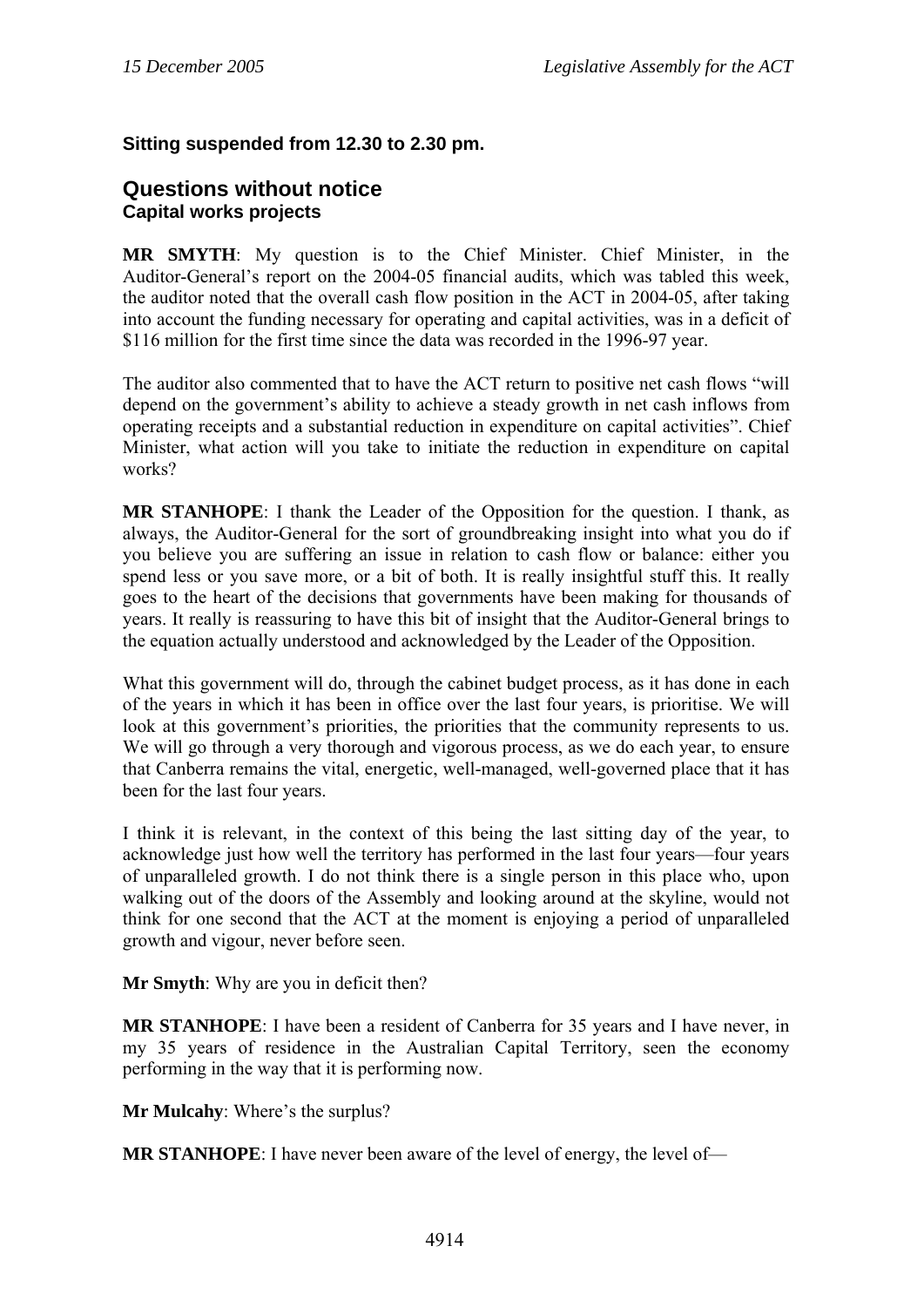**Sitting suspended from 12.30 to 2.30 pm.**

## Questions without notice

### Capital works projects

**MR SMYTH**: My question is to the Chief Minister. Chief Minister, in the Auditor-General's report on the 2004-05 financial audits, which was tabled this week, the auditor noted that the overall cash flow position in the ACT in 2004-05, after taking into account the funding necessary for operating and capital activities, was in a deficit of \$116 million for the first time since the data was recorded in the 1996-97 year.

The auditor also commented that to have the ACT return to positive net cash flows "will depend on the government's ability to achieve a steady growth in net cash inflows from operating receipts and a substantial reduction in expenditure on capital activities". Chief Minister, what action will you take to initiate the reduction in expenditure on capital works?

**MR STANHOPE**: I thank the Leader of the Opposition for the question. I thank, as always, the Auditor-General for the sort of groundbreaking insight into what you do if you believe you are suffering an issue in relation to cash flow or balance: either you spend less or you save more, or a bit of both. It is really insightful stuff this. It really goes to the heart of the decisions that governments have been making for thousands of years. It really is reassuring to have this bit of insight that the Auditor-General brings to the equation actually understood and acknowledged by the Leader of the Opposition.

What this government will do, through the cabinet budget process, as it has done in each of the years in which it has been in office over the last four years, is prioritise. We will look at this government's priorities, the priorities that the community represents to us. We will go through a very thorough and vigorous process, as we do each year, to ensure that Canberra remains the vital, energetic, well-managed, well-governed place that it has been for the last four years.

I think it is relevant, in the context of this being the last sitting day of the year, to acknowledge just how well the territory has performed in the last four years—four years of unparalleled growth. I do not think there is a single person in this place who, upon walking out of the doors of the Assembly and looking around at the skyline, would not think for one second that the ACT at the moment is enjoying a period of unparalleled growth and vigour, never before seen.

**Mr Smyth**: Why are you in deficit then?

**MR STANHOPE**: I have been a resident of Canberra for 35 years and I have never, in my 35 years of residence in the Australian Capital Territory, seen the economy performing in the way that it is performing now.

**Mr Mulcahy**: Where's the surplus?

**MR STANHOPE**: I have never been aware of the level of energy, the level of—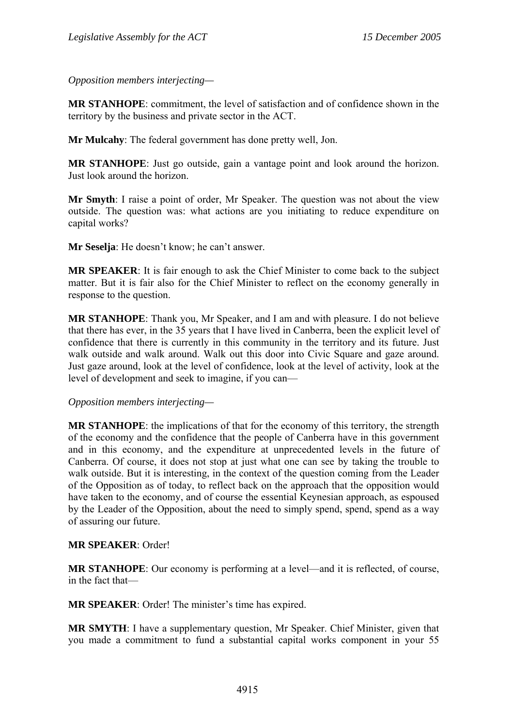*Opposition members interjecting—*

**MR STANHOPE**: commitment, the level of satisfaction and of confidence shown in the territory by the business and private sector in the ACT.

**Mr Mulcahy**: The federal government has done pretty well, Jon.

**MR STANHOPE**: Just go outside, gain a vantage point and look around the horizon. Just look around the horizon.

**Mr Smyth**: I raise a point of order, Mr Speaker. The question was not about the view outside. The question was: what actions are you initiating to reduce expenditure on capital works?

**Mr Seselja**: He doesn't know; he can't answer.

**MR SPEAKER**: It is fair enough to ask the Chief Minister to come back to the subject matter. But it is fair also for the Chief Minister to reflect on the economy generally in response to the question.

**MR STANHOPE**: Thank you, Mr Speaker, and I am and with pleasure. I do not believe that there has ever, in the 35 years that I have lived in Canberra, been the explicit level of confidence that there is currently in this community in the territory and its future. Just walk outside and walk around. Walk out this door into Civic Square and gaze around. Just gaze around, look at the level of confidence, look at the level of activity, look at the level of development and seek to imagine, if you can—

*Opposition members interjecting—*

**MR STANHOPE**: the implications of that for the economy of this territory, the strength of the economy and the confidence that the people of Canberra have in this government and in this economy, and the expenditure at unprecedented levels in the future of Canberra. Of course, it does not stop at just what one can see by taking the trouble to walk outside. But it is interesting, in the context of the question coming from the Leader of the Opposition as of today, to reflect back on the approach that the opposition would have taken to the economy, and of course the essential Keynesian approach, as espoused by the Leader of the Opposition, about the need to simply spend, spend, spend as a way of assuring our future.

**MR SPEAKER**: Order!

**MR STANHOPE**: Our economy is performing at a level—and it is reflected, of course, in the fact that—

**MR SPEAKER**: Order! The minister's time has expired.

**MR SMYTH**: I have a supplementary question, Mr Speaker. Chief Minister, given that you made a commitment to fund a substantial capital works component in your 55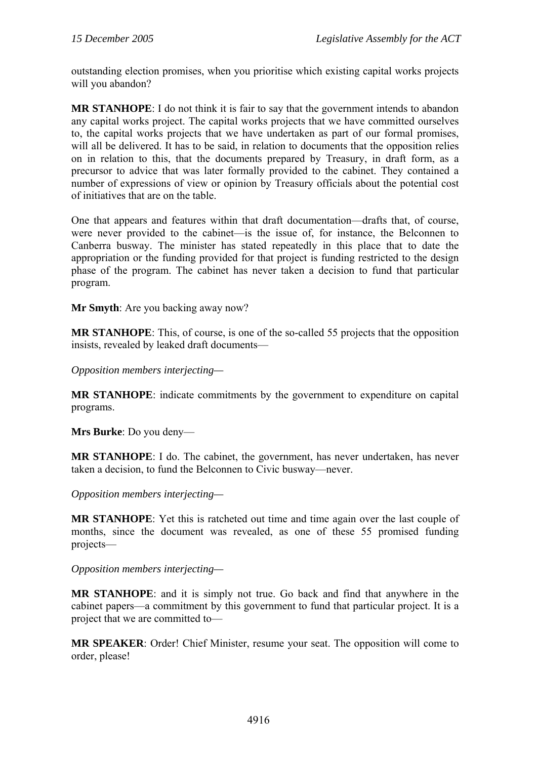outstanding election promises, when you prioritise which existing capital works projects will you abandon?

**MR STANHOPE**: I do not think it is fair to say that the government intends to abandon any capital works project. The capital works projects that we have committed ourselves to, the capital works projects that we have undertaken as part of our formal promises, will all be delivered. It has to be said, in relation to documents that the opposition relies on in relation to this, that the documents prepared by Treasury, in draft form, as a precursor to advice that was later formally provided to the cabinet. They contained a number of expressions of view or opinion by Treasury officials about the potential cost of initiatives that are on the table.

One that appears and features within that draft documentation—drafts that, of course, were never provided to the cabinet—is the issue of, for instance, the Belconnen to Canberra busway. The minister has stated repeatedly in this place that to date the appropriation or the funding provided for that project is funding restricted to the design phase of the program. The cabinet has never taken a decision to fund that particular program.

**Mr Smyth**: Are you backing away now?

**MR STANHOPE**: This, of course, is one of the so-called 55 projects that the opposition insists, revealed by leaked draft documents—

*Opposition members interjecting—*

**MR STANHOPE**: indicate commitments by the government to expenditure on capital programs.

**Mrs Burke**: Do you deny—

**MR STANHOPE**: I do. The cabinet, the government, has never undertaken, has never taken a decision, to fund the Belconnen to Civic busway—never.

*Opposition members interjecting—*

**MR STANHOPE**: Yet this is ratcheted out time and time again over the last couple of months, since the document was revealed, as one of these 55 promised funding projects—

*Opposition members interjecting—*

**MR STANHOPE**: and it is simply not true. Go back and find that anywhere in the cabinet papers—a commitment by this government to fund that particular project. It is a project that we are committed to—

**MR SPEAKER**: Order! Chief Minister, resume your seat. The opposition will come to order, please!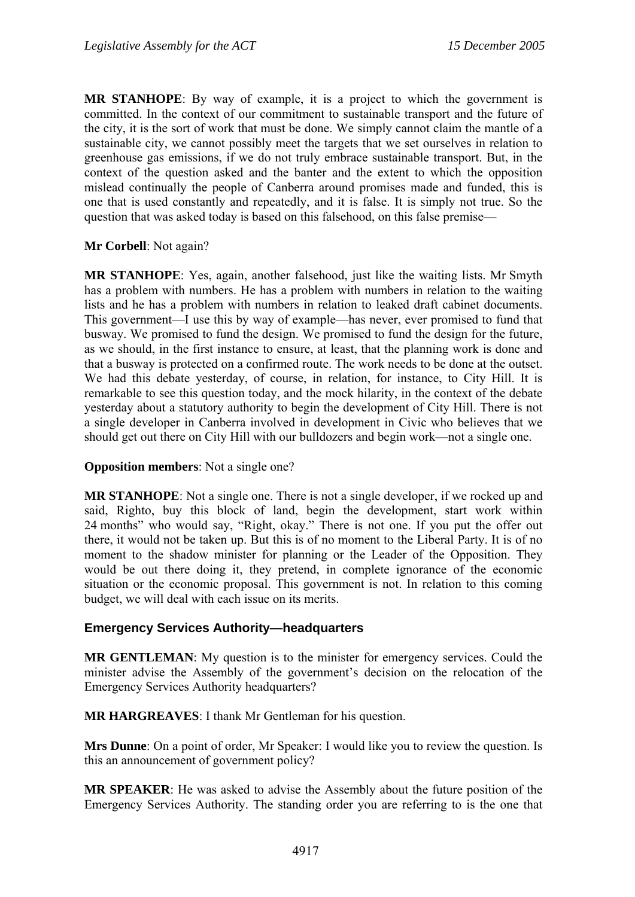**MR STANHOPE**: By way of example, it is a project to which the government is committed. In the context of our commitment to sustainable transport and the future of the city, it is the sort of work that must be done. We simply cannot claim the mantle of a sustainable city, we cannot possibly meet the targets that we set ourselves in relation to greenhouse gas emissions, if we do not truly embrace sustainable transport. But, in the context of the question asked and the banter and the extent to which the opposition mislead continually the people of Canberra around promises made and funded, this is one that is used constantly and repeatedly, and it is false. It is simply not true. So the question that was asked today is based on this falsehood, on this false premise—

**Mr Corbell**: Not again?

**MR STANHOPE**: Yes, again, another falsehood, just like the waiting lists. Mr Smyth has a problem with numbers. He has a problem with numbers in relation to the waiting lists and he has a problem with numbers in relation to leaked draft cabinet documents. This government—I use this by way of example—has never, ever promised to fund that busway. We promised to fund the design. We promised to fund the design for the future, as we should, in the first instance to ensure, at least, that the planning work is done and that a busway is protected on a confirmed route. The work needs to be done at the outset. We had this debate yesterday, of course, in relation, for instance, to City Hill. It is remarkable to see this question today, and the mock hilarity, in the context of the debate yesterday about a statutory authority to begin the development of City Hill. There is not a single developer in Canberra involved in development in Civic who believes that we should get out there on City Hill with our bulldozers and begin work—not a single one.

**Opposition members**: Not a single one?

**MR STANHOPE**: Not a single one. There is not a single developer, if we rocked up and said, Righto, buy this block of land, begin the development, start work within 24 months" who would say, "Right, okay." There is not one. If you put the offer out there, it would not be taken up. But this is of no moment to the Liberal Party. It is of no moment to the shadow minister for planning or the Leader of the Opposition. They would be out there doing it, they pretend, in complete ignorance of the economic situation or the economic proposal. This government is not. In relation to this coming budget, we will deal with each issue on its merits.

## Emergency Services Authority—headquarters

**MR GENTLEMAN**: My question is to the minister for emergency services. Could the minister advise the Assembly of the government's decision on the relocation of the Emergency Services Authority headquarters?

**MR HARGREAVES**: I thank Mr Gentleman for his question.

**Mrs Dunne**: On a point of order, Mr Speaker: I would like you to review the question. Is this an announcement of government policy?

**MR SPEAKER**: He was asked to advise the Assembly about the future position of the Emergency Services Authority. The standing order you are referring to is the one that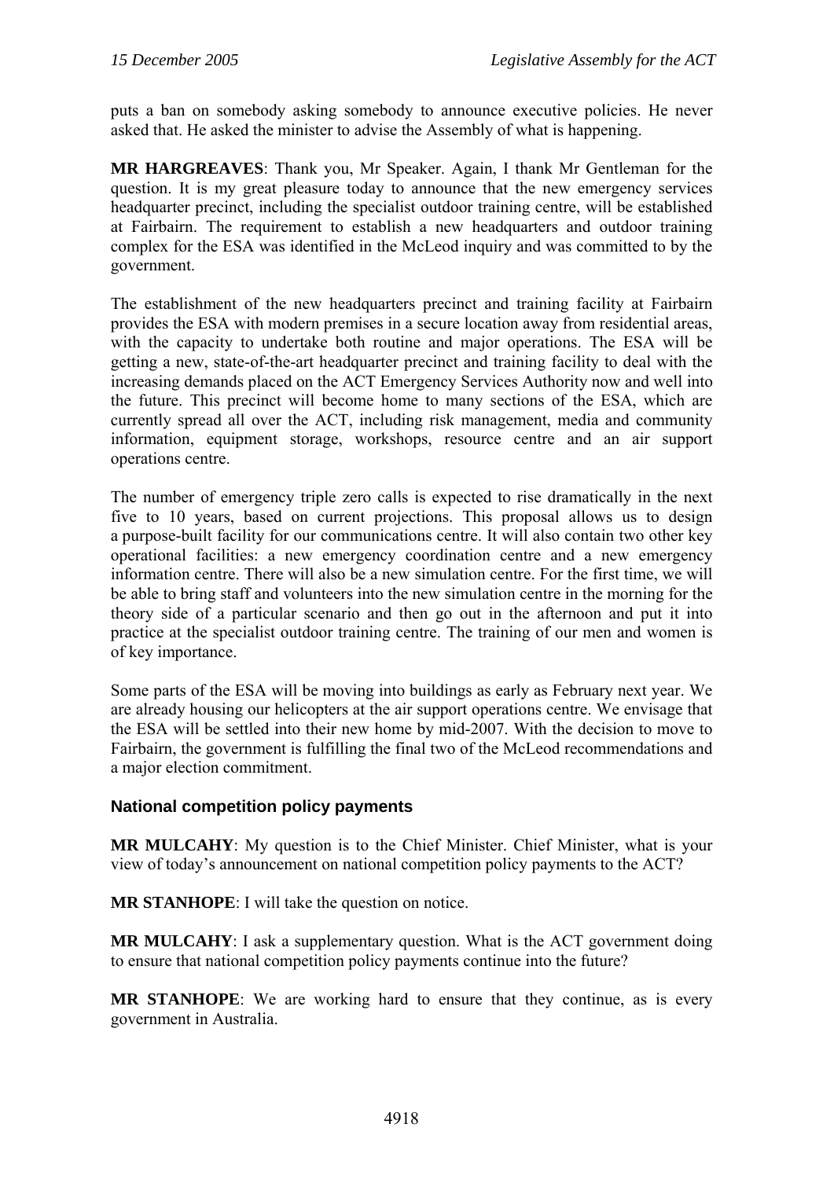puts a ban on somebody asking somebody to announce executive policies. He never asked that. He asked the minister to advise the Assembly of what is happening.

**MR HARGREAVES**: Thank you, Mr Speaker. Again, I thank Mr Gentleman for the question. It is my great pleasure today to announce that the new emergency services headquarter precinct, including the specialist outdoor training centre, will be established at Fairbairn. The requirement to establish a new headquarters and outdoor training complex for the ESA was identified in the McLeod inquiry and was committed to by the government.

The establishment of the new headquarters precinct and training facility at Fairbairn provides the ESA with modern premises in a secure location away from residential areas, with the capacity to undertake both routine and major operations. The ESA will be getting a new, state-of-the-art headquarter precinct and training facility to deal with the increasing demands placed on the ACT Emergency Services Authority now and well into the future. This precinct will become home to many sections of the ESA, which are currently spread all over the ACT, including risk management, media and community information, equipment storage, workshops, resource centre and an air support operations centre.

The number of emergency triple zero calls is expected to rise dramatically in the next five to 10 years, based on current projections. This proposal allows us to design a purpose-built facility for our communications centre. It will also contain two other key operational facilities: a new emergency coordination centre and a new emergency information centre. There will also be a new simulation centre. For the first time, we will be able to bring staff and volunteers into the new simulation centre in the morning for the theory side of a particular scenario and then go out in the afternoon and put it into practice at the specialist outdoor training centre. The training of our men and women is of key importance.

Some parts of the ESA will be moving into buildings as early as February next year. We are already housing our helicopters at the air support operations centre. We envisage that the ESA will be settled into their new home by mid-2007. With the decision to move to Fairbairn, the government is fulfilling the final two of the McLeod recommendations and a major election commitment.

## National competition policy payments

**MR MULCAHY**: My question is to the Chief Minister. Chief Minister, what is your view of today's announcement on national competition policy payments to the ACT?

**MR STANHOPE**: I will take the question on notice.

**MR MULCAHY**: I ask a supplementary question. What is the ACT government doing to ensure that national competition policy payments continue into the future?

**MR STANHOPE**: We are working hard to ensure that they continue, as is every government in Australia.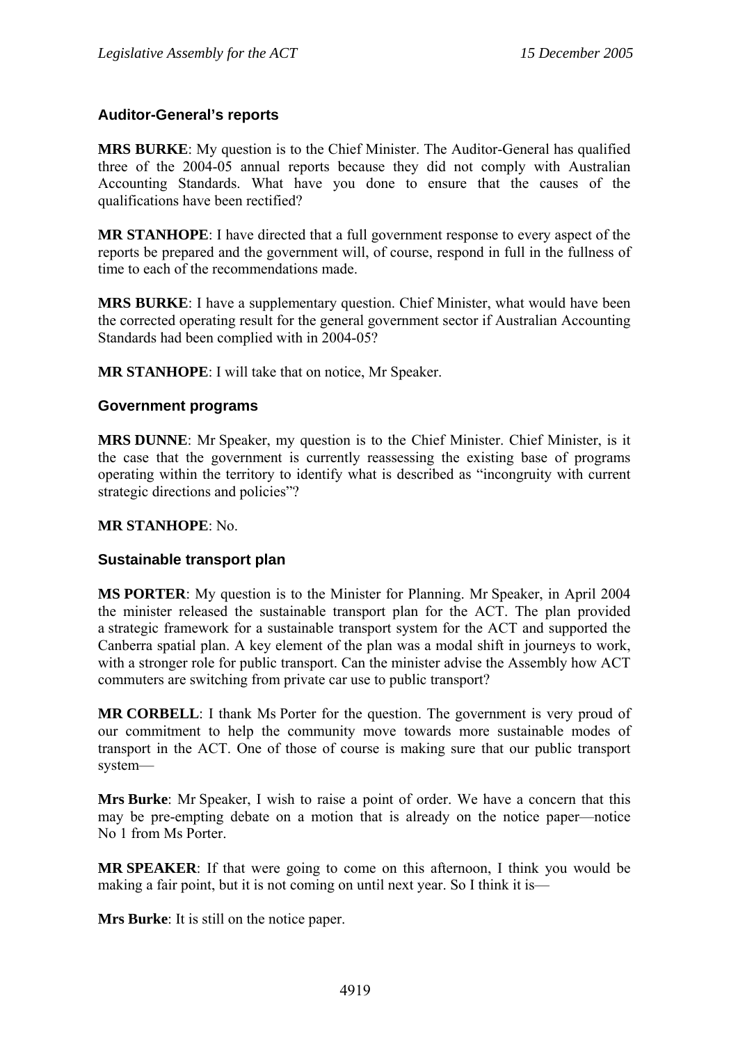### Auditor-General's reports

**MRS BURKE**: My question is to the Chief Minister. The Auditor-General has qualified three of the 2004-05 annual reports because they did not comply with Australian Accounting Standards. What have you done to ensure that the causes of the qualifications have been rectified?

**MR STANHOPE**: I have directed that a full government response to every aspect of the reports be prepared and the government will, of course, respond in full in the fullness of time to each of the recommendations made.

**MRS BURKE**: I have a supplementary question. Chief Minister, what would have been the corrected operating result for the general government sector if Australian Accounting Standards had been complied with in 2004-05?

**MR STANHOPE**: I will take that on notice, Mr Speaker.

### Government programs

**MRS DUNNE**: Mr Speaker, my question is to the Chief Minister. Chief Minister, is it the case that the government is currently reassessing the existing base of programs operating within the territory to identify what is described as "incongruity with current strategic directions and policies"?

**MR STANHOPE**: No.

### Sustainable transport plan

**MS PORTER**: My question is to the Minister for Planning. Mr Speaker, in April 2004 the minister released the sustainable transport plan for the ACT. The plan provided a strategic framework for a sustainable transport system for the ACT and supported the Canberra spatial plan. A key element of the plan was a modal shift in journeys to work, with a stronger role for public transport. Can the minister advise the Assembly how ACT commuters are switching from private car use to public transport?

**MR CORBELL**: I thank Ms Porter for the question. The government is very proud of our commitment to help the community move towards more sustainable modes of transport in the ACT. One of those of course is making sure that our public transport system—

**Mrs Burke**: Mr Speaker, I wish to raise a point of order. We have a concern that this may be pre-empting debate on a motion that is already on the notice paper—notice No 1 from Ms Porter.

**MR SPEAKER**: If that were going to come on this afternoon, I think you would be making a fair point, but it is not coming on until next year. So I think it is—

**Mrs Burke**: It is still on the notice paper.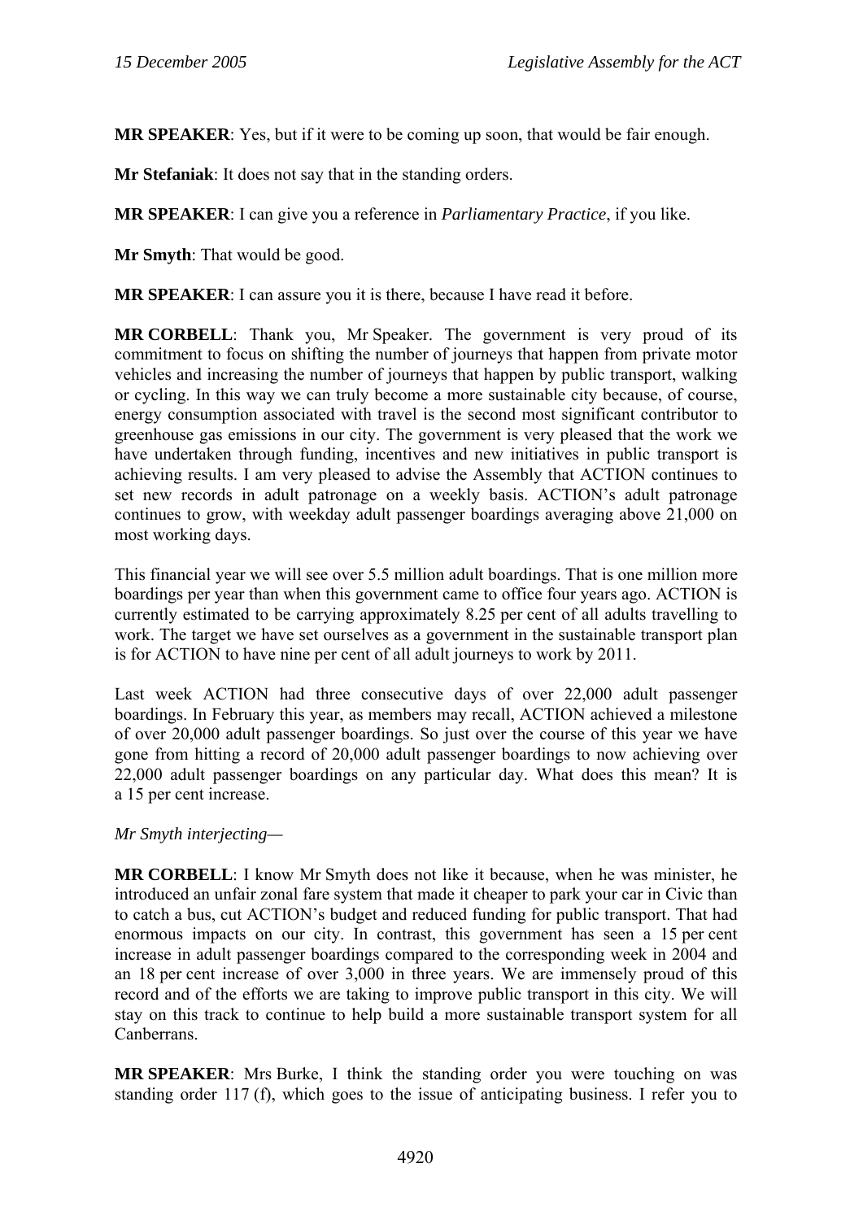**MR SPEAKER**: Yes, but if it were to be coming up soon, that would be fair enough.

**Mr Stefaniak**: It does not say that in the standing orders.

**MR SPEAKER**: I can give you a reference in *Parliamentary Practice*, if you like.

**Mr Smyth**: That would be good.

**MR SPEAKER**: I can assure you it is there, because I have read it before.

**MR CORBELL**: Thank you, Mr Speaker. The government is very proud of its commitment to focus on shifting the number of journeys that happen from private motor vehicles and increasing the number of journeys that happen by public transport, walking or cycling. In this way we can truly become a more sustainable city because, of course, energy consumption associated with travel is the second most significant contributor to greenhouse gas emissions in our city. The government is very pleased that the work we have undertaken through funding, incentives and new initiatives in public transport is achieving results. I am very pleased to advise the Assembly that ACTION continues to set new records in adult patronage on a weekly basis. ACTION's adult patronage continues to grow, with weekday adult passenger boardings averaging above 21,000 on most working days.

This financial year we will see over 5.5 million adult boardings. That is one million more boardings per year than when this government came to office four years ago. ACTION is currently estimated to be carrying approximately 8.25 per cent of all adults travelling to work. The target we have set ourselves as a government in the sustainable transport plan is for ACTION to have nine per cent of all adult journeys to work by 2011.

Last week ACTION had three consecutive days of over 22,000 adult passenger boardings. In February this year, as members may recall, ACTION achieved a milestone of over 20,000 adult passenger boardings. So just over the course of this year we have gone from hitting a record of 20,000 adult passenger boardings to now achieving over 22,000 adult passenger boardings on any particular day. What does this mean? It is a 15 per cent increase.

*Mr Smyth interjecting—*

**MR CORBELL**: I know Mr Smyth does not like it because, when he was minister, he introduced an unfair zonal fare system that made it cheaper to park your car in Civic than to catch a bus, cut ACTION's budget and reduced funding for public transport. That had enormous impacts on our city. In contrast, this government has seen a 15 per cent increase in adult passenger boardings compared to the corresponding week in 2004 and an 18 per cent increase of over 3,000 in three years. We are immensely proud of this record and of the efforts we are taking to improve public transport in this city. We will stay on this track to continue to help build a more sustainable transport system for all Canberrans.

**MR SPEAKER**: Mrs Burke, I think the standing order you were touching on was standing order 117 (f), which goes to the issue of anticipating business. I refer you to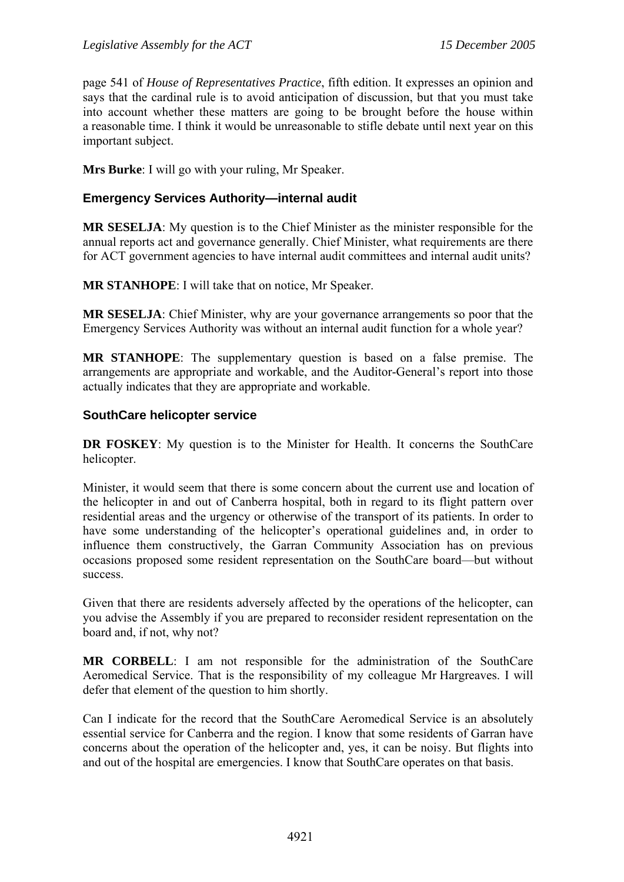page 541 of *House of Representatives Practice*, fifth edition. It expresses an opinion and says that the cardinal rule is to avoid anticipation of discussion, but that you must take into account whether these matters are going to be brought before the house within a reasonable time. I think it would be unreasonable to stifle debate until next year on this important subject.

**Mrs Burke**: I will go with your ruling, Mr Speaker.

### Emergency Services Authority—internal audit

**MR SESELJA**: My question is to the Chief Minister as the minister responsible for the annual reports act and governance generally. Chief Minister, what requirements are there for ACT government agencies to have internal audit committees and internal audit units?

**MR STANHOPE**: I will take that on notice, Mr Speaker.

**MR SESELJA**: Chief Minister, why are your governance arrangements so poor that the Emergency Services Authority was without an internal audit function for a whole year?

**MR STANHOPE**: The supplementary question is based on a false premise. The arrangements are appropriate and workable, and the Auditor-General's report into those actually indicates that they are appropriate and workable.

### SouthCare helicopter service

**DR FOSKEY**: My question is to the Minister for Health. It concerns the SouthCare helicopter.

Minister, it would seem that there is some concern about the current use and location of the helicopter in and out of Canberra hospital, both in regard to its flight pattern over residential areas and the urgency or otherwise of the transport of its patients. In order to have some understanding of the helicopter's operational guidelines and, in order to influence them constructively, the Garran Community Association has on previous occasions proposed some resident representation on the SouthCare board—but without success.

Given that there are residents adversely affected by the operations of the helicopter, can you advise the Assembly if you are prepared to reconsider resident representation on the board and, if not, why not?

**MR CORBELL**: I am not responsible for the administration of the SouthCare Aeromedical Service. That is the responsibility of my colleague Mr Hargreaves. I will defer that element of the question to him shortly.

Can I indicate for the record that the SouthCare Aeromedical Service is an absolutely essential service for Canberra and the region. I know that some residents of Garran have concerns about the operation of the helicopter and, yes, it can be noisy. But flights into and out of the hospital are emergencies. I know that SouthCare operates on that basis.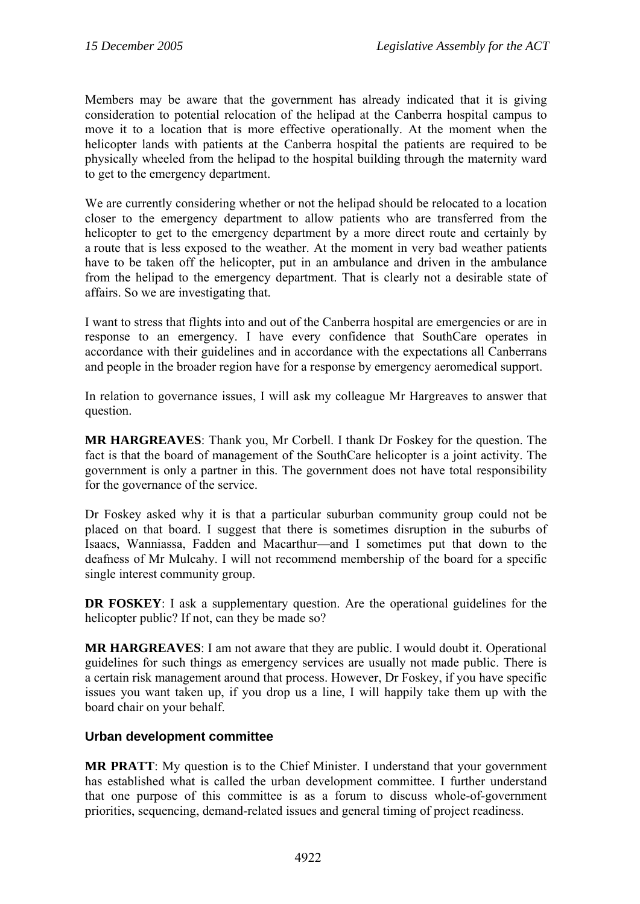Members may be aware that the government has already indicated that it is giving consideration to potential relocation of the helipad at the Canberra hospital campus to move it to a location that is more effective operationally. At the moment when the helicopter lands with patients at the Canberra hospital the patients are required to be physically wheeled from the helipad to the hospital building through the maternity ward to get to the emergency department.

We are currently considering whether or not the helipad should be relocated to a location closer to the emergency department to allow patients who are transferred from the helicopter to get to the emergency department by a more direct route and certainly by a route that is less exposed to the weather. At the moment in very bad weather patients have to be taken off the helicopter, put in an ambulance and driven in the ambulance from the helipad to the emergency department. That is clearly not a desirable state of affairs. So we are investigating that.

I want to stress that flights into and out of the Canberra hospital are emergencies or are in response to an emergency. I have every confidence that SouthCare operates in accordance with their guidelines and in accordance with the expectations all Canberrans and people in the broader region have for a response by emergency aeromedical support.

In relation to governance issues, I will ask my colleague Mr Hargreaves to answer that question.

**MR HARGREAVES**: Thank you, Mr Corbell. I thank Dr Foskey for the question. The fact is that the board of management of the SouthCare helicopter is a joint activity. The government is only a partner in this. The government does not have total responsibility for the governance of the service.

Dr Foskey asked why it is that a particular suburban community group could not be placed on that board. I suggest that there is sometimes disruption in the suburbs of Isaacs, Wanniassa, Fadden and Macarthur—and I sometimes put that down to the deafness of Mr Mulcahy. I will not recommend membership of the board for a specific single interest community group.

**DR FOSKEY**: I ask a supplementary question. Are the operational guidelines for the helicopter public? If not, can they be made so?

**MR HARGREAVES**: I am not aware that they are public. I would doubt it. Operational guidelines for such things as emergency services are usually not made public. There is a certain risk management around that process. However, Dr Foskey, if you have specific issues you want taken up, if you drop us a line, I will happily take them up with the board chair on your behalf.

## Urban development committee

**MR PRATT**: My question is to the Chief Minister. I understand that your government has established what is called the urban development committee. I further understand that one purpose of this committee is as a forum to discuss whole-of-government priorities, sequencing, demand-related issues and general timing of project readiness.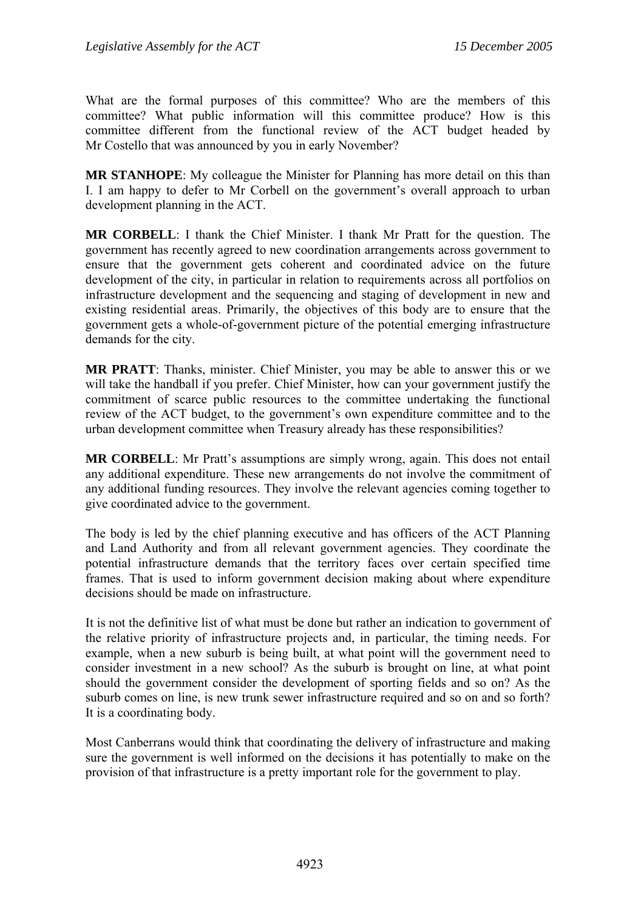What are the formal purposes of this committee? Who are the members of this committee? What public information will this committee produce? How is this committee different from the functional review of the ACT budget headed by Mr Costello that was announced by you in early November?

**MR STANHOPE**: My colleague the Minister for Planning has more detail on this than I. I am happy to defer to Mr Corbell on the government's overall approach to urban development planning in the ACT.

**MR CORBELL**: I thank the Chief Minister. I thank Mr Pratt for the question. The government has recently agreed to new coordination arrangements across government to ensure that the government gets coherent and coordinated advice on the future development of the city, in particular in relation to requirements across all portfolios on infrastructure development and the sequencing and staging of development in new and existing residential areas. Primarily, the objectives of this body are to ensure that the government gets a whole-of-government picture of the potential emerging infrastructure demands for the city.

**MR PRATT**: Thanks, minister. Chief Minister, you may be able to answer this or we will take the handball if you prefer. Chief Minister, how can your government justify the commitment of scarce public resources to the committee undertaking the functional review of the ACT budget, to the government's own expenditure committee and to the urban development committee when Treasury already has these responsibilities?

**MR CORBELL**: Mr Pratt's assumptions are simply wrong, again. This does not entail any additional expenditure. These new arrangements do not involve the commitment of any additional funding resources. They involve the relevant agencies coming together to give coordinated advice to the government.

The body is led by the chief planning executive and has officers of the ACT Planning and Land Authority and from all relevant government agencies. They coordinate the potential infrastructure demands that the territory faces over certain specified time frames. That is used to inform government decision making about where expenditure decisions should be made on infrastructure.

It is not the definitive list of what must be done but rather an indication to government of the relative priority of infrastructure projects and, in particular, the timing needs. For example, when a new suburb is being built, at what point will the government need to consider investment in a new school? As the suburb is brought on line, at what point should the government consider the development of sporting fields and so on? As the suburb comes on line, is new trunk sewer infrastructure required and so on and so forth? It is a coordinating body.

Most Canberrans would think that coordinating the delivery of infrastructure and making sure the government is well informed on the decisions it has potentially to make on the provision of that infrastructure is a pretty important role for the government to play.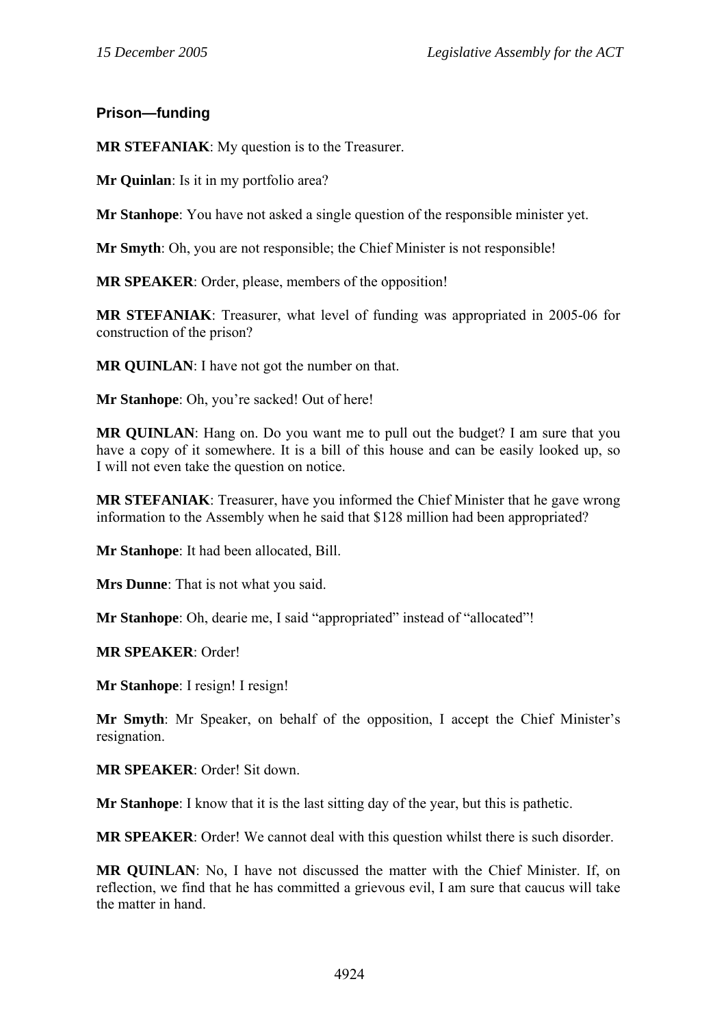### Prison—funding

**MR STEFANIAK**: My question is to the Treasurer.

**Mr Quinlan**: Is it in my portfolio area?

**Mr Stanhope**: You have not asked a single question of the responsible minister yet.

**Mr Smyth**: Oh, you are not responsible; the Chief Minister is not responsible!

**MR SPEAKER**: Order, please, members of the opposition!

**MR STEFANIAK**: Treasurer, what level of funding was appropriated in 2005-06 for construction of the prison?

**MR QUINLAN**: I have not got the number on that.

**Mr Stanhope**: Oh, you're sacked! Out of here!

**MR QUINLAN**: Hang on. Do you want me to pull out the budget? I am sure that you have a copy of it somewhere. It is a bill of this house and can be easily looked up, so I will not even take the question on notice.

**MR STEFANIAK**: Treasurer, have you informed the Chief Minister that he gave wrong information to the Assembly when he said that $128 million had been appropriated?

**Mr Stanhope**: It had been allocated, Bill.

**Mrs Dunne**: That is not what you said.

**Mr Stanhope**: Oh, dearie me, I said "appropriated" instead of "allocated"!

**MR SPEAKER**: Order!

**Mr Stanhope**: I resign! I resign!

**Mr Smyth**: Mr Speaker, on behalf of the opposition, I accept the Chief Minister's resignation.

**MR SPEAKER**: Order! Sit down.

**Mr Stanhope**: I know that it is the last sitting day of the year, but this is pathetic.

**MR SPEAKER**: Order! We cannot deal with this question whilst there is such disorder.

**MR QUINLAN**: No, I have not discussed the matter with the Chief Minister. If, on reflection, we find that he has committed a grievous evil, I am sure that caucus will take the matter in hand.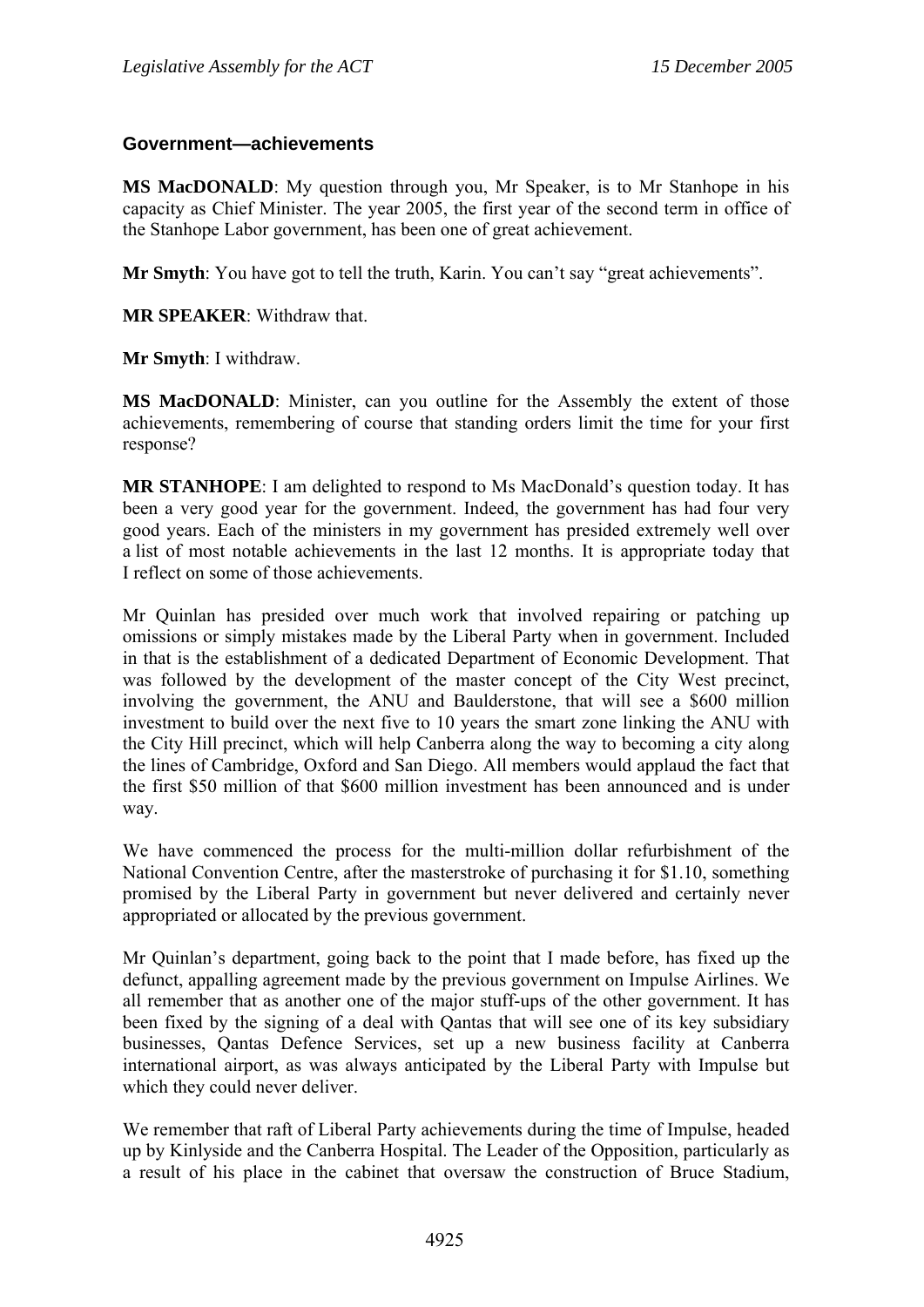### Government—achievements

**MS MacDONALD**: My question through you, Mr Speaker, is to Mr Stanhope in his capacity as Chief Minister. The year 2005, the first year of the second term in office of the Stanhope Labor government, has been one of great achievement.

**Mr Smyth**: You have got to tell the truth, Karin. You can't say "great achievements".

**MR SPEAKER**: Withdraw that.

**Mr Smyth**: I withdraw.

**MS MacDONALD**: Minister, can you outline for the Assembly the extent of those achievements, remembering of course that standing orders limit the time for your first response?

**MR STANHOPE**: I am delighted to respond to Ms MacDonald's question today. It has been a very good year for the government. Indeed, the government has had four very good years. Each of the ministers in my government has presided extremely well over a list of most notable achievements in the last 12 months. It is appropriate today that I reflect on some of those achievements.

Mr Quinlan has presided over much work that involved repairing or patching up omissions or simply mistakes made by the Liberal Party when in government. Included in that is the establishment of a dedicated Department of Economic Development. That was followed by the development of the master concept of the City West precinct, involving the government, the ANU and Baulderstone, that will see a $600 million investment to build over the next five to 10 years the smart zone linking the ANU with the City Hill precinct, which will help Canberra along the way to becoming a city along the lines of Cambridge, Oxford and San Diego. All members would applaud the fact that the first $50 million of that $600 million investment has been announced and is under way.

We have commenced the process for the multi-million dollar refurbishment of the National Convention Centre, after the masterstroke of purchasing it for $1.10, something promised by the Liberal Party in government but never delivered and certainly never appropriated or allocated by the previous government.

Mr Quinlan's department, going back to the point that I made before, has fixed up the defunct, appalling agreement made by the previous government on Impulse Airlines. We all remember that as another one of the major stuff-ups of the other government. It has been fixed by the signing of a deal with Qantas that will see one of its key subsidiary businesses, Qantas Defence Services, set up a new business facility at Canberra international airport, as was always anticipated by the Liberal Party with Impulse but which they could never deliver.

We remember that raft of Liberal Party achievements during the time of Impulse, headed up by Kinlyside and the Canberra Hospital. The Leader of the Opposition, particularly as a result of his place in the cabinet that oversaw the construction of Bruce Stadium,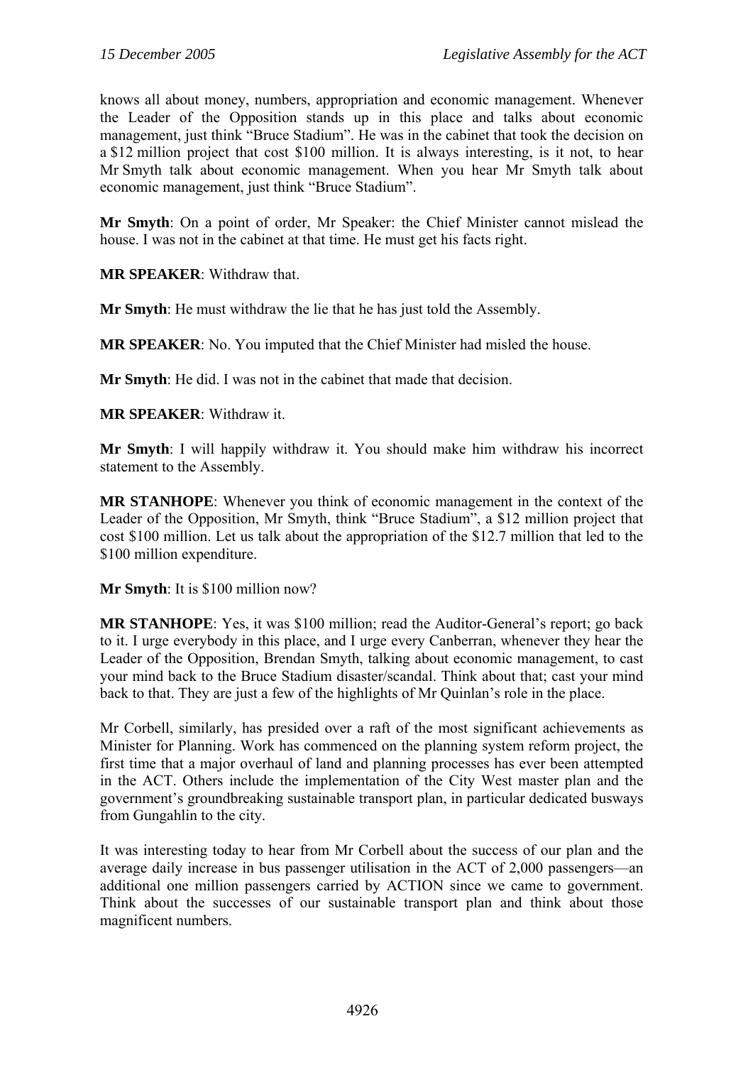knows all about money, numbers, appropriation and economic management. Whenever the Leader of the Opposition stands up in this place and talks about economic management, just think "Bruce Stadium". He was in the cabinet that took the decision on a $12 million project that cost $100 million. It is always interesting, is it not, to hear Mr Smyth talk about economic management. When you hear Mr Smyth talk about economic management, just think "Bruce Stadium".

**Mr Smyth**: On a point of order, Mr Speaker: the Chief Minister cannot mislead the house. I was not in the cabinet at that time. He must get his facts right.

**MR SPEAKER**: Withdraw that.

**Mr Smyth**: He must withdraw the lie that he has just told the Assembly.

**MR SPEAKER**: No. You imputed that the Chief Minister had misled the house.

**Mr Smyth**: He did. I was not in the cabinet that made that decision.

**MR SPEAKER**: Withdraw it.

**Mr Smyth**: I will happily withdraw it. You should make him withdraw his incorrect statement to the Assembly.

**MR STANHOPE**: Whenever you think of economic management in the context of the Leader of the Opposition, Mr Smyth, think "Bruce Stadium", a $12 million project that cost $100 million. Let us talk about the appropriation of the $12.7 million that led to the $100 million expenditure.

**Mr Smyth**: It is $100 million now?

**MR STANHOPE**: Yes, it was $100 million; read the Auditor-General's report; go back to it. I urge everybody in this place, and I urge every Canberran, whenever they hear the Leader of the Opposition, Brendan Smyth, talking about economic management, to cast your mind back to the Bruce Stadium disaster/scandal. Think about that; cast your mind back to that. They are just a few of the highlights of Mr Quinlan's role in the place.

Mr Corbell, similarly, has presided over a raft of the most significant achievements as Minister for Planning. Work has commenced on the planning system reform project, the first time that a major overhaul of land and planning processes has ever been attempted in the ACT. Others include the implementation of the City West master plan and the government's groundbreaking sustainable transport plan, in particular dedicated busways from Gungahlin to the city.

It was interesting today to hear from Mr Corbell about the success of our plan and the average daily increase in bus passenger utilisation in the ACT of 2,000 passengers—an additional one million passengers carried by ACTION since we came to government. Think about the successes of our sustainable transport plan and think about those magnificent numbers.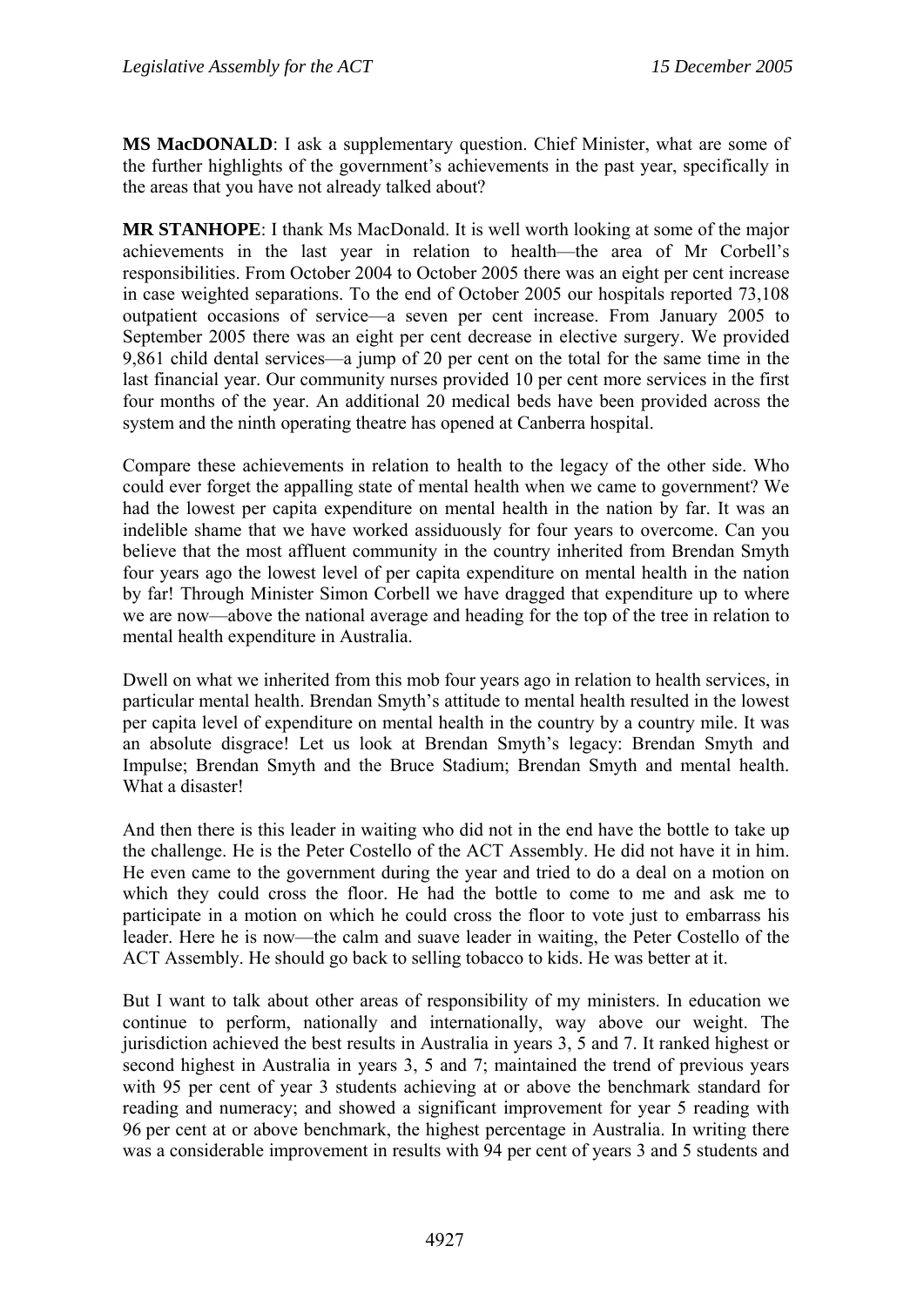**MS MacDONALD**: I ask a supplementary question. Chief Minister, what are some of the further highlights of the government's achievements in the past year, specifically in the areas that you have not already talked about?

**MR STANHOPE**: I thank Ms MacDonald. It is well worth looking at some of the major achievements in the last year in relation to health—the area of Mr Corbell's responsibilities. From October 2004 to October 2005 there was an eight per cent increase in case weighted separations. To the end of October 2005 our hospitals reported 73,108 outpatient occasions of service—a seven per cent increase. From January 2005 to September 2005 there was an eight per cent decrease in elective surgery. We provided 9,861 child dental services—a jump of 20 per cent on the total for the same time in the last financial year. Our community nurses provided 10 per cent more services in the first four months of the year. An additional 20 medical beds have been provided across the system and the ninth operating theatre has opened at Canberra hospital.

Compare these achievements in relation to health to the legacy of the other side. Who could ever forget the appalling state of mental health when we came to government? We had the lowest per capita expenditure on mental health in the nation by far. It was an indelible shame that we have worked assiduously for four years to overcome. Can you believe that the most affluent community in the country inherited from Brendan Smyth four years ago the lowest level of per capita expenditure on mental health in the nation by far! Through Minister Simon Corbell we have dragged that expenditure up to where we are now—above the national average and heading for the top of the tree in relation to mental health expenditure in Australia.

Dwell on what we inherited from this mob four years ago in relation to health services, in particular mental health. Brendan Smyth's attitude to mental health resulted in the lowest per capita level of expenditure on mental health in the country by a country mile. It was an absolute disgrace! Let us look at Brendan Smyth's legacy: Brendan Smyth and Impulse; Brendan Smyth and the Bruce Stadium; Brendan Smyth and mental health. What a disaster!

And then there is this leader in waiting who did not in the end have the bottle to take up the challenge. He is the Peter Costello of the ACT Assembly. He did not have it in him. He even came to the government during the year and tried to do a deal on a motion on which they could cross the floor. He had the bottle to come to me and ask me to participate in a motion on which he could cross the floor to vote just to embarrass his leader. Here he is now—the calm and suave leader in waiting, the Peter Costello of the ACT Assembly. He should go back to selling tobacco to kids. He was better at it.

But I want to talk about other areas of responsibility of my ministers. In education we continue to perform, nationally and internationally, way above our weight. The jurisdiction achieved the best results in Australia in years 3, 5 and 7. It ranked highest or second highest in Australia in years 3, 5 and 7; maintained the trend of previous years with 95 per cent of year 3 students achieving at or above the benchmark standard for reading and numeracy; and showed a significant improvement for year 5 reading with 96 per cent at or above benchmark, the highest percentage in Australia. In writing there was a considerable improvement in results with 94 per cent of years 3 and 5 students and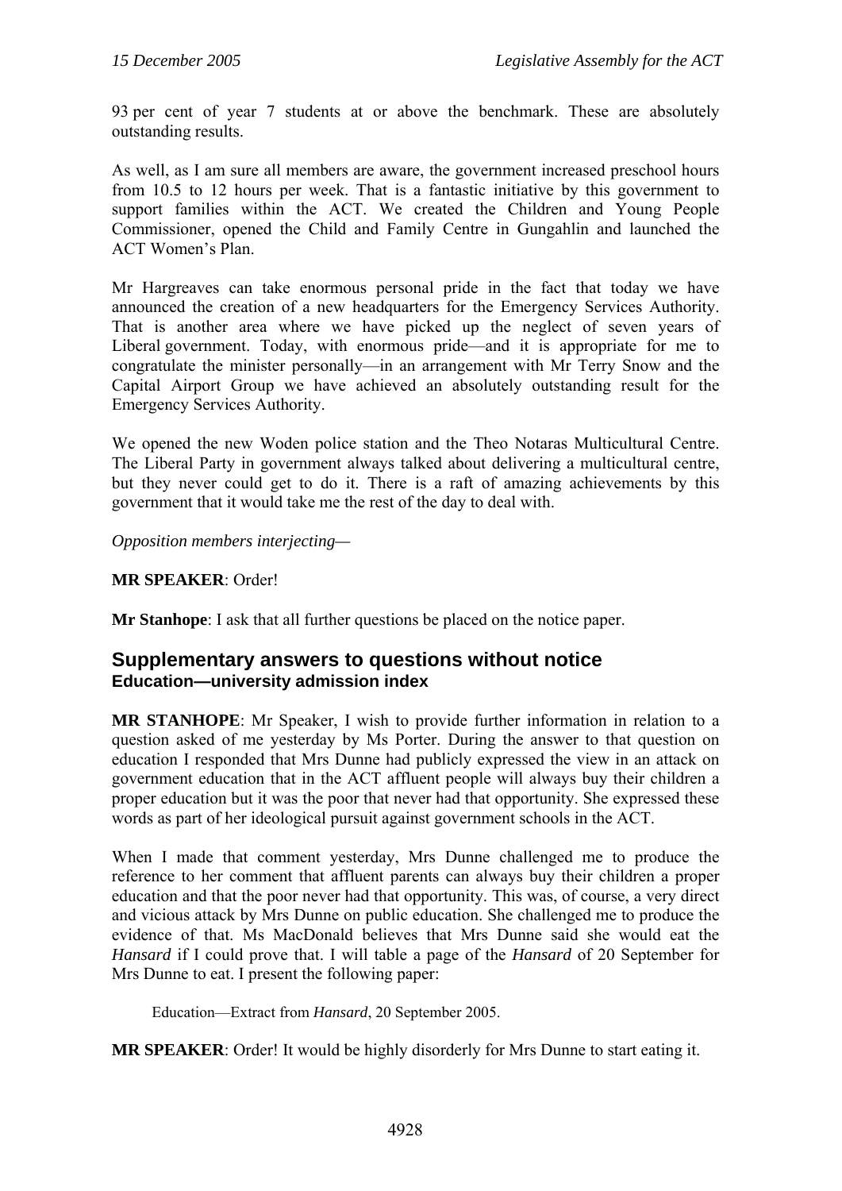93 per cent of year 7 students at or above the benchmark. These are absolutely outstanding results.

As well, as I am sure all members are aware, the government increased preschool hours from 10.5 to 12 hours per week. That is a fantastic initiative by this government to support families within the ACT. We created the Children and Young People Commissioner, opened the Child and Family Centre in Gungahlin and launched the ACT Women's Plan.

Mr Hargreaves can take enormous personal pride in the fact that today we have announced the creation of a new headquarters for the Emergency Services Authority. That is another area where we have picked up the neglect of seven years of Liberal government. Today, with enormous pride—and it is appropriate for me to congratulate the minister personally—in an arrangement with Mr Terry Snow and the Capital Airport Group we have achieved an absolutely outstanding result for the Emergency Services Authority.

We opened the new Woden police station and the Theo Notaras Multicultural Centre. The Liberal Party in government always talked about delivering a multicultural centre, but they never could get to do it. There is a raft of amazing achievements by this government that it would take me the rest of the day to deal with.

*Opposition members interjecting*—

**MR SPEAKER**: Order!

**Mr Stanhope**: I ask that all further questions be placed on the notice paper.

## Supplementary answers to questions without notice

### Education—university admission index

**MR STANHOPE**: Mr Speaker, I wish to provide further information in relation to a question asked of me yesterday by Ms Porter. During the answer to that question on education I responded that Mrs Dunne had publicly expressed the view in an attack on government education that in the ACT affluent people will always buy their children a proper education but it was the poor that never had that opportunity. She expressed these words as part of her ideological pursuit against government schools in the ACT.

When I made that comment yesterday, Mrs Dunne challenged me to produce the reference to her comment that affluent parents can always buy their children a proper education and that the poor never had that opportunity. This was, of course, a very direct and vicious attack by Mrs Dunne on public education. She challenged me to produce the evidence of that. Ms MacDonald believes that Mrs Dunne said she would eat the *Hansard* if I could prove that. I will table a page of the *Hansard* of 20 September for Mrs Dunne to eat. I present the following paper:

> Education—Extract from *Hansard*, 20 September 2005.

**MR SPEAKER**: Order! It would be highly disorderly for Mrs Dunne to start eating it.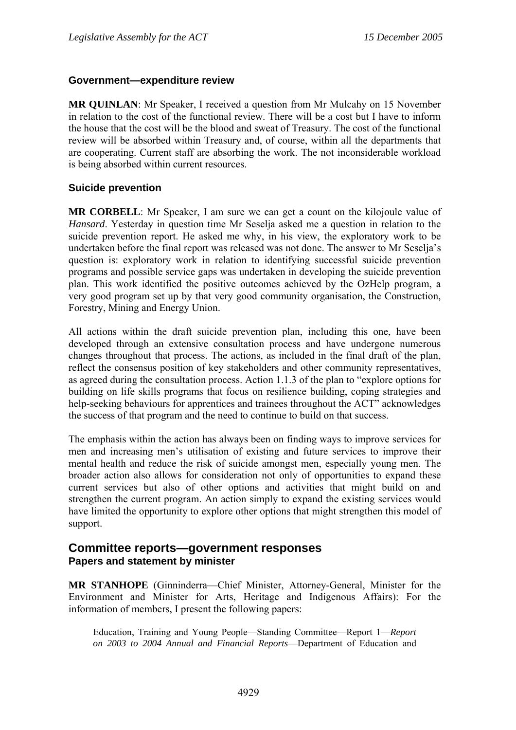### Government—expenditure review

**MR QUINLAN**: Mr Speaker, I received a question from Mr Mulcahy on 15 November in relation to the cost of the functional review. There will be a cost but I have to inform the house that the cost will be the blood and sweat of Treasury. The cost of the functional review will be absorbed within Treasury and, of course, within all the departments that are cooperating. Current staff are absorbing the work. The not inconsiderable workload is being absorbed within current resources.

### Suicide prevention

**MR CORBELL**: Mr Speaker, I am sure we can get a count on the kilojoule value of *Hansard*. Yesterday in question time Mr Seselja asked me a question in relation to the suicide prevention report. He asked me why, in his view, the exploratory work to be undertaken before the final report was released was not done. The answer to Mr Seselja's question is: exploratory work in relation to identifying successful suicide prevention programs and possible service gaps was undertaken in developing the suicide prevention plan. This work identified the positive outcomes achieved by the OzHelp program, a very good program set up by that very good community organisation, the Construction, Forestry, Mining and Energy Union.

All actions within the draft suicide prevention plan, including this one, have been developed through an extensive consultation process and have undergone numerous changes throughout that process. The actions, as included in the final draft of the plan, reflect the consensus position of key stakeholders and other community representatives, as agreed during the consultation process. Action 1.1.3 of the plan to "explore options for building on life skills programs that focus on resilience building, coping strategies and help-seeking behaviours for apprentices and trainees throughout the ACT" acknowledges the success of that program and the need to continue to build on that success.

The emphasis within the action has always been on finding ways to improve services for men and increasing men's utilisation of existing and future services to improve their mental health and reduce the risk of suicide amongst men, especially young men. The broader action also allows for consideration not only of opportunities to expand these current services but also of other options and activities that might build on and strengthen the current program. An action simply to expand the existing services would have limited the opportunity to explore other options that might strengthen this model of support.

## Committee reports—government responses
### Papers and statement by minister

**MR STANHOPE** (Ginninderra—Chief Minister, Attorney-General, Minister for the Environment and Minister for Arts, Heritage and Indigenous Affairs): For the information of members, I present the following papers:

> Education, Training and Young People—Standing Committee—Report 1—*Report on 2003 to 2004 Annual and Financial Reports*—Department of Education and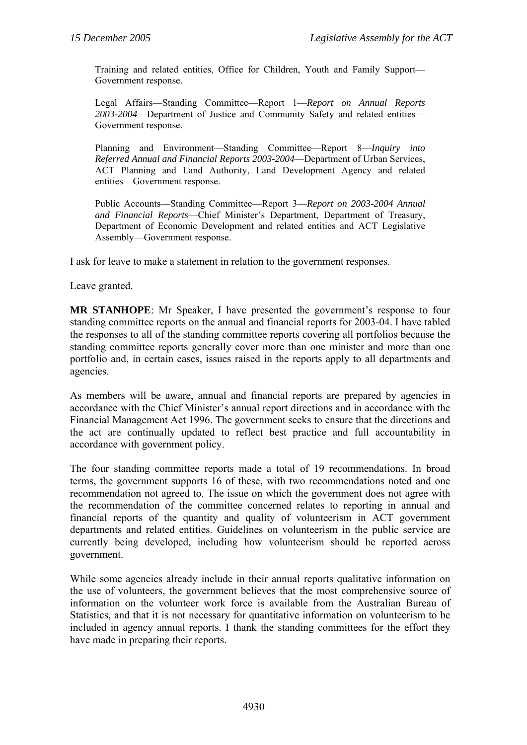Training and related entities, Office for Children, Youth and Family Support—Government response.

Legal Affairs—Standing Committee—Report 1—*Report on Annual Reports 2003-2004*—Department of Justice and Community Safety and related entities—Government response.

Planning and Environment—Standing Committee—Report 8—*Inquiry into Referred Annual and Financial Reports 2003-2004*—Department of Urban Services, ACT Planning and Land Authority, Land Development Agency and related entities—Government response.

Public Accounts—Standing Committee—Report 3—*Report on 2003-2004 Annual and Financial Reports*—Chief Minister's Department, Department of Treasury, Department of Economic Development and related entities and ACT Legislative Assembly—Government response.

I ask for leave to make a statement in relation to the government responses.

Leave granted.

**MR STANHOPE**: Mr Speaker, I have presented the government's response to four standing committee reports on the annual and financial reports for 2003-04. I have tabled the responses to all of the standing committee reports covering all portfolios because the standing committee reports generally cover more than one minister and more than one portfolio and, in certain cases, issues raised in the reports apply to all departments and agencies.

As members will be aware, annual and financial reports are prepared by agencies in accordance with the Chief Minister's annual report directions and in accordance with the Financial Management Act 1996. The government seeks to ensure that the directions and the act are continually updated to reflect best practice and full accountability in accordance with government policy.

The four standing committee reports made a total of 19 recommendations. In broad terms, the government supports 16 of these, with two recommendations noted and one recommendation not agreed to. The issue on which the government does not agree with the recommendation of the committee concerned relates to reporting in annual and financial reports of the quantity and quality of volunteerism in ACT government departments and related entities. Guidelines on volunteerism in the public service are currently being developed, including how volunteerism should be reported across government.

While some agencies already include in their annual reports qualitative information on the use of volunteers, the government believes that the most comprehensive source of information on the volunteer work force is available from the Australian Bureau of Statistics, and that it is not necessary for quantitative information on volunteerism to be included in agency annual reports. I thank the standing committees for the effort they have made in preparing their reports.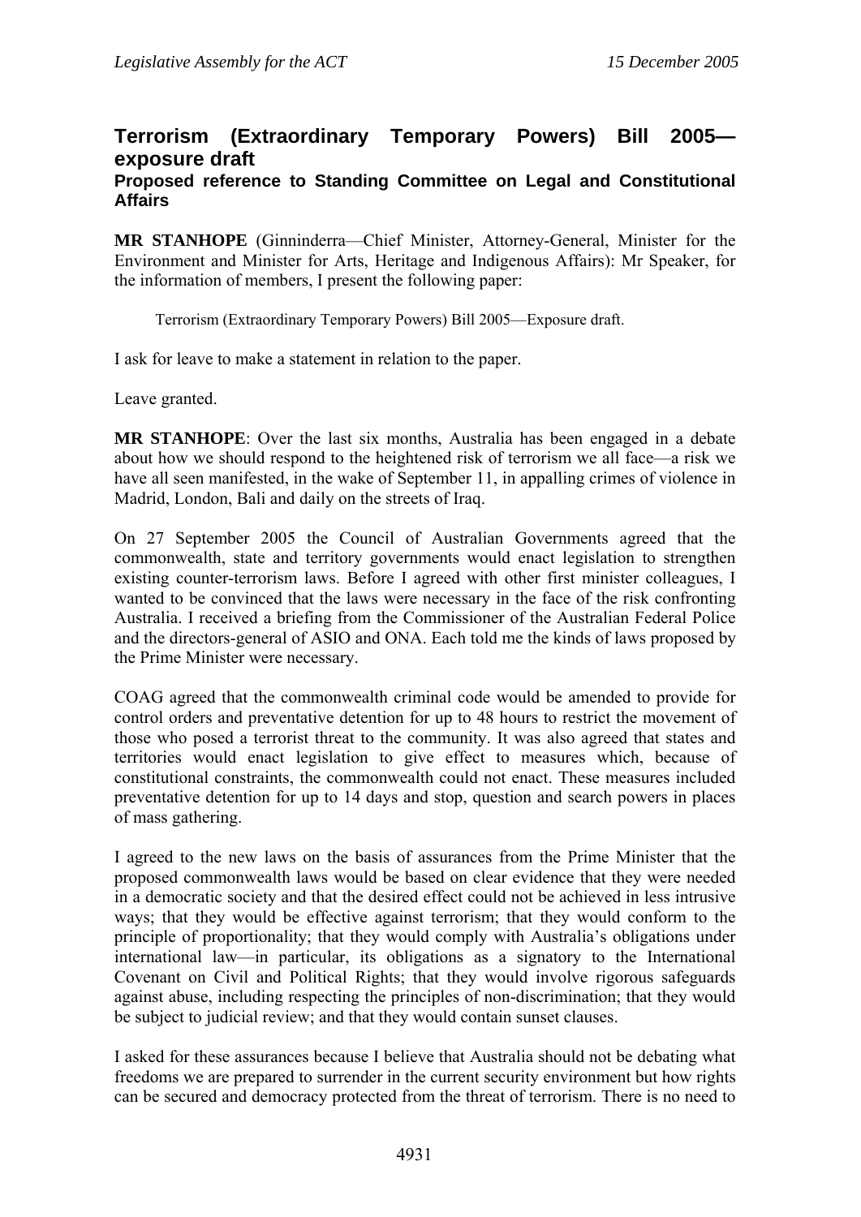## Terrorism (Extraordinary Temporary Powers) Bill 2005—exposure draft

### Proposed reference to Standing Committee on Legal and Constitutional Affairs

**MR STANHOPE** (Ginninderra—Chief Minister, Attorney-General, Minister for the Environment and Minister for Arts, Heritage and Indigenous Affairs): Mr Speaker, for the information of members, I present the following paper:

> Terrorism (Extraordinary Temporary Powers) Bill 2005—Exposure draft.

I ask for leave to make a statement in relation to the paper.

Leave granted.

**MR STANHOPE**: Over the last six months, Australia has been engaged in a debate about how we should respond to the heightened risk of terrorism we all face—a risk we have all seen manifested, in the wake of September 11, in appalling crimes of violence in Madrid, London, Bali and daily on the streets of Iraq.

On 27 September 2005 the Council of Australian Governments agreed that the commonwealth, state and territory governments would enact legislation to strengthen existing counter-terrorism laws. Before I agreed with other first minister colleagues, I wanted to be convinced that the laws were necessary in the face of the risk confronting Australia. I received a briefing from the Commissioner of the Australian Federal Police and the directors-general of ASIO and ONA. Each told me the kinds of laws proposed by the Prime Minister were necessary.

COAG agreed that the commonwealth criminal code would be amended to provide for control orders and preventative detention for up to 48 hours to restrict the movement of those who posed a terrorist threat to the community. It was also agreed that states and territories would enact legislation to give effect to measures which, because of constitutional constraints, the commonwealth could not enact. These measures included preventative detention for up to 14 days and stop, question and search powers in places of mass gathering.

I agreed to the new laws on the basis of assurances from the Prime Minister that the proposed commonwealth laws would be based on clear evidence that they were needed in a democratic society and that the desired effect could not be achieved in less intrusive ways; that they would be effective against terrorism; that they would conform to the principle of proportionality; that they would comply with Australia's obligations under international law—in particular, its obligations as a signatory to the International Covenant on Civil and Political Rights; that they would involve rigorous safeguards against abuse, including respecting the principles of non-discrimination; that they would be subject to judicial review; and that they would contain sunset clauses.

I asked for these assurances because I believe that Australia should not be debating what freedoms we are prepared to surrender in the current security environment but how rights can be secured and democracy protected from the threat of terrorism. There is no need to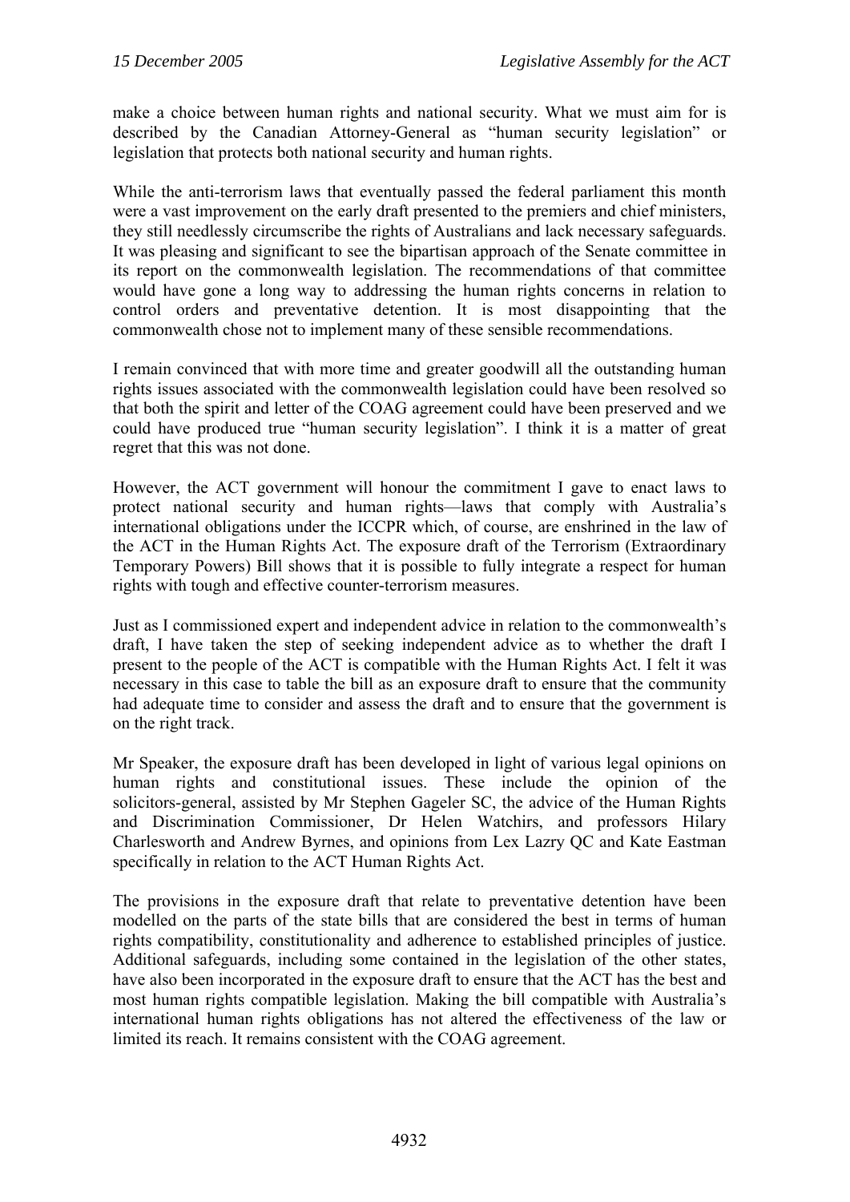make a choice between human rights and national security. What we must aim for is described by the Canadian Attorney-General as "human security legislation" or legislation that protects both national security and human rights.

While the anti-terrorism laws that eventually passed the federal parliament this month were a vast improvement on the early draft presented to the premiers and chief ministers, they still needlessly circumscribe the rights of Australians and lack necessary safeguards. It was pleasing and significant to see the bipartisan approach of the Senate committee in its report on the commonwealth legislation. The recommendations of that committee would have gone a long way to addressing the human rights concerns in relation to control orders and preventative detention. It is most disappointing that the commonwealth chose not to implement many of these sensible recommendations.

I remain convinced that with more time and greater goodwill all the outstanding human rights issues associated with the commonwealth legislation could have been resolved so that both the spirit and letter of the COAG agreement could have been preserved and we could have produced true "human security legislation". I think it is a matter of great regret that this was not done.

However, the ACT government will honour the commitment I gave to enact laws to protect national security and human rights—laws that comply with Australia's international obligations under the ICCPR which, of course, are enshrined in the law of the ACT in the Human Rights Act. The exposure draft of the Terrorism (Extraordinary Temporary Powers) Bill shows that it is possible to fully integrate a respect for human rights with tough and effective counter-terrorism measures.

Just as I commissioned expert and independent advice in relation to the commonwealth's draft, I have taken the step of seeking independent advice as to whether the draft I present to the people of the ACT is compatible with the Human Rights Act. I felt it was necessary in this case to table the bill as an exposure draft to ensure that the community had adequate time to consider and assess the draft and to ensure that the government is on the right track.

Mr Speaker, the exposure draft has been developed in light of various legal opinions on human rights and constitutional issues. These include the opinion of the solicitors-general, assisted by Mr Stephen Gageler SC, the advice of the Human Rights and Discrimination Commissioner, Dr Helen Watchirs, and professors Hilary Charlesworth and Andrew Byrnes, and opinions from Lex Lazry QC and Kate Eastman specifically in relation to the ACT Human Rights Act.

The provisions in the exposure draft that relate to preventative detention have been modelled on the parts of the state bills that are considered the best in terms of human rights compatibility, constitutionality and adherence to established principles of justice. Additional safeguards, including some contained in the legislation of the other states, have also been incorporated in the exposure draft to ensure that the ACT has the best and most human rights compatible legislation. Making the bill compatible with Australia's international human rights obligations has not altered the effectiveness of the law or limited its reach. It remains consistent with the COAG agreement.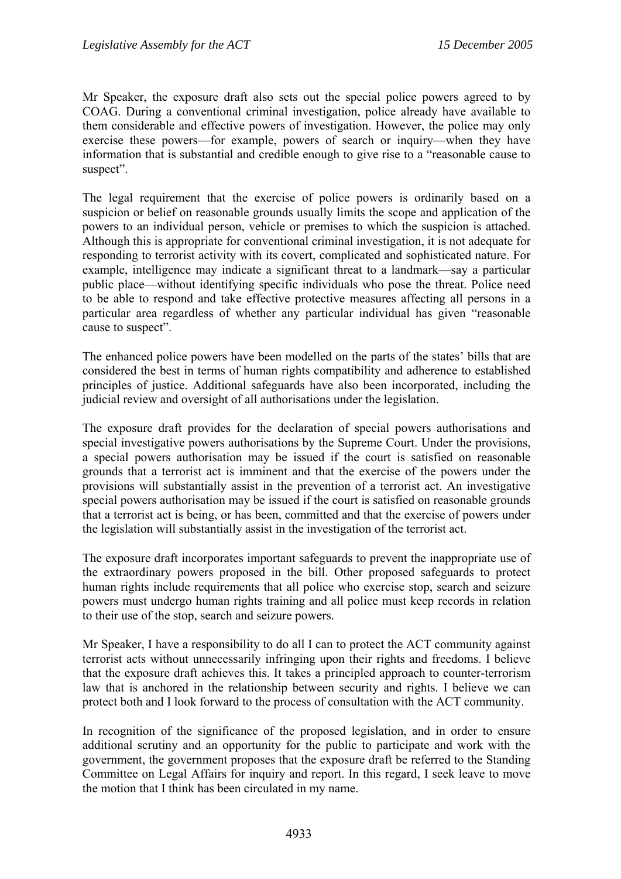Mr Speaker, the exposure draft also sets out the special police powers agreed to by COAG. During a conventional criminal investigation, police already have available to them considerable and effective powers of investigation. However, the police may only exercise these powers—for example, powers of search or inquiry—when they have information that is substantial and credible enough to give rise to a "reasonable cause to suspect".

The legal requirement that the exercise of police powers is ordinarily based on a suspicion or belief on reasonable grounds usually limits the scope and application of the powers to an individual person, vehicle or premises to which the suspicion is attached. Although this is appropriate for conventional criminal investigation, it is not adequate for responding to terrorist activity with its covert, complicated and sophisticated nature. For example, intelligence may indicate a significant threat to a landmark—say a particular public place—without identifying specific individuals who pose the threat. Police need to be able to respond and take effective protective measures affecting all persons in a particular area regardless of whether any particular individual has given "reasonable cause to suspect".

The enhanced police powers have been modelled on the parts of the states' bills that are considered the best in terms of human rights compatibility and adherence to established principles of justice. Additional safeguards have also been incorporated, including the judicial review and oversight of all authorisations under the legislation.

The exposure draft provides for the declaration of special powers authorisations and special investigative powers authorisations by the Supreme Court. Under the provisions, a special powers authorisation may be issued if the court is satisfied on reasonable grounds that a terrorist act is imminent and that the exercise of the powers under the provisions will substantially assist in the prevention of a terrorist act. An investigative special powers authorisation may be issued if the court is satisfied on reasonable grounds that a terrorist act is being, or has been, committed and that the exercise of powers under the legislation will substantially assist in the investigation of the terrorist act.

The exposure draft incorporates important safeguards to prevent the inappropriate use of the extraordinary powers proposed in the bill. Other proposed safeguards to protect human rights include requirements that all police who exercise stop, search and seizure powers must undergo human rights training and all police must keep records in relation to their use of the stop, search and seizure powers.

Mr Speaker, I have a responsibility to do all I can to protect the ACT community against terrorist acts without unnecessarily infringing upon their rights and freedoms. I believe that the exposure draft achieves this. It takes a principled approach to counter-terrorism law that is anchored in the relationship between security and rights. I believe we can protect both and I look forward to the process of consultation with the ACT community.

In recognition of the significance of the proposed legislation, and in order to ensure additional scrutiny and an opportunity for the public to participate and work with the government, the government proposes that the exposure draft be referred to the Standing Committee on Legal Affairs for inquiry and report. In this regard, I seek leave to move the motion that I think has been circulated in my name.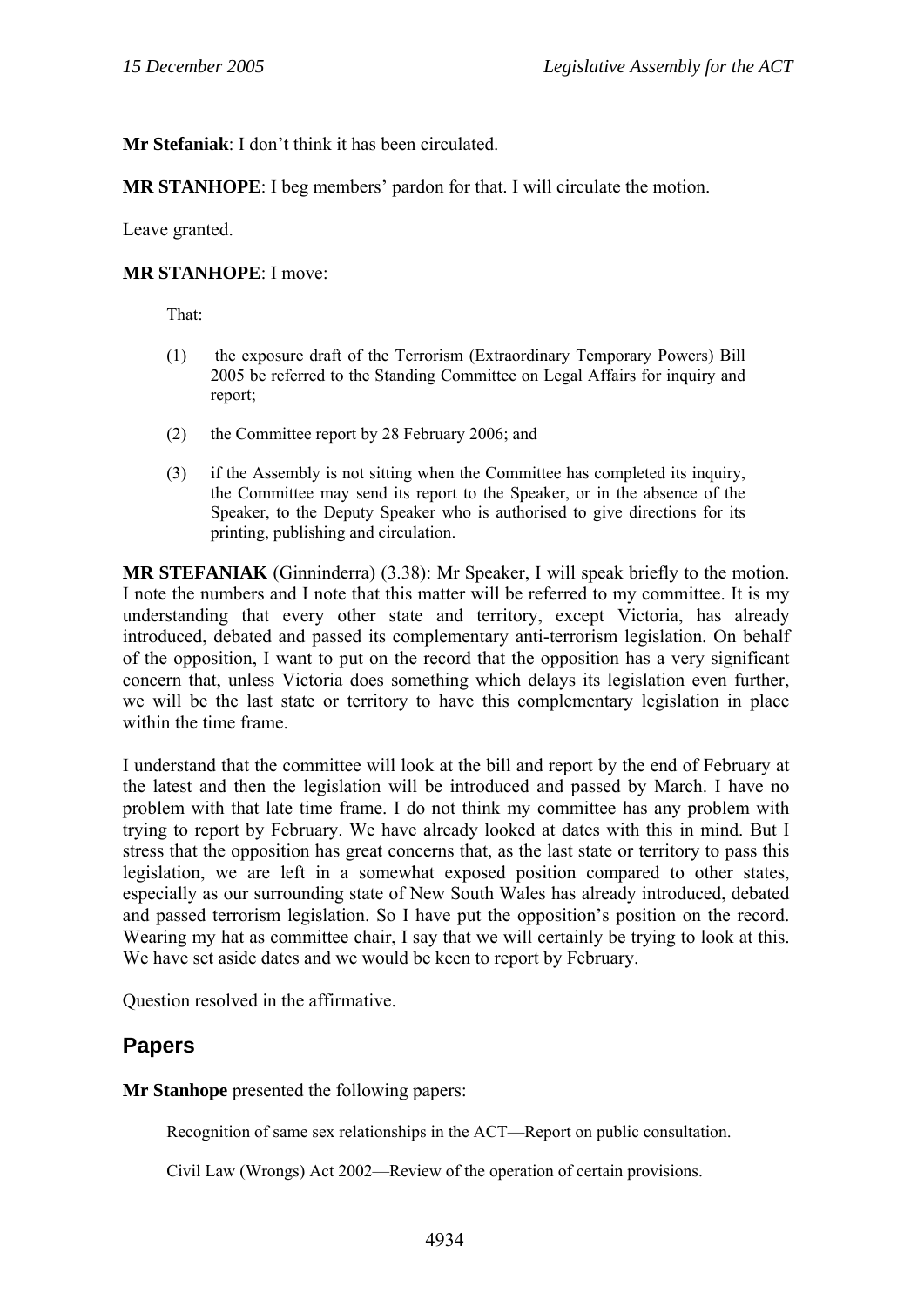**Mr Stefaniak**: I don't think it has been circulated.

**MR STANHOPE**: I beg members' pardon for that. I will circulate the motion.

Leave granted.

**MR STANHOPE**: I move:

> That:
>
> (1) the exposure draft of the Terrorism (Extraordinary Temporary Powers) Bill 2005 be referred to the Standing Committee on Legal Affairs for inquiry and report;
>
> (2) the Committee report by 28 February 2006; and
>
> (3) if the Assembly is not sitting when the Committee has completed its inquiry, the Committee may send its report to the Speaker, or in the absence of the Speaker, to the Deputy Speaker who is authorised to give directions for its printing, publishing and circulation.

**MR STEFANIAK** (Ginninderra) (3.38): Mr Speaker, I will speak briefly to the motion. I note the numbers and I note that this matter will be referred to my committee. It is my understanding that every other state and territory, except Victoria, has already introduced, debated and passed its complementary anti-terrorism legislation. On behalf of the opposition, I want to put on the record that the opposition has a very significant concern that, unless Victoria does something which delays its legislation even further, we will be the last state or territory to have this complementary legislation in place within the time frame.

I understand that the committee will look at the bill and report by the end of February at the latest and then the legislation will be introduced and passed by March. I have no problem with that late time frame. I do not think my committee has any problem with trying to report by February. We have already looked at dates with this in mind. But I stress that the opposition has great concerns that, as the last state or territory to pass this legislation, we are left in a somewhat exposed position compared to other states, especially as our surrounding state of New South Wales has already introduced, debated and passed terrorism legislation. So I have put the opposition's position on the record. Wearing my hat as committee chair, I say that we will certainly be trying to look at this. We have set aside dates and we would be keen to report by February.

Question resolved in the affirmative.

## Papers

**Mr Stanhope** presented the following papers:

> Recognition of same sex relationships in the ACT—Report on public consultation.
>
> Civil Law (Wrongs) Act 2002—Review of the operation of certain provisions.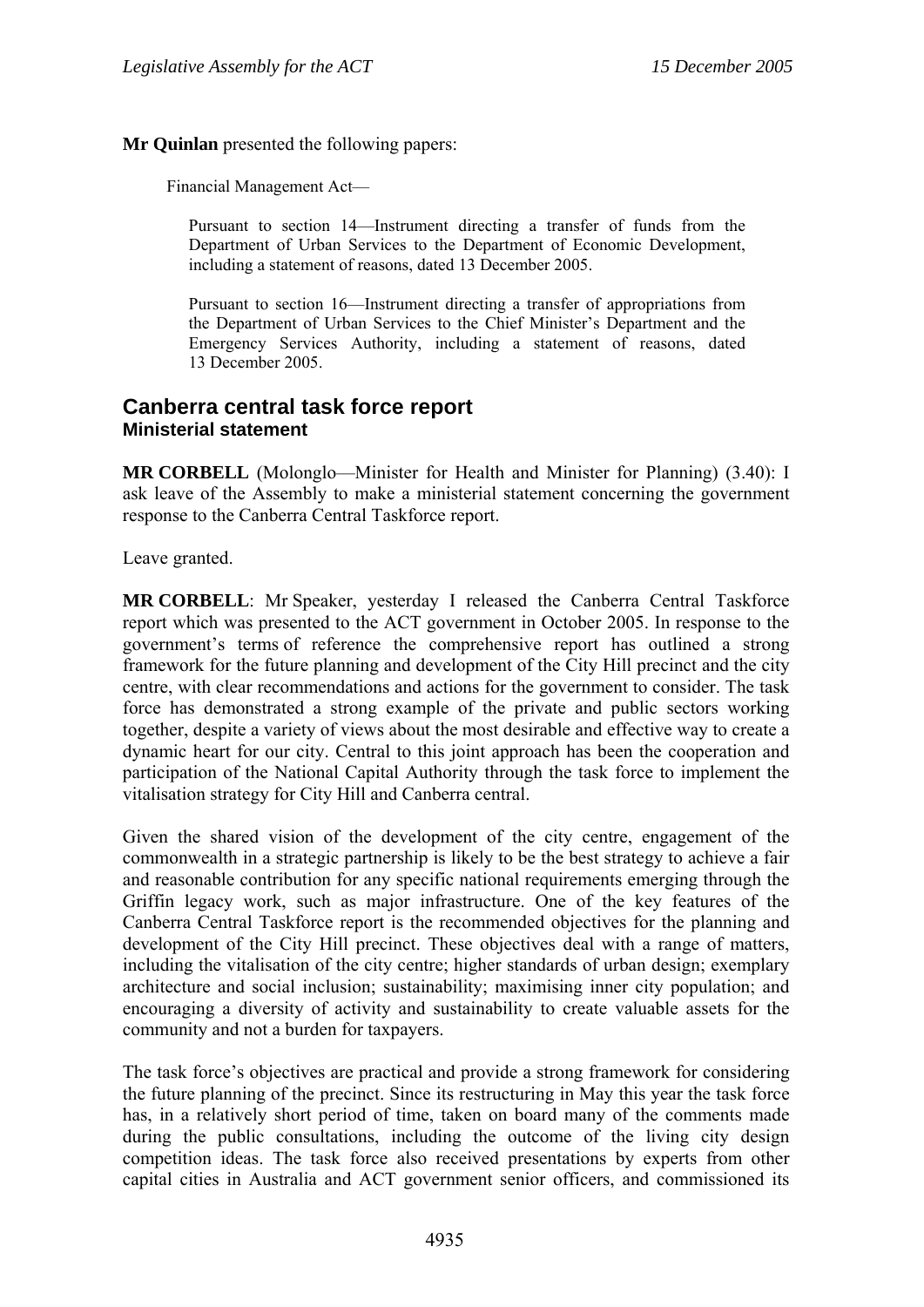**Mr Quinlan** presented the following papers:

Financial Management Act—

> Pursuant to section 14—Instrument directing a transfer of funds from the Department of Urban Services to the Department of Economic Development, including a statement of reasons, dated 13 December 2005.
>
> Pursuant to section 16—Instrument directing a transfer of appropriations from the Department of Urban Services to the Chief Minister's Department and the Emergency Services Authority, including a statement of reasons, dated 13 December 2005.

## Canberra central task force report

### Ministerial statement

**MR CORBELL** (Molonglo—Minister for Health and Minister for Planning) (3.40): I ask leave of the Assembly to make a ministerial statement concerning the government response to the Canberra Central Taskforce report.

Leave granted.

**MR CORBELL**: Mr Speaker, yesterday I released the Canberra Central Taskforce report which was presented to the ACT government in October 2005. In response to the government's terms of reference the comprehensive report has outlined a strong framework for the future planning and development of the City Hill precinct and the city centre, with clear recommendations and actions for the government to consider. The task force has demonstrated a strong example of the private and public sectors working together, despite a variety of views about the most desirable and effective way to create a dynamic heart for our city. Central to this joint approach has been the cooperation and participation of the National Capital Authority through the task force to implement the vitalisation strategy for City Hill and Canberra central.

Given the shared vision of the development of the city centre, engagement of the commonwealth in a strategic partnership is likely to be the best strategy to achieve a fair and reasonable contribution for any specific national requirements emerging through the Griffin legacy work, such as major infrastructure. One of the key features of the Canberra Central Taskforce report is the recommended objectives for the planning and development of the City Hill precinct. These objectives deal with a range of matters, including the vitalisation of the city centre; higher standards of urban design; exemplary architecture and social inclusion; sustainability; maximising inner city population; and encouraging a diversity of activity and sustainability to create valuable assets for the community and not a burden for taxpayers.

The task force's objectives are practical and provide a strong framework for considering the future planning of the precinct. Since its restructuring in May this year the task force has, in a relatively short period of time, taken on board many of the comments made during the public consultations, including the outcome of the living city design competition ideas. The task force also received presentations by experts from other capital cities in Australia and ACT government senior officers, and commissioned its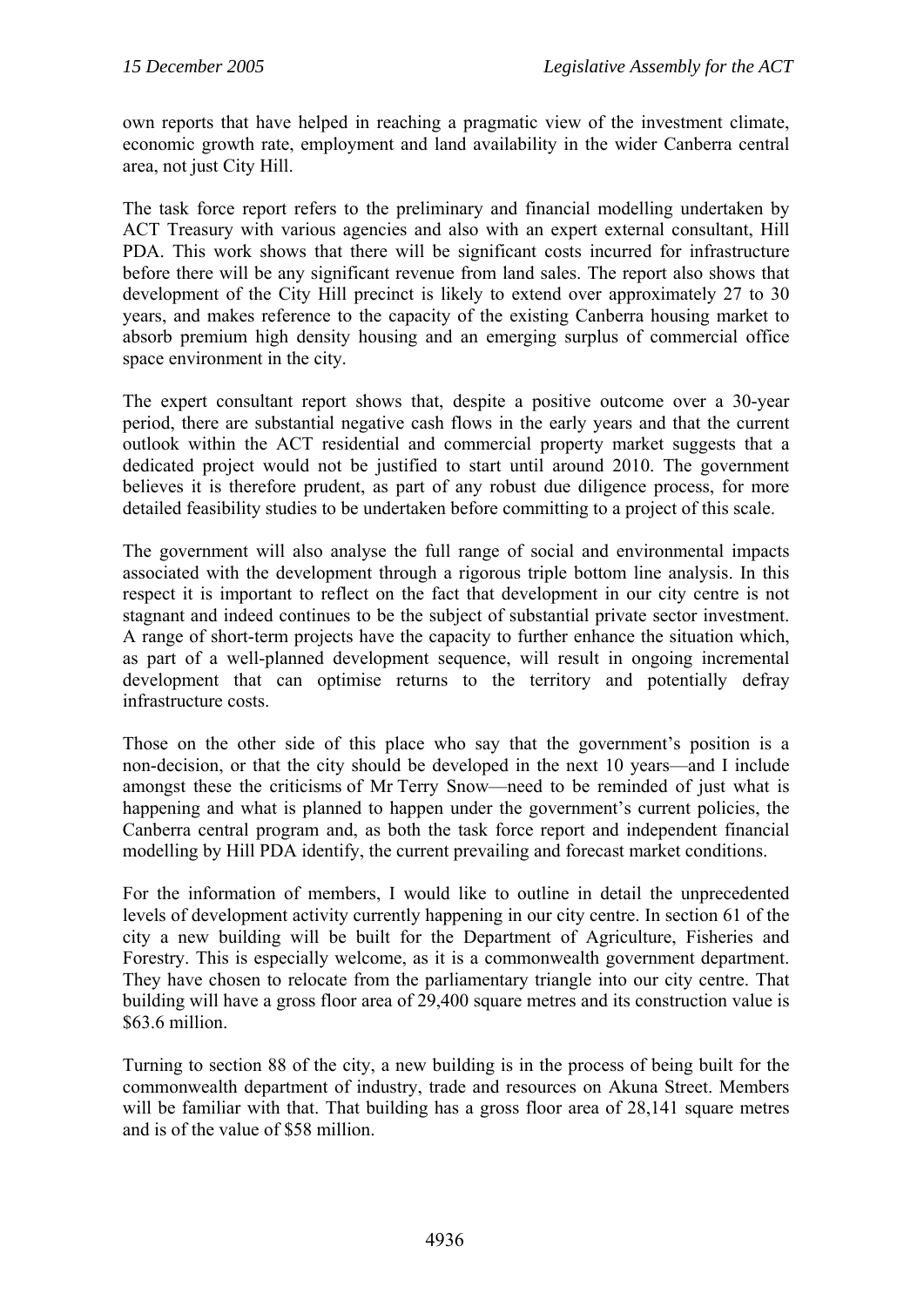own reports that have helped in reaching a pragmatic view of the investment climate, economic growth rate, employment and land availability in the wider Canberra central area, not just City Hill.

The task force report refers to the preliminary and financial modelling undertaken by ACT Treasury with various agencies and also with an expert external consultant, Hill PDA. This work shows that there will be significant costs incurred for infrastructure before there will be any significant revenue from land sales. The report also shows that development of the City Hill precinct is likely to extend over approximately 27 to 30 years, and makes reference to the capacity of the existing Canberra housing market to absorb premium high density housing and an emerging surplus of commercial office space environment in the city.

The expert consultant report shows that, despite a positive outcome over a 30-year period, there are substantial negative cash flows in the early years and that the current outlook within the ACT residential and commercial property market suggests that a dedicated project would not be justified to start until around 2010. The government believes it is therefore prudent, as part of any robust due diligence process, for more detailed feasibility studies to be undertaken before committing to a project of this scale.

The government will also analyse the full range of social and environmental impacts associated with the development through a rigorous triple bottom line analysis. In this respect it is important to reflect on the fact that development in our city centre is not stagnant and indeed continues to be the subject of substantial private sector investment. A range of short-term projects have the capacity to further enhance the situation which, as part of a well-planned development sequence, will result in ongoing incremental development that can optimise returns to the territory and potentially defray infrastructure costs.

Those on the other side of this place who say that the government's position is a non-decision, or that the city should be developed in the next 10 years—and I include amongst these the criticisms of Mr Terry Snow—need to be reminded of just what is happening and what is planned to happen under the government's current policies, the Canberra central program and, as both the task force report and independent financial modelling by Hill PDA identify, the current prevailing and forecast market conditions.

For the information of members, I would like to outline in detail the unprecedented levels of development activity currently happening in our city centre. In section 61 of the city a new building will be built for the Department of Agriculture, Fisheries and Forestry. This is especially welcome, as it is a commonwealth government department. They have chosen to relocate from the parliamentary triangle into our city centre. That building will have a gross floor area of 29,400 square metres and its construction value is $63.6 million.

Turning to section 88 of the city, a new building is in the process of being built for the commonwealth department of industry, trade and resources on Akuna Street. Members will be familiar with that. That building has a gross floor area of 28,141 square metres and is of the value of $58 million.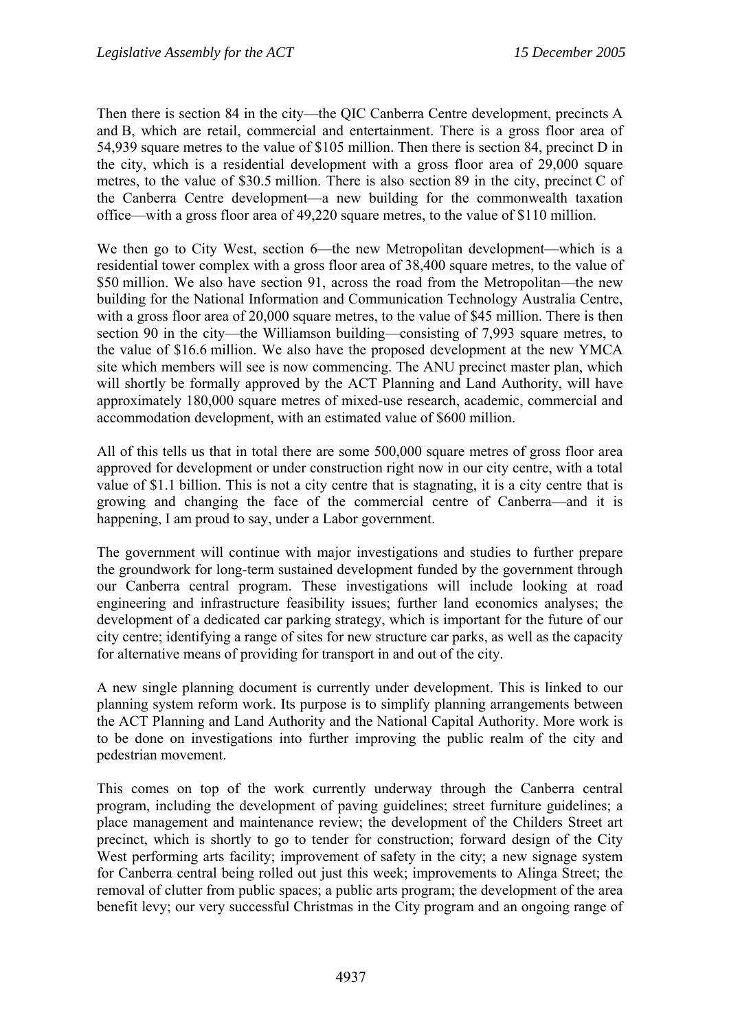Then there is section 84 in the city—the QIC Canberra Centre development, precincts A and B, which are retail, commercial and entertainment. There is a gross floor area of 54,939 square metres to the value of $105 million. Then there is section 84, precinct D in the city, which is a residential development with a gross floor area of 29,000 square metres, to the value of $30.5 million. There is also section 89 in the city, precinct C of the Canberra Centre development—a new building for the commonwealth taxation office—with a gross floor area of 49,220 square metres, to the value of $110 million.

We then go to City West, section 6—the new Metropolitan development—which is a residential tower complex with a gross floor area of 38,400 square metres, to the value of $50 million. We also have section 91, across the road from the Metropolitan—the new building for the National Information and Communication Technology Australia Centre, with a gross floor area of 20,000 square metres, to the value of $45 million. There is then section 90 in the city—the Williamson building—consisting of 7,993 square metres, to the value of $16.6 million. We also have the proposed development at the new YMCA site which members will see is now commencing. The ANU precinct master plan, which will shortly be formally approved by the ACT Planning and Land Authority, will have approximately 180,000 square metres of mixed-use research, academic, commercial and accommodation development, with an estimated value of $600 million.

All of this tells us that in total there are some 500,000 square metres of gross floor area approved for development or under construction right now in our city centre, with a total value of $1.1 billion. This is not a city centre that is stagnating, it is a city centre that is growing and changing the face of the commercial centre of Canberra—and it is happening, I am proud to say, under a Labor government.

The government will continue with major investigations and studies to further prepare the groundwork for long-term sustained development funded by the government through our Canberra central program. These investigations will include looking at road engineering and infrastructure feasibility issues; further land economics analyses; the development of a dedicated car parking strategy, which is important for the future of our city centre; identifying a range of sites for new structure car parks, as well as the capacity for alternative means of providing for transport in and out of the city.

A new single planning document is currently under development. This is linked to our planning system reform work. Its purpose is to simplify planning arrangements between the ACT Planning and Land Authority and the National Capital Authority. More work is to be done on investigations into further improving the public realm of the city and pedestrian movement.

This comes on top of the work currently underway through the Canberra central program, including the development of paving guidelines; street furniture guidelines; a place management and maintenance review; the development of the Childers Street art precinct, which is shortly to go to tender for construction; forward design of the City West performing arts facility; improvement of safety in the city; a new signage system for Canberra central being rolled out just this week; improvements to Alinga Street; the removal of clutter from public spaces; a public arts program; the development of the area benefit levy; our very successful Christmas in the City program and an ongoing range of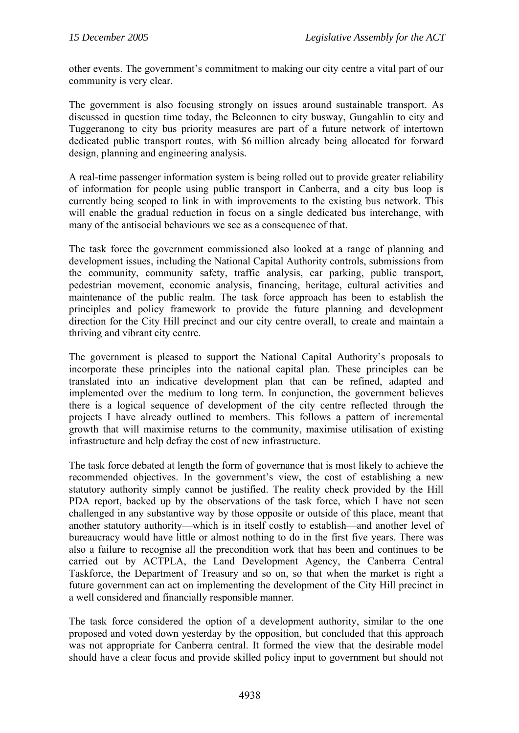other events. The government's commitment to making our city centre a vital part of our community is very clear.

The government is also focusing strongly on issues around sustainable transport. As discussed in question time today, the Belconnen to city busway, Gungahlin to city and Tuggeranong to city bus priority measures are part of a future network of intertown dedicated public transport routes, with \$6 million already being allocated for forward design, planning and engineering analysis.

A real-time passenger information system is being rolled out to provide greater reliability of information for people using public transport in Canberra, and a city bus loop is currently being scoped to link in with improvements to the existing bus network. This will enable the gradual reduction in focus on a single dedicated bus interchange, with many of the antisocial behaviours we see as a consequence of that.

The task force the government commissioned also looked at a range of planning and development issues, including the National Capital Authority controls, submissions from the community, community safety, traffic analysis, car parking, public transport, pedestrian movement, economic analysis, financing, heritage, cultural activities and maintenance of the public realm. The task force approach has been to establish the principles and policy framework to provide the future planning and development direction for the City Hill precinct and our city centre overall, to create and maintain a thriving and vibrant city centre.

The government is pleased to support the National Capital Authority's proposals to incorporate these principles into the national capital plan. These principles can be translated into an indicative development plan that can be refined, adapted and implemented over the medium to long term. In conjunction, the government believes there is a logical sequence of development of the city centre reflected through the projects I have already outlined to members. This follows a pattern of incremental growth that will maximise returns to the community, maximise utilisation of existing infrastructure and help defray the cost of new infrastructure.

The task force debated at length the form of governance that is most likely to achieve the recommended objectives. In the government's view, the cost of establishing a new statutory authority simply cannot be justified. The reality check provided by the Hill PDA report, backed up by the observations of the task force, which I have not seen challenged in any substantive way by those opposite or outside of this place, meant that another statutory authority—which is in itself costly to establish—and another level of bureaucracy would have little or almost nothing to do in the first five years. There was also a failure to recognise all the precondition work that has been and continues to be carried out by ACTPLA, the Land Development Agency, the Canberra Central Taskforce, the Department of Treasury and so on, so that when the market is right a future government can act on implementing the development of the City Hill precinct in a well considered and financially responsible manner.

The task force considered the option of a development authority, similar to the one proposed and voted down yesterday by the opposition, but concluded that this approach was not appropriate for Canberra central. It formed the view that the desirable model should have a clear focus and provide skilled policy input to government but should not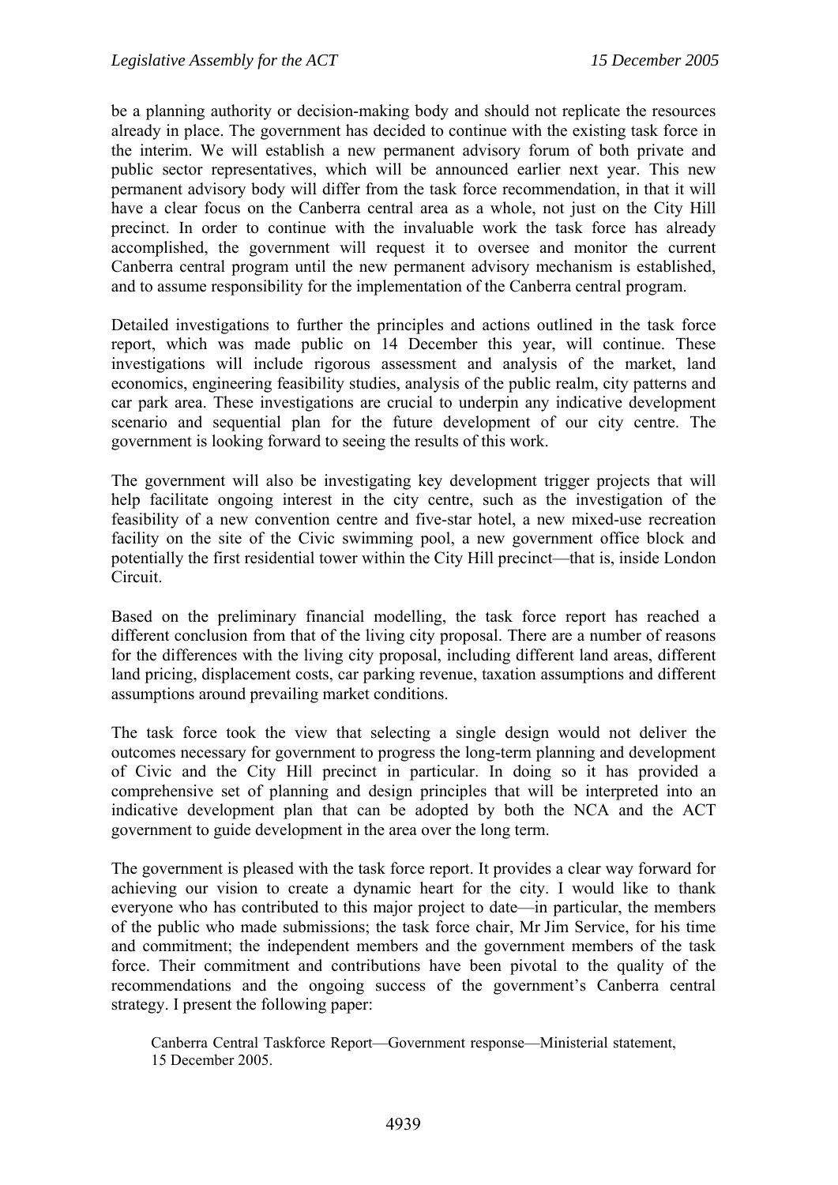be a planning authority or decision-making body and should not replicate the resources already in place. The government has decided to continue with the existing task force in the interim. We will establish a new permanent advisory forum of both private and public sector representatives, which will be announced earlier next year. This new permanent advisory body will differ from the task force recommendation, in that it will have a clear focus on the Canberra central area as a whole, not just on the City Hill precinct. In order to continue with the invaluable work the task force has already accomplished, the government will request it to oversee and monitor the current Canberra central program until the new permanent advisory mechanism is established, and to assume responsibility for the implementation of the Canberra central program.

Detailed investigations to further the principles and actions outlined in the task force report, which was made public on 14 December this year, will continue. These investigations will include rigorous assessment and analysis of the market, land economics, engineering feasibility studies, analysis of the public realm, city patterns and car park area. These investigations are crucial to underpin any indicative development scenario and sequential plan for the future development of our city centre. The government is looking forward to seeing the results of this work.

The government will also be investigating key development trigger projects that will help facilitate ongoing interest in the city centre, such as the investigation of the feasibility of a new convention centre and five-star hotel, a new mixed-use recreation facility on the site of the Civic swimming pool, a new government office block and potentially the first residential tower within the City Hill precinct—that is, inside London Circuit.

Based on the preliminary financial modelling, the task force report has reached a different conclusion from that of the living city proposal. There are a number of reasons for the differences with the living city proposal, including different land areas, different land pricing, displacement costs, car parking revenue, taxation assumptions and different assumptions around prevailing market conditions.

The task force took the view that selecting a single design would not deliver the outcomes necessary for government to progress the long-term planning and development of Civic and the City Hill precinct in particular. In doing so it has provided a comprehensive set of planning and design principles that will be interpreted into an indicative development plan that can be adopted by both the NCA and the ACT government to guide development in the area over the long term.

The government is pleased with the task force report. It provides a clear way forward for achieving our vision to create a dynamic heart for the city. I would like to thank everyone who has contributed to this major project to date—in particular, the members of the public who made submissions; the task force chair, Mr Jim Service, for his time and commitment; the independent members and the government members of the task force. Their commitment and contributions have been pivotal to the quality of the recommendations and the ongoing success of the government's Canberra central strategy. I present the following paper:

> Canberra Central Taskforce Report—Government response—Ministerial statement, 15 December 2005.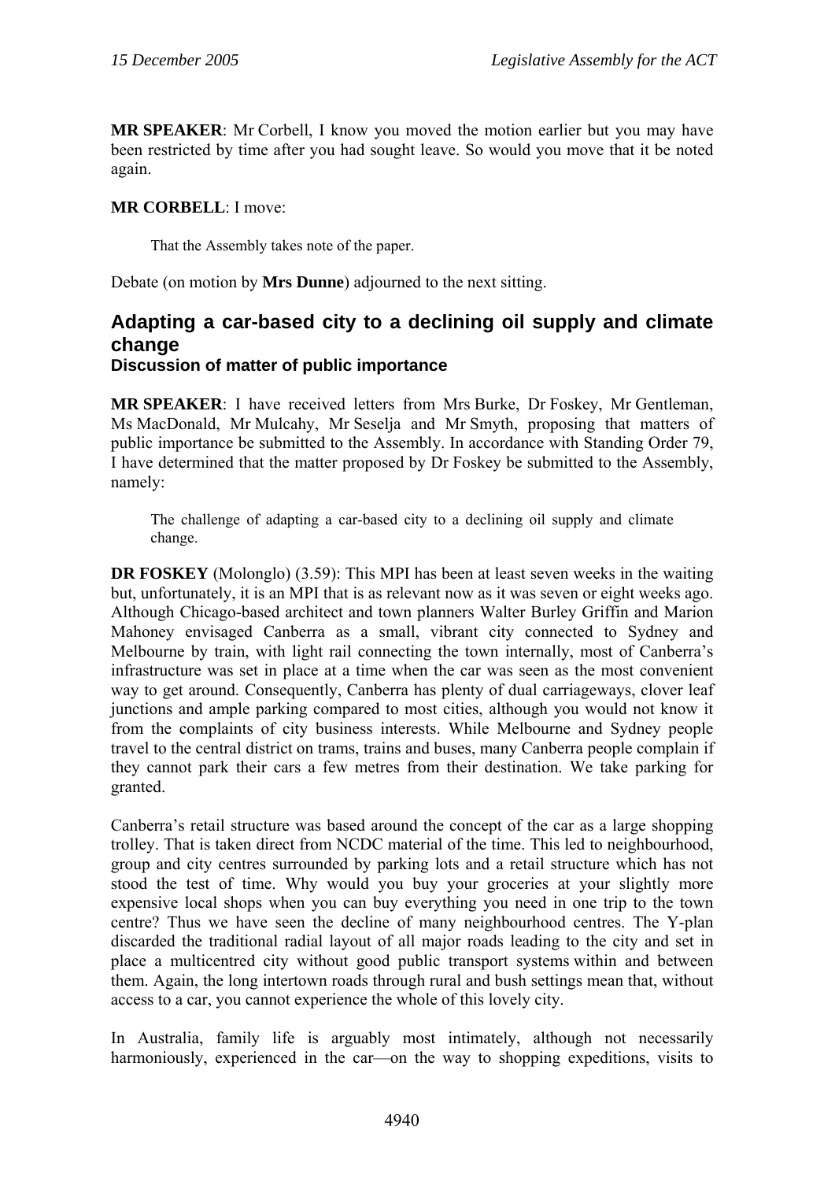**MR SPEAKER**: Mr Corbell, I know you moved the motion earlier but you may have been restricted by time after you had sought leave. So would you move that it be noted again.

**MR CORBELL**: I move:

> That the Assembly takes note of the paper.

Debate (on motion by **Mrs Dunne**) adjourned to the next sitting.

## Adapting a car-based city to a declining oil supply and climate change

### Discussion of matter of public importance

**MR SPEAKER**: I have received letters from Mrs Burke, Dr Foskey, Mr Gentleman, Ms MacDonald, Mr Mulcahy, Mr Seselja and Mr Smyth, proposing that matters of public importance be submitted to the Assembly. In accordance with Standing Order 79, I have determined that the matter proposed by Dr Foskey be submitted to the Assembly, namely:

> The challenge of adapting a car-based city to a declining oil supply and climate change.

**DR FOSKEY** (Molonglo) (3.59): This MPI has been at least seven weeks in the waiting but, unfortunately, it is an MPI that is as relevant now as it was seven or eight weeks ago. Although Chicago-based architect and town planners Walter Burley Griffin and Marion Mahoney envisaged Canberra as a small, vibrant city connected to Sydney and Melbourne by train, with light rail connecting the town internally, most of Canberra's infrastructure was set in place at a time when the car was seen as the most convenient way to get around. Consequently, Canberra has plenty of dual carriageways, clover leaf junctions and ample parking compared to most cities, although you would not know it from the complaints of city business interests. While Melbourne and Sydney people travel to the central district on trams, trains and buses, many Canberra people complain if they cannot park their cars a few metres from their destination. We take parking for granted.

Canberra's retail structure was based around the concept of the car as a large shopping trolley. That is taken direct from NCDC material of the time. This led to neighbourhood, group and city centres surrounded by parking lots and a retail structure which has not stood the test of time. Why would you buy your groceries at your slightly more expensive local shops when you can buy everything you need in one trip to the town centre? Thus we have seen the decline of many neighbourhood centres. The Y-plan discarded the traditional radial layout of all major roads leading to the city and set in place a multicentred city without good public transport systems within and between them. Again, the long intertown roads through rural and bush settings mean that, without access to a car, you cannot experience the whole of this lovely city.

In Australia, family life is arguably most intimately, although not necessarily harmoniously, experienced in the car—on the way to shopping expeditions, visits to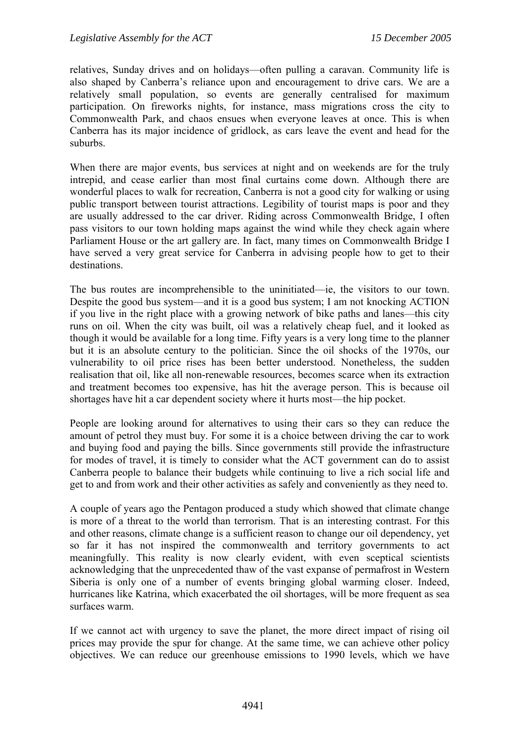relatives, Sunday drives and on holidays—often pulling a caravan. Community life is also shaped by Canberra's reliance upon and encouragement to drive cars. We are a relatively small population, so events are generally centralised for maximum participation. On fireworks nights, for instance, mass migrations cross the city to Commonwealth Park, and chaos ensues when everyone leaves at once. This is when Canberra has its major incidence of gridlock, as cars leave the event and head for the suburbs.

When there are major events, bus services at night and on weekends are for the truly intrepid, and cease earlier than most final curtains come down. Although there are wonderful places to walk for recreation, Canberra is not a good city for walking or using public transport between tourist attractions. Legibility of tourist maps is poor and they are usually addressed to the car driver. Riding across Commonwealth Bridge, I often pass visitors to our town holding maps against the wind while they check again where Parliament House or the art gallery are. In fact, many times on Commonwealth Bridge I have served a very great service for Canberra in advising people how to get to their destinations.

The bus routes are incomprehensible to the uninitiated—ie, the visitors to our town. Despite the good bus system—and it is a good bus system; I am not knocking ACTION if you live in the right place with a growing network of bike paths and lanes—this city runs on oil. When the city was built, oil was a relatively cheap fuel, and it looked as though it would be available for a long time. Fifty years is a very long time to the planner but it is an absolute century to the politician. Since the oil shocks of the 1970s, our vulnerability to oil price rises has been better understood. Nonetheless, the sudden realisation that oil, like all non-renewable resources, becomes scarce when its extraction and treatment becomes too expensive, has hit the average person. This is because oil shortages have hit a car dependent society where it hurts most—the hip pocket.

People are looking around for alternatives to using their cars so they can reduce the amount of petrol they must buy. For some it is a choice between driving the car to work and buying food and paying the bills. Since governments still provide the infrastructure for modes of travel, it is timely to consider what the ACT government can do to assist Canberra people to balance their budgets while continuing to live a rich social life and get to and from work and their other activities as safely and conveniently as they need to.

A couple of years ago the Pentagon produced a study which showed that climate change is more of a threat to the world than terrorism. That is an interesting contrast. For this and other reasons, climate change is a sufficient reason to change our oil dependency, yet so far it has not inspired the commonwealth and territory governments to act meaningfully. This reality is now clearly evident, with even sceptical scientists acknowledging that the unprecedented thaw of the vast expanse of permafrost in Western Siberia is only one of a number of events bringing global warming closer. Indeed, hurricanes like Katrina, which exacerbated the oil shortages, will be more frequent as sea surfaces warm.

If we cannot act with urgency to save the planet, the more direct impact of rising oil prices may provide the spur for change. At the same time, we can achieve other policy objectives. We can reduce our greenhouse emissions to 1990 levels, which we have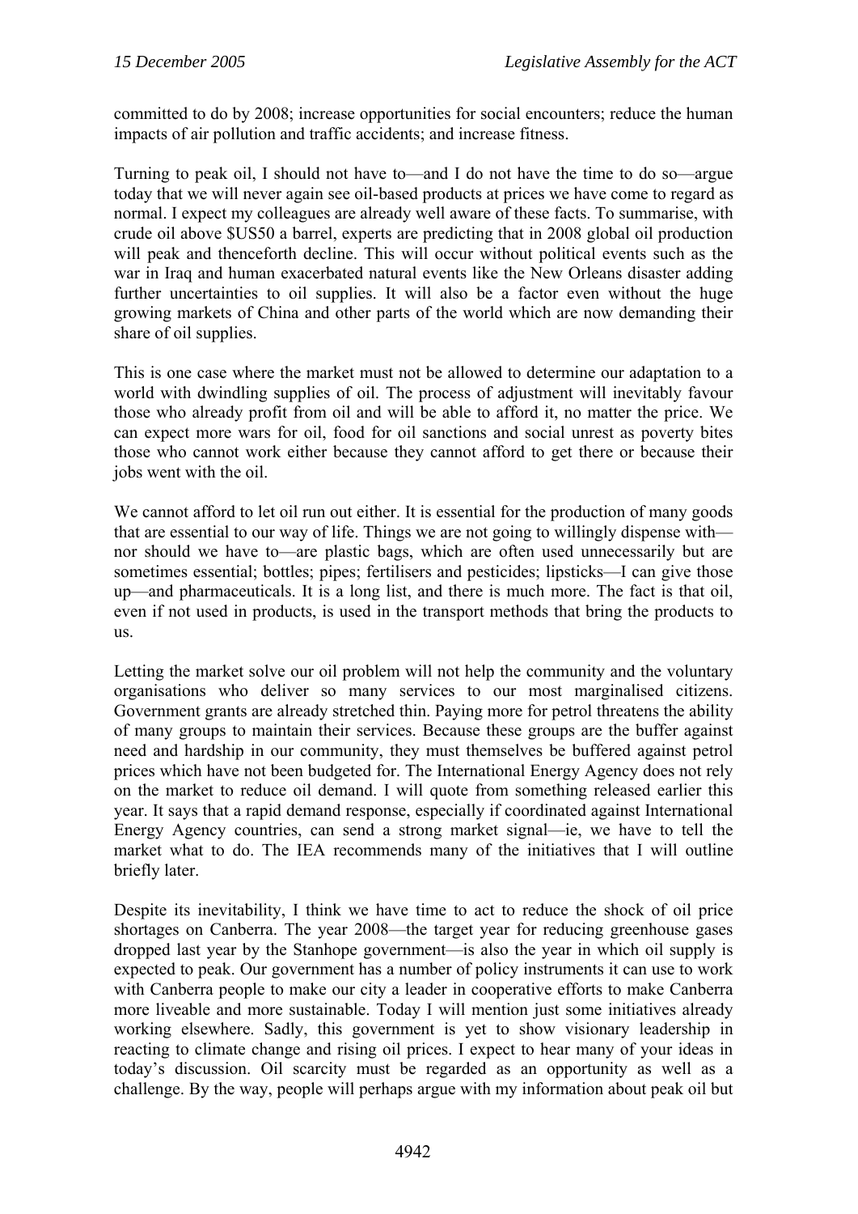committed to do by 2008; increase opportunities for social encounters; reduce the human impacts of air pollution and traffic accidents; and increase fitness.

Turning to peak oil, I should not have to—and I do not have the time to do so—argue today that we will never again see oil-based products at prices we have come to regard as normal. I expect my colleagues are already well aware of these facts. To summarise, with crude oil above $US50 a barrel, experts are predicting that in 2008 global oil production will peak and thenceforth decline. This will occur without political events such as the war in Iraq and human exacerbated natural events like the New Orleans disaster adding further uncertainties to oil supplies. It will also be a factor even without the huge growing markets of China and other parts of the world which are now demanding their share of oil supplies.

This is one case where the market must not be allowed to determine our adaptation to a world with dwindling supplies of oil. The process of adjustment will inevitably favour those who already profit from oil and will be able to afford it, no matter the price. We can expect more wars for oil, food for oil sanctions and social unrest as poverty bites those who cannot work either because they cannot afford to get there or because their jobs went with the oil.

We cannot afford to let oil run out either. It is essential for the production of many goods that are essential to our way of life. Things we are not going to willingly dispense with—nor should we have to—are plastic bags, which are often used unnecessarily but are sometimes essential; bottles; pipes; fertilisers and pesticides; lipsticks—I can give those up—and pharmaceuticals. It is a long list, and there is much more. The fact is that oil, even if not used in products, is used in the transport methods that bring the products to us.

Letting the market solve our oil problem will not help the community and the voluntary organisations who deliver so many services to our most marginalised citizens. Government grants are already stretched thin. Paying more for petrol threatens the ability of many groups to maintain their services. Because these groups are the buffer against need and hardship in our community, they must themselves be buffered against petrol prices which have not been budgeted for. The International Energy Agency does not rely on the market to reduce oil demand. I will quote from something released earlier this year. It says that a rapid demand response, especially if coordinated against International Energy Agency countries, can send a strong market signal—ie, we have to tell the market what to do. The IEA recommends many of the initiatives that I will outline briefly later.

Despite its inevitability, I think we have time to act to reduce the shock of oil price shortages on Canberra. The year 2008—the target year for reducing greenhouse gases dropped last year by the Stanhope government—is also the year in which oil supply is expected to peak. Our government has a number of policy instruments it can use to work with Canberra people to make our city a leader in cooperative efforts to make Canberra more liveable and more sustainable. Today I will mention just some initiatives already working elsewhere. Sadly, this government is yet to show visionary leadership in reacting to climate change and rising oil prices. I expect to hear many of your ideas in today's discussion. Oil scarcity must be regarded as an opportunity as well as a challenge. By the way, people will perhaps argue with my information about peak oil but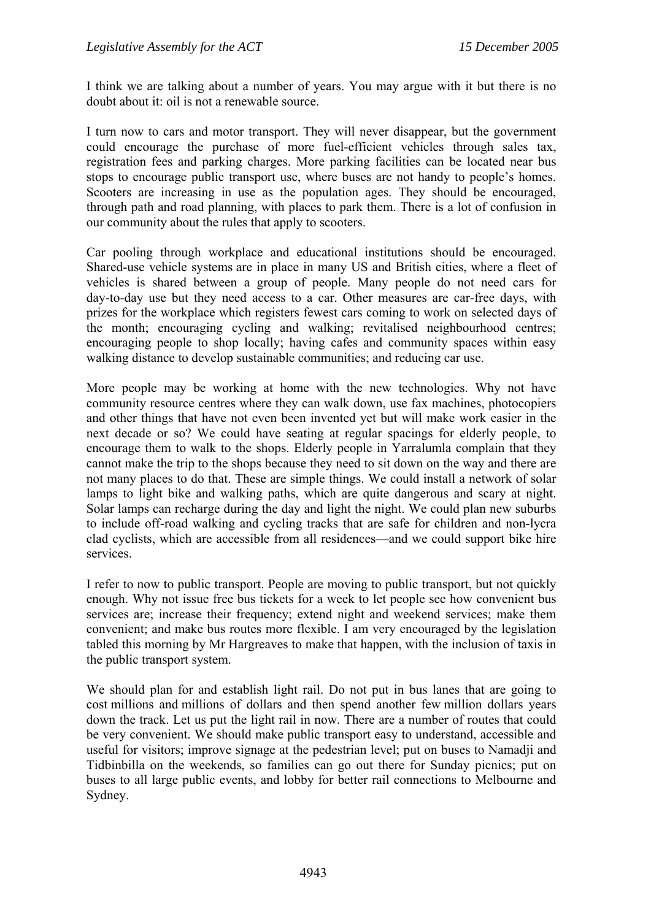I think we are talking about a number of years. You may argue with it but there is no doubt about it: oil is not a renewable source.

I turn now to cars and motor transport. They will never disappear, but the government could encourage the purchase of more fuel-efficient vehicles through sales tax, registration fees and parking charges. More parking facilities can be located near bus stops to encourage public transport use, where buses are not handy to people's homes. Scooters are increasing in use as the population ages. They should be encouraged, through path and road planning, with places to park them. There is a lot of confusion in our community about the rules that apply to scooters.

Car pooling through workplace and educational institutions should be encouraged. Shared-use vehicle systems are in place in many US and British cities, where a fleet of vehicles is shared between a group of people. Many people do not need cars for day-to-day use but they need access to a car. Other measures are car-free days, with prizes for the workplace which registers fewest cars coming to work on selected days of the month; encouraging cycling and walking; revitalised neighbourhood centres; encouraging people to shop locally; having cafes and community spaces within easy walking distance to develop sustainable communities; and reducing car use.

More people may be working at home with the new technologies. Why not have community resource centres where they can walk down, use fax machines, photocopiers and other things that have not even been invented yet but will make work easier in the next decade or so? We could have seating at regular spacings for elderly people, to encourage them to walk to the shops. Elderly people in Yarralumla complain that they cannot make the trip to the shops because they need to sit down on the way and there are not many places to do that. These are simple things. We could install a network of solar lamps to light bike and walking paths, which are quite dangerous and scary at night. Solar lamps can recharge during the day and light the night. We could plan new suburbs to include off-road walking and cycling tracks that are safe for children and non-lycra clad cyclists, which are accessible from all residences—and we could support bike hire services.

I refer to now to public transport. People are moving to public transport, but not quickly enough. Why not issue free bus tickets for a week to let people see how convenient bus services are; increase their frequency; extend night and weekend services; make them convenient; and make bus routes more flexible. I am very encouraged by the legislation tabled this morning by Mr Hargreaves to make that happen, with the inclusion of taxis in the public transport system.

We should plan for and establish light rail. Do not put in bus lanes that are going to cost millions and millions of dollars and then spend another few million dollars years down the track. Let us put the light rail in now. There are a number of routes that could be very convenient. We should make public transport easy to understand, accessible and useful for visitors; improve signage at the pedestrian level; put on buses to Namadji and Tidbinbilla on the weekends, so families can go out there for Sunday picnics; put on buses to all large public events, and lobby for better rail connections to Melbourne and Sydney.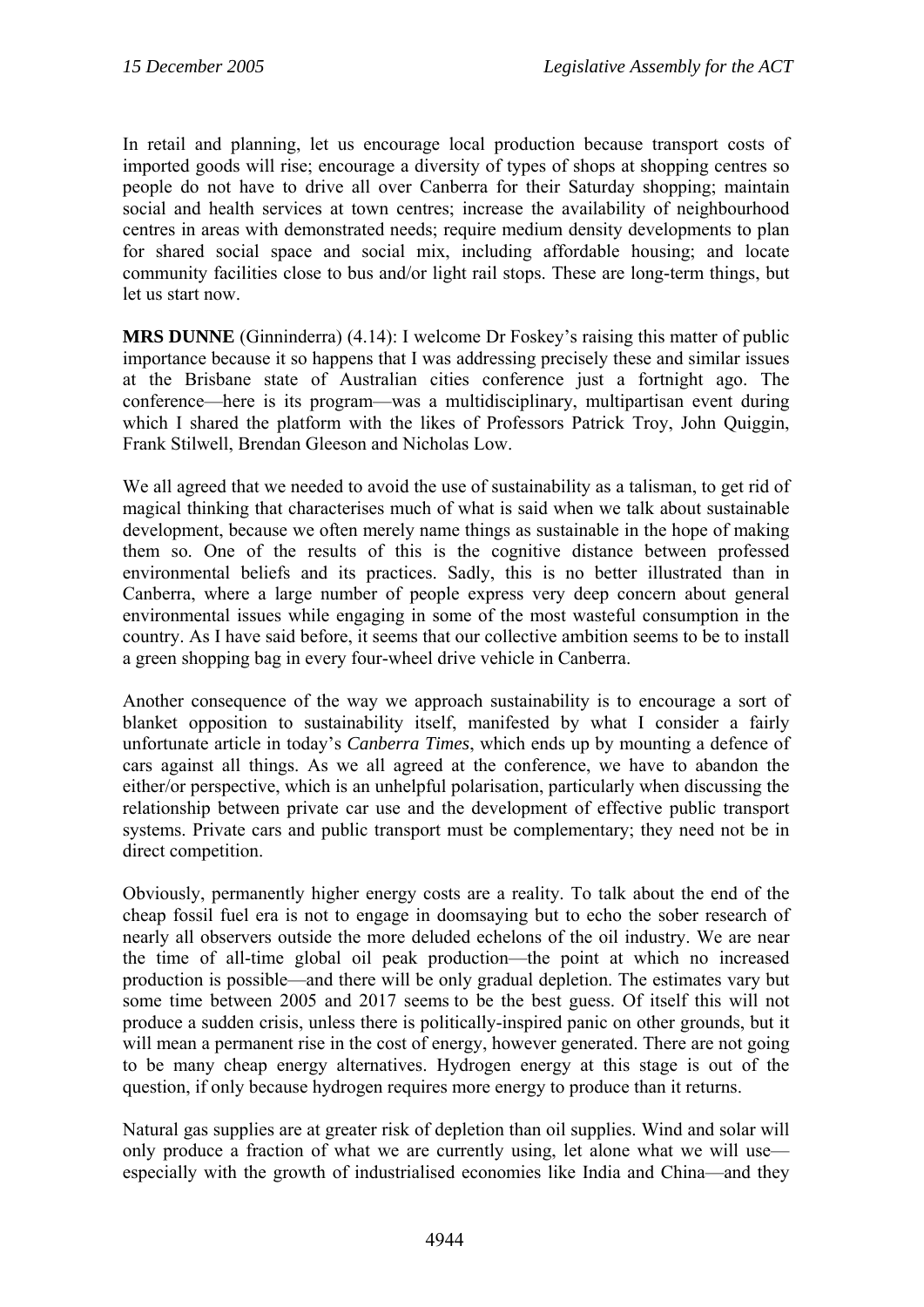In retail and planning, let us encourage local production because transport costs of imported goods will rise; encourage a diversity of types of shops at shopping centres so people do not have to drive all over Canberra for their Saturday shopping; maintain social and health services at town centres; increase the availability of neighbourhood centres in areas with demonstrated needs; require medium density developments to plan for shared social space and social mix, including affordable housing; and locate community facilities close to bus and/or light rail stops. These are long-term things, but let us start now.

**MRS DUNNE** (Ginninderra) (4.14): I welcome Dr Foskey's raising this matter of public importance because it so happens that I was addressing precisely these and similar issues at the Brisbane state of Australian cities conference just a fortnight ago. The conference—here is its program—was a multidisciplinary, multipartisan event during which I shared the platform with the likes of Professors Patrick Troy, John Quiggin, Frank Stilwell, Brendan Gleeson and Nicholas Low.

We all agreed that we needed to avoid the use of sustainability as a talisman, to get rid of magical thinking that characterises much of what is said when we talk about sustainable development, because we often merely name things as sustainable in the hope of making them so. One of the results of this is the cognitive distance between professed environmental beliefs and its practices. Sadly, this is no better illustrated than in Canberra, where a large number of people express very deep concern about general environmental issues while engaging in some of the most wasteful consumption in the country. As I have said before, it seems that our collective ambition seems to be to install a green shopping bag in every four-wheel drive vehicle in Canberra.

Another consequence of the way we approach sustainability is to encourage a sort of blanket opposition to sustainability itself, manifested by what I consider a fairly unfortunate article in today's *Canberra Times*, which ends up by mounting a defence of cars against all things. As we all agreed at the conference, we have to abandon the either/or perspective, which is an unhelpful polarisation, particularly when discussing the relationship between private car use and the development of effective public transport systems. Private cars and public transport must be complementary; they need not be in direct competition.

Obviously, permanently higher energy costs are a reality. To talk about the end of the cheap fossil fuel era is not to engage in doomsaying but to echo the sober research of nearly all observers outside the more deluded echelons of the oil industry. We are near the time of all-time global oil peak production—the point at which no increased production is possible—and there will be only gradual depletion. The estimates vary but some time between 2005 and 2017 seems to be the best guess. Of itself this will not produce a sudden crisis, unless there is politically-inspired panic on other grounds, but it will mean a permanent rise in the cost of energy, however generated. There are not going to be many cheap energy alternatives. Hydrogen energy at this stage is out of the question, if only because hydrogen requires more energy to produce than it returns.

Natural gas supplies are at greater risk of depletion than oil supplies. Wind and solar will only produce a fraction of what we are currently using, let alone what we will use—especially with the growth of industrialised economies like India and China—and they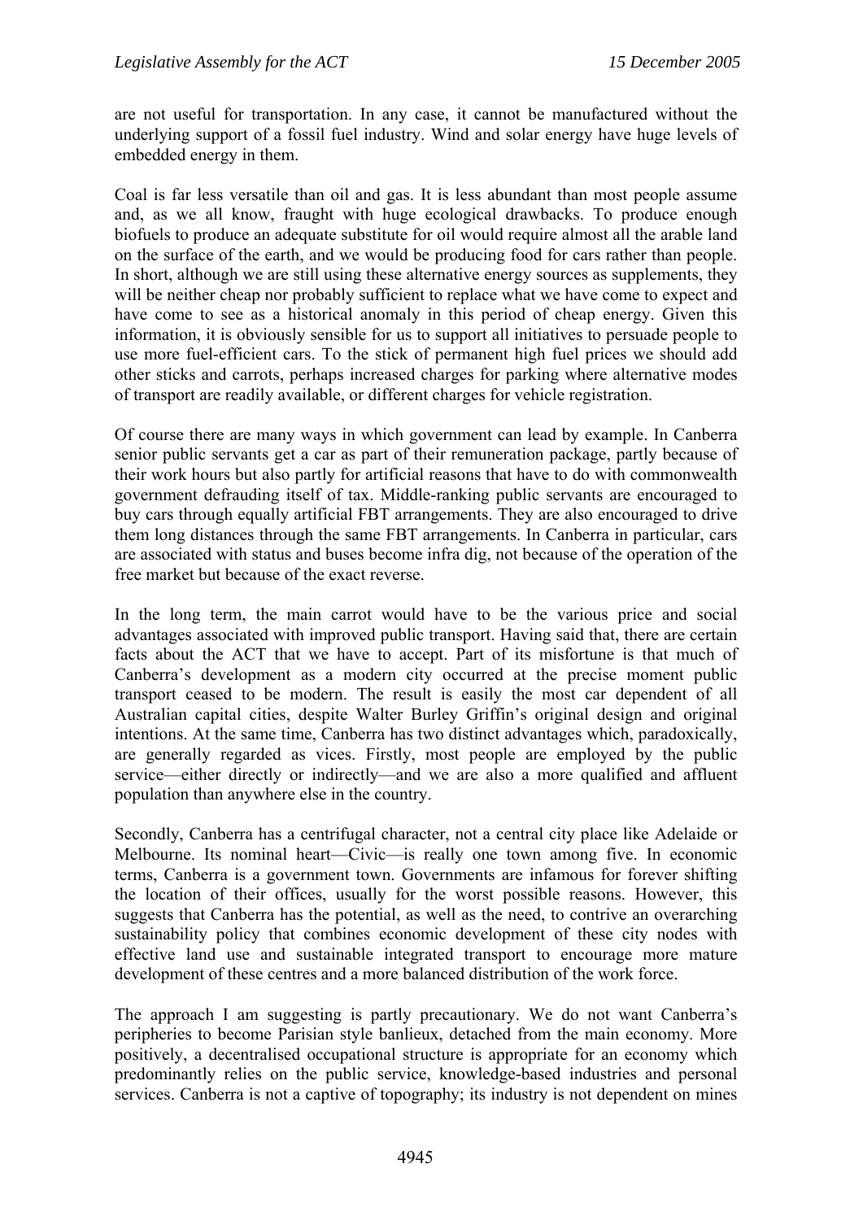are not useful for transportation. In any case, it cannot be manufactured without the underlying support of a fossil fuel industry. Wind and solar energy have huge levels of embedded energy in them.

Coal is far less versatile than oil and gas. It is less abundant than most people assume and, as we all know, fraught with huge ecological drawbacks. To produce enough biofuels to produce an adequate substitute for oil would require almost all the arable land on the surface of the earth, and we would be producing food for cars rather than people. In short, although we are still using these alternative energy sources as supplements, they will be neither cheap nor probably sufficient to replace what we have come to expect and have come to see as a historical anomaly in this period of cheap energy. Given this information, it is obviously sensible for us to support all initiatives to persuade people to use more fuel-efficient cars. To the stick of permanent high fuel prices we should add other sticks and carrots, perhaps increased charges for parking where alternative modes of transport are readily available, or different charges for vehicle registration.

Of course there are many ways in which government can lead by example. In Canberra senior public servants get a car as part of their remuneration package, partly because of their work hours but also partly for artificial reasons that have to do with commonwealth government defrauding itself of tax. Middle-ranking public servants are encouraged to buy cars through equally artificial FBT arrangements. They are also encouraged to drive them long distances through the same FBT arrangements. In Canberra in particular, cars are associated with status and buses become infra dig, not because of the operation of the free market but because of the exact reverse.

In the long term, the main carrot would have to be the various price and social advantages associated with improved public transport. Having said that, there are certain facts about the ACT that we have to accept. Part of its misfortune is that much of Canberra's development as a modern city occurred at the precise moment public transport ceased to be modern. The result is easily the most car dependent of all Australian capital cities, despite Walter Burley Griffin's original design and original intentions. At the same time, Canberra has two distinct advantages which, paradoxically, are generally regarded as vices. Firstly, most people are employed by the public service—either directly or indirectly—and we are also a more qualified and affluent population than anywhere else in the country.

Secondly, Canberra has a centrifugal character, not a central city place like Adelaide or Melbourne. Its nominal heart—Civic—is really one town among five. In economic terms, Canberra is a government town. Governments are infamous for forever shifting the location of their offices, usually for the worst possible reasons. However, this suggests that Canberra has the potential, as well as the need, to contrive an overarching sustainability policy that combines economic development of these city nodes with effective land use and sustainable integrated transport to encourage more mature development of these centres and a more balanced distribution of the work force.

The approach I am suggesting is partly precautionary. We do not want Canberra's peripheries to become Parisian style banlieux, detached from the main economy. More positively, a decentralised occupational structure is appropriate for an economy which predominantly relies on the public service, knowledge-based industries and personal services. Canberra is not a captive of topography; its industry is not dependent on mines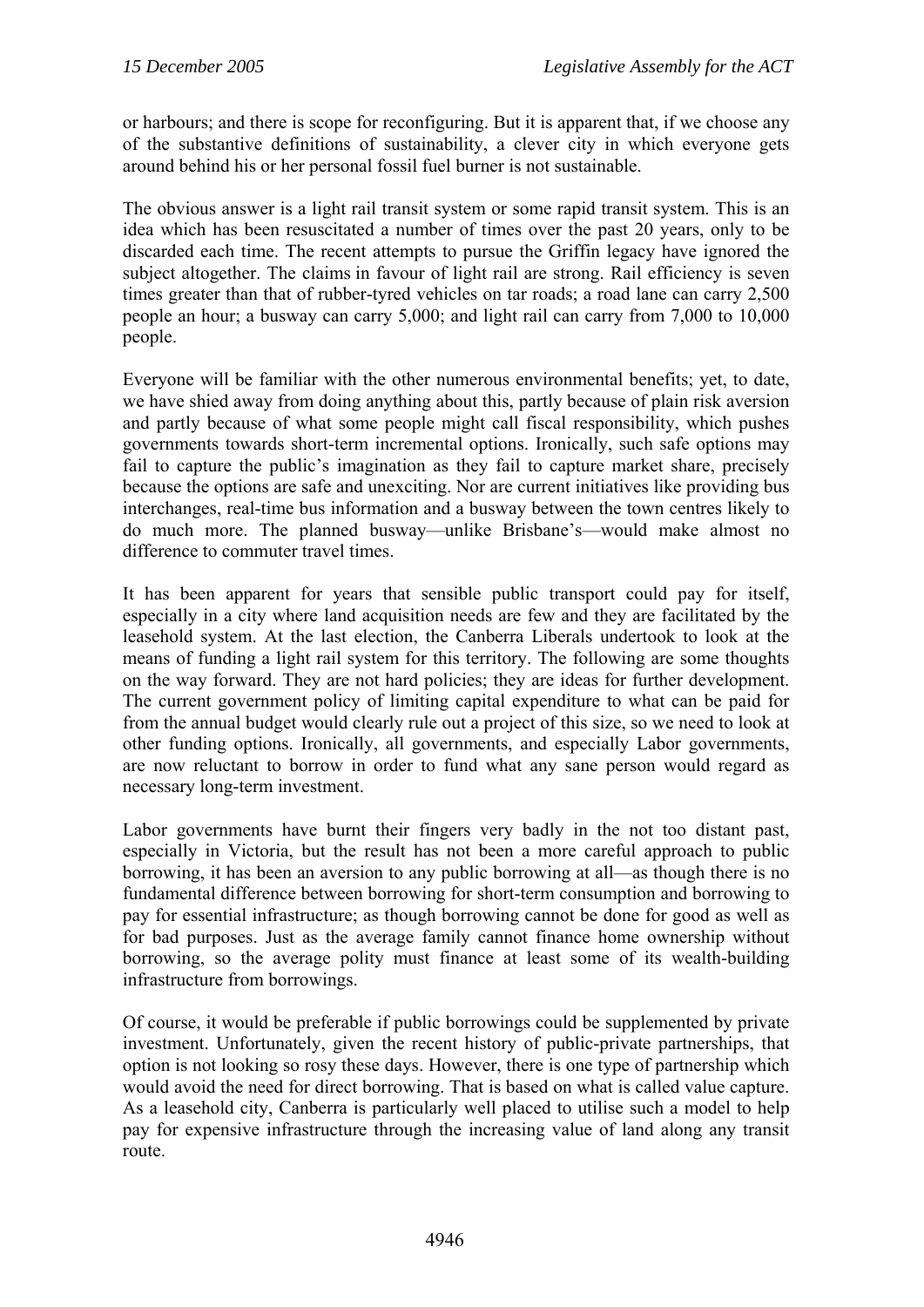or harbours; and there is scope for reconfiguring. But it is apparent that, if we choose any of the substantive definitions of sustainability, a clever city in which everyone gets around behind his or her personal fossil fuel burner is not sustainable.

The obvious answer is a light rail transit system or some rapid transit system. This is an idea which has been resuscitated a number of times over the past 20 years, only to be discarded each time. The recent attempts to pursue the Griffin legacy have ignored the subject altogether. The claims in favour of light rail are strong. Rail efficiency is seven times greater than that of rubber-tyred vehicles on tar roads; a road lane can carry 2,500 people an hour; a busway can carry 5,000; and light rail can carry from 7,000 to 10,000 people.

Everyone will be familiar with the other numerous environmental benefits; yet, to date, we have shied away from doing anything about this, partly because of plain risk aversion and partly because of what some people might call fiscal responsibility, which pushes governments towards short-term incremental options. Ironically, such safe options may fail to capture the public's imagination as they fail to capture market share, precisely because the options are safe and unexciting. Nor are current initiatives like providing bus interchanges, real-time bus information and a busway between the town centres likely to do much more. The planned busway—unlike Brisbane's—would make almost no difference to commuter travel times.

It has been apparent for years that sensible public transport could pay for itself, especially in a city where land acquisition needs are few and they are facilitated by the leasehold system. At the last election, the Canberra Liberals undertook to look at the means of funding a light rail system for this territory. The following are some thoughts on the way forward. They are not hard policies; they are ideas for further development. The current government policy of limiting capital expenditure to what can be paid for from the annual budget would clearly rule out a project of this size, so we need to look at other funding options. Ironically, all governments, and especially Labor governments, are now reluctant to borrow in order to fund what any sane person would regard as necessary long-term investment.

Labor governments have burnt their fingers very badly in the not too distant past, especially in Victoria, but the result has not been a more careful approach to public borrowing, it has been an aversion to any public borrowing at all—as though there is no fundamental difference between borrowing for short-term consumption and borrowing to pay for essential infrastructure; as though borrowing cannot be done for good as well as for bad purposes. Just as the average family cannot finance home ownership without borrowing, so the average polity must finance at least some of its wealth-building infrastructure from borrowings.

Of course, it would be preferable if public borrowings could be supplemented by private investment. Unfortunately, given the recent history of public-private partnerships, that option is not looking so rosy these days. However, there is one type of partnership which would avoid the need for direct borrowing. That is based on what is called value capture. As a leasehold city, Canberra is particularly well placed to utilise such a model to help pay for expensive infrastructure through the increasing value of land along any transit route.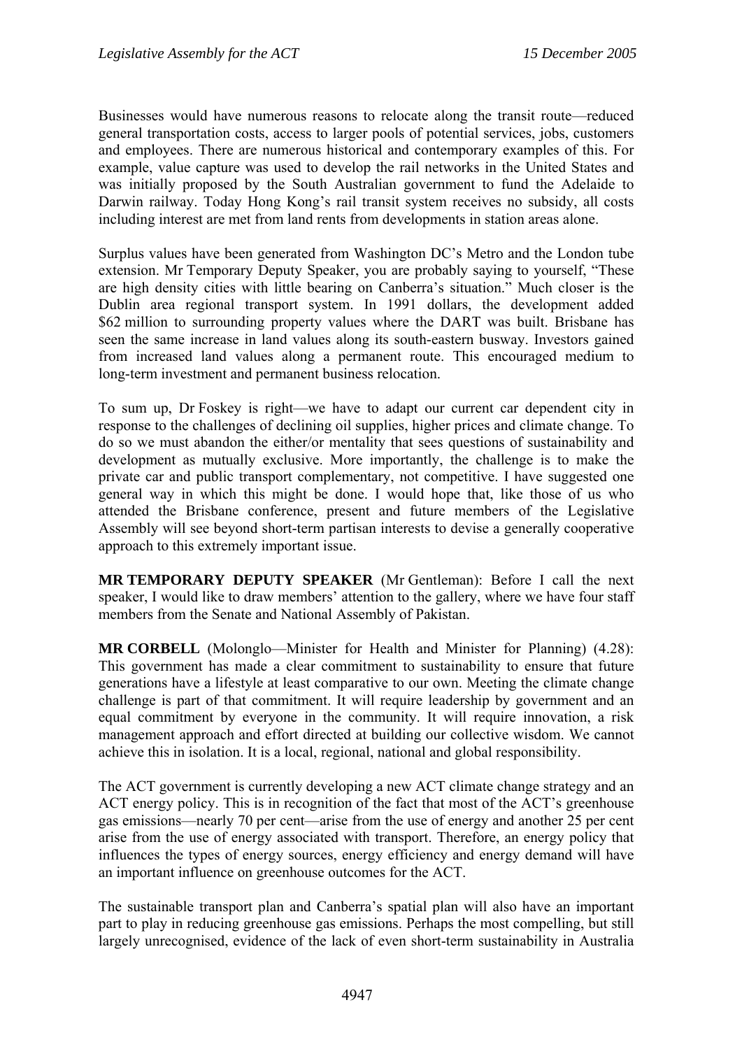Businesses would have numerous reasons to relocate along the transit route—reduced general transportation costs, access to larger pools of potential services, jobs, customers and employees. There are numerous historical and contemporary examples of this. For example, value capture was used to develop the rail networks in the United States and was initially proposed by the South Australian government to fund the Adelaide to Darwin railway. Today Hong Kong's rail transit system receives no subsidy, all costs including interest are met from land rents from developments in station areas alone.

Surplus values have been generated from Washington DC's Metro and the London tube extension. Mr Temporary Deputy Speaker, you are probably saying to yourself, "These are high density cities with little bearing on Canberra's situation." Much closer is the Dublin area regional transport system. In 1991 dollars, the development added $62 million to surrounding property values where the DART was built. Brisbane has seen the same increase in land values along its south-eastern busway. Investors gained from increased land values along a permanent route. This encouraged medium to long-term investment and permanent business relocation.

To sum up, Dr Foskey is right—we have to adapt our current car dependent city in response to the challenges of declining oil supplies, higher prices and climate change. To do so we must abandon the either/or mentality that sees questions of sustainability and development as mutually exclusive. More importantly, the challenge is to make the private car and public transport complementary, not competitive. I have suggested one general way in which this might be done. I would hope that, like those of us who attended the Brisbane conference, present and future members of the Legislative Assembly will see beyond short-term partisan interests to devise a generally cooperative approach to this extremely important issue.

**MR TEMPORARY DEPUTY SPEAKER** (Mr Gentleman): Before I call the next speaker, I would like to draw members' attention to the gallery, where we have four staff members from the Senate and National Assembly of Pakistan.

**MR CORBELL** (Molonglo—Minister for Health and Minister for Planning) (4.28): This government has made a clear commitment to sustainability to ensure that future generations have a lifestyle at least comparative to our own. Meeting the climate change challenge is part of that commitment. It will require leadership by government and an equal commitment by everyone in the community. It will require innovation, a risk management approach and effort directed at building our collective wisdom. We cannot achieve this in isolation. It is a local, regional, national and global responsibility.

The ACT government is currently developing a new ACT climate change strategy and an ACT energy policy. This is in recognition of the fact that most of the ACT's greenhouse gas emissions—nearly 70 per cent—arise from the use of energy and another 25 per cent arise from the use of energy associated with transport. Therefore, an energy policy that influences the types of energy sources, energy efficiency and energy demand will have an important influence on greenhouse outcomes for the ACT.

The sustainable transport plan and Canberra's spatial plan will also have an important part to play in reducing greenhouse gas emissions. Perhaps the most compelling, but still largely unrecognised, evidence of the lack of even short-term sustainability in Australia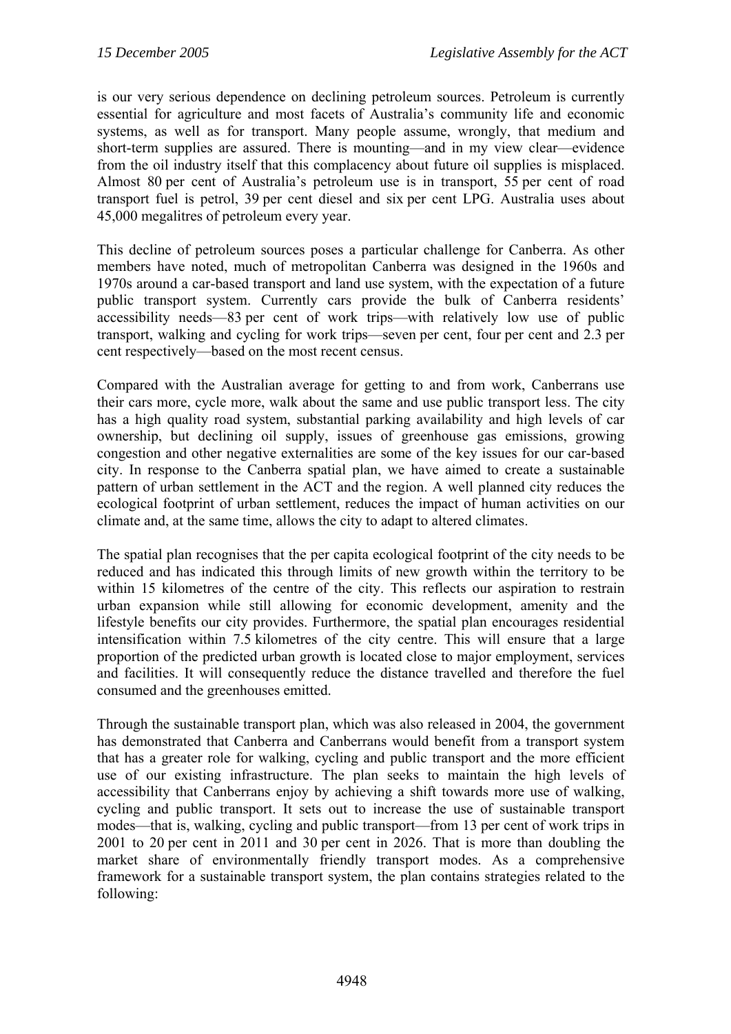is our very serious dependence on declining petroleum sources. Petroleum is currently essential for agriculture and most facets of Australia's community life and economic systems, as well as for transport. Many people assume, wrongly, that medium and short-term supplies are assured. There is mounting—and in my view clear—evidence from the oil industry itself that this complacency about future oil supplies is misplaced. Almost 80 per cent of Australia's petroleum use is in transport, 55 per cent of road transport fuel is petrol, 39 per cent diesel and six per cent LPG. Australia uses about 45,000 megalitres of petroleum every year.

This decline of petroleum sources poses a particular challenge for Canberra. As other members have noted, much of metropolitan Canberra was designed in the 1960s and 1970s around a car-based transport and land use system, with the expectation of a future public transport system. Currently cars provide the bulk of Canberra residents' accessibility needs—83 per cent of work trips—with relatively low use of public transport, walking and cycling for work trips—seven per cent, four per cent and 2.3 per cent respectively—based on the most recent census.

Compared with the Australian average for getting to and from work, Canberrans use their cars more, cycle more, walk about the same and use public transport less. The city has a high quality road system, substantial parking availability and high levels of car ownership, but declining oil supply, issues of greenhouse gas emissions, growing congestion and other negative externalities are some of the key issues for our car-based city. In response to the Canberra spatial plan, we have aimed to create a sustainable pattern of urban settlement in the ACT and the region. A well planned city reduces the ecological footprint of urban settlement, reduces the impact of human activities on our climate and, at the same time, allows the city to adapt to altered climates.

The spatial plan recognises that the per capita ecological footprint of the city needs to be reduced and has indicated this through limits of new growth within the territory to be within 15 kilometres of the centre of the city. This reflects our aspiration to restrain urban expansion while still allowing for economic development, amenity and the lifestyle benefits our city provides. Furthermore, the spatial plan encourages residential intensification within 7.5 kilometres of the city centre. This will ensure that a large proportion of the predicted urban growth is located close to major employment, services and facilities. It will consequently reduce the distance travelled and therefore the fuel consumed and the greenhouses emitted.

Through the sustainable transport plan, which was also released in 2004, the government has demonstrated that Canberra and Canberrans would benefit from a transport system that has a greater role for walking, cycling and public transport and the more efficient use of our existing infrastructure. The plan seeks to maintain the high levels of accessibility that Canberrans enjoy by achieving a shift towards more use of walking, cycling and public transport. It sets out to increase the use of sustainable transport modes—that is, walking, cycling and public transport—from 13 per cent of work trips in 2001 to 20 per cent in 2011 and 30 per cent in 2026. That is more than doubling the market share of environmentally friendly transport modes. As a comprehensive framework for a sustainable transport system, the plan contains strategies related to the following: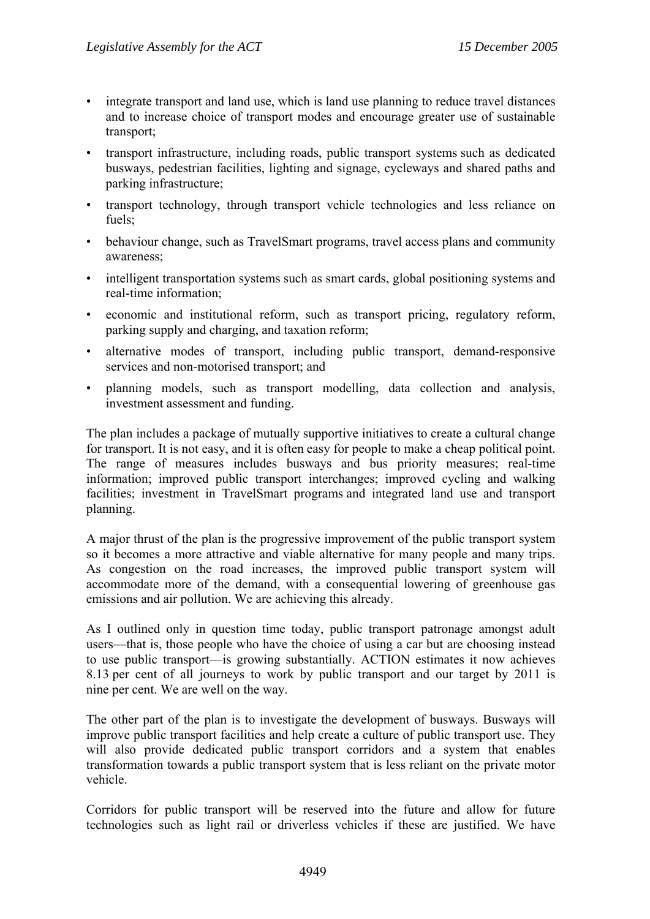- integrate transport and land use, which is land use planning to reduce travel distances and to increase choice of transport modes and encourage greater use of sustainable transport;
- transport infrastructure, including roads, public transport systems such as dedicated busways, pedestrian facilities, lighting and signage, cycleways and shared paths and parking infrastructure;
- transport technology, through transport vehicle technologies and less reliance on fuels;
- behaviour change, such as TravelSmart programs, travel access plans and community awareness;
- intelligent transportation systems such as smart cards, global positioning systems and real-time information;
- economic and institutional reform, such as transport pricing, regulatory reform, parking supply and charging, and taxation reform;
- alternative modes of transport, including public transport, demand-responsive services and non-motorised transport; and
- planning models, such as transport modelling, data collection and analysis, investment assessment and funding.

The plan includes a package of mutually supportive initiatives to create a cultural change for transport. It is not easy, and it is often easy for people to make a cheap political point. The range of measures includes busways and bus priority measures; real-time information; improved public transport interchanges; improved cycling and walking facilities; investment in TravelSmart programs and integrated land use and transport planning.

A major thrust of the plan is the progressive improvement of the public transport system so it becomes a more attractive and viable alternative for many people and many trips. As congestion on the road increases, the improved public transport system will accommodate more of the demand, with a consequential lowering of greenhouse gas emissions and air pollution. We are achieving this already.

As I outlined only in question time today, public transport patronage amongst adult users—that is, those people who have the choice of using a car but are choosing instead to use public transport—is growing substantially. ACTION estimates it now achieves 8.13 per cent of all journeys to work by public transport and our target by 2011 is nine per cent. We are well on the way.

The other part of the plan is to investigate the development of busways. Busways will improve public transport facilities and help create a culture of public transport use. They will also provide dedicated public transport corridors and a system that enables transformation towards a public transport system that is less reliant on the private motor vehicle.

Corridors for public transport will be reserved into the future and allow for future technologies such as light rail or driverless vehicles if these are justified. We have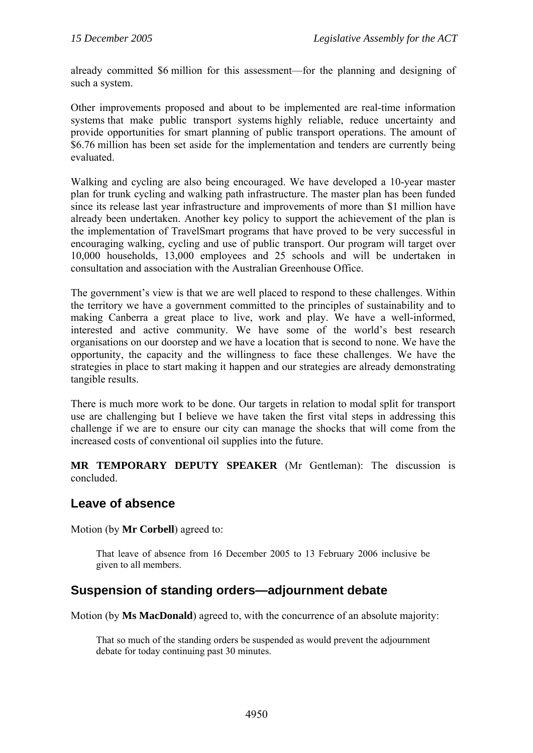already committed $6 million for this assessment—for the planning and designing of such a system.

Other improvements proposed and about to be implemented are real-time information systems that make public transport systems highly reliable, reduce uncertainty and provide opportunities for smart planning of public transport operations. The amount of $6.76 million has been set aside for the implementation and tenders are currently being evaluated.

Walking and cycling are also being encouraged. We have developed a 10-year master plan for trunk cycling and walking path infrastructure. The master plan has been funded since its release last year infrastructure and improvements of more than $1 million have already been undertaken. Another key policy to support the achievement of the plan is the implementation of TravelSmart programs that have proved to be very successful in encouraging walking, cycling and use of public transport. Our program will target over 10,000 households, 13,000 employees and 25 schools and will be undertaken in consultation and association with the Australian Greenhouse Office.

The government's view is that we are well placed to respond to these challenges. Within the territory we have a government committed to the principles of sustainability and to making Canberra a great place to live, work and play. We have a well-informed, interested and active community. We have some of the world's best research organisations on our doorstep and we have a location that is second to none. We have the opportunity, the capacity and the willingness to face these challenges. We have the strategies in place to start making it happen and our strategies are already demonstrating tangible results.

There is much more work to be done. Our targets in relation to modal split for transport use are challenging but I believe we have taken the first vital steps in addressing this challenge if we are to ensure our city can manage the shocks that will come from the increased costs of conventional oil supplies into the future.

**MR TEMPORARY DEPUTY SPEAKER** (Mr Gentleman): The discussion is concluded.

## Leave of absence

Motion (by **Mr Corbell**) agreed to:

> That leave of absence from 16 December 2005 to 13 February 2006 inclusive be given to all members.

## Suspension of standing orders—adjournment debate

Motion (by **Ms MacDonald**) agreed to, with the concurrence of an absolute majority:

> That so much of the standing orders be suspended as would prevent the adjournment debate for today continuing past 30 minutes.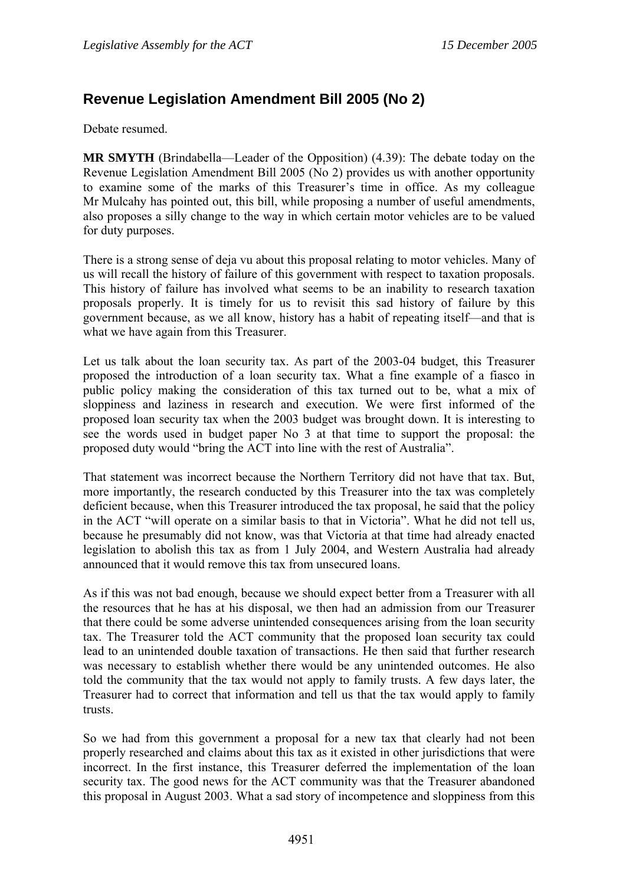## Revenue Legislation Amendment Bill 2005 (No 2)

Debate resumed.

**MR SMYTH** (Brindabella—Leader of the Opposition) (4.39): The debate today on the Revenue Legislation Amendment Bill 2005 (No 2) provides us with another opportunity to examine some of the marks of this Treasurer's time in office. As my colleague Mr Mulcahy has pointed out, this bill, while proposing a number of useful amendments, also proposes a silly change to the way in which certain motor vehicles are to be valued for duty purposes.

There is a strong sense of deja vu about this proposal relating to motor vehicles. Many of us will recall the history of failure of this government with respect to taxation proposals. This history of failure has involved what seems to be an inability to research taxation proposals properly. It is timely for us to revisit this sad history of failure by this government because, as we all know, history has a habit of repeating itself—and that is what we have again from this Treasurer.

Let us talk about the loan security tax. As part of the 2003-04 budget, this Treasurer proposed the introduction of a loan security tax. What a fine example of a fiasco in public policy making the consideration of this tax turned out to be, what a mix of sloppiness and laziness in research and execution. We were first informed of the proposed loan security tax when the 2003 budget was brought down. It is interesting to see the words used in budget paper No 3 at that time to support the proposal: the proposed duty would "bring the ACT into line with the rest of Australia".

That statement was incorrect because the Northern Territory did not have that tax. But, more importantly, the research conducted by this Treasurer into the tax was completely deficient because, when this Treasurer introduced the tax proposal, he said that the policy in the ACT "will operate on a similar basis to that in Victoria". What he did not tell us, because he presumably did not know, was that Victoria at that time had already enacted legislation to abolish this tax as from 1 July 2004, and Western Australia had already announced that it would remove this tax from unsecured loans.

As if this was not bad enough, because we should expect better from a Treasurer with all the resources that he has at his disposal, we then had an admission from our Treasurer that there could be some adverse unintended consequences arising from the loan security tax. The Treasurer told the ACT community that the proposed loan security tax could lead to an unintended double taxation of transactions. He then said that further research was necessary to establish whether there would be any unintended outcomes. He also told the community that the tax would not apply to family trusts. A few days later, the Treasurer had to correct that information and tell us that the tax would apply to family trusts.

So we had from this government a proposal for a new tax that clearly had not been properly researched and claims about this tax as it existed in other jurisdictions that were incorrect. In the first instance, this Treasurer deferred the implementation of the loan security tax. The good news for the ACT community was that the Treasurer abandoned this proposal in August 2003. What a sad story of incompetence and sloppiness from this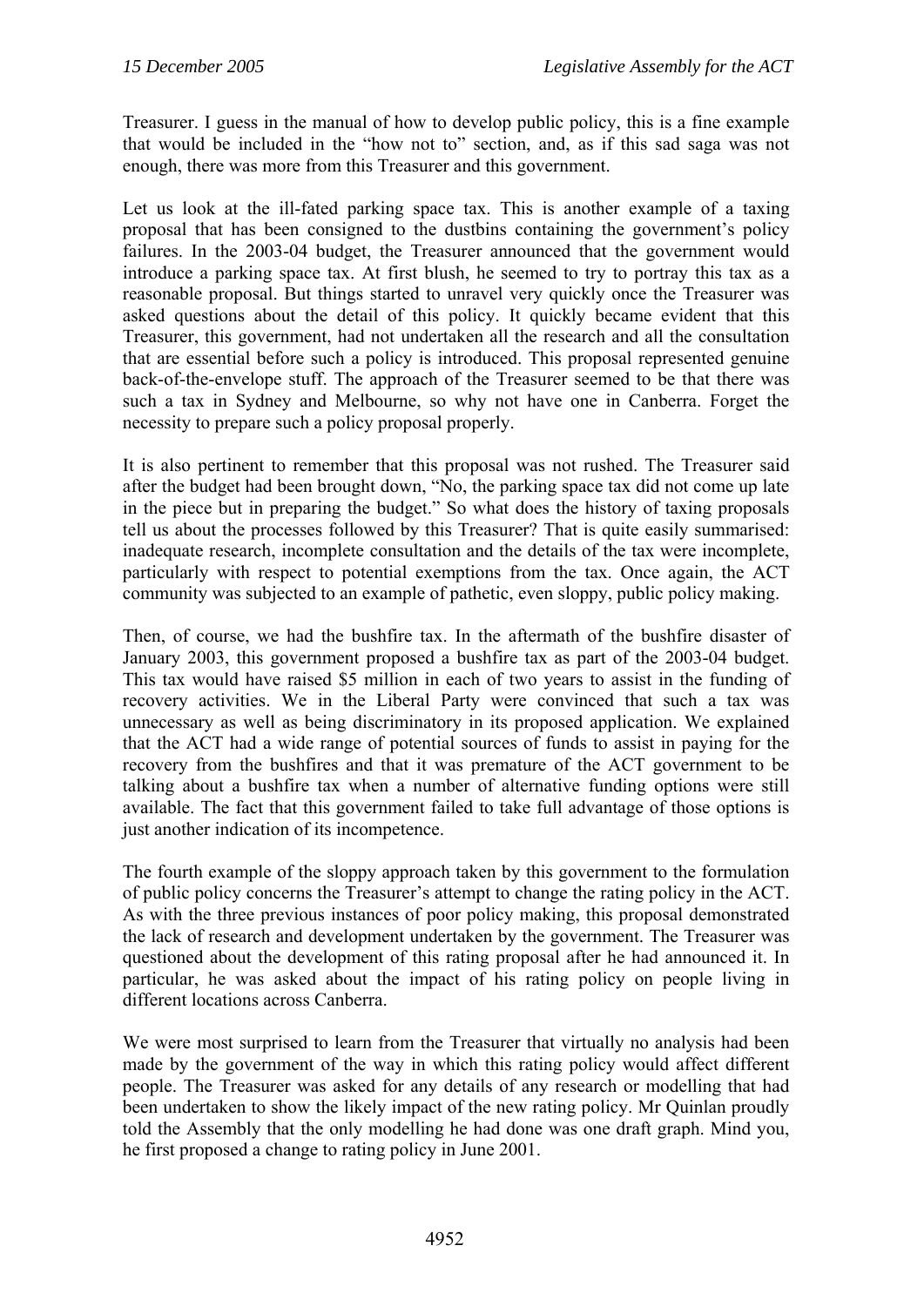Treasurer. I guess in the manual of how to develop public policy, this is a fine example that would be included in the "how not to" section, and, as if this sad saga was not enough, there was more from this Treasurer and this government.

Let us look at the ill-fated parking space tax. This is another example of a taxing proposal that has been consigned to the dustbins containing the government's policy failures. In the 2003-04 budget, the Treasurer announced that the government would introduce a parking space tax. At first blush, he seemed to try to portray this tax as a reasonable proposal. But things started to unravel very quickly once the Treasurer was asked questions about the detail of this policy. It quickly became evident that this Treasurer, this government, had not undertaken all the research and all the consultation that are essential before such a policy is introduced. This proposal represented genuine back-of-the-envelope stuff. The approach of the Treasurer seemed to be that there was such a tax in Sydney and Melbourne, so why not have one in Canberra. Forget the necessity to prepare such a policy proposal properly.

It is also pertinent to remember that this proposal was not rushed. The Treasurer said after the budget had been brought down, "No, the parking space tax did not come up late in the piece but in preparing the budget." So what does the history of taxing proposals tell us about the processes followed by this Treasurer? That is quite easily summarised: inadequate research, incomplete consultation and the details of the tax were incomplete, particularly with respect to potential exemptions from the tax. Once again, the ACT community was subjected to an example of pathetic, even sloppy, public policy making.

Then, of course, we had the bushfire tax. In the aftermath of the bushfire disaster of January 2003, this government proposed a bushfire tax as part of the 2003-04 budget. This tax would have raised \$5 million in each of two years to assist in the funding of recovery activities. We in the Liberal Party were convinced that such a tax was unnecessary as well as being discriminatory in its proposed application. We explained that the ACT had a wide range of potential sources of funds to assist in paying for the recovery from the bushfires and that it was premature of the ACT government to be talking about a bushfire tax when a number of alternative funding options were still available. The fact that this government failed to take full advantage of those options is just another indication of its incompetence.

The fourth example of the sloppy approach taken by this government to the formulation of public policy concerns the Treasurer's attempt to change the rating policy in the ACT. As with the three previous instances of poor policy making, this proposal demonstrated the lack of research and development undertaken by the government. The Treasurer was questioned about the development of this rating proposal after he had announced it. In particular, he was asked about the impact of his rating policy on people living in different locations across Canberra.

We were most surprised to learn from the Treasurer that virtually no analysis had been made by the government of the way in which this rating policy would affect different people. The Treasurer was asked for any details of any research or modelling that had been undertaken to show the likely impact of the new rating policy. Mr Quinlan proudly told the Assembly that the only modelling he had done was one draft graph. Mind you, he first proposed a change to rating policy in June 2001.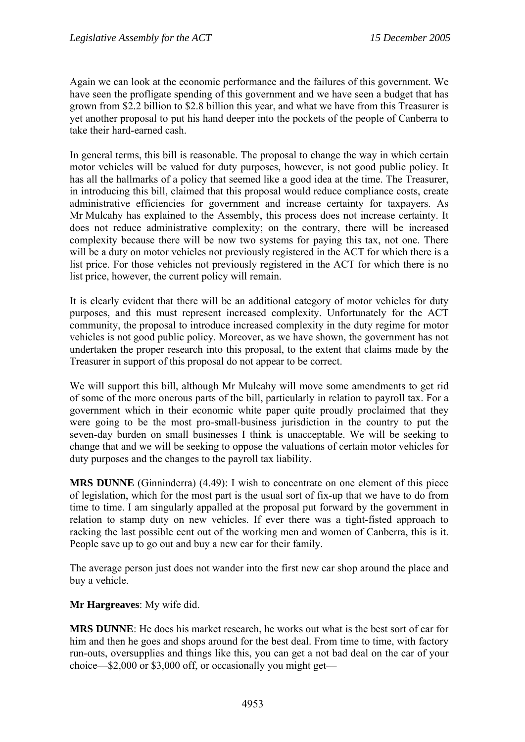Again we can look at the economic performance and the failures of this government. We have seen the profligate spending of this government and we have seen a budget that has grown from $2.2 billion to $2.8 billion this year, and what we have from this Treasurer is yet another proposal to put his hand deeper into the pockets of the people of Canberra to take their hard-earned cash.

In general terms, this bill is reasonable. The proposal to change the way in which certain motor vehicles will be valued for duty purposes, however, is not good public policy. It has all the hallmarks of a policy that seemed like a good idea at the time. The Treasurer, in introducing this bill, claimed that this proposal would reduce compliance costs, create administrative efficiencies for government and increase certainty for taxpayers. As Mr Mulcahy has explained to the Assembly, this process does not increase certainty. It does not reduce administrative complexity; on the contrary, there will be increased complexity because there will be now two systems for paying this tax, not one. There will be a duty on motor vehicles not previously registered in the ACT for which there is a list price. For those vehicles not previously registered in the ACT for which there is no list price, however, the current policy will remain.

It is clearly evident that there will be an additional category of motor vehicles for duty purposes, and this must represent increased complexity. Unfortunately for the ACT community, the proposal to introduce increased complexity in the duty regime for motor vehicles is not good public policy. Moreover, as we have shown, the government has not undertaken the proper research into this proposal, to the extent that claims made by the Treasurer in support of this proposal do not appear to be correct.

We will support this bill, although Mr Mulcahy will move some amendments to get rid of some of the more onerous parts of the bill, particularly in relation to payroll tax. For a government which in their economic white paper quite proudly proclaimed that they were going to be the most pro-small-business jurisdiction in the country to put the seven-day burden on small businesses I think is unacceptable. We will be seeking to change that and we will be seeking to oppose the valuations of certain motor vehicles for duty purposes and the changes to the payroll tax liability.

**MRS DUNNE** (Ginninderra) (4.49): I wish to concentrate on one element of this piece of legislation, which for the most part is the usual sort of fix-up that we have to do from time to time. I am singularly appalled at the proposal put forward by the government in relation to stamp duty on new vehicles. If ever there was a tight-fisted approach to racking the last possible cent out of the working men and women of Canberra, this is it. People save up to go out and buy a new car for their family.

The average person just does not wander into the first new car shop around the place and buy a vehicle.

**Mr Hargreaves**: My wife did.

**MRS DUNNE**: He does his market research, he works out what is the best sort of car for him and then he goes and shops around for the best deal. From time to time, with factory run-outs, oversupplies and things like this, you can get a not bad deal on the car of your choice—$2,000 or $3,000 off, or occasionally you might get—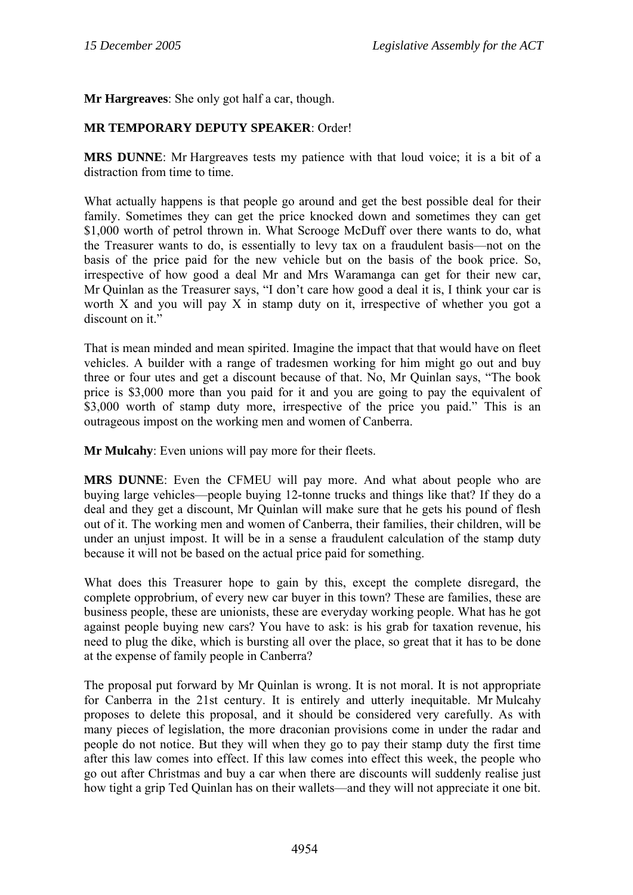**Mr Hargreaves**: She only got half a car, though.

**MR TEMPORARY DEPUTY SPEAKER**: Order!

**MRS DUNNE**: Mr Hargreaves tests my patience with that loud voice; it is a bit of a distraction from time to time.

What actually happens is that people go around and get the best possible deal for their family. Sometimes they can get the price knocked down and sometimes they can get $1,000 worth of petrol thrown in. What Scrooge McDuff over there wants to do, what the Treasurer wants to do, is essentially to levy tax on a fraudulent basis—not on the basis of the price paid for the new vehicle but on the basis of the book price. So, irrespective of how good a deal Mr and Mrs Waramanga can get for their new car, Mr Quinlan as the Treasurer says, "I don't care how good a deal it is, I think your car is worth X and you will pay X in stamp duty on it, irrespective of whether you got a discount on it."

That is mean minded and mean spirited. Imagine the impact that that would have on fleet vehicles. A builder with a range of tradesmen working for him might go out and buy three or four utes and get a discount because of that. No, Mr Quinlan says, "The book price is $3,000 more than you paid for it and you are going to pay the equivalent of $3,000 worth of stamp duty more, irrespective of the price you paid." This is an outrageous impost on the working men and women of Canberra.

**Mr Mulcahy**: Even unions will pay more for their fleets.

**MRS DUNNE**: Even the CFMEU will pay more. And what about people who are buying large vehicles—people buying 12-tonne trucks and things like that? If they do a deal and they get a discount, Mr Quinlan will make sure that he gets his pound of flesh out of it. The working men and women of Canberra, their families, their children, will be under an unjust impost. It will be in a sense a fraudulent calculation of the stamp duty because it will not be based on the actual price paid for something.

What does this Treasurer hope to gain by this, except the complete disregard, the complete opprobrium, of every new car buyer in this town? These are families, these are business people, these are unionists, these are everyday working people. What has he got against people buying new cars? You have to ask: is his grab for taxation revenue, his need to plug the dike, which is bursting all over the place, so great that it has to be done at the expense of family people in Canberra?

The proposal put forward by Mr Quinlan is wrong. It is not moral. It is not appropriate for Canberra in the 21st century. It is entirely and utterly inequitable. Mr Mulcahy proposes to delete this proposal, and it should be considered very carefully. As with many pieces of legislation, the more draconian provisions come in under the radar and people do not notice. But they will when they go to pay their stamp duty the first time after this law comes into effect. If this law comes into effect this week, the people who go out after Christmas and buy a car when there are discounts will suddenly realise just how tight a grip Ted Quinlan has on their wallets—and they will not appreciate it one bit.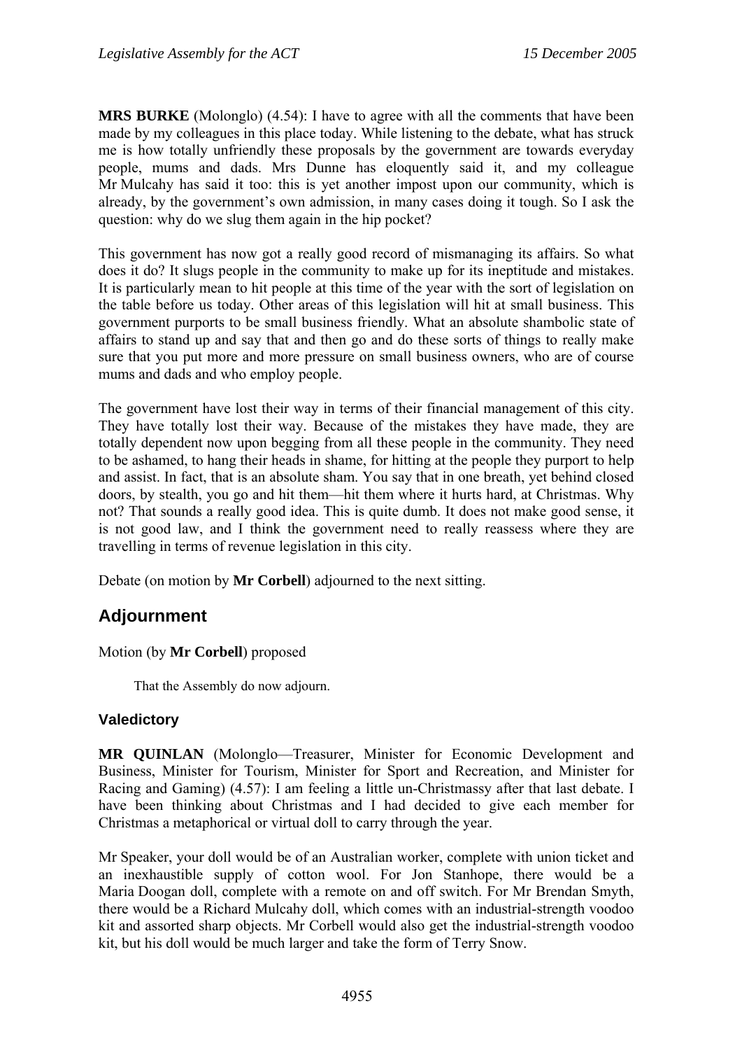**MRS BURKE** (Molonglo) (4.54): I have to agree with all the comments that have been made by my colleagues in this place today. While listening to the debate, what has struck me is how totally unfriendly these proposals by the government are towards everyday people, mums and dads. Mrs Dunne has eloquently said it, and my colleague Mr Mulcahy has said it too: this is yet another impost upon our community, which is already, by the government's own admission, in many cases doing it tough. So I ask the question: why do we slug them again in the hip pocket?

This government has now got a really good record of mismanaging its affairs. So what does it do? It slugs people in the community to make up for its ineptitude and mistakes. It is particularly mean to hit people at this time of the year with the sort of legislation on the table before us today. Other areas of this legislation will hit at small business. This government purports to be small business friendly. What an absolute shambolic state of affairs to stand up and say that and then go and do these sorts of things to really make sure that you put more and more pressure on small business owners, who are of course mums and dads and who employ people.

The government have lost their way in terms of their financial management of this city. They have totally lost their way. Because of the mistakes they have made, they are totally dependent now upon begging from all these people in the community. They need to be ashamed, to hang their heads in shame, for hitting at the people they purport to help and assist. In fact, that is an absolute sham. You say that in one breath, yet behind closed doors, by stealth, you go and hit them—hit them where it hurts hard, at Christmas. Why not? That sounds a really good idea. This is quite dumb. It does not make good sense, it is not good law, and I think the government need to really reassess where they are travelling in terms of revenue legislation in this city.

Debate (on motion by **Mr Corbell**) adjourned to the next sitting.

## Adjournment

Motion (by **Mr Corbell**) proposed

> That the Assembly do now adjourn.

### Valedictory

**MR QUINLAN** (Molonglo—Treasurer, Minister for Economic Development and Business, Minister for Tourism, Minister for Sport and Recreation, and Minister for Racing and Gaming) (4.57): I am feeling a little un-Christmassy after that last debate. I have been thinking about Christmas and I had decided to give each member for Christmas a metaphorical or virtual doll to carry through the year.

Mr Speaker, your doll would be of an Australian worker, complete with union ticket and an inexhaustible supply of cotton wool. For Jon Stanhope, there would be a Maria Doogan doll, complete with a remote on and off switch. For Mr Brendan Smyth, there would be a Richard Mulcahy doll, which comes with an industrial-strength voodoo kit and assorted sharp objects. Mr Corbell would also get the industrial-strength voodoo kit, but his doll would be much larger and take the form of Terry Snow.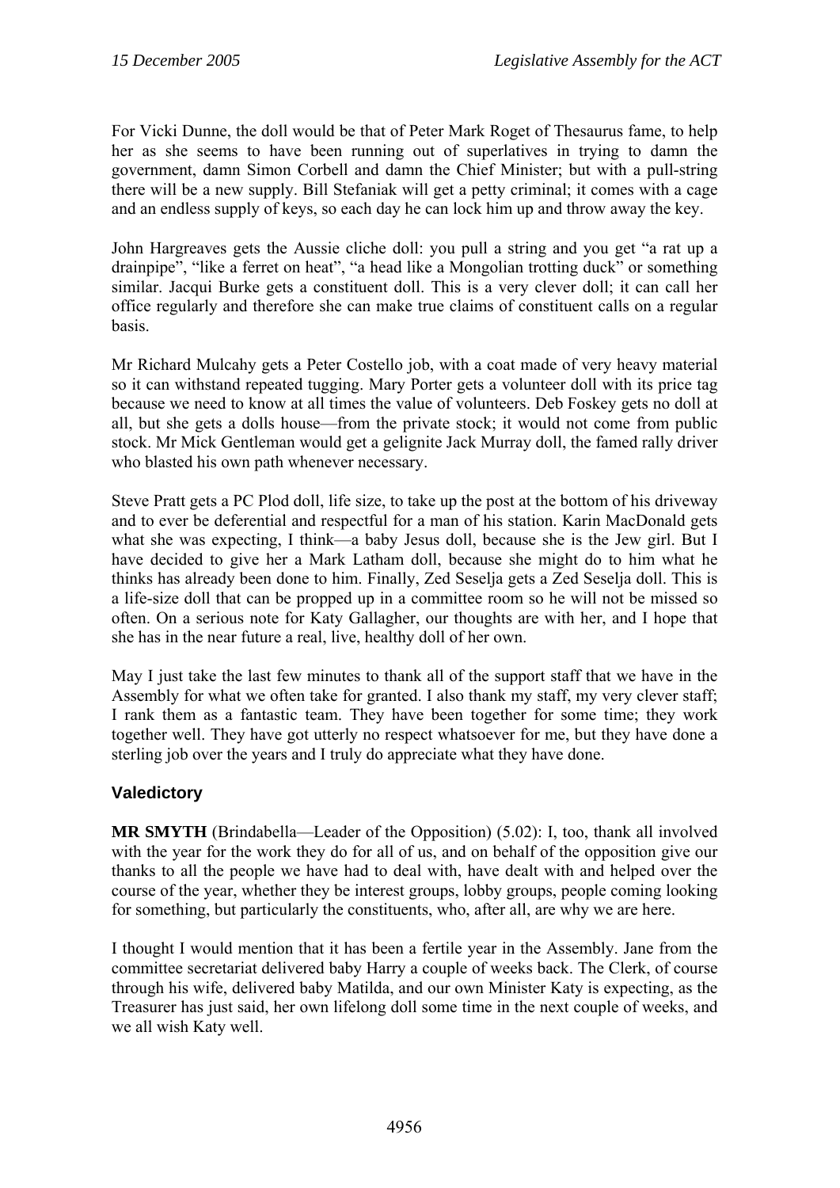For Vicki Dunne, the doll would be that of Peter Mark Roget of Thesaurus fame, to help her as she seems to have been running out of superlatives in trying to damn the government, damn Simon Corbell and damn the Chief Minister; but with a pull-string there will be a new supply. Bill Stefaniak will get a petty criminal; it comes with a cage and an endless supply of keys, so each day he can lock him up and throw away the key.

John Hargreaves gets the Aussie cliche doll: you pull a string and you get "a rat up a drainpipe", "like a ferret on heat", "a head like a Mongolian trotting duck" or something similar. Jacqui Burke gets a constituent doll. This is a very clever doll; it can call her office regularly and therefore she can make true claims of constituent calls on a regular basis.

Mr Richard Mulcahy gets a Peter Costello job, with a coat made of very heavy material so it can withstand repeated tugging. Mary Porter gets a volunteer doll with its price tag because we need to know at all times the value of volunteers. Deb Foskey gets no doll at all, but she gets a dolls house—from the private stock; it would not come from public stock. Mr Mick Gentleman would get a gelignite Jack Murray doll, the famed rally driver who blasted his own path whenever necessary.

Steve Pratt gets a PC Plod doll, life size, to take up the post at the bottom of his driveway and to ever be deferential and respectful for a man of his station. Karin MacDonald gets what she was expecting, I think—a baby Jesus doll, because she is the Jew girl. But I have decided to give her a Mark Latham doll, because she might do to him what he thinks has already been done to him. Finally, Zed Seselja gets a Zed Seselja doll. This is a life-size doll that can be propped up in a committee room so he will not be missed so often. On a serious note for Katy Gallagher, our thoughts are with her, and I hope that she has in the near future a real, live, healthy doll of her own.

May I just take the last few minutes to thank all of the support staff that we have in the Assembly for what we often take for granted. I also thank my staff, my very clever staff; I rank them as a fantastic team. They have been together for some time; they work together well. They have got utterly no respect whatsoever for me, but they have done a sterling job over the years and I truly do appreciate what they have done.

## Valedictory

**MR SMYTH** (Brindabella—Leader of the Opposition) (5.02): I, too, thank all involved with the year for the work they do for all of us, and on behalf of the opposition give our thanks to all the people we have had to deal with, have dealt with and helped over the course of the year, whether they be interest groups, lobby groups, people coming looking for something, but particularly the constituents, who, after all, are why we are here.

I thought I would mention that it has been a fertile year in the Assembly. Jane from the committee secretariat delivered baby Harry a couple of weeks back. The Clerk, of course through his wife, delivered baby Matilda, and our own Minister Katy is expecting, as the Treasurer has just said, her own lifelong doll some time in the next couple of weeks, and we all wish Katy well.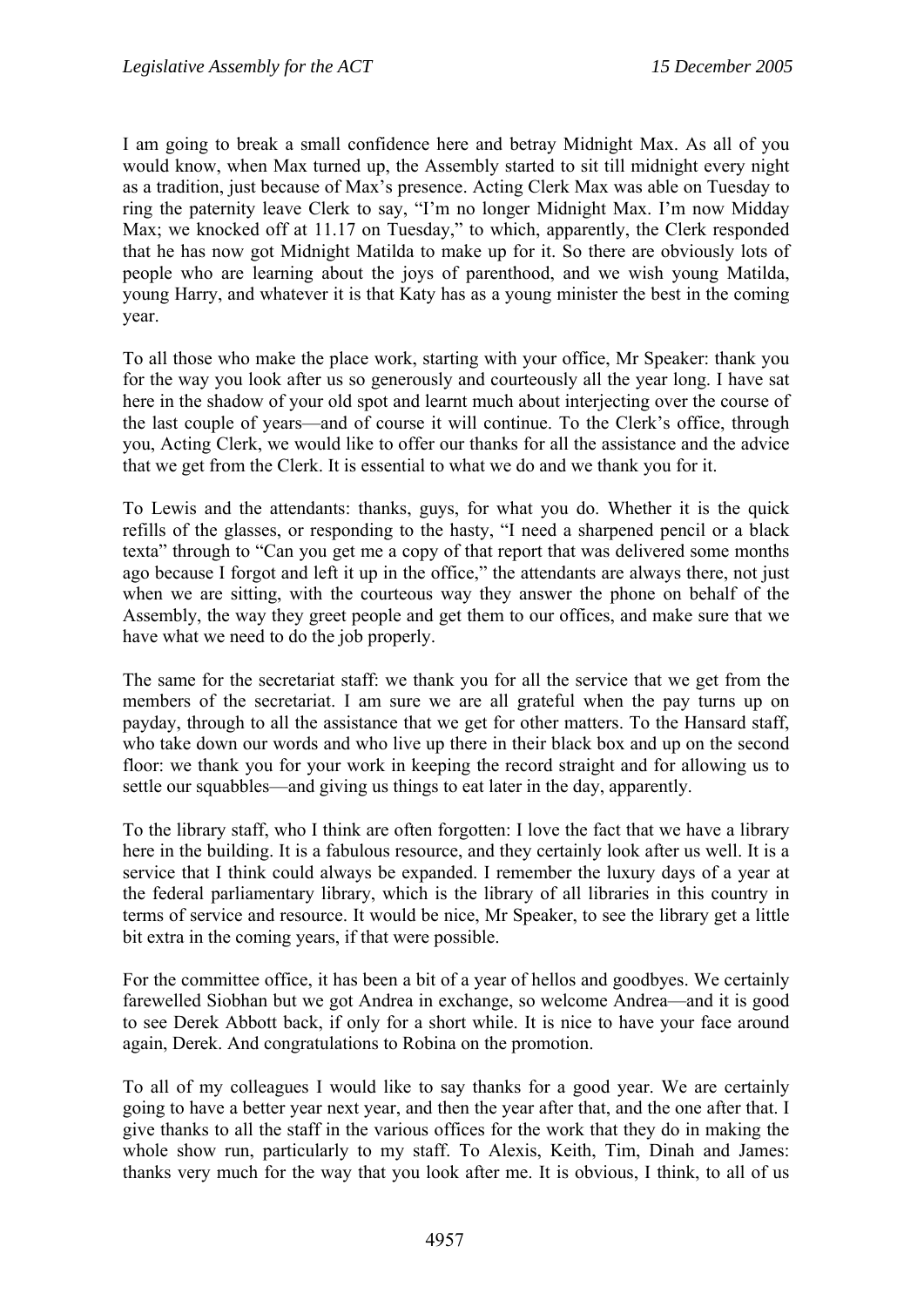I am going to break a small confidence here and betray Midnight Max. As all of you would know, when Max turned up, the Assembly started to sit till midnight every night as a tradition, just because of Max's presence. Acting Clerk Max was able on Tuesday to ring the paternity leave Clerk to say, "I'm no longer Midnight Max. I'm now Midday Max; we knocked off at 11.17 on Tuesday," to which, apparently, the Clerk responded that he has now got Midnight Matilda to make up for it. So there are obviously lots of people who are learning about the joys of parenthood, and we wish young Matilda, young Harry, and whatever it is that Katy has as a young minister the best in the coming year.

To all those who make the place work, starting with your office, Mr Speaker: thank you for the way you look after us so generously and courteously all the year long. I have sat here in the shadow of your old spot and learnt much about interjecting over the course of the last couple of years—and of course it will continue. To the Clerk's office, through you, Acting Clerk, we would like to offer our thanks for all the assistance and the advice that we get from the Clerk. It is essential to what we do and we thank you for it.

To Lewis and the attendants: thanks, guys, for what you do. Whether it is the quick refills of the glasses, or responding to the hasty, "I need a sharpened pencil or a black texta" through to "Can you get me a copy of that report that was delivered some months ago because I forgot and left it up in the office," the attendants are always there, not just when we are sitting, with the courteous way they answer the phone on behalf of the Assembly, the way they greet people and get them to our offices, and make sure that we have what we need to do the job properly.

The same for the secretariat staff: we thank you for all the service that we get from the members of the secretariat. I am sure we are all grateful when the pay turns up on payday, through to all the assistance that we get for other matters. To the Hansard staff, who take down our words and who live up there in their black box and up on the second floor: we thank you for your work in keeping the record straight and for allowing us to settle our squabbles—and giving us things to eat later in the day, apparently.

To the library staff, who I think are often forgotten: I love the fact that we have a library here in the building. It is a fabulous resource, and they certainly look after us well. It is a service that I think could always be expanded. I remember the luxury days of a year at the federal parliamentary library, which is the library of all libraries in this country in terms of service and resource. It would be nice, Mr Speaker, to see the library get a little bit extra in the coming years, if that were possible.

For the committee office, it has been a bit of a year of hellos and goodbyes. We certainly farewelled Siobhan but we got Andrea in exchange, so welcome Andrea—and it is good to see Derek Abbott back, if only for a short while. It is nice to have your face around again, Derek. And congratulations to Robina on the promotion.

To all of my colleagues I would like to say thanks for a good year. We are certainly going to have a better year next year, and then the year after that, and the one after that. I give thanks to all the staff in the various offices for the work that they do in making the whole show run, particularly to my staff. To Alexis, Keith, Tim, Dinah and James: thanks very much for the way that you look after me. It is obvious, I think, to all of us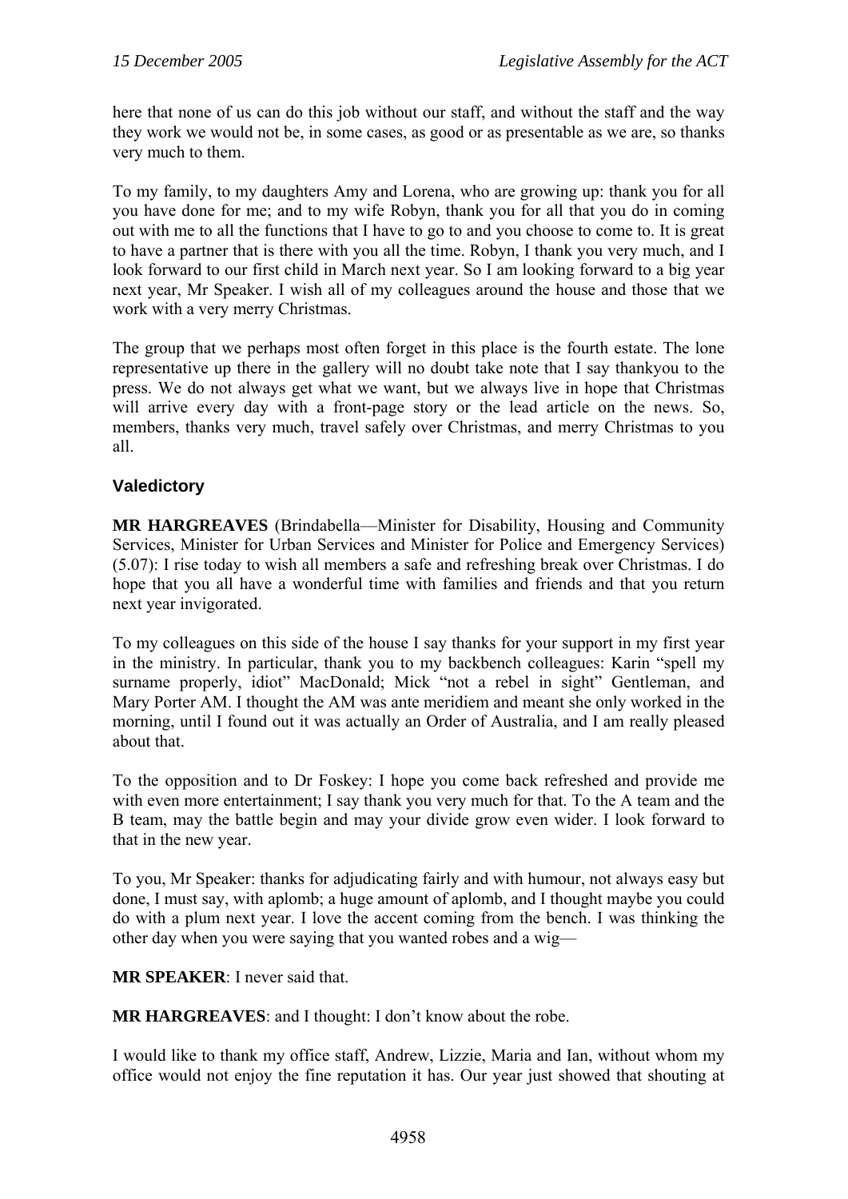here that none of us can do this job without our staff, and without the staff and the way they work we would not be, in some cases, as good or as presentable as we are, so thanks very much to them.

To my family, to my daughters Amy and Lorena, who are growing up: thank you for all you have done for me; and to my wife Robyn, thank you for all that you do in coming out with me to all the functions that I have to go to and you choose to come to. It is great to have a partner that is there with you all the time. Robyn, I thank you very much, and I look forward to our first child in March next year. So I am looking forward to a big year next year, Mr Speaker. I wish all of my colleagues around the house and those that we work with a very merry Christmas.

The group that we perhaps most often forget in this place is the fourth estate. The lone representative up there in the gallery will no doubt take note that I say thankyou to the press. We do not always get what we want, but we always live in hope that Christmas will arrive every day with a front-page story or the lead article on the news. So, members, thanks very much, travel safely over Christmas, and merry Christmas to you all.

### Valedictory

**MR HARGREAVES** (Brindabella—Minister for Disability, Housing and Community Services, Minister for Urban Services and Minister for Police and Emergency Services) (5.07): I rise today to wish all members a safe and refreshing break over Christmas. I do hope that you all have a wonderful time with families and friends and that you return next year invigorated.

To my colleagues on this side of the house I say thanks for your support in my first year in the ministry. In particular, thank you to my backbench colleagues: Karin "spell my surname properly, idiot" MacDonald; Mick "not a rebel in sight" Gentleman, and Mary Porter AM. I thought the AM was ante meridiem and meant she only worked in the morning, until I found out it was actually an Order of Australia, and I am really pleased about that.

To the opposition and to Dr Foskey: I hope you come back refreshed and provide me with even more entertainment; I say thank you very much for that. To the A team and the B team, may the battle begin and may your divide grow even wider. I look forward to that in the new year.

To you, Mr Speaker: thanks for adjudicating fairly and with humour, not always easy but done, I must say, with aplomb; a huge amount of aplomb, and I thought maybe you could do with a plum next year. I love the accent coming from the bench. I was thinking the other day when you were saying that you wanted robes and a wig—

**MR SPEAKER**: I never said that.

**MR HARGREAVES**: and I thought: I don't know about the robe.

I would like to thank my office staff, Andrew, Lizzie, Maria and Ian, without whom my office would not enjoy the fine reputation it has. Our year just showed that shouting at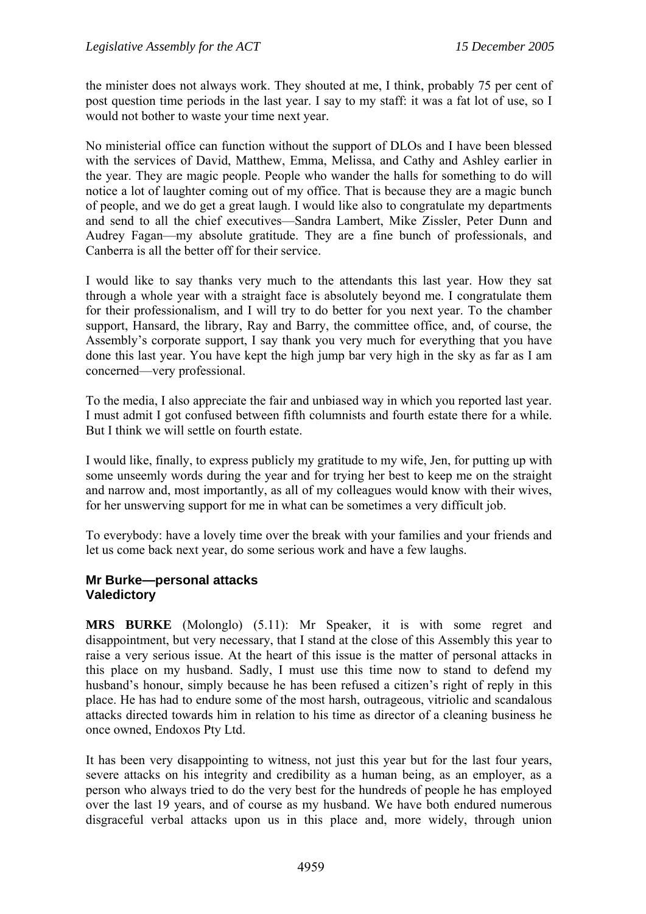the minister does not always work. They shouted at me, I think, probably 75 per cent of post question time periods in the last year. I say to my staff: it was a fat lot of use, so I would not bother to waste your time next year.

No ministerial office can function without the support of DLOs and I have been blessed with the services of David, Matthew, Emma, Melissa, and Cathy and Ashley earlier in the year. They are magic people. People who wander the halls for something to do will notice a lot of laughter coming out of my office. That is because they are a magic bunch of people, and we do get a great laugh. I would like also to congratulate my departments and send to all the chief executives—Sandra Lambert, Mike Zissler, Peter Dunn and Audrey Fagan—my absolute gratitude. They are a fine bunch of professionals, and Canberra is all the better off for their service.

I would like to say thanks very much to the attendants this last year. How they sat through a whole year with a straight face is absolutely beyond me. I congratulate them for their professionalism, and I will try to do better for you next year. To the chamber support, Hansard, the library, Ray and Barry, the committee office, and, of course, the Assembly's corporate support, I say thank you very much for everything that you have done this last year. You have kept the high jump bar very high in the sky as far as I am concerned—very professional.

To the media, I also appreciate the fair and unbiased way in which you reported last year. I must admit I got confused between fifth columnists and fourth estate there for a while. But I think we will settle on fourth estate.

I would like, finally, to express publicly my gratitude to my wife, Jen, for putting up with some unseemly words during the year and for trying her best to keep me on the straight and narrow and, most importantly, as all of my colleagues would know with their wives, for her unswerving support for me in what can be sometimes a very difficult job.

To everybody: have a lovely time over the break with your families and your friends and let us come back next year, do some serious work and have a few laughs.

### Mr Burke—personal attacks
### Valedictory

**MRS BURKE** (Molonglo) (5.11): Mr Speaker, it is with some regret and disappointment, but very necessary, that I stand at the close of this Assembly this year to raise a very serious issue. At the heart of this issue is the matter of personal attacks in this place on my husband. Sadly, I must use this time now to stand to defend my husband's honour, simply because he has been refused a citizen's right of reply in this place. He has had to endure some of the most harsh, outrageous, vitriolic and scandalous attacks directed towards him in relation to his time as director of a cleaning business he once owned, Endoxos Pty Ltd.

It has been very disappointing to witness, not just this year but for the last four years, severe attacks on his integrity and credibility as a human being, as an employer, as a person who always tried to do the very best for the hundreds of people he has employed over the last 19 years, and of course as my husband. We have both endured numerous disgraceful verbal attacks upon us in this place and, more widely, through union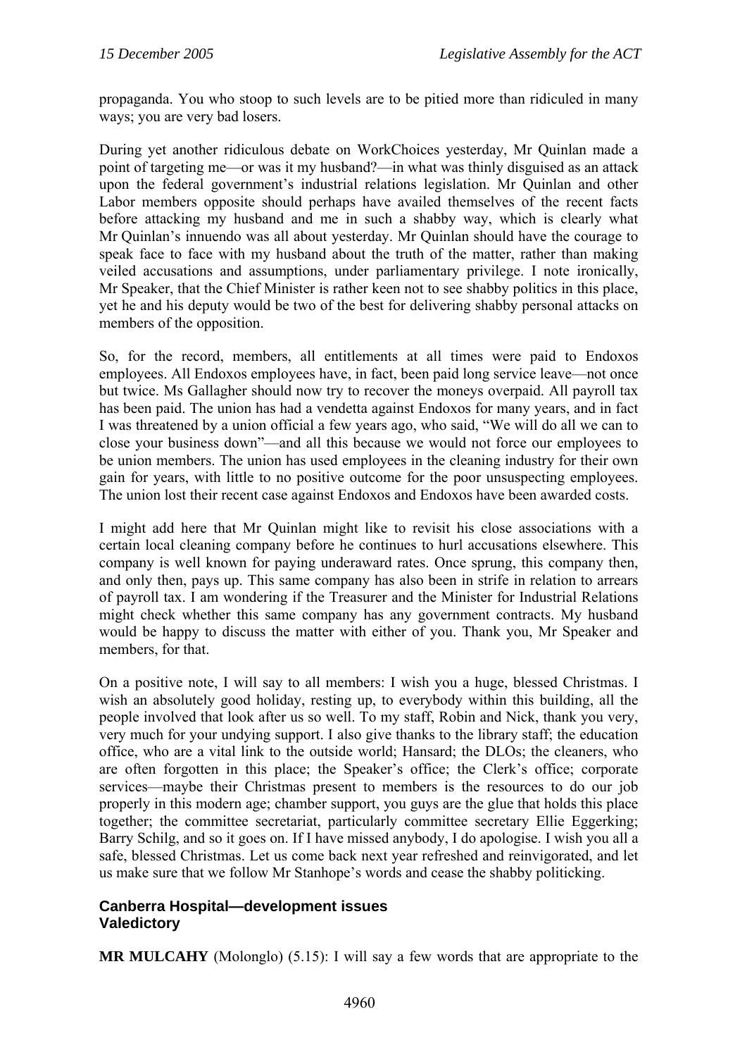propaganda. You who stoop to such levels are to be pitied more than ridiculed in many ways; you are very bad losers.

During yet another ridiculous debate on WorkChoices yesterday, Mr Quinlan made a point of targeting me—or was it my husband?—in what was thinly disguised as an attack upon the federal government's industrial relations legislation. Mr Quinlan and other Labor members opposite should perhaps have availed themselves of the recent facts before attacking my husband and me in such a shabby way, which is clearly what Mr Quinlan's innuendo was all about yesterday. Mr Quinlan should have the courage to speak face to face with my husband about the truth of the matter, rather than making veiled accusations and assumptions, under parliamentary privilege. I note ironically, Mr Speaker, that the Chief Minister is rather keen not to see shabby politics in this place, yet he and his deputy would be two of the best for delivering shabby personal attacks on members of the opposition.

So, for the record, members, all entitlements at all times were paid to Endoxos employees. All Endoxos employees have, in fact, been paid long service leave—not once but twice. Ms Gallagher should now try to recover the moneys overpaid. All payroll tax has been paid. The union has had a vendetta against Endoxos for many years, and in fact I was threatened by a union official a few years ago, who said, "We will do all we can to close your business down"—and all this because we would not force our employees to be union members. The union has used employees in the cleaning industry for their own gain for years, with little to no positive outcome for the poor unsuspecting employees. The union lost their recent case against Endoxos and Endoxos have been awarded costs.

I might add here that Mr Quinlan might like to revisit his close associations with a certain local cleaning company before he continues to hurl accusations elsewhere. This company is well known for paying underaward rates. Once sprung, this company then, and only then, pays up. This same company has also been in strife in relation to arrears of payroll tax. I am wondering if the Treasurer and the Minister for Industrial Relations might check whether this same company has any government contracts. My husband would be happy to discuss the matter with either of you. Thank you, Mr Speaker and members, for that.

On a positive note, I will say to all members: I wish you a huge, blessed Christmas. I wish an absolutely good holiday, resting up, to everybody within this building, all the people involved that look after us so well. To my staff, Robin and Nick, thank you very, very much for your undying support. I also give thanks to the library staff; the education office, who are a vital link to the outside world; Hansard; the DLOs; the cleaners, who are often forgotten in this place; the Speaker's office; the Clerk's office; corporate services—maybe their Christmas present to members is the resources to do our job properly in this modern age; chamber support, you guys are the glue that holds this place together; the committee secretariat, particularly committee secretary Ellie Eggerking; Barry Schilg, and so it goes on. If I have missed anybody, I do apologise. I wish you all a safe, blessed Christmas. Let us come back next year refreshed and reinvigorated, and let us make sure that we follow Mr Stanhope's words and cease the shabby politicking.

### Canberra Hospital—development issues
### Valedictory

**MR MULCAHY** (Molonglo) (5.15): I will say a few words that are appropriate to the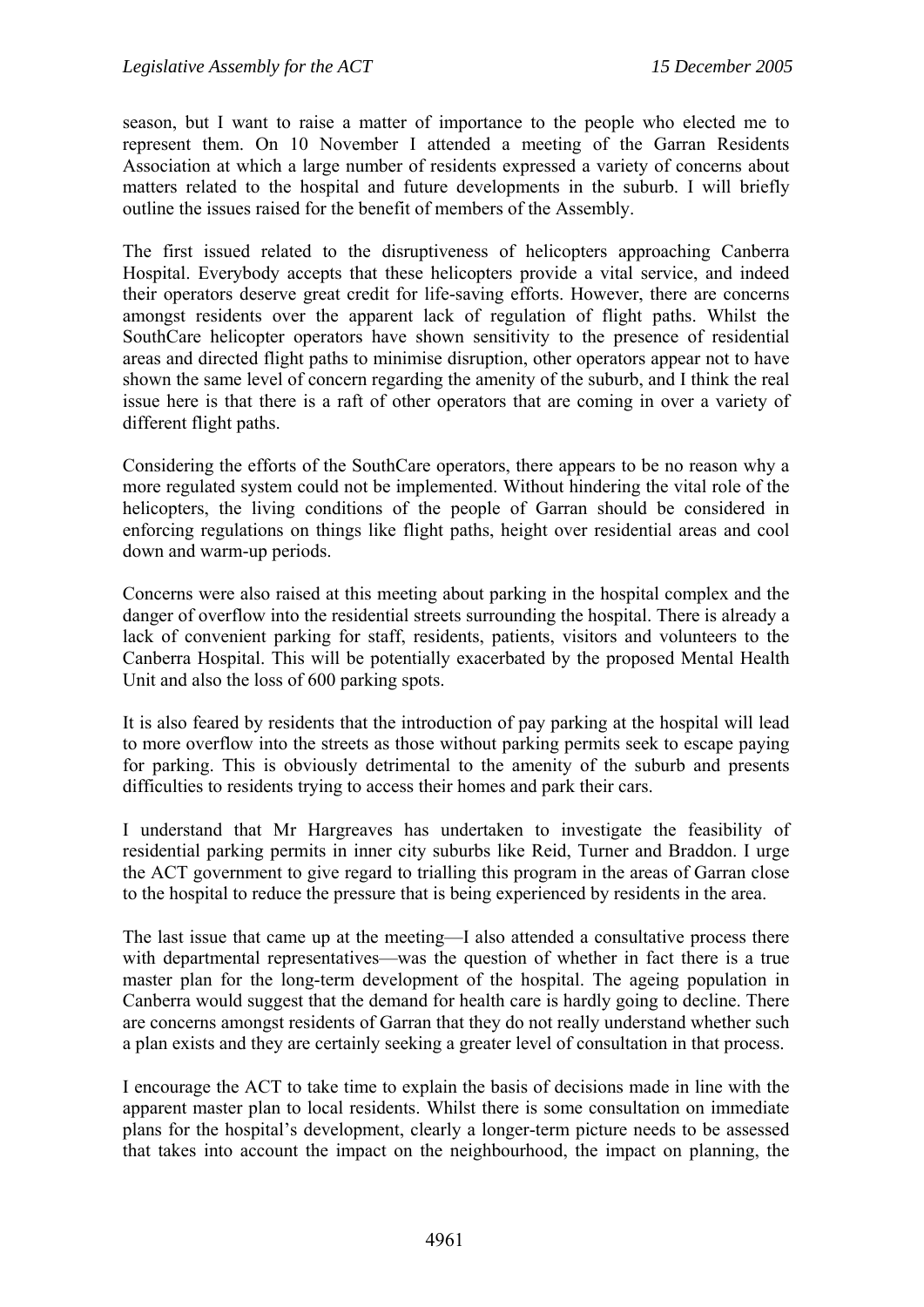season, but I want to raise a matter of importance to the people who elected me to represent them. On 10 November I attended a meeting of the Garran Residents Association at which a large number of residents expressed a variety of concerns about matters related to the hospital and future developments in the suburb. I will briefly outline the issues raised for the benefit of members of the Assembly.

The first issued related to the disruptiveness of helicopters approaching Canberra Hospital. Everybody accepts that these helicopters provide a vital service, and indeed their operators deserve great credit for life-saving efforts. However, there are concerns amongst residents over the apparent lack of regulation of flight paths. Whilst the SouthCare helicopter operators have shown sensitivity to the presence of residential areas and directed flight paths to minimise disruption, other operators appear not to have shown the same level of concern regarding the amenity of the suburb, and I think the real issue here is that there is a raft of other operators that are coming in over a variety of different flight paths.

Considering the efforts of the SouthCare operators, there appears to be no reason why a more regulated system could not be implemented. Without hindering the vital role of the helicopters, the living conditions of the people of Garran should be considered in enforcing regulations on things like flight paths, height over residential areas and cool down and warm-up periods.

Concerns were also raised at this meeting about parking in the hospital complex and the danger of overflow into the residential streets surrounding the hospital. There is already a lack of convenient parking for staff, residents, patients, visitors and volunteers to the Canberra Hospital. This will be potentially exacerbated by the proposed Mental Health Unit and also the loss of 600 parking spots.

It is also feared by residents that the introduction of pay parking at the hospital will lead to more overflow into the streets as those without parking permits seek to escape paying for parking. This is obviously detrimental to the amenity of the suburb and presents difficulties to residents trying to access their homes and park their cars.

I understand that Mr Hargreaves has undertaken to investigate the feasibility of residential parking permits in inner city suburbs like Reid, Turner and Braddon. I urge the ACT government to give regard to trialling this program in the areas of Garran close to the hospital to reduce the pressure that is being experienced by residents in the area.

The last issue that came up at the meeting—I also attended a consultative process there with departmental representatives—was the question of whether in fact there is a true master plan for the long-term development of the hospital. The ageing population in Canberra would suggest that the demand for health care is hardly going to decline. There are concerns amongst residents of Garran that they do not really understand whether such a plan exists and they are certainly seeking a greater level of consultation in that process.

I encourage the ACT to take time to explain the basis of decisions made in line with the apparent master plan to local residents. Whilst there is some consultation on immediate plans for the hospital's development, clearly a longer-term picture needs to be assessed that takes into account the impact on the neighbourhood, the impact on planning, the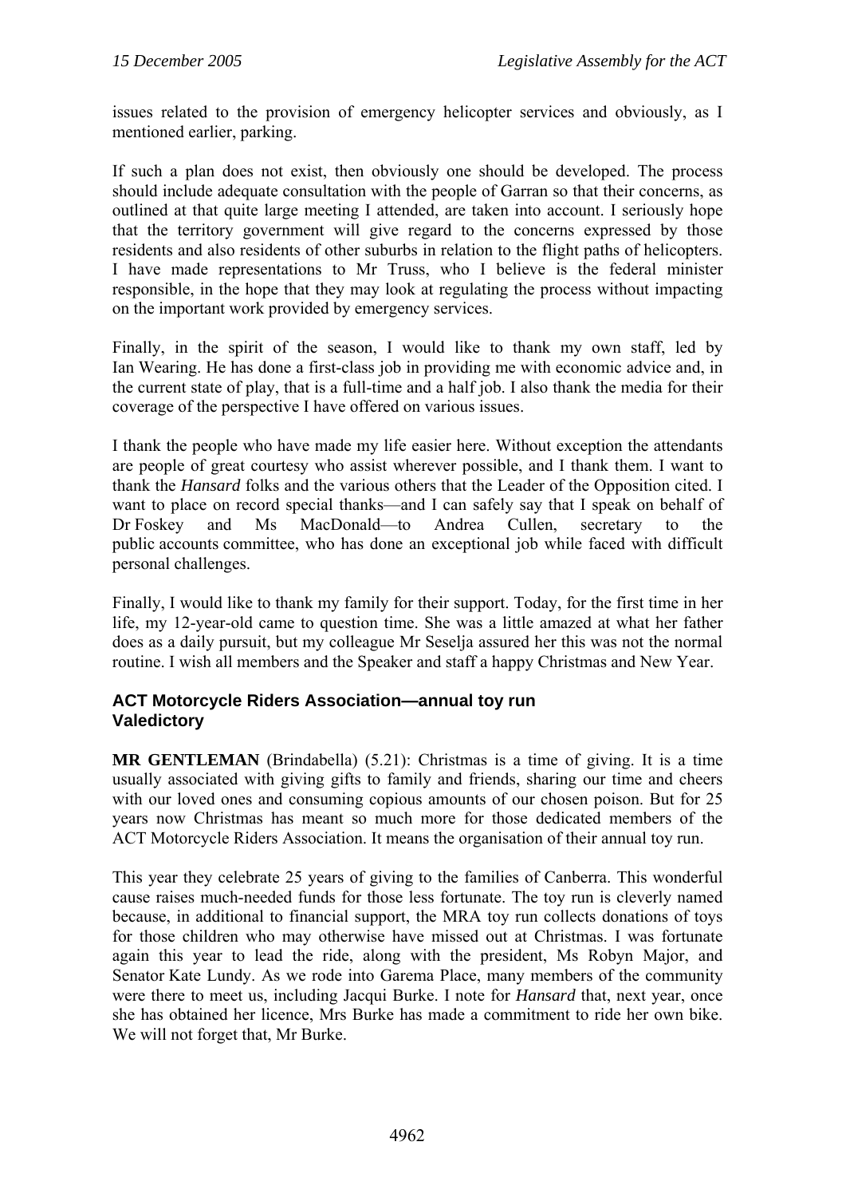issues related to the provision of emergency helicopter services and obviously, as I mentioned earlier, parking.

If such a plan does not exist, then obviously one should be developed. The process should include adequate consultation with the people of Garran so that their concerns, as outlined at that quite large meeting I attended, are taken into account. I seriously hope that the territory government will give regard to the concerns expressed by those residents and also residents of other suburbs in relation to the flight paths of helicopters. I have made representations to Mr Truss, who I believe is the federal minister responsible, in the hope that they may look at regulating the process without impacting on the important work provided by emergency services.

Finally, in the spirit of the season, I would like to thank my own staff, led by Ian Wearing. He has done a first-class job in providing me with economic advice and, in the current state of play, that is a full-time and a half job. I also thank the media for their coverage of the perspective I have offered on various issues.

I thank the people who have made my life easier here. Without exception the attendants are people of great courtesy who assist wherever possible, and I thank them. I want to thank the *Hansard* folks and the various others that the Leader of the Opposition cited. I want to place on record special thanks—and I can safely say that I speak on behalf of Dr Foskey and Ms MacDonald—to Andrea Cullen, secretary to the public accounts committee, who has done an exceptional job while faced with difficult personal challenges.

Finally, I would like to thank my family for their support. Today, for the first time in her life, my 12-year-old came to question time. She was a little amazed at what her father does as a daily pursuit, but my colleague Mr Seselja assured her this was not the normal routine. I wish all members and the Speaker and staff a happy Christmas and New Year.

### ACT Motorcycle Riders Association—annual toy run
### Valedictory

**MR GENTLEMAN** (Brindabella) (5.21): Christmas is a time of giving. It is a time usually associated with giving gifts to family and friends, sharing our time and cheers with our loved ones and consuming copious amounts of our chosen poison. But for 25 years now Christmas has meant so much more for those dedicated members of the ACT Motorcycle Riders Association. It means the organisation of their annual toy run.

This year they celebrate 25 years of giving to the families of Canberra. This wonderful cause raises much-needed funds for those less fortunate. The toy run is cleverly named because, in additional to financial support, the MRA toy run collects donations of toys for those children who may otherwise have missed out at Christmas. I was fortunate again this year to lead the ride, along with the president, Ms Robyn Major, and Senator Kate Lundy. As we rode into Garema Place, many members of the community were there to meet us, including Jacqui Burke. I note for *Hansard* that, next year, once she has obtained her licence, Mrs Burke has made a commitment to ride her own bike. We will not forget that, Mr Burke.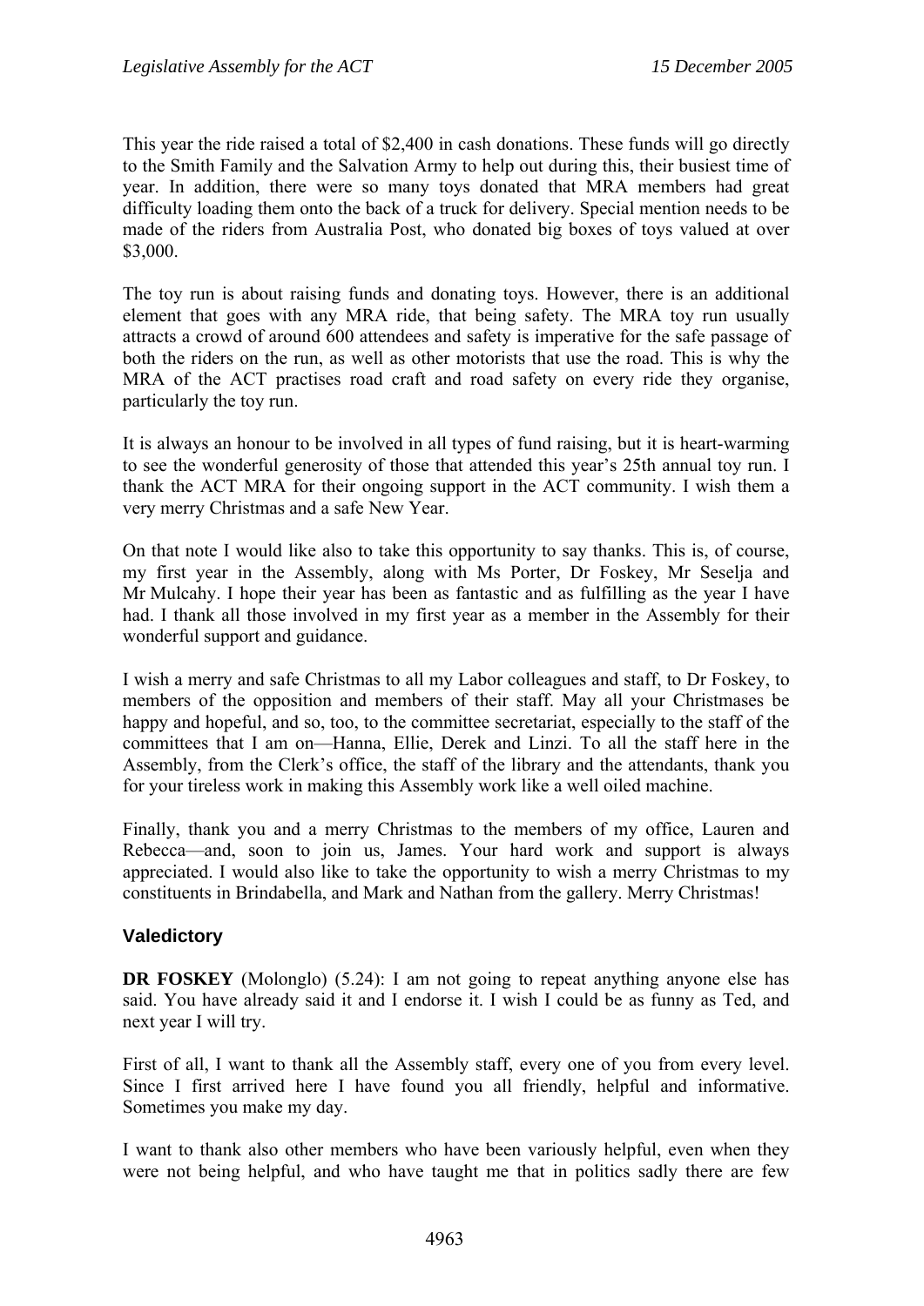This year the ride raised a total of $2,400 in cash donations. These funds will go directly to the Smith Family and the Salvation Army to help out during this, their busiest time of year. In addition, there were so many toys donated that MRA members had great difficulty loading them onto the back of a truck for delivery. Special mention needs to be made of the riders from Australia Post, who donated big boxes of toys valued at over $3,000.

The toy run is about raising funds and donating toys. However, there is an additional element that goes with any MRA ride, that being safety. The MRA toy run usually attracts a crowd of around 600 attendees and safety is imperative for the safe passage of both the riders on the run, as well as other motorists that use the road. This is why the MRA of the ACT practises road craft and road safety on every ride they organise, particularly the toy run.

It is always an honour to be involved in all types of fund raising, but it is heart-warming to see the wonderful generosity of those that attended this year's 25th annual toy run. I thank the ACT MRA for their ongoing support in the ACT community. I wish them a very merry Christmas and a safe New Year.

On that note I would like also to take this opportunity to say thanks. This is, of course, my first year in the Assembly, along with Ms Porter, Dr Foskey, Mr Seselja and Mr Mulcahy. I hope their year has been as fantastic and as fulfilling as the year I have had. I thank all those involved in my first year as a member in the Assembly for their wonderful support and guidance.

I wish a merry and safe Christmas to all my Labor colleagues and staff, to Dr Foskey, to members of the opposition and members of their staff. May all your Christmases be happy and hopeful, and so, too, to the committee secretariat, especially to the staff of the committees that I am on—Hanna, Ellie, Derek and Linzi. To all the staff here in the Assembly, from the Clerk's office, the staff of the library and the attendants, thank you for your tireless work in making this Assembly work like a well oiled machine.

Finally, thank you and a merry Christmas to the members of my office, Lauren and Rebecca—and, soon to join us, James. Your hard work and support is always appreciated. I would also like to take the opportunity to wish a merry Christmas to my constituents in Brindabella, and Mark and Nathan from the gallery. Merry Christmas!

### Valedictory

**DR FOSKEY** (Molonglo) (5.24): I am not going to repeat anything anyone else has said. You have already said it and I endorse it. I wish I could be as funny as Ted, and next year I will try.

First of all, I want to thank all the Assembly staff, every one of you from every level. Since I first arrived here I have found you all friendly, helpful and informative. Sometimes you make my day.

I want to thank also other members who have been variously helpful, even when they were not being helpful, and who have taught me that in politics sadly there are few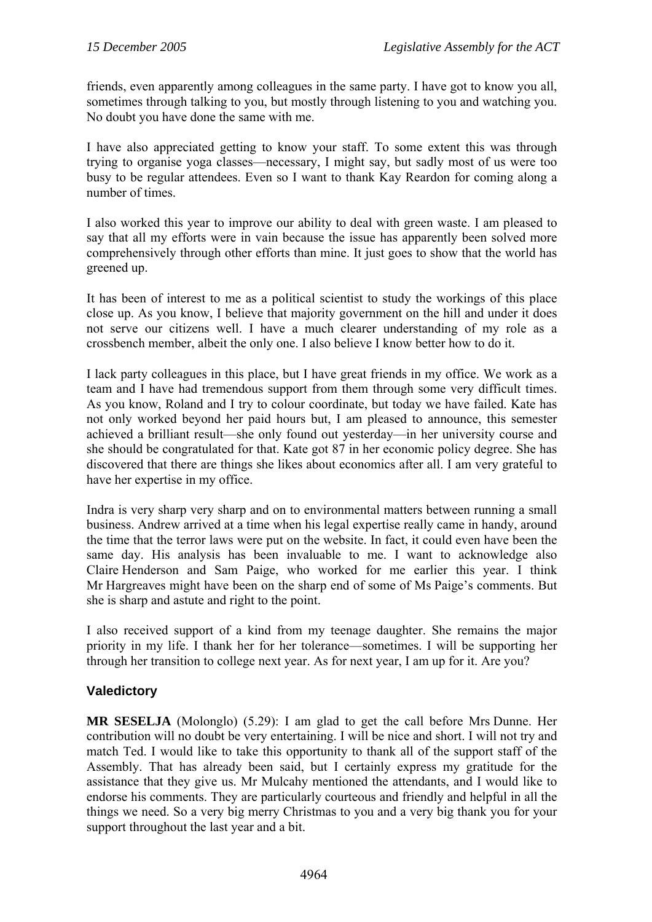friends, even apparently among colleagues in the same party. I have got to know you all, sometimes through talking to you, but mostly through listening to you and watching you. No doubt you have done the same with me.

I have also appreciated getting to know your staff. To some extent this was through trying to organise yoga classes—necessary, I might say, but sadly most of us were too busy to be regular attendees. Even so I want to thank Kay Reardon for coming along a number of times.

I also worked this year to improve our ability to deal with green waste. I am pleased to say that all my efforts were in vain because the issue has apparently been solved more comprehensively through other efforts than mine. It just goes to show that the world has greened up.

It has been of interest to me as a political scientist to study the workings of this place close up. As you know, I believe that majority government on the hill and under it does not serve our citizens well. I have a much clearer understanding of my role as a crossbench member, albeit the only one. I also believe I know better how to do it.

I lack party colleagues in this place, but I have great friends in my office. We work as a team and I have had tremendous support from them through some very difficult times. As you know, Roland and I try to colour coordinate, but today we have failed. Kate has not only worked beyond her paid hours but, I am pleased to announce, this semester achieved a brilliant result—she only found out yesterday—in her university course and she should be congratulated for that. Kate got 87 in her economic policy degree. She has discovered that there are things she likes about economics after all. I am very grateful to have her expertise in my office.

Indra is very sharp very sharp and on to environmental matters between running a small business. Andrew arrived at a time when his legal expertise really came in handy, around the time that the terror laws were put on the website. In fact, it could even have been the same day. His analysis has been invaluable to me. I want to acknowledge also Claire Henderson and Sam Paige, who worked for me earlier this year. I think Mr Hargreaves might have been on the sharp end of some of Ms Paige's comments. But she is sharp and astute and right to the point.

I also received support of a kind from my teenage daughter. She remains the major priority in my life. I thank her for her tolerance—sometimes. I will be supporting her through her transition to college next year. As for next year, I am up for it. Are you?

## Valedictory

**MR SESELJA** (Molonglo) (5.29): I am glad to get the call before Mrs Dunne. Her contribution will no doubt be very entertaining. I will be nice and short. I will not try and match Ted. I would like to take this opportunity to thank all of the support staff of the Assembly. That has already been said, but I certainly express my gratitude for the assistance that they give us. Mr Mulcahy mentioned the attendants, and I would like to endorse his comments. They are particularly courteous and friendly and helpful in all the things we need. So a very big merry Christmas to you and a very big thank you for your support throughout the last year and a bit.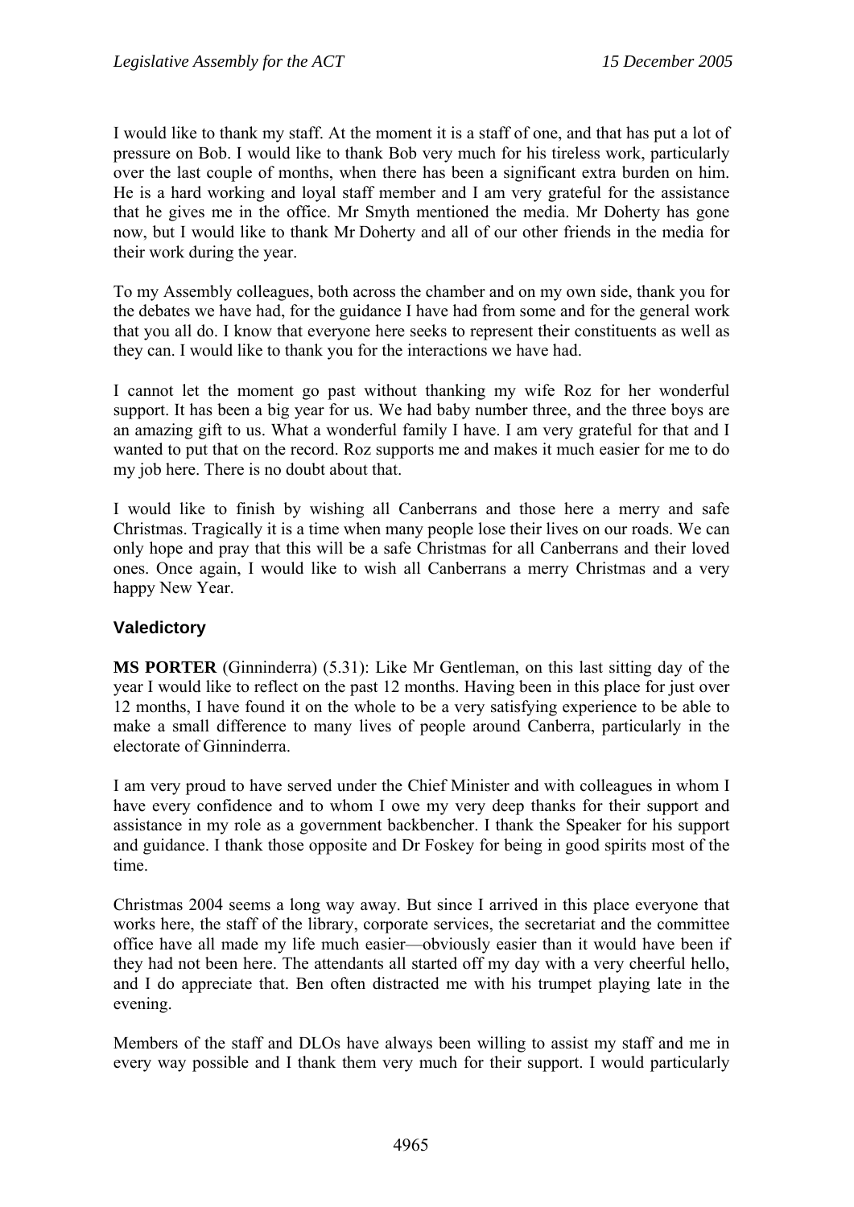I would like to thank my staff. At the moment it is a staff of one, and that has put a lot of pressure on Bob. I would like to thank Bob very much for his tireless work, particularly over the last couple of months, when there has been a significant extra burden on him. He is a hard working and loyal staff member and I am very grateful for the assistance that he gives me in the office. Mr Smyth mentioned the media. Mr Doherty has gone now, but I would like to thank Mr Doherty and all of our other friends in the media for their work during the year.

To my Assembly colleagues, both across the chamber and on my own side, thank you for the debates we have had, for the guidance I have had from some and for the general work that you all do. I know that everyone here seeks to represent their constituents as well as they can. I would like to thank you for the interactions we have had.

I cannot let the moment go past without thanking my wife Roz for her wonderful support. It has been a big year for us. We had baby number three, and the three boys are an amazing gift to us. What a wonderful family I have. I am very grateful for that and I wanted to put that on the record. Roz supports me and makes it much easier for me to do my job here. There is no doubt about that.

I would like to finish by wishing all Canberrans and those here a merry and safe Christmas. Tragically it is a time when many people lose their lives on our roads. We can only hope and pray that this will be a safe Christmas for all Canberrans and their loved ones. Once again, I would like to wish all Canberrans a merry Christmas and a very happy New Year.

## Valedictory

**MS PORTER** (Ginninderra) (5.31): Like Mr Gentleman, on this last sitting day of the year I would like to reflect on the past 12 months. Having been in this place for just over 12 months, I have found it on the whole to be a very satisfying experience to be able to make a small difference to many lives of people around Canberra, particularly in the electorate of Ginninderra.

I am very proud to have served under the Chief Minister and with colleagues in whom I have every confidence and to whom I owe my very deep thanks for their support and assistance in my role as a government backbencher. I thank the Speaker for his support and guidance. I thank those opposite and Dr Foskey for being in good spirits most of the time.

Christmas 2004 seems a long way away. But since I arrived in this place everyone that works here, the staff of the library, corporate services, the secretariat and the committee office have all made my life much easier—obviously easier than it would have been if they had not been here. The attendants all started off my day with a very cheerful hello, and I do appreciate that. Ben often distracted me with his trumpet playing late in the evening.

Members of the staff and DLOs have always been willing to assist my staff and me in every way possible and I thank them very much for their support. I would particularly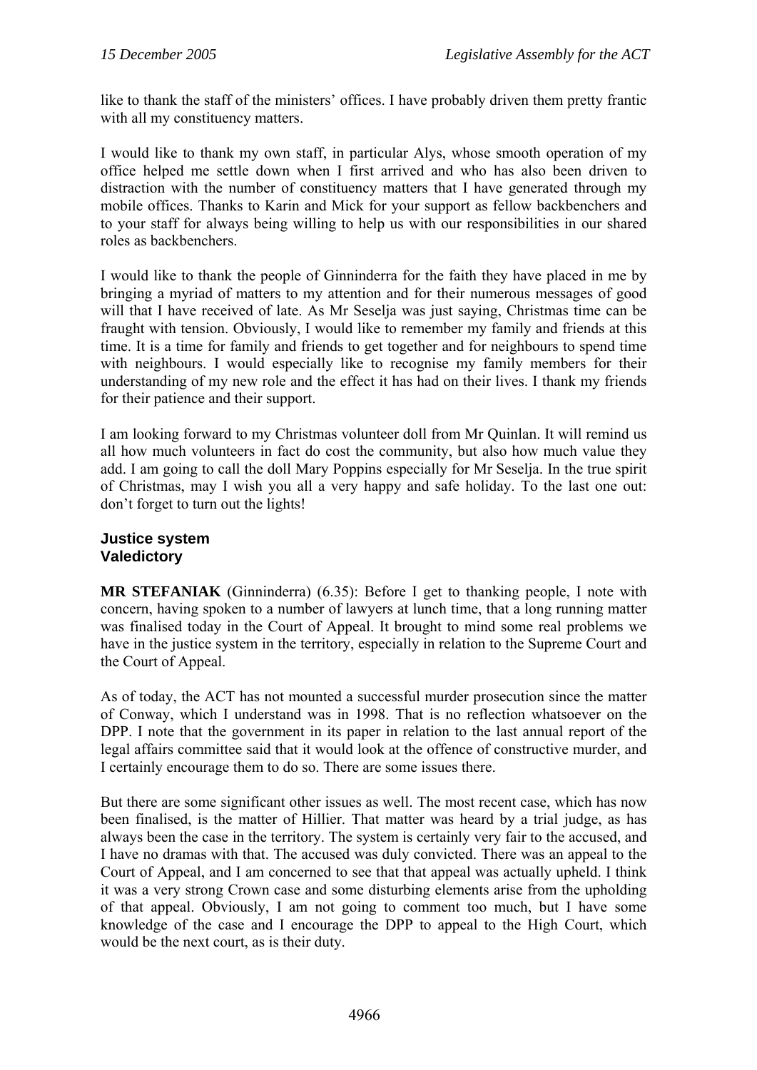like to thank the staff of the ministers' offices. I have probably driven them pretty frantic with all my constituency matters.

I would like to thank my own staff, in particular Alys, whose smooth operation of my office helped me settle down when I first arrived and who has also been driven to distraction with the number of constituency matters that I have generated through my mobile offices. Thanks to Karin and Mick for your support as fellow backbenchers and to your staff for always being willing to help us with our responsibilities in our shared roles as backbenchers.

I would like to thank the people of Ginninderra for the faith they have placed in me by bringing a myriad of matters to my attention and for their numerous messages of good will that I have received of late. As Mr Seselja was just saying, Christmas time can be fraught with tension. Obviously, I would like to remember my family and friends at this time. It is a time for family and friends to get together and for neighbours to spend time with neighbours. I would especially like to recognise my family members for their understanding of my new role and the effect it has had on their lives. I thank my friends for their patience and their support.

I am looking forward to my Christmas volunteer doll from Mr Quinlan. It will remind us all how much volunteers in fact do cost the community, but also how much value they add. I am going to call the doll Mary Poppins especially for Mr Seselja. In the true spirit of Christmas, may I wish you all a very happy and safe holiday. To the last one out: don't forget to turn out the lights!

### Justice system
### Valedictory

**MR STEFANIAK** (Ginninderra) (6.35): Before I get to thanking people, I note with concern, having spoken to a number of lawyers at lunch time, that a long running matter was finalised today in the Court of Appeal. It brought to mind some real problems we have in the justice system in the territory, especially in relation to the Supreme Court and the Court of Appeal.

As of today, the ACT has not mounted a successful murder prosecution since the matter of Conway, which I understand was in 1998. That is no reflection whatsoever on the DPP. I note that the government in its paper in relation to the last annual report of the legal affairs committee said that it would look at the offence of constructive murder, and I certainly encourage them to do so. There are some issues there.

But there are some significant other issues as well. The most recent case, which has now been finalised, is the matter of Hillier. That matter was heard by a trial judge, as has always been the case in the territory. The system is certainly very fair to the accused, and I have no dramas with that. The accused was duly convicted. There was an appeal to the Court of Appeal, and I am concerned to see that that appeal was actually upheld. I think it was a very strong Crown case and some disturbing elements arise from the upholding of that appeal. Obviously, I am not going to comment too much, but I have some knowledge of the case and I encourage the DPP to appeal to the High Court, which would be the next court, as is their duty.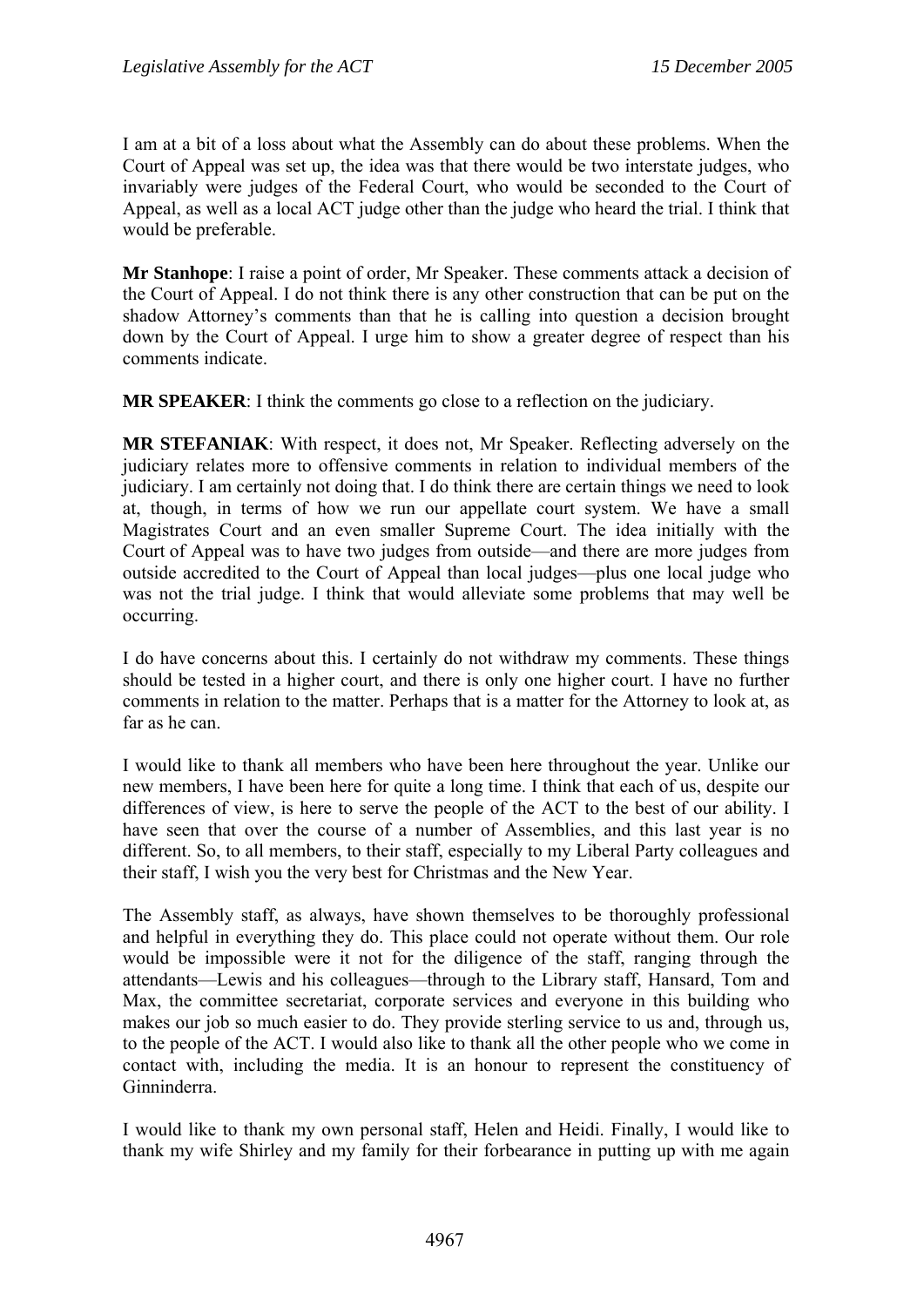I am at a bit of a loss about what the Assembly can do about these problems. When the Court of Appeal was set up, the idea was that there would be two interstate judges, who invariably were judges of the Federal Court, who would be seconded to the Court of Appeal, as well as a local ACT judge other than the judge who heard the trial. I think that would be preferable.

**Mr Stanhope**: I raise a point of order, Mr Speaker. These comments attack a decision of the Court of Appeal. I do not think there is any other construction that can be put on the shadow Attorney's comments than that he is calling into question a decision brought down by the Court of Appeal. I urge him to show a greater degree of respect than his comments indicate.

**MR SPEAKER**: I think the comments go close to a reflection on the judiciary.

**MR STEFANIAK**: With respect, it does not, Mr Speaker. Reflecting adversely on the judiciary relates more to offensive comments in relation to individual members of the judiciary. I am certainly not doing that. I do think there are certain things we need to look at, though, in terms of how we run our appellate court system. We have a small Magistrates Court and an even smaller Supreme Court. The idea initially with the Court of Appeal was to have two judges from outside—and there are more judges from outside accredited to the Court of Appeal than local judges—plus one local judge who was not the trial judge. I think that would alleviate some problems that may well be occurring.

I do have concerns about this. I certainly do not withdraw my comments. These things should be tested in a higher court, and there is only one higher court. I have no further comments in relation to the matter. Perhaps that is a matter for the Attorney to look at, as far as he can.

I would like to thank all members who have been here throughout the year. Unlike our new members, I have been here for quite a long time. I think that each of us, despite our differences of view, is here to serve the people of the ACT to the best of our ability. I have seen that over the course of a number of Assemblies, and this last year is no different. So, to all members, to their staff, especially to my Liberal Party colleagues and their staff, I wish you the very best for Christmas and the New Year.

The Assembly staff, as always, have shown themselves to be thoroughly professional and helpful in everything they do. This place could not operate without them. Our role would be impossible were it not for the diligence of the staff, ranging through the attendants—Lewis and his colleagues—through to the Library staff, Hansard, Tom and Max, the committee secretariat, corporate services and everyone in this building who makes our job so much easier to do. They provide sterling service to us and, through us, to the people of the ACT. I would also like to thank all the other people who we come in contact with, including the media. It is an honour to represent the constituency of Ginninderra.

I would like to thank my own personal staff, Helen and Heidi. Finally, I would like to thank my wife Shirley and my family for their forbearance in putting up with me again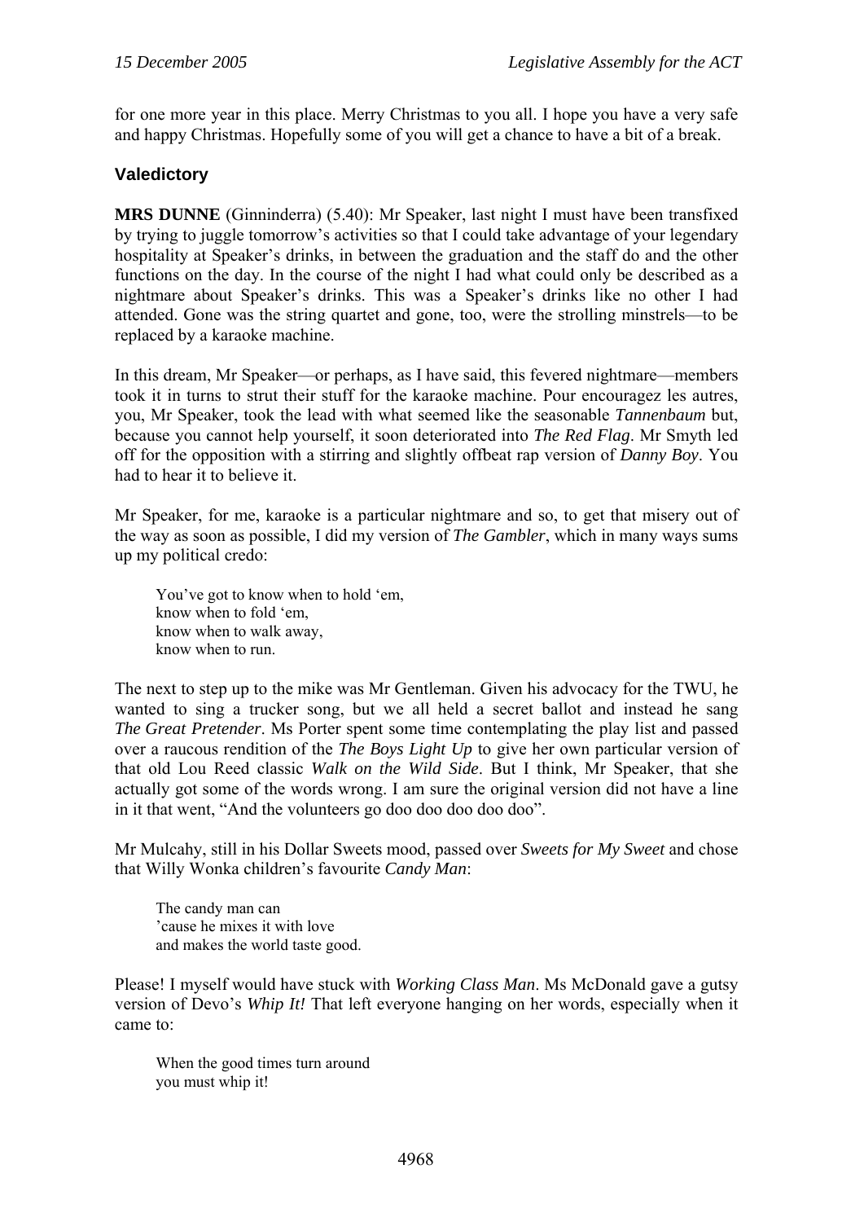for one more year in this place. Merry Christmas to you all. I hope you have a very safe and happy Christmas. Hopefully some of you will get a chance to have a bit of a break.

### Valedictory

**MRS DUNNE** (Ginninderra) (5.40): Mr Speaker, last night I must have been transfixed by trying to juggle tomorrow's activities so that I could take advantage of your legendary hospitality at Speaker's drinks, in between the graduation and the staff do and the other functions on the day. In the course of the night I had what could only be described as a nightmare about Speaker's drinks. This was a Speaker's drinks like no other I had attended. Gone was the string quartet and gone, too, were the strolling minstrels—to be replaced by a karaoke machine.

In this dream, Mr Speaker—or perhaps, as I have said, this fevered nightmare—members took it in turns to strut their stuff for the karaoke machine. Pour encouragez les autres, you, Mr Speaker, took the lead with what seemed like the seasonable *Tannenbaum* but, because you cannot help yourself, it soon deteriorated into *The Red Flag*. Mr Smyth led off for the opposition with a stirring and slightly offbeat rap version of *Danny Boy*. You had to hear it to believe it.

Mr Speaker, for me, karaoke is a particular nightmare and so, to get that misery out of the way as soon as possible, I did my version of *The Gambler*, which in many ways sums up my political credo:

> You've got to know when to hold 'em,
> know when to fold 'em,
> know when to walk away,
> know when to run.

The next to step up to the mike was Mr Gentleman. Given his advocacy for the TWU, he wanted to sing a trucker song, but we all held a secret ballot and instead he sang *The Great Pretender*. Ms Porter spent some time contemplating the play list and passed over a raucous rendition of the *The Boys Light Up* to give her own particular version of that old Lou Reed classic *Walk on the Wild Side*. But I think, Mr Speaker, that she actually got some of the words wrong. I am sure the original version did not have a line in it that went, "And the volunteers go doo doo doo doo doo".

Mr Mulcahy, still in his Dollar Sweets mood, passed over *Sweets for My Sweet* and chose that Willy Wonka children's favourite *Candy Man*:

> The candy man can
> 'cause he mixes it with love
> and makes the world taste good.

Please! I myself would have stuck with *Working Class Man*. Ms McDonald gave a gutsy version of Devo's *Whip It!* That left everyone hanging on her words, especially when it came to:

> When the good times turn around
> you must whip it!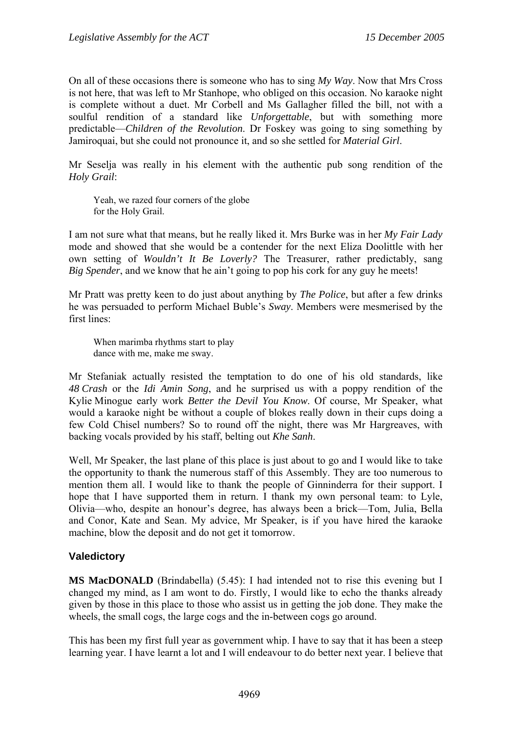On all of these occasions there is someone who has to sing *My Way*. Now that Mrs Cross is not here, that was left to Mr Stanhope, who obliged on this occasion. No karaoke night is complete without a duet. Mr Corbell and Ms Gallagher filled the bill, not with a soulful rendition of a standard like *Unforgettable*, but with something more predictable—*Children of the Revolution*. Dr Foskey was going to sing something by Jamiroquai, but she could not pronounce it, and so she settled for *Material Girl*.

Mr Seselja was really in his element with the authentic pub song rendition of the *Holy Grail*:

> Yeah, we razed four corners of the globe
> for the Holy Grail.

I am not sure what that means, but he really liked it. Mrs Burke was in her *My Fair Lady* mode and showed that she would be a contender for the next Eliza Doolittle with her own setting of *Wouldn't It Be Loverly?* The Treasurer, rather predictably, sang *Big Spender*, and we know that he ain't going to pop his cork for any guy he meets!

Mr Pratt was pretty keen to do just about anything by *The Police*, but after a few drinks he was persuaded to perform Michael Buble's *Sway*. Members were mesmerised by the first lines:

> When marimba rhythms start to play
> dance with me, make me sway.

Mr Stefaniak actually resisted the temptation to do one of his old standards, like *48 Crash* or the *Idi Amin Song*, and he surprised us with a poppy rendition of the Kylie Minogue early work *Better the Devil You Know*. Of course, Mr Speaker, what would a karaoke night be without a couple of blokes really down in their cups doing a few Cold Chisel numbers? So to round off the night, there was Mr Hargreaves, with backing vocals provided by his staff, belting out *Khe Sanh*.

Well, Mr Speaker, the last plane of this place is just about to go and I would like to take the opportunity to thank the numerous staff of this Assembly. They are too numerous to mention them all. I would like to thank the people of Ginninderra for their support. I hope that I have supported them in return. I thank my own personal team: to Lyle, Olivia—who, despite an honour's degree, has always been a brick—Tom, Julia, Bella and Conor, Kate and Sean. My advice, Mr Speaker, is if you have hired the karaoke machine, blow the deposit and do not get it tomorrow.

## Valedictory

**MS MacDONALD** (Brindabella) (5.45): I had intended not to rise this evening but I changed my mind, as I am wont to do. Firstly, I would like to echo the thanks already given by those in this place to those who assist us in getting the job done. They make the wheels, the small cogs, the large cogs and the in-between cogs go around.

This has been my first full year as government whip. I have to say that it has been a steep learning year. I have learnt a lot and I will endeavour to do better next year. I believe that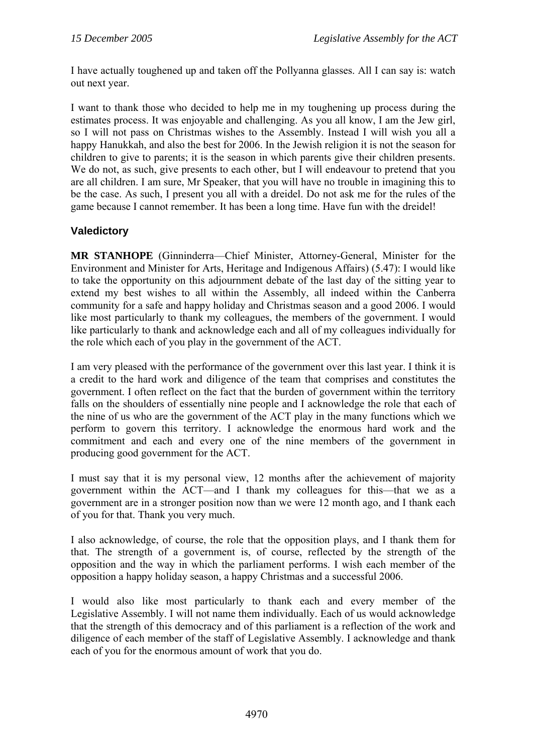I have actually toughened up and taken off the Pollyanna glasses. All I can say is: watch out next year.

I want to thank those who decided to help me in my toughening up process during the estimates process. It was enjoyable and challenging. As you all know, I am the Jew girl, so I will not pass on Christmas wishes to the Assembly. Instead I will wish you all a happy Hanukkah, and also the best for 2006. In the Jewish religion it is not the season for children to give to parents; it is the season in which parents give their children presents. We do not, as such, give presents to each other, but I will endeavour to pretend that you are all children. I am sure, Mr Speaker, that you will have no trouble in imagining this to be the case. As such, I present you all with a dreidel. Do not ask me for the rules of the game because I cannot remember. It has been a long time. Have fun with the dreidel!

### Valedictory

**MR STANHOPE** (Ginninderra—Chief Minister, Attorney-General, Minister for the Environment and Minister for Arts, Heritage and Indigenous Affairs) (5.47): I would like to take the opportunity on this adjournment debate of the last day of the sitting year to extend my best wishes to all within the Assembly, all indeed within the Canberra community for a safe and happy holiday and Christmas season and a good 2006. I would like most particularly to thank my colleagues, the members of the government. I would like particularly to thank and acknowledge each and all of my colleagues individually for the role which each of you play in the government of the ACT.

I am very pleased with the performance of the government over this last year. I think it is a credit to the hard work and diligence of the team that comprises and constitutes the government. I often reflect on the fact that the burden of government within the territory falls on the shoulders of essentially nine people and I acknowledge the role that each of the nine of us who are the government of the ACT play in the many functions which we perform to govern this territory. I acknowledge the enormous hard work and the commitment and each and every one of the nine members of the government in producing good government for the ACT.

I must say that it is my personal view, 12 months after the achievement of majority government within the ACT—and I thank my colleagues for this—that we as a government are in a stronger position now than we were 12 month ago, and I thank each of you for that. Thank you very much.

I also acknowledge, of course, the role that the opposition plays, and I thank them for that. The strength of a government is, of course, reflected by the strength of the opposition and the way in which the parliament performs. I wish each member of the opposition a happy holiday season, a happy Christmas and a successful 2006.

I would also like most particularly to thank each and every member of the Legislative Assembly. I will not name them individually. Each of us would acknowledge that the strength of this democracy and of this parliament is a reflection of the work and diligence of each member of the staff of Legislative Assembly. I acknowledge and thank each of you for the enormous amount of work that you do.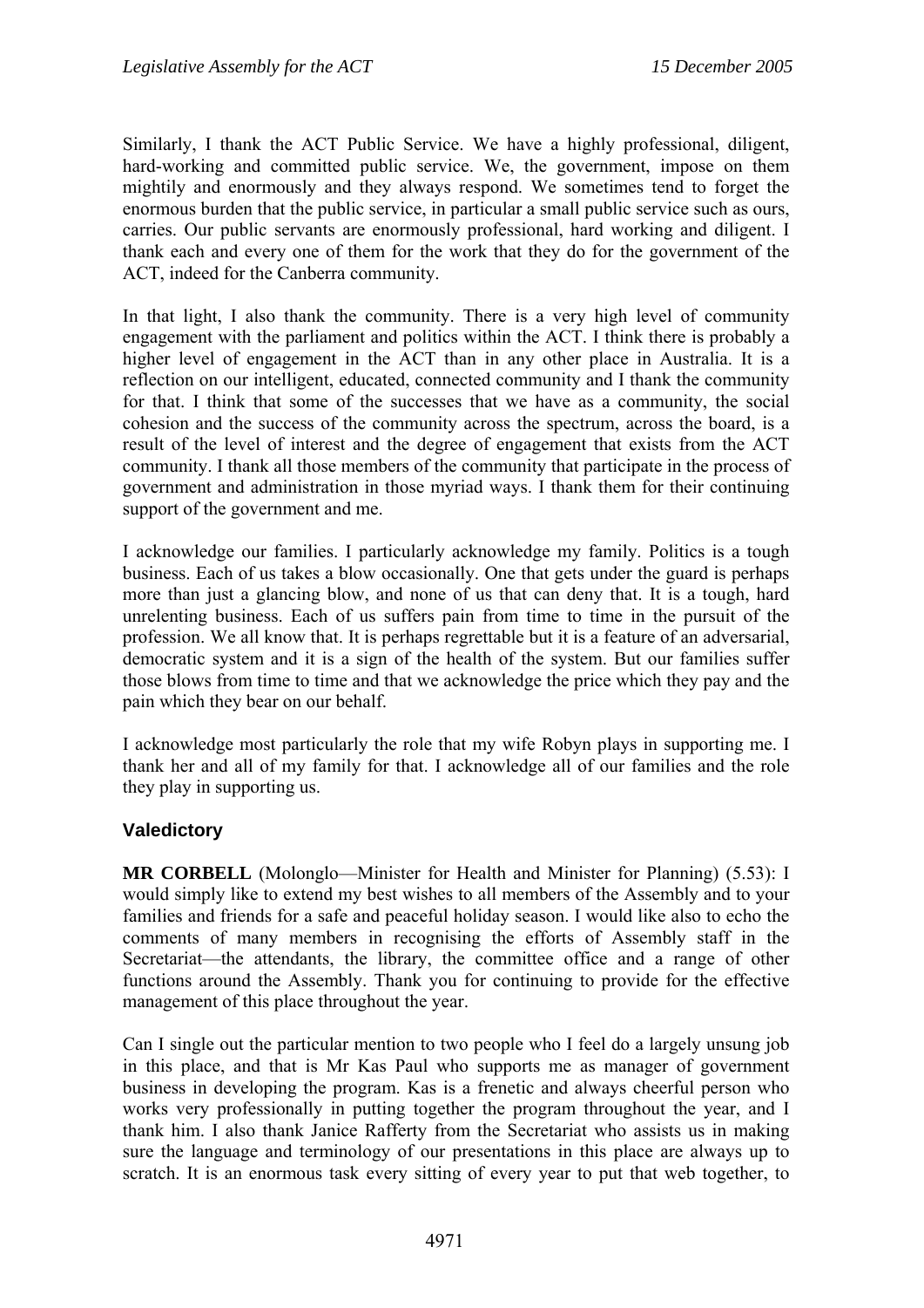Similarly, I thank the ACT Public Service. We have a highly professional, diligent, hard-working and committed public service. We, the government, impose on them mightily and enormously and they always respond. We sometimes tend to forget the enormous burden that the public service, in particular a small public service such as ours, carries. Our public servants are enormously professional, hard working and diligent. I thank each and every one of them for the work that they do for the government of the ACT, indeed for the Canberra community.

In that light, I also thank the community. There is a very high level of community engagement with the parliament and politics within the ACT. I think there is probably a higher level of engagement in the ACT than in any other place in Australia. It is a reflection on our intelligent, educated, connected community and I thank the community for that. I think that some of the successes that we have as a community, the social cohesion and the success of the community across the spectrum, across the board, is a result of the level of interest and the degree of engagement that exists from the ACT community. I thank all those members of the community that participate in the process of government and administration in those myriad ways. I thank them for their continuing support of the government and me.

I acknowledge our families. I particularly acknowledge my family. Politics is a tough business. Each of us takes a blow occasionally. One that gets under the guard is perhaps more than just a glancing blow, and none of us that can deny that. It is a tough, hard unrelenting business. Each of us suffers pain from time to time in the pursuit of the profession. We all know that. It is perhaps regrettable but it is a feature of an adversarial, democratic system and it is a sign of the health of the system. But our families suffer those blows from time to time and that we acknowledge the price which they pay and the pain which they bear on our behalf.

I acknowledge most particularly the role that my wife Robyn plays in supporting me. I thank her and all of my family for that. I acknowledge all of our families and the role they play in supporting us.

### Valedictory

**MR CORBELL** (Molonglo—Minister for Health and Minister for Planning) (5.53): I would simply like to extend my best wishes to all members of the Assembly and to your families and friends for a safe and peaceful holiday season. I would like also to echo the comments of many members in recognising the efforts of Assembly staff in the Secretariat—the attendants, the library, the committee office and a range of other functions around the Assembly. Thank you for continuing to provide for the effective management of this place throughout the year.

Can I single out the particular mention to two people who I feel do a largely unsung job in this place, and that is Mr Kas Paul who supports me as manager of government business in developing the program. Kas is a frenetic and always cheerful person who works very professionally in putting together the program throughout the year, and I thank him. I also thank Janice Rafferty from the Secretariat who assists us in making sure the language and terminology of our presentations in this place are always up to scratch. It is an enormous task every sitting of every year to put that web together, to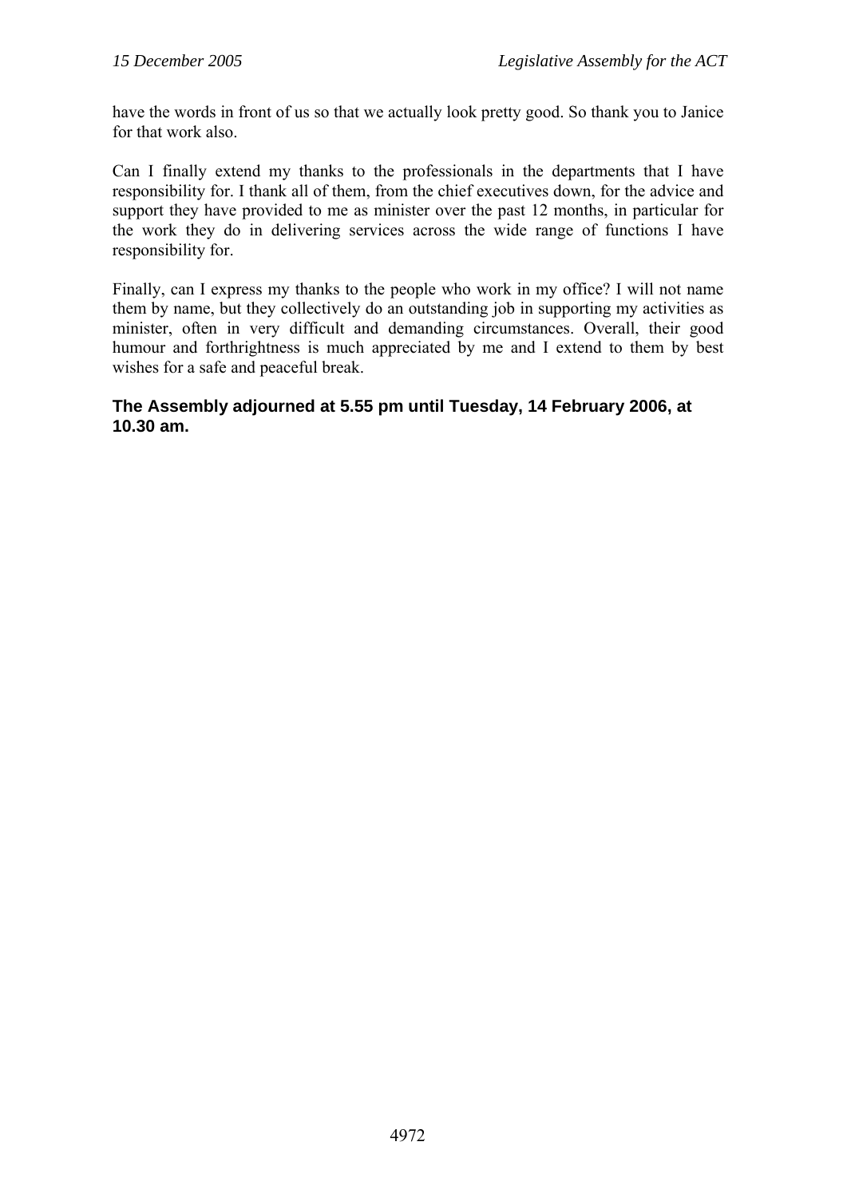have the words in front of us so that we actually look pretty good. So thank you to Janice for that work also.

Can I finally extend my thanks to the professionals in the departments that I have responsibility for. I thank all of them, from the chief executives down, for the advice and support they have provided to me as minister over the past 12 months, in particular for the work they do in delivering services across the wide range of functions I have responsibility for.

Finally, can I express my thanks to the people who work in my office? I will not name them by name, but they collectively do an outstanding job in supporting my activities as minister, often in very difficult and demanding circumstances. Overall, their good humour and forthrightness is much appreciated by me and I extend to them by best wishes for a safe and peaceful break.

**The Assembly adjourned at 5.55 pm until Tuesday, 14 February 2006, at 10.30 am.**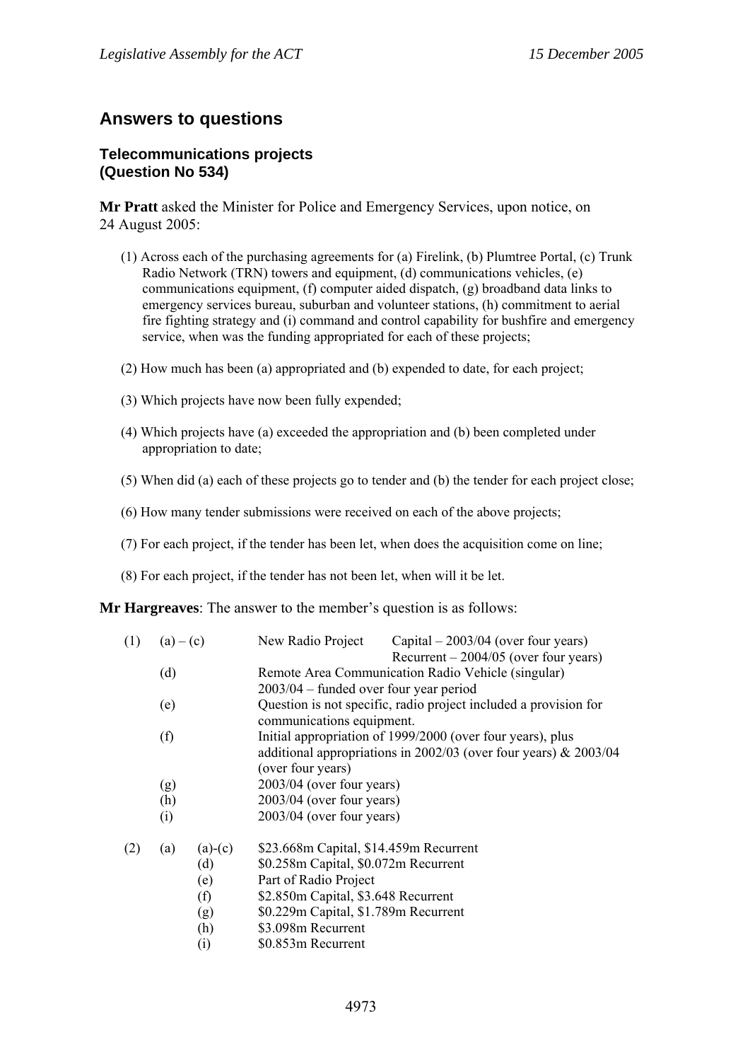## Answers to questions

### Telecommunications projects (Question No 534)

**Mr Pratt** asked the Minister for Police and Emergency Services, upon notice, on 24 August 2005:

(1) Across each of the purchasing agreements for (a) Firelink, (b) Plumtree Portal, (c) Trunk Radio Network (TRN) towers and equipment, (d) communications vehicles, (e) communications equipment, (f) computer aided dispatch, (g) broadband data links to emergency services bureau, suburban and volunteer stations, (h) commitment to aerial fire fighting strategy and (i) command and control capability for bushfire and emergency service, when was the funding appropriated for each of these projects;

(2) How much has been (a) appropriated and (b) expended to date, for each project;

(3) Which projects have now been fully expended;

(4) Which projects have (a) exceeded the appropriation and (b) been completed under appropriation to date;

(5) When did (a) each of these projects go to tender and (b) the tender for each project close;

(6) How many tender submissions were received on each of the above projects;

(7) For each project, if the tender has been let, when does the acquisition come on line;

(8) For each project, if the tender has not been let, when will it be let.

**Mr Hargreaves**: The answer to the member's question is as follows:

(1)
- (a) – (c) New Radio Project — Capital – 2003/04 (over four years); Recurrent – 2004/05 (over four years)
- (d) Remote Area Communication Radio Vehicle (singular) 2003/04 – funded over four year period
- (e) Question is not specific, radio project included a provision for communications equipment.
- (f) Initial appropriation of 1999/2000 (over four years), plus additional appropriations in 2002/03 (over four years) & 2003/04 (over four years)
- (g) 2003/04 (over four years)
- (h) 2003/04 (over four years)
- (i) 2003/04 (over four years)

(2) (a)
- (a)-(c) $23.668m Capital, $14.459m Recurrent
- (d) $0.258m Capital, $0.072m Recurrent
- (e) Part of Radio Project
- (f) $2.850m Capital, $3.648 Recurrent
- (g) $0.229m Capital, $1.789m Recurrent
- (h) $3.098m Recurrent
- (i) $0.853m Recurrent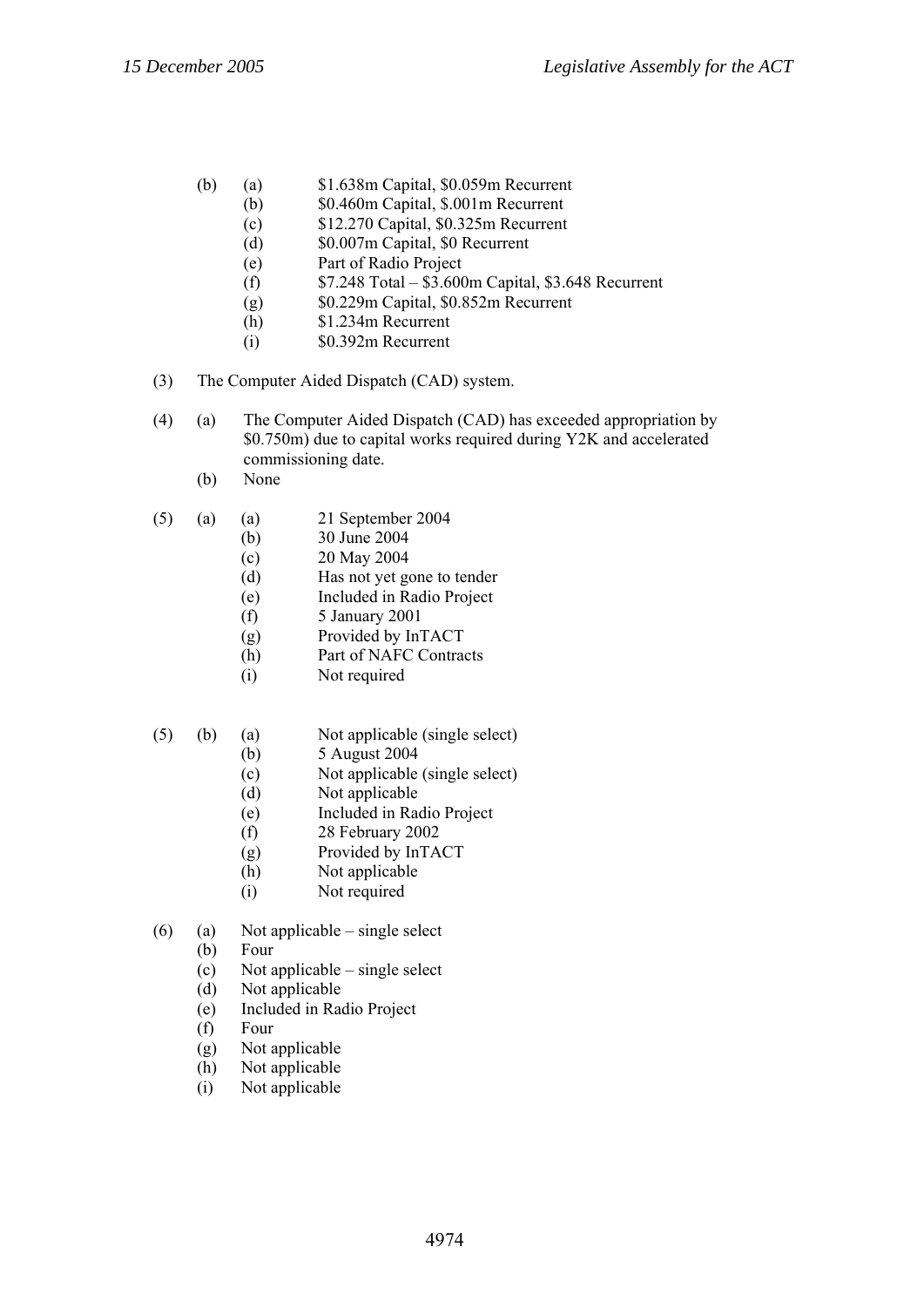(b) (a) $1.638m Capital, $0.059m Recurrent
    (b) $0.460m Capital, $.001m Recurrent
    (c) $12.270 Capital, $0.325m Recurrent
    (d) $0.007m Capital, $0 Recurrent
    (e) Part of Radio Project
    (f) $7.248 Total – $3.600m Capital, $3.648 Recurrent
    (g) $0.229m Capital, $0.852m Recurrent
    (h) $1.234m Recurrent
    (i) $0.392m Recurrent

(3) The Computer Aided Dispatch (CAD) system.

(4) (a) The Computer Aided Dispatch (CAD) has exceeded appropriation by $0.750m) due to capital works required during Y2K and accelerated commissioning date.
    (b) None

(5) (a) (a) 21 September 2004
        (b) 30 June 2004
        (c) 20 May 2004
        (d) Has not yet gone to tender
        (e) Included in Radio Project
        (f) 5 January 2001
        (g) Provided by InTACT
        (h) Part of NAFC Contracts
        (i) Not required

(5) (b) (a) Not applicable (single select)
        (b) 5 August 2004
        (c) Not applicable (single select)
        (d) Not applicable
        (e) Included in Radio Project
        (f) 28 February 2002
        (g) Provided by InTACT
        (h) Not applicable
        (i) Not required

(6) (a) Not applicable – single select
    (b) Four
    (c) Not applicable – single select
    (d) Not applicable
    (e) Included in Radio Project
    (f) Four
    (g) Not applicable
    (h) Not applicable
    (i) Not applicable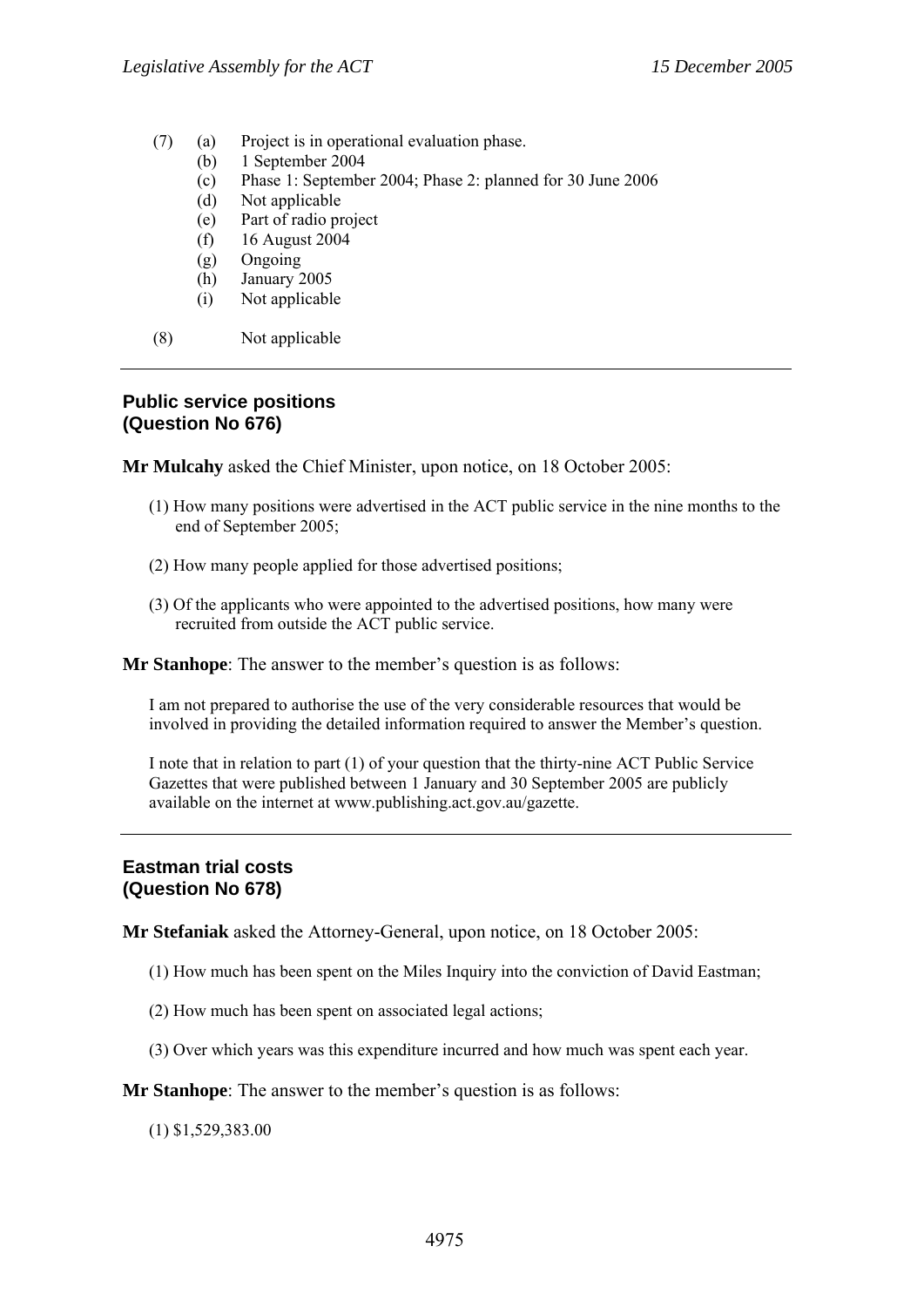(7) (a) Project is in operational evaluation phase.
(b) 1 September 2004
(c) Phase 1: September 2004; Phase 2: planned for 30 June 2006
(d) Not applicable
(e) Part of radio project
(f) 16 August 2004
(g) Ongoing
(h) January 2005
(i) Not applicable

(8) Not applicable

---

### Public service positions (Question No 676)

**Mr Mulcahy** asked the Chief Minister, upon notice, on 18 October 2005:

(1) How many positions were advertised in the ACT public service in the nine months to the end of September 2005;

(2) How many people applied for those advertised positions;

(3) Of the applicants who were appointed to the advertised positions, how many were recruited from outside the ACT public service.

**Mr Stanhope**: The answer to the member's question is as follows:

I am not prepared to authorise the use of the very considerable resources that would be involved in providing the detailed information required to answer the Member's question.

I note that in relation to part (1) of your question that the thirty-nine ACT Public Service Gazettes that were published between 1 January and 30 September 2005 are publicly available on the internet at www.publishing.act.gov.au/gazette.

---

### Eastman trial costs (Question No 678)

**Mr Stefaniak** asked the Attorney-General, upon notice, on 18 October 2005:

(1) How much has been spent on the Miles Inquiry into the conviction of David Eastman;

(2) How much has been spent on associated legal actions;

(3) Over which years was this expenditure incurred and how much was spent each year.

**Mr Stanhope**: The answer to the member's question is as follows:

(1) $1,529,383.00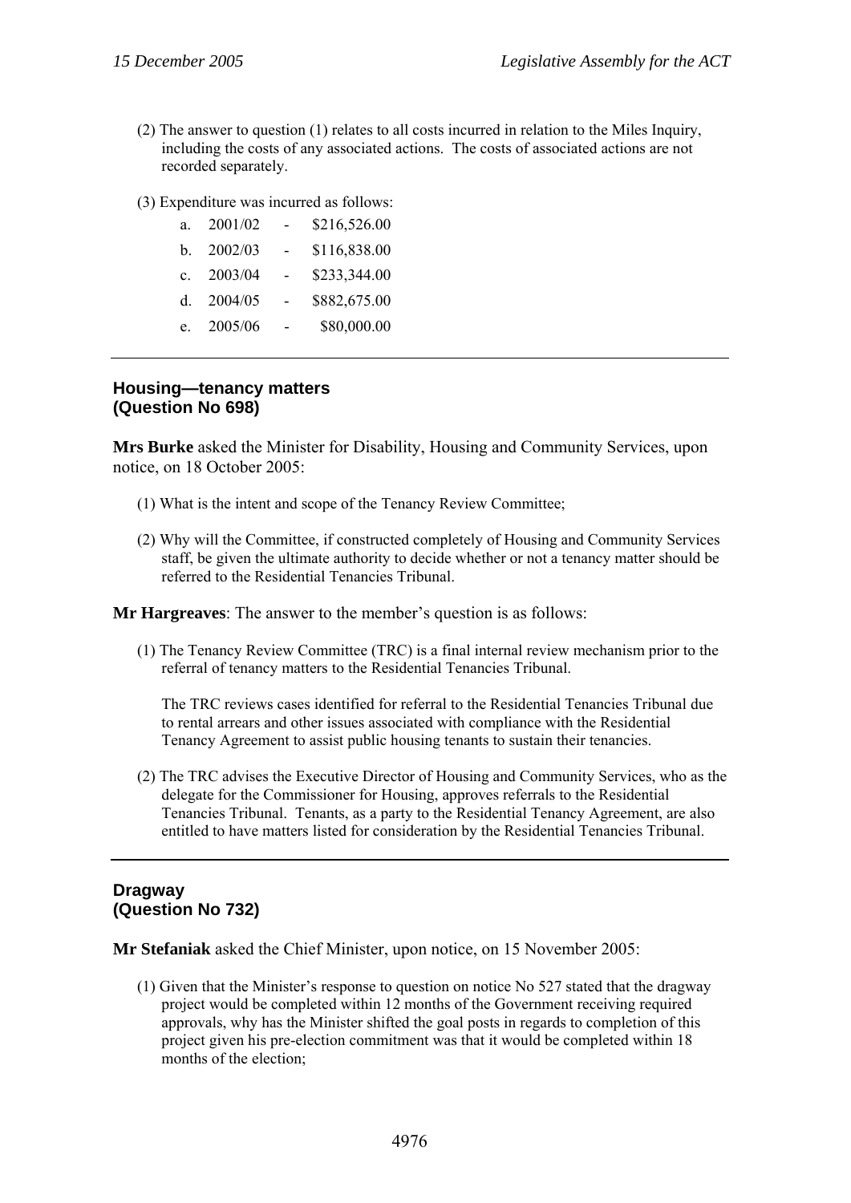(2) The answer to question (1) relates to all costs incurred in relation to the Miles Inquiry, including the costs of any associated actions. The costs of associated actions are not recorded separately.

(3) Expenditure was incurred as follows:

a. 2001/02 - $216,526.00

b. 2002/03 - $116,838.00

c. 2003/04 - $233,344.00

d. 2004/05 - $882,675.00

e. 2005/06 - $80,000.00

---

## Housing—tenancy matters (Question No 698)

**Mrs Burke** asked the Minister for Disability, Housing and Community Services, upon notice, on 18 October 2005:

(1) What is the intent and scope of the Tenancy Review Committee;

(2) Why will the Committee, if constructed completely of Housing and Community Services staff, be given the ultimate authority to decide whether or not a tenancy matter should be referred to the Residential Tenancies Tribunal.

**Mr Hargreaves**: The answer to the member's question is as follows:

(1) The Tenancy Review Committee (TRC) is a final internal review mechanism prior to the referral of tenancy matters to the Residential Tenancies Tribunal.

The TRC reviews cases identified for referral to the Residential Tenancies Tribunal due to rental arrears and other issues associated with compliance with the Residential Tenancy Agreement to assist public housing tenants to sustain their tenancies.

(2) The TRC advises the Executive Director of Housing and Community Services, who as the delegate for the Commissioner for Housing, approves referrals to the Residential Tenancies Tribunal. Tenants, as a party to the Residential Tenancy Agreement, are also entitled to have matters listed for consideration by the Residential Tenancies Tribunal.

---

## Dragway (Question No 732)

**Mr Stefaniak** asked the Chief Minister, upon notice, on 15 November 2005:

(1) Given that the Minister's response to question on notice No 527 stated that the dragway project would be completed within 12 months of the Government receiving required approvals, why has the Minister shifted the goal posts in regards to completion of this project given his pre-election commitment was that it would be completed within 18 months of the election;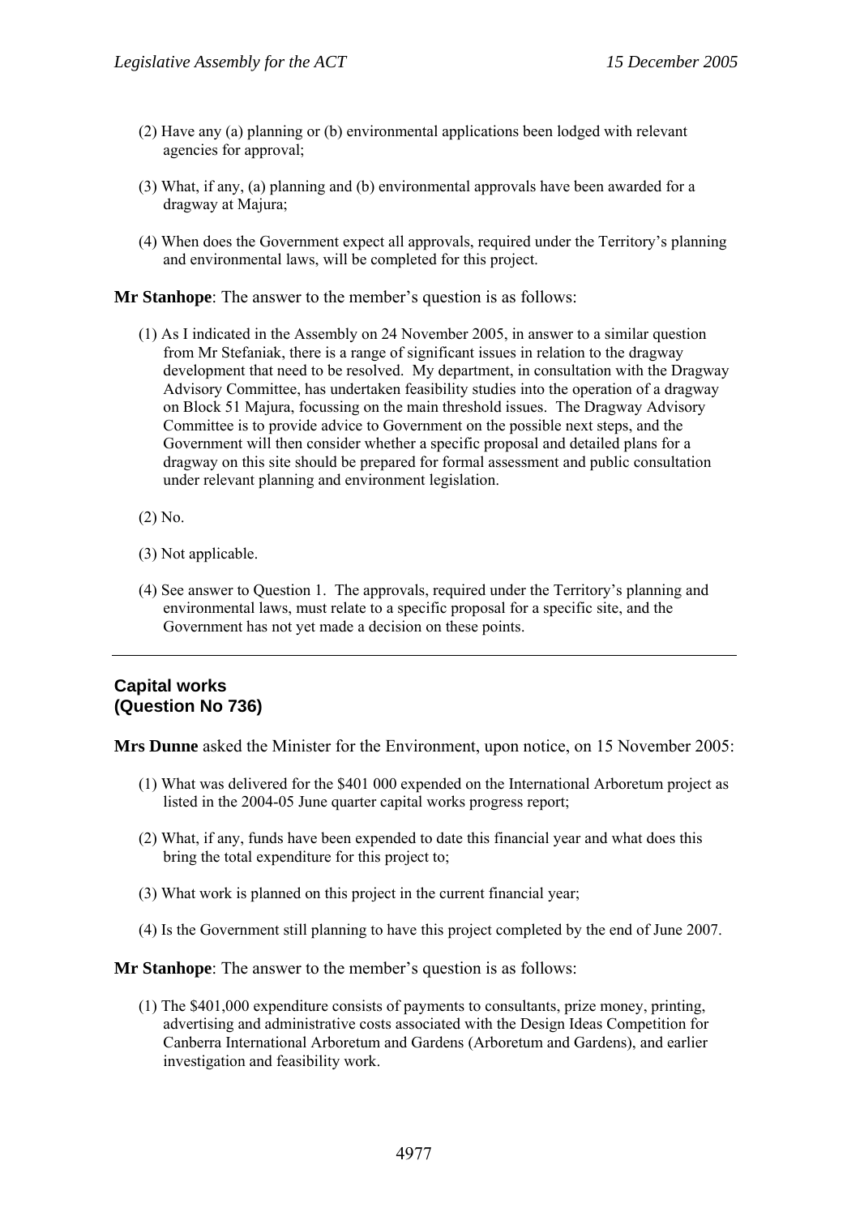(2) Have any (a) planning or (b) environmental applications been lodged with relevant agencies for approval;

(3) What, if any, (a) planning and (b) environmental approvals have been awarded for a dragway at Majura;

(4) When does the Government expect all approvals, required under the Territory's planning and environmental laws, will be completed for this project.

**Mr Stanhope**: The answer to the member's question is as follows:

(1) As I indicated in the Assembly on 24 November 2005, in answer to a similar question from Mr Stefaniak, there is a range of significant issues in relation to the dragway development that need to be resolved. My department, in consultation with the Dragway Advisory Committee, has undertaken feasibility studies into the operation of a dragway on Block 51 Majura, focussing on the main threshold issues. The Dragway Advisory Committee is to provide advice to Government on the possible next steps, and the Government will then consider whether a specific proposal and detailed plans for a dragway on this site should be prepared for formal assessment and public consultation under relevant planning and environment legislation.

(2) No.

(3) Not applicable.

(4) See answer to Question 1. The approvals, required under the Territory's planning and environmental laws, must relate to a specific proposal for a specific site, and the Government has not yet made a decision on these points.

---

### Capital works
### (Question No 736)

**Mrs Dunne** asked the Minister for the Environment, upon notice, on 15 November 2005:

(1) What was delivered for the $401 000 expended on the International Arboretum project as listed in the 2004-05 June quarter capital works progress report;

(2) What, if any, funds have been expended to date this financial year and what does this bring the total expenditure for this project to;

(3) What work is planned on this project in the current financial year;

(4) Is the Government still planning to have this project completed by the end of June 2007.

**Mr Stanhope**: The answer to the member's question is as follows:

(1) The $401,000 expenditure consists of payments to consultants, prize money, printing, advertising and administrative costs associated with the Design Ideas Competition for Canberra International Arboretum and Gardens (Arboretum and Gardens), and earlier investigation and feasibility work.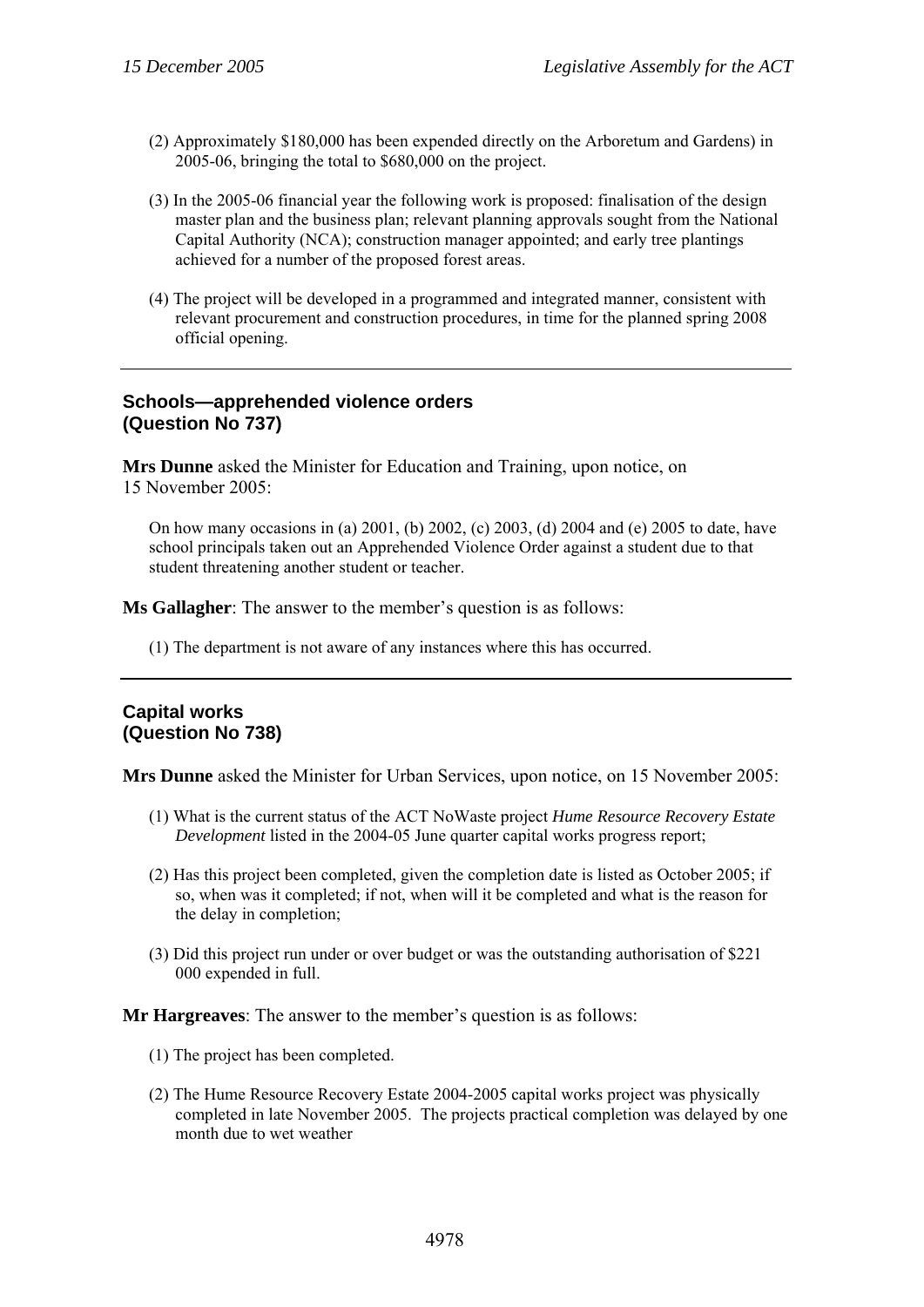(2) Approximately \$180,000 has been expended directly on the Arboretum and Gardens) in 2005-06, bringing the total to \$680,000 on the project.

(3) In the 2005-06 financial year the following work is proposed: finalisation of the design master plan and the business plan; relevant planning approvals sought from the National Capital Authority (NCA); construction manager appointed; and early tree plantings achieved for a number of the proposed forest areas.

(4) The project will be developed in a programmed and integrated manner, consistent with relevant procurement and construction procedures, in time for the planned spring 2008 official opening.

---

### Schools—apprehended violence orders (Question No 737)

**Mrs Dunne** asked the Minister for Education and Training, upon notice, on 15 November 2005:

> On how many occasions in (a) 2001, (b) 2002, (c) 2003, (d) 2004 and (e) 2005 to date, have school principals taken out an Apprehended Violence Order against a student due to that student threatening another student or teacher.

**Ms Gallagher**: The answer to the member's question is as follows:

(1) The department is not aware of any instances where this has occurred.

---

### Capital works (Question No 738)

**Mrs Dunne** asked the Minister for Urban Services, upon notice, on 15 November 2005:

(1) What is the current status of the ACT NoWaste project *Hume Resource Recovery Estate Development* listed in the 2004-05 June quarter capital works progress report;

(2) Has this project been completed, given the completion date is listed as October 2005; if so, when was it completed; if not, when will it be completed and what is the reason for the delay in completion;

(3) Did this project run under or over budget or was the outstanding authorisation of \$221 000 expended in full.

**Mr Hargreaves**: The answer to the member's question is as follows:

(1) The project has been completed.

(2) The Hume Resource Recovery Estate 2004-2005 capital works project was physically completed in late November 2005. The projects practical completion was delayed by one month due to wet weather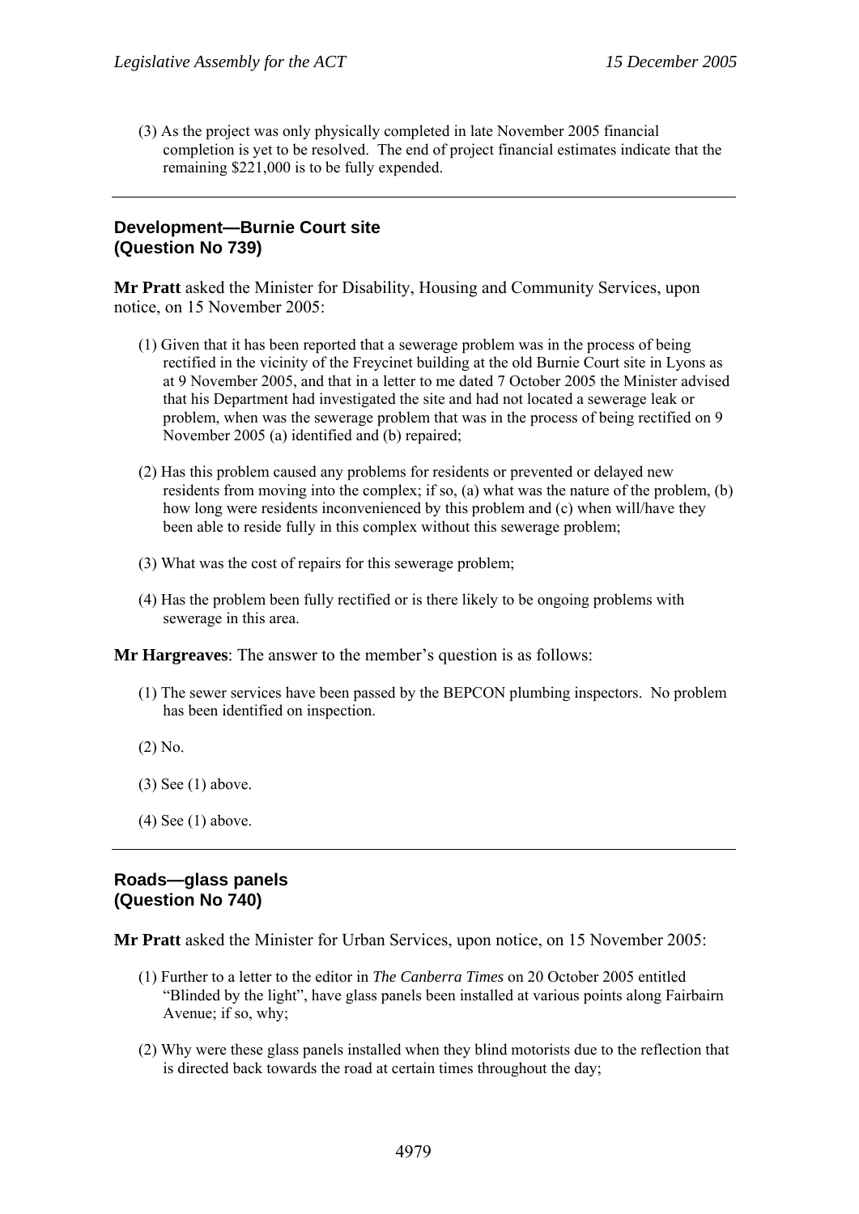(3) As the project was only physically completed in late November 2005 financial completion is yet to be resolved. The end of project financial estimates indicate that the remaining $221,000 is to be fully expended.

---

### Development—Burnie Court site (Question No 739)

**Mr Pratt** asked the Minister for Disability, Housing and Community Services, upon notice, on 15 November 2005:

(1) Given that it has been reported that a sewerage problem was in the process of being rectified in the vicinity of the Freycinet building at the old Burnie Court site in Lyons as at 9 November 2005, and that in a letter to me dated 7 October 2005 the Minister advised that his Department had investigated the site and had not located a sewerage leak or problem, when was the sewerage problem that was in the process of being rectified on 9 November 2005 (a) identified and (b) repaired;

(2) Has this problem caused any problems for residents or prevented or delayed new residents from moving into the complex; if so, (a) what was the nature of the problem, (b) how long were residents inconvenienced by this problem and (c) when will/have they been able to reside fully in this complex without this sewerage problem;

(3) What was the cost of repairs for this sewerage problem;

(4) Has the problem been fully rectified or is there likely to be ongoing problems with sewerage in this area.

**Mr Hargreaves**: The answer to the member's question is as follows:

(1) The sewer services have been passed by the BEPCON plumbing inspectors. No problem has been identified on inspection.

(2) No.

(3) See (1) above.

(4) See (1) above.

---

### Roads—glass panels (Question No 740)

**Mr Pratt** asked the Minister for Urban Services, upon notice, on 15 November 2005:

(1) Further to a letter to the editor in *The Canberra Times* on 20 October 2005 entitled "Blinded by the light", have glass panels been installed at various points along Fairbairn Avenue; if so, why;

(2) Why were these glass panels installed when they blind motorists due to the reflection that is directed back towards the road at certain times throughout the day;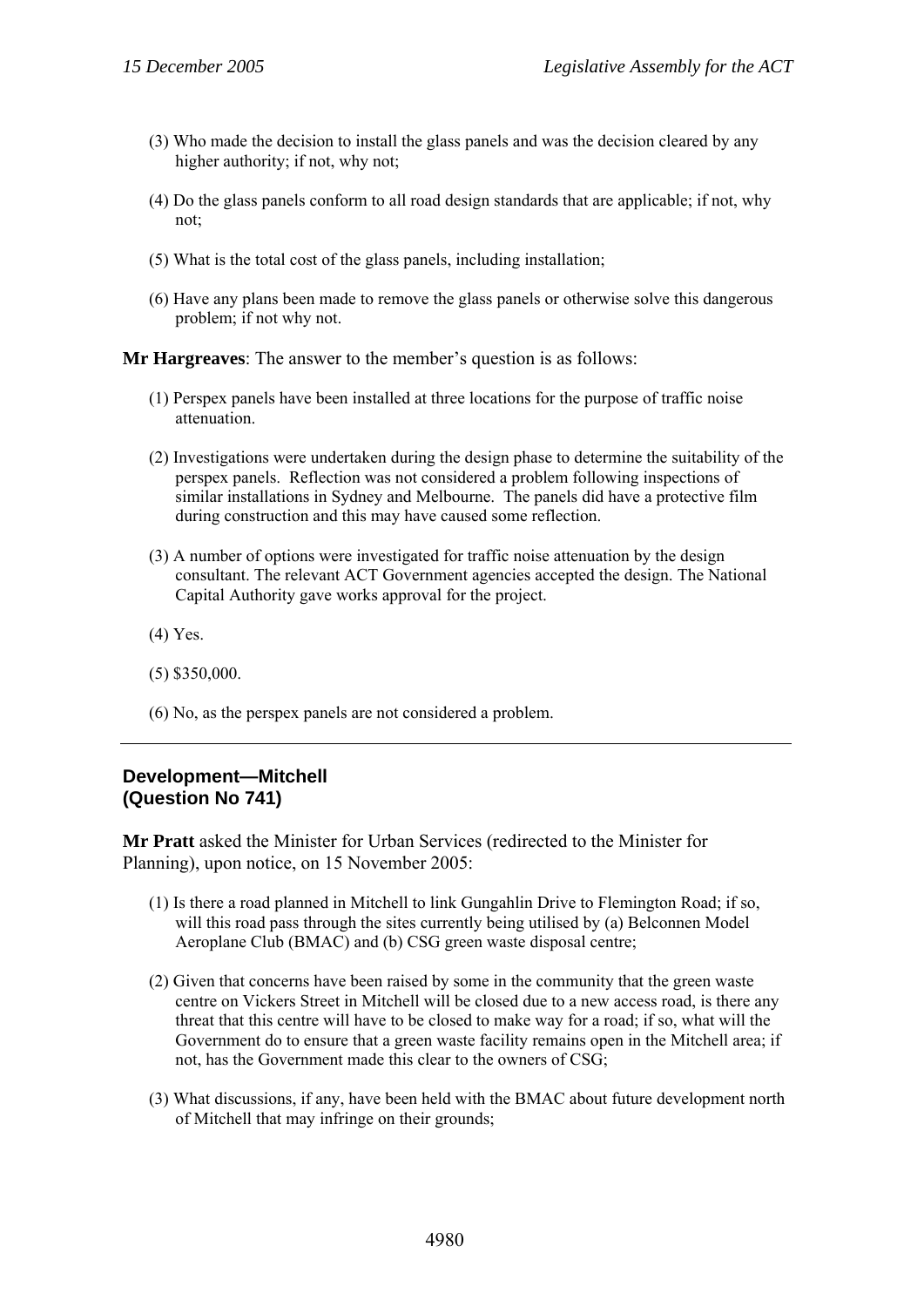(3) Who made the decision to install the glass panels and was the decision cleared by any higher authority; if not, why not;

(4) Do the glass panels conform to all road design standards that are applicable; if not, why not;

(5) What is the total cost of the glass panels, including installation;

(6) Have any plans been made to remove the glass panels or otherwise solve this dangerous problem; if not why not.

**Mr Hargreaves**: The answer to the member's question is as follows:

(1) Perspex panels have been installed at three locations for the purpose of traffic noise attenuation.

(2) Investigations were undertaken during the design phase to determine the suitability of the perspex panels. Reflection was not considered a problem following inspections of similar installations in Sydney and Melbourne. The panels did have a protective film during construction and this may have caused some reflection.

(3) A number of options were investigated for traffic noise attenuation by the design consultant. The relevant ACT Government agencies accepted the design. The National Capital Authority gave works approval for the project.

(4) Yes.

(5) $350,000.

(6) No, as the perspex panels are not considered a problem.

---

## Development—Mitchell
## (Question No 741)

**Mr Pratt** asked the Minister for Urban Services (redirected to the Minister for Planning), upon notice, on 15 November 2005:

(1) Is there a road planned in Mitchell to link Gungahlin Drive to Flemington Road; if so, will this road pass through the sites currently being utilised by (a) Belconnen Model Aeroplane Club (BMAC) and (b) CSG green waste disposal centre;

(2) Given that concerns have been raised by some in the community that the green waste centre on Vickers Street in Mitchell will be closed due to a new access road, is there any threat that this centre will have to be closed to make way for a road; if so, what will the Government do to ensure that a green waste facility remains open in the Mitchell area; if not, has the Government made this clear to the owners of CSG;

(3) What discussions, if any, have been held with the BMAC about future development north of Mitchell that may infringe on their grounds;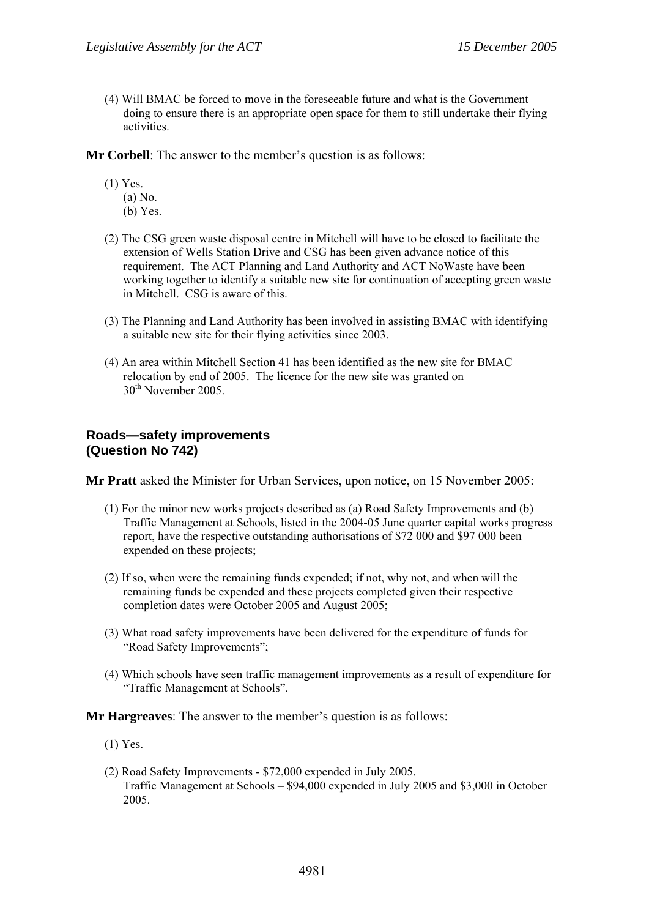(4) Will BMAC be forced to move in the foreseeable future and what is the Government doing to ensure there is an appropriate open space for them to still undertake their flying activities.

**Mr Corbell**: The answer to the member's question is as follows:

(1) Yes.
  (a) No.
  (b) Yes.

(2) The CSG green waste disposal centre in Mitchell will have to be closed to facilitate the extension of Wells Station Drive and CSG has been given advance notice of this requirement. The ACT Planning and Land Authority and ACT NoWaste have been working together to identify a suitable new site for continuation of accepting green waste in Mitchell. CSG is aware of this.

(3) The Planning and Land Authority has been involved in assisting BMAC with identifying a suitable new site for their flying activities since 2003.

(4) An area within Mitchell Section 41 has been identified as the new site for BMAC relocation by end of 2005. The licence for the new site was granted on 30th November 2005.

---

## Roads—safety improvements (Question No 742)

**Mr Pratt** asked the Minister for Urban Services, upon notice, on 15 November 2005:

(1) For the minor new works projects described as (a) Road Safety Improvements and (b) Traffic Management at Schools, listed in the 2004-05 June quarter capital works progress report, have the respective outstanding authorisations of $72 000 and $97 000 been expended on these projects;

(2) If so, when were the remaining funds expended; if not, why not, and when will the remaining funds be expended and these projects completed given their respective completion dates were October 2005 and August 2005;

(3) What road safety improvements have been delivered for the expenditure of funds for "Road Safety Improvements";

(4) Which schools have seen traffic management improvements as a result of expenditure for "Traffic Management at Schools".

**Mr Hargreaves**: The answer to the member's question is as follows:

(1) Yes.

(2) Road Safety Improvements - $72,000 expended in July 2005.
Traffic Management at Schools – $94,000 expended in July 2005 and $3,000 in October 2005.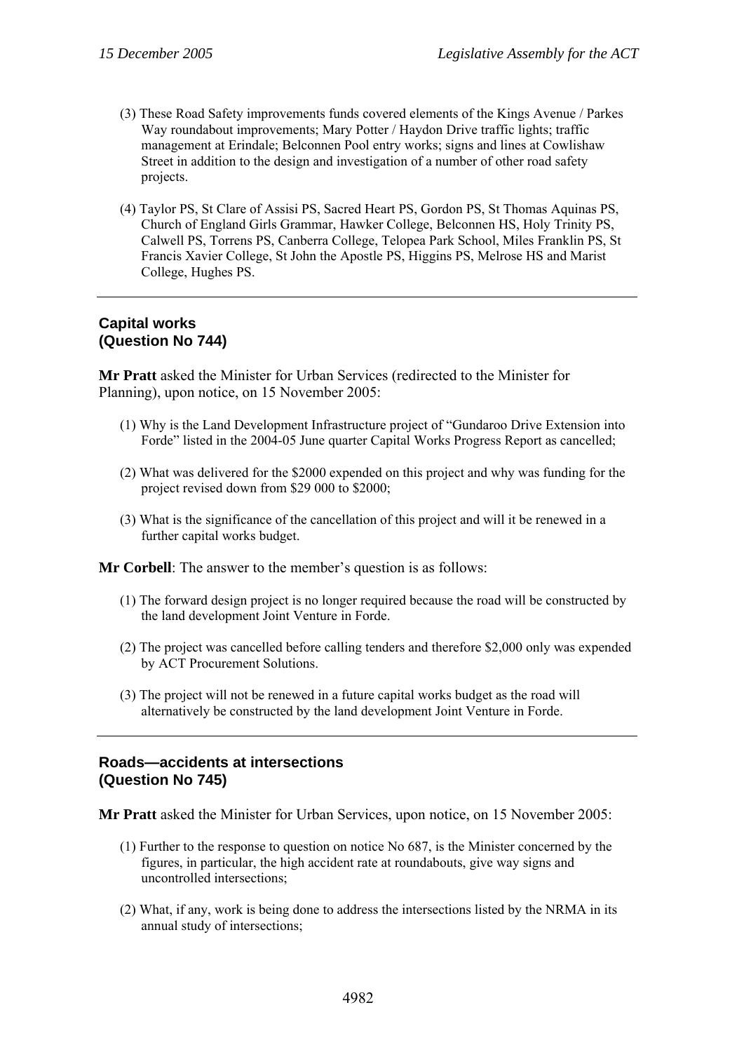(3) These Road Safety improvements funds covered elements of the Kings Avenue / Parkes Way roundabout improvements; Mary Potter / Haydon Drive traffic lights; traffic management at Erindale; Belconnen Pool entry works; signs and lines at Cowlishaw Street in addition to the design and investigation of a number of other road safety projects.

(4) Taylor PS, St Clare of Assisi PS, Sacred Heart PS, Gordon PS, St Thomas Aquinas PS, Church of England Girls Grammar, Hawker College, Belconnen HS, Holy Trinity PS, Calwell PS, Torrens PS, Canberra College, Telopea Park School, Miles Franklin PS, St Francis Xavier College, St John the Apostle PS, Higgins PS, Melrose HS and Marist College, Hughes PS.

---

### Capital works
### (Question No 744)

**Mr Pratt** asked the Minister for Urban Services (redirected to the Minister for Planning), upon notice, on 15 November 2005:

(1) Why is the Land Development Infrastructure project of "Gundaroo Drive Extension into Forde" listed in the 2004-05 June quarter Capital Works Progress Report as cancelled;

(2) What was delivered for the $2000 expended on this project and why was funding for the project revised down from $29 000 to $2000;

(3) What is the significance of the cancellation of this project and will it be renewed in a further capital works budget.

**Mr Corbell**: The answer to the member's question is as follows:

(1) The forward design project is no longer required because the road will be constructed by the land development Joint Venture in Forde.

(2) The project was cancelled before calling tenders and therefore $2,000 only was expended by ACT Procurement Solutions.

(3) The project will not be renewed in a future capital works budget as the road will alternatively be constructed by the land development Joint Venture in Forde.

---

### Roads—accidents at intersections
### (Question No 745)

**Mr Pratt** asked the Minister for Urban Services, upon notice, on 15 November 2005:

(1) Further to the response to question on notice No 687, is the Minister concerned by the figures, in particular, the high accident rate at roundabouts, give way signs and uncontrolled intersections;

(2) What, if any, work is being done to address the intersections listed by the NRMA in its annual study of intersections;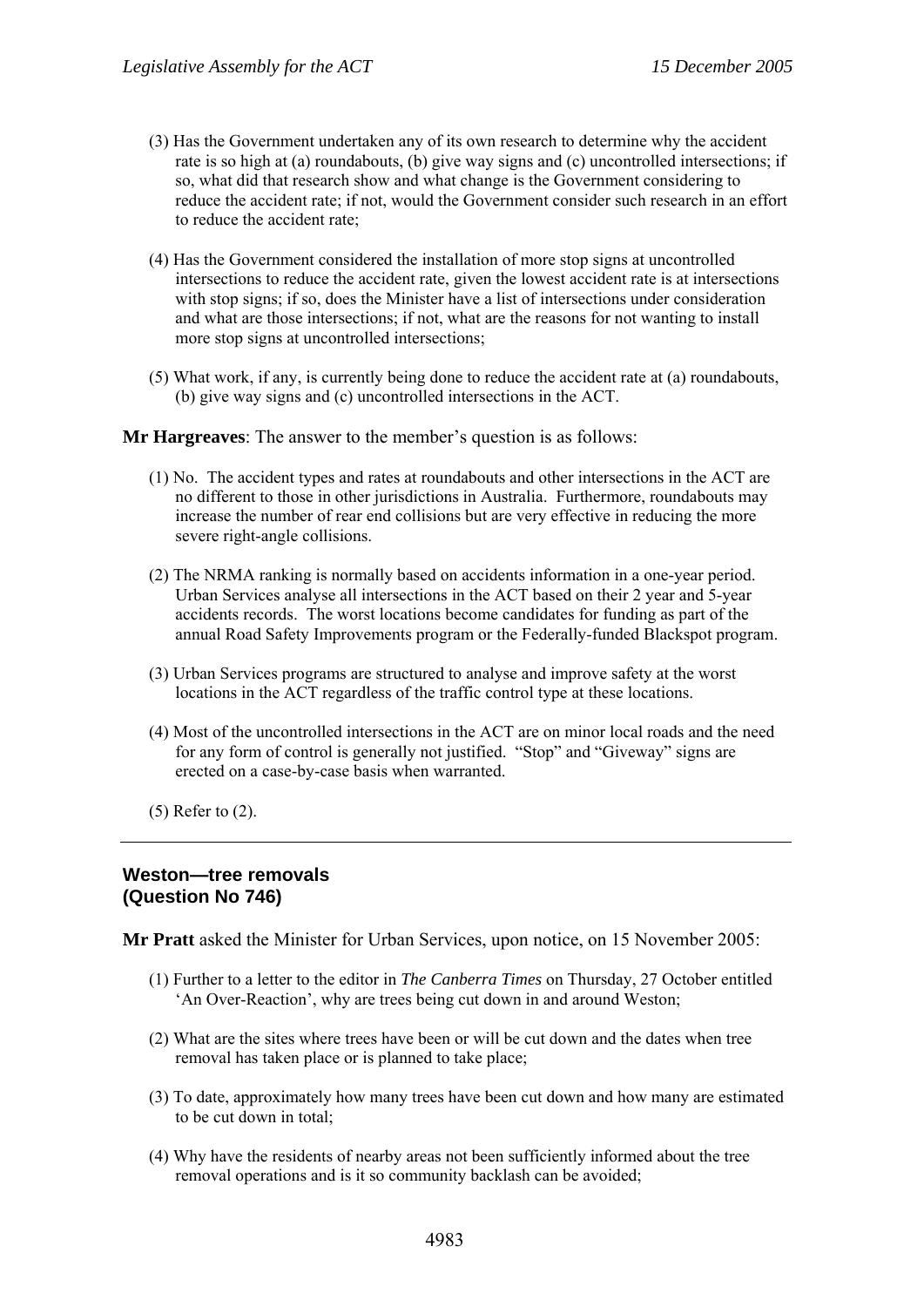(3) Has the Government undertaken any of its own research to determine why the accident rate is so high at (a) roundabouts, (b) give way signs and (c) uncontrolled intersections; if so, what did that research show and what change is the Government considering to reduce the accident rate; if not, would the Government consider such research in an effort to reduce the accident rate;

(4) Has the Government considered the installation of more stop signs at uncontrolled intersections to reduce the accident rate, given the lowest accident rate is at intersections with stop signs; if so, does the Minister have a list of intersections under consideration and what are those intersections; if not, what are the reasons for not wanting to install more stop signs at uncontrolled intersections;

(5) What work, if any, is currently being done to reduce the accident rate at (a) roundabouts, (b) give way signs and (c) uncontrolled intersections in the ACT.

**Mr Hargreaves**: The answer to the member's question is as follows:

(1) No. The accident types and rates at roundabouts and other intersections in the ACT are no different to those in other jurisdictions in Australia. Furthermore, roundabouts may increase the number of rear end collisions but are very effective in reducing the more severe right-angle collisions.

(2) The NRMA ranking is normally based on accidents information in a one-year period. Urban Services analyse all intersections in the ACT based on their 2 year and 5-year accidents records. The worst locations become candidates for funding as part of the annual Road Safety Improvements program or the Federally-funded Blackspot program.

(3) Urban Services programs are structured to analyse and improve safety at the worst locations in the ACT regardless of the traffic control type at these locations.

(4) Most of the uncontrolled intersections in the ACT are on minor local roads and the need for any form of control is generally not justified. "Stop" and "Giveway" signs are erected on a case-by-case basis when warranted.

(5) Refer to (2).

---

## Weston—tree removals
## (Question No 746)

**Mr Pratt** asked the Minister for Urban Services, upon notice, on 15 November 2005:

(1) Further to a letter to the editor in *The Canberra Times* on Thursday, 27 October entitled 'An Over-Reaction', why are trees being cut down in and around Weston;

(2) What are the sites where trees have been or will be cut down and the dates when tree removal has taken place or is planned to take place;

(3) To date, approximately how many trees have been cut down and how many are estimated to be cut down in total;

(4) Why have the residents of nearby areas not been sufficiently informed about the tree removal operations and is it so community backlash can be avoided;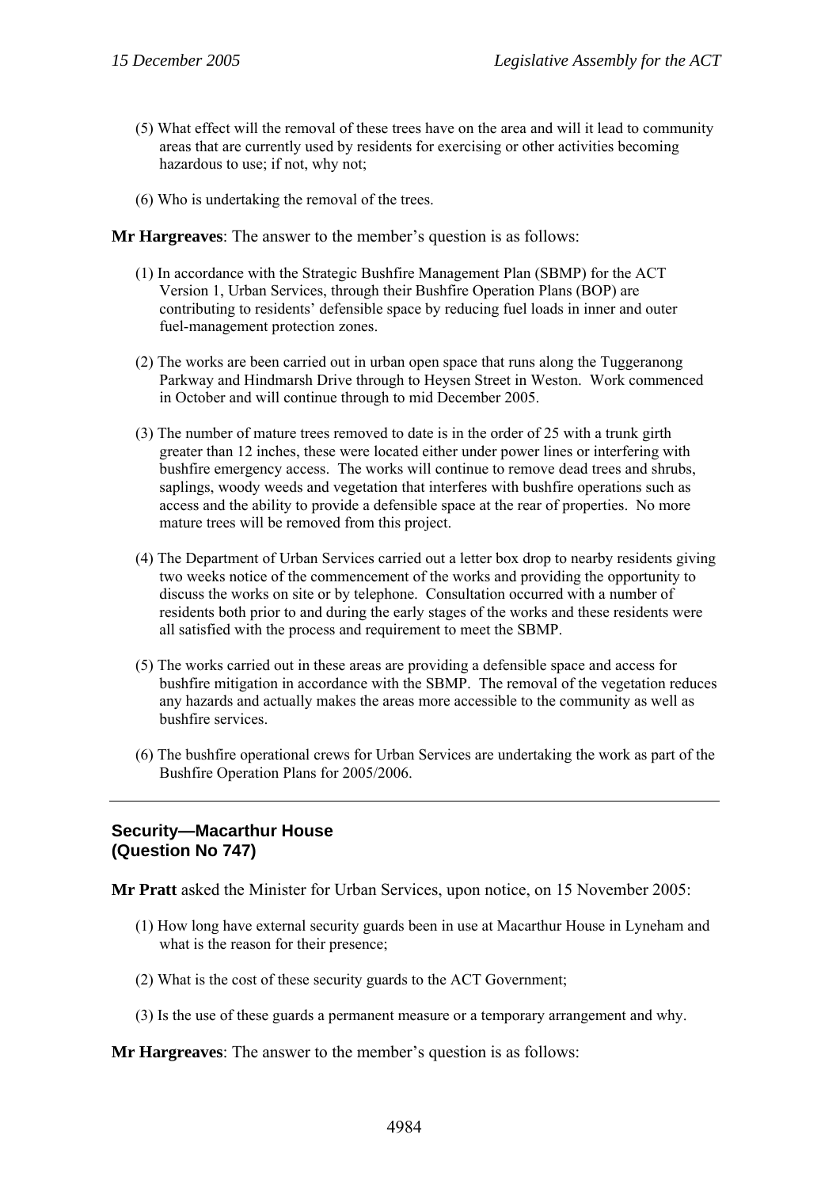(5) What effect will the removal of these trees have on the area and will it lead to community areas that are currently used by residents for exercising or other activities becoming hazardous to use; if not, why not;

(6) Who is undertaking the removal of the trees.

**Mr Hargreaves**: The answer to the member's question is as follows:

(1) In accordance with the Strategic Bushfire Management Plan (SBMP) for the ACT Version 1, Urban Services, through their Bushfire Operation Plans (BOP) are contributing to residents' defensible space by reducing fuel loads in inner and outer fuel-management protection zones.

(2) The works are been carried out in urban open space that runs along the Tuggeranong Parkway and Hindmarsh Drive through to Heysen Street in Weston. Work commenced in October and will continue through to mid December 2005.

(3) The number of mature trees removed to date is in the order of 25 with a trunk girth greater than 12 inches, these were located either under power lines or interfering with bushfire emergency access. The works will continue to remove dead trees and shrubs, saplings, woody weeds and vegetation that interferes with bushfire operations such as access and the ability to provide a defensible space at the rear of properties. No more mature trees will be removed from this project.

(4) The Department of Urban Services carried out a letter box drop to nearby residents giving two weeks notice of the commencement of the works and providing the opportunity to discuss the works on site or by telephone. Consultation occurred with a number of residents both prior to and during the early stages of the works and these residents were all satisfied with the process and requirement to meet the SBMP.

(5) The works carried out in these areas are providing a defensible space and access for bushfire mitigation in accordance with the SBMP. The removal of the vegetation reduces any hazards and actually makes the areas more accessible to the community as well as bushfire services.

(6) The bushfire operational crews for Urban Services are undertaking the work as part of the Bushfire Operation Plans for 2005/2006.

---

## Security—Macarthur House (Question No 747)

**Mr Pratt** asked the Minister for Urban Services, upon notice, on 15 November 2005:

(1) How long have external security guards been in use at Macarthur House in Lyneham and what is the reason for their presence;

(2) What is the cost of these security guards to the ACT Government;

(3) Is the use of these guards a permanent measure or a temporary arrangement and why.

**Mr Hargreaves**: The answer to the member's question is as follows: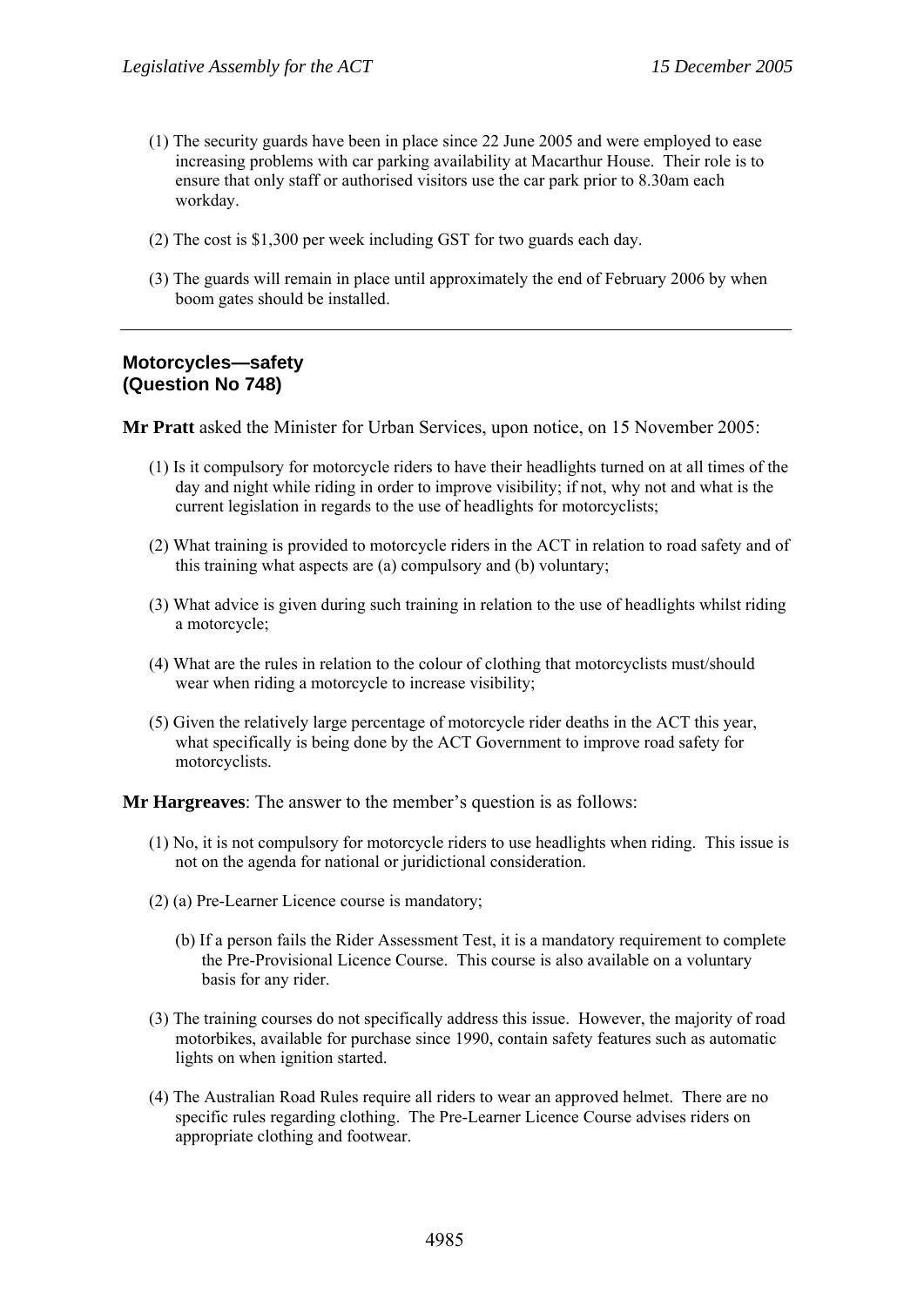(1) The security guards have been in place since 22 June 2005 and were employed to ease increasing problems with car parking availability at Macarthur House. Their role is to ensure that only staff or authorised visitors use the car park prior to 8.30am each workday.

(2) The cost is $1,300 per week including GST for two guards each day.

(3) The guards will remain in place until approximately the end of February 2006 by when boom gates should be installed.

---

## Motorcycles—safety
## (Question No 748)

**Mr Pratt** asked the Minister for Urban Services, upon notice, on 15 November 2005:

(1) Is it compulsory for motorcycle riders to have their headlights turned on at all times of the day and night while riding in order to improve visibility; if not, why not and what is the current legislation in regards to the use of headlights for motorcyclists;

(2) What training is provided to motorcycle riders in the ACT in relation to road safety and of this training what aspects are (a) compulsory and (b) voluntary;

(3) What advice is given during such training in relation to the use of headlights whilst riding a motorcycle;

(4) What are the rules in relation to the colour of clothing that motorcyclists must/should wear when riding a motorcycle to increase visibility;

(5) Given the relatively large percentage of motorcycle rider deaths in the ACT this year, what specifically is being done by the ACT Government to improve road safety for motorcyclists.

**Mr Hargreaves**: The answer to the member's question is as follows:

(1) No, it is not compulsory for motorcycle riders to use headlights when riding. This issue is not on the agenda for national or juridictional consideration.

(2) (a) Pre-Learner Licence course is mandatory;

(b) If a person fails the Rider Assessment Test, it is a mandatory requirement to complete the Pre-Provisional Licence Course. This course is also available on a voluntary basis for any rider.

(3) The training courses do not specifically address this issue. However, the majority of road motorbikes, available for purchase since 1990, contain safety features such as automatic lights on when ignition started.

(4) The Australian Road Rules require all riders to wear an approved helmet. There are no specific rules regarding clothing. The Pre-Learner Licence Course advises riders on appropriate clothing and footwear.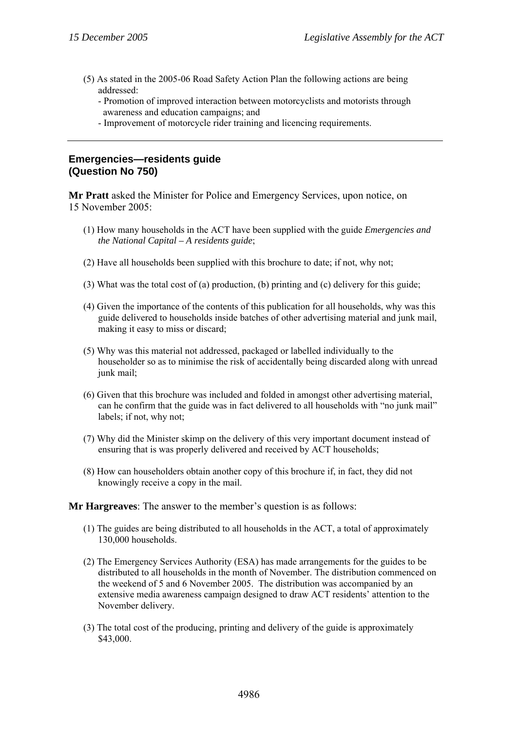(5) As stated in the 2005-06 Road Safety Action Plan the following actions are being addressed:
- Promotion of improved interaction between motorcyclists and motorists through awareness and education campaigns; and
- Improvement of motorcycle rider training and licencing requirements.

---

## Emergencies—residents guide
## (Question No 750)

**Mr Pratt** asked the Minister for Police and Emergency Services, upon notice, on 15 November 2005:

(1) How many households in the ACT have been supplied with the guide *Emergencies and the National Capital – A residents guide*;

(2) Have all households been supplied with this brochure to date; if not, why not;

(3) What was the total cost of (a) production, (b) printing and (c) delivery for this guide;

(4) Given the importance of the contents of this publication for all households, why was this guide delivered to households inside batches of other advertising material and junk mail, making it easy to miss or discard;

(5) Why was this material not addressed, packaged or labelled individually to the householder so as to minimise the risk of accidentally being discarded along with unread junk mail;

(6) Given that this brochure was included and folded in amongst other advertising material, can he confirm that the guide was in fact delivered to all households with "no junk mail" labels; if not, why not;

(7) Why did the Minister skimp on the delivery of this very important document instead of ensuring that is was properly delivered and received by ACT households;

(8) How can householders obtain another copy of this brochure if, in fact, they did not knowingly receive a copy in the mail.

**Mr Hargreaves**: The answer to the member's question is as follows:

(1) The guides are being distributed to all households in the ACT, a total of approximately 130,000 households.

(2) The Emergency Services Authority (ESA) has made arrangements for the guides to be distributed to all households in the month of November. The distribution commenced on the weekend of 5 and 6 November 2005. The distribution was accompanied by an extensive media awareness campaign designed to draw ACT residents' attention to the November delivery.

(3) The total cost of the producing, printing and delivery of the guide is approximately $43,000.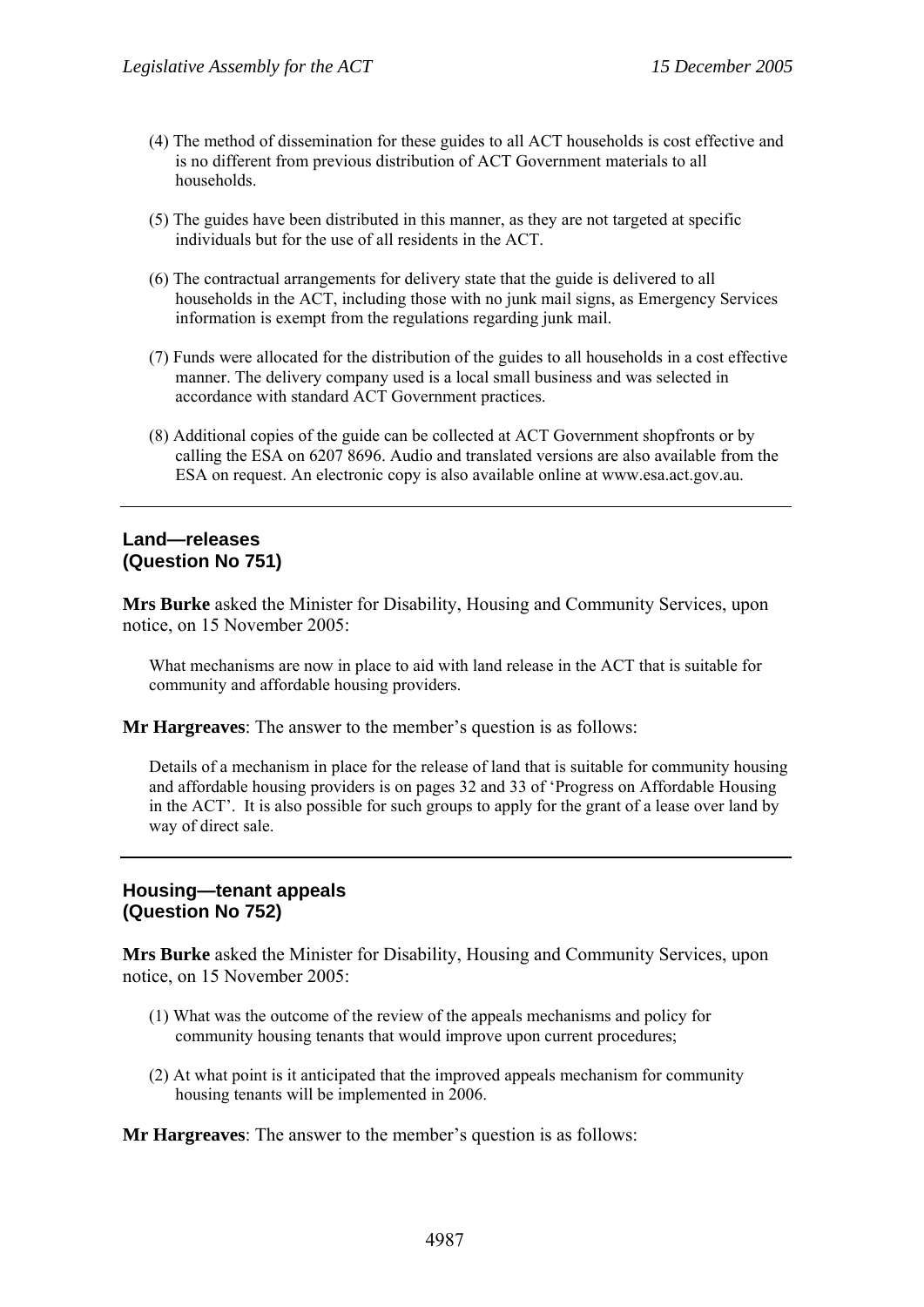(4) The method of dissemination for these guides to all ACT households is cost effective and is no different from previous distribution of ACT Government materials to all households.

(5) The guides have been distributed in this manner, as they are not targeted at specific individuals but for the use of all residents in the ACT.

(6) The contractual arrangements for delivery state that the guide is delivered to all households in the ACT, including those with no junk mail signs, as Emergency Services information is exempt from the regulations regarding junk mail.

(7) Funds were allocated for the distribution of the guides to all households in a cost effective manner. The delivery company used is a local small business and was selected in accordance with standard ACT Government practices.

(8) Additional copies of the guide can be collected at ACT Government shopfronts or by calling the ESA on 6207 8696. Audio and translated versions are also available from the ESA on request. An electronic copy is also available online at www.esa.act.gov.au.

---

### Land—releases
### (Question No 751)

**Mrs Burke** asked the Minister for Disability, Housing and Community Services, upon notice, on 15 November 2005:

What mechanisms are now in place to aid with land release in the ACT that is suitable for community and affordable housing providers.

**Mr Hargreaves**: The answer to the member's question is as follows:

Details of a mechanism in place for the release of land that is suitable for community housing and affordable housing providers is on pages 32 and 33 of 'Progress on Affordable Housing in the ACT'. It is also possible for such groups to apply for the grant of a lease over land by way of direct sale.

---

### Housing—tenant appeals
### (Question No 752)

**Mrs Burke** asked the Minister for Disability, Housing and Community Services, upon notice, on 15 November 2005:

(1) What was the outcome of the review of the appeals mechanisms and policy for community housing tenants that would improve upon current procedures;

(2) At what point is it anticipated that the improved appeals mechanism for community housing tenants will be implemented in 2006.

**Mr Hargreaves**: The answer to the member's question is as follows: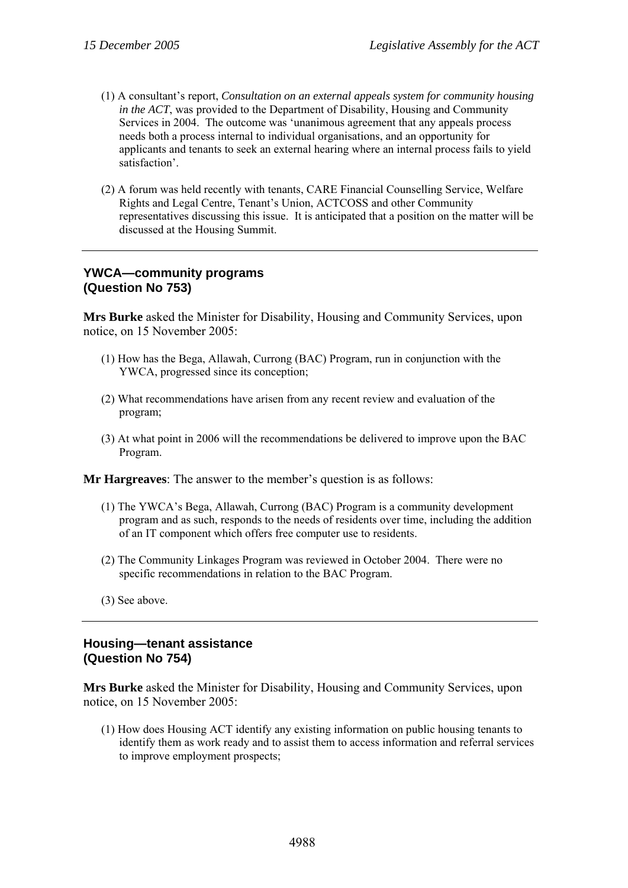(1) A consultant's report, *Consultation on an external appeals system for community housing in the ACT*, was provided to the Department of Disability, Housing and Community Services in 2004. The outcome was 'unanimous agreement that any appeals process needs both a process internal to individual organisations, and an opportunity for applicants and tenants to seek an external hearing where an internal process fails to yield satisfaction'.

(2) A forum was held recently with tenants, CARE Financial Counselling Service, Welfare Rights and Legal Centre, Tenant's Union, ACTCOSS and other Community representatives discussing this issue. It is anticipated that a position on the matter will be discussed at the Housing Summit.

---

### YWCA—community programs (Question No 753)

**Mrs Burke** asked the Minister for Disability, Housing and Community Services, upon notice, on 15 November 2005:

(1) How has the Bega, Allawah, Currong (BAC) Program, run in conjunction with the YWCA, progressed since its conception;

(2) What recommendations have arisen from any recent review and evaluation of the program;

(3) At what point in 2006 will the recommendations be delivered to improve upon the BAC Program.

**Mr Hargreaves**: The answer to the member's question is as follows:

(1) The YWCA's Bega, Allawah, Currong (BAC) Program is a community development program and as such, responds to the needs of residents over time, including the addition of an IT component which offers free computer use to residents.

(2) The Community Linkages Program was reviewed in October 2004. There were no specific recommendations in relation to the BAC Program.

(3) See above.

---

### Housing—tenant assistance (Question No 754)

**Mrs Burke** asked the Minister for Disability, Housing and Community Services, upon notice, on 15 November 2005:

(1) How does Housing ACT identify any existing information on public housing tenants to identify them as work ready and to assist them to access information and referral services to improve employment prospects;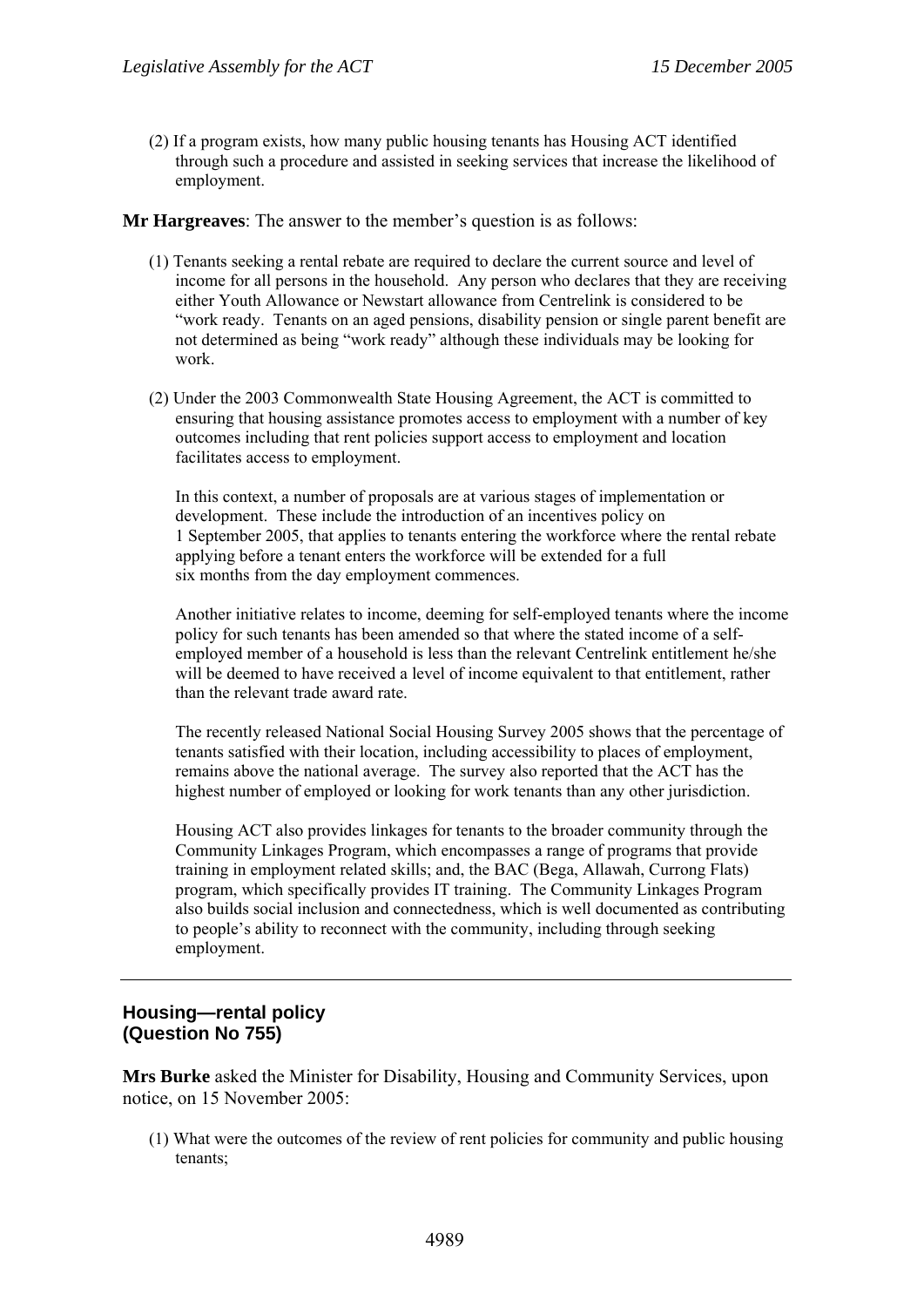(2) If a program exists, how many public housing tenants has Housing ACT identified through such a procedure and assisted in seeking services that increase the likelihood of employment.

**Mr Hargreaves**: The answer to the member's question is as follows:

(1) Tenants seeking a rental rebate are required to declare the current source and level of income for all persons in the household. Any person who declares that they are receiving either Youth Allowance or Newstart allowance from Centrelink is considered to be "work ready. Tenants on an aged pensions, disability pension or single parent benefit are not determined as being "work ready" although these individuals may be looking for work.

(2) Under the 2003 Commonwealth State Housing Agreement, the ACT is committed to ensuring that housing assistance promotes access to employment with a number of key outcomes including that rent policies support access to employment and location facilitates access to employment.

In this context, a number of proposals are at various stages of implementation or development. These include the introduction of an incentives policy on 1 September 2005, that applies to tenants entering the workforce where the rental rebate applying before a tenant enters the workforce will be extended for a full six months from the day employment commences.

Another initiative relates to income, deeming for self-employed tenants where the income policy for such tenants has been amended so that where the stated income of a self-employed member of a household is less than the relevant Centrelink entitlement he/she will be deemed to have received a level of income equivalent to that entitlement, rather than the relevant trade award rate.

The recently released National Social Housing Survey 2005 shows that the percentage of tenants satisfied with their location, including accessibility to places of employment, remains above the national average. The survey also reported that the ACT has the highest number of employed or looking for work tenants than any other jurisdiction.

Housing ACT also provides linkages for tenants to the broader community through the Community Linkages Program, which encompasses a range of programs that provide training in employment related skills; and, the BAC (Bega, Allawah, Currong Flats) program, which specifically provides IT training. The Community Linkages Program also builds social inclusion and connectedness, which is well documented as contributing to people's ability to reconnect with the community, including through seeking employment.

---

### Housing—rental policy
### (Question No 755)

**Mrs Burke** asked the Minister for Disability, Housing and Community Services, upon notice, on 15 November 2005:

(1) What were the outcomes of the review of rent policies for community and public housing tenants;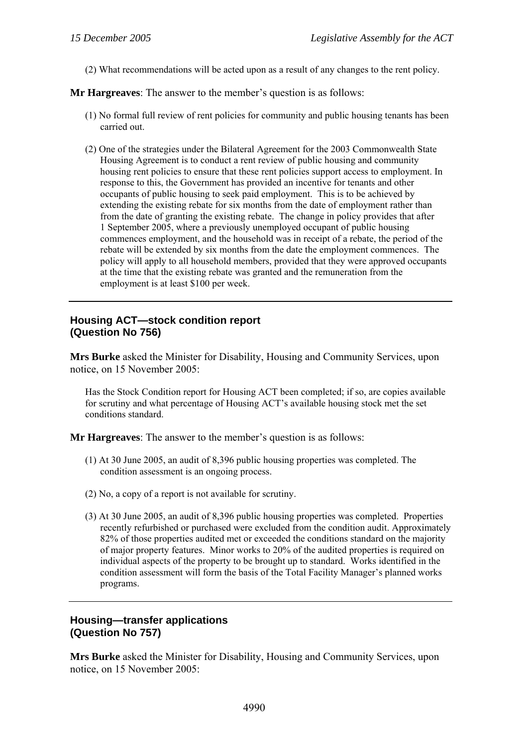(2) What recommendations will be acted upon as a result of any changes to the rent policy.

**Mr Hargreaves**: The answer to the member's question is as follows:

(1) No formal full review of rent policies for community and public housing tenants has been carried out.

(2) One of the strategies under the Bilateral Agreement for the 2003 Commonwealth State Housing Agreement is to conduct a rent review of public housing and community housing rent policies to ensure that these rent policies support access to employment. In response to this, the Government has provided an incentive for tenants and other occupants of public housing to seek paid employment. This is to be achieved by extending the existing rebate for six months from the date of employment rather than from the date of granting the existing rebate. The change in policy provides that after 1 September 2005, where a previously unemployed occupant of public housing commences employment, and the household was in receipt of a rebate, the period of the rebate will be extended by six months from the date the employment commences. The policy will apply to all household members, provided that they were approved occupants at the time that the existing rebate was granted and the remuneration from the employment is at least $100 per week.

---

## Housing ACT—stock condition report (Question No 756)

**Mrs Burke** asked the Minister for Disability, Housing and Community Services, upon notice, on 15 November 2005:

Has the Stock Condition report for Housing ACT been completed; if so, are copies available for scrutiny and what percentage of Housing ACT's available housing stock met the set conditions standard.

**Mr Hargreaves**: The answer to the member's question is as follows:

(1) At 30 June 2005, an audit of 8,396 public housing properties was completed. The condition assessment is an ongoing process.

(2) No, a copy of a report is not available for scrutiny.

(3) At 30 June 2005, an audit of 8,396 public housing properties was completed. Properties recently refurbished or purchased were excluded from the condition audit. Approximately 82% of those properties audited met or exceeded the conditions standard on the majority of major property features. Minor works to 20% of the audited properties is required on individual aspects of the property to be brought up to standard. Works identified in the condition assessment will form the basis of the Total Facility Manager's planned works programs.

---

## Housing—transfer applications (Question No 757)

**Mrs Burke** asked the Minister for Disability, Housing and Community Services, upon notice, on 15 November 2005: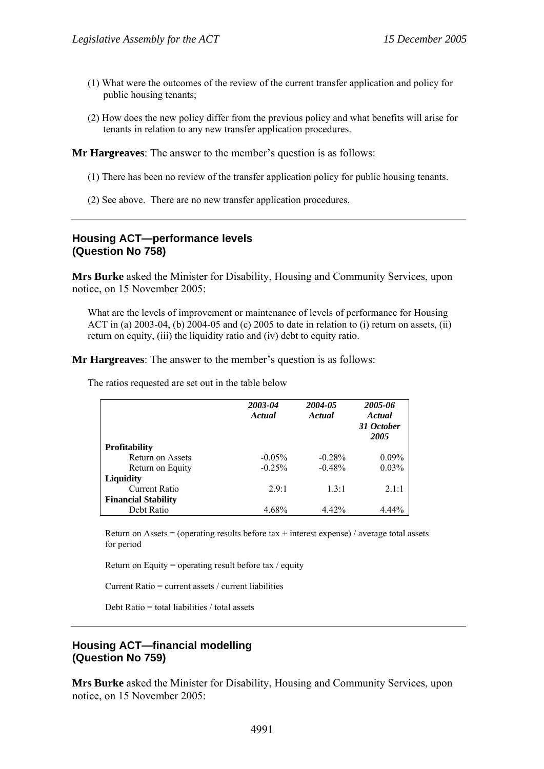(1) What were the outcomes of the review of the current transfer application and policy for public housing tenants;

(2) How does the new policy differ from the previous policy and what benefits will arise for tenants in relation to any new transfer application procedures.

**Mr Hargreaves**: The answer to the member's question is as follows:

(1) There has been no review of the transfer application policy for public housing tenants.

(2) See above. There are no new transfer application procedures.

---

## Housing ACT—performance levels (Question No 758)

**Mrs Burke** asked the Minister for Disability, Housing and Community Services, upon notice, on 15 November 2005:

What are the levels of improvement or maintenance of levels of performance for Housing ACT in (a) 2003-04, (b) 2004-05 and (c) 2005 to date in relation to (i) return on assets, (ii) return on equity, (iii) the liquidity ratio and (iv) debt to equity ratio.

**Mr Hargreaves**: The answer to the member's question is as follows:

The ratios requested are set out in the table below

| | *2003-04 Actual* | *2004-05 Actual* | *2005-06 Actual 31 October 2005* |
|---|---|---|---|
| **Profitability** | | | |
| Return on Assets | -0.05% | -0.28% | 0.09% |
| Return on Equity | -0.25% | -0.48% | 0.03% |
| **Liquidity** | | | |
| Current Ratio | 2.9:1 | 1.3:1 | 2.1:1 |
| **Financial Stability** | | | |
| Debt Ratio | 4.68% | 4.42% | 4.44% |

Return on Assets = (operating results before tax + interest expense) / average total assets for period

Return on Equity = operating result before tax / equity

Current Ratio = current assets / current liabilities

Debt Ratio = total liabilities / total assets

---

## Housing ACT—financial modelling (Question No 759)

**Mrs Burke** asked the Minister for Disability, Housing and Community Services, upon notice, on 15 November 2005: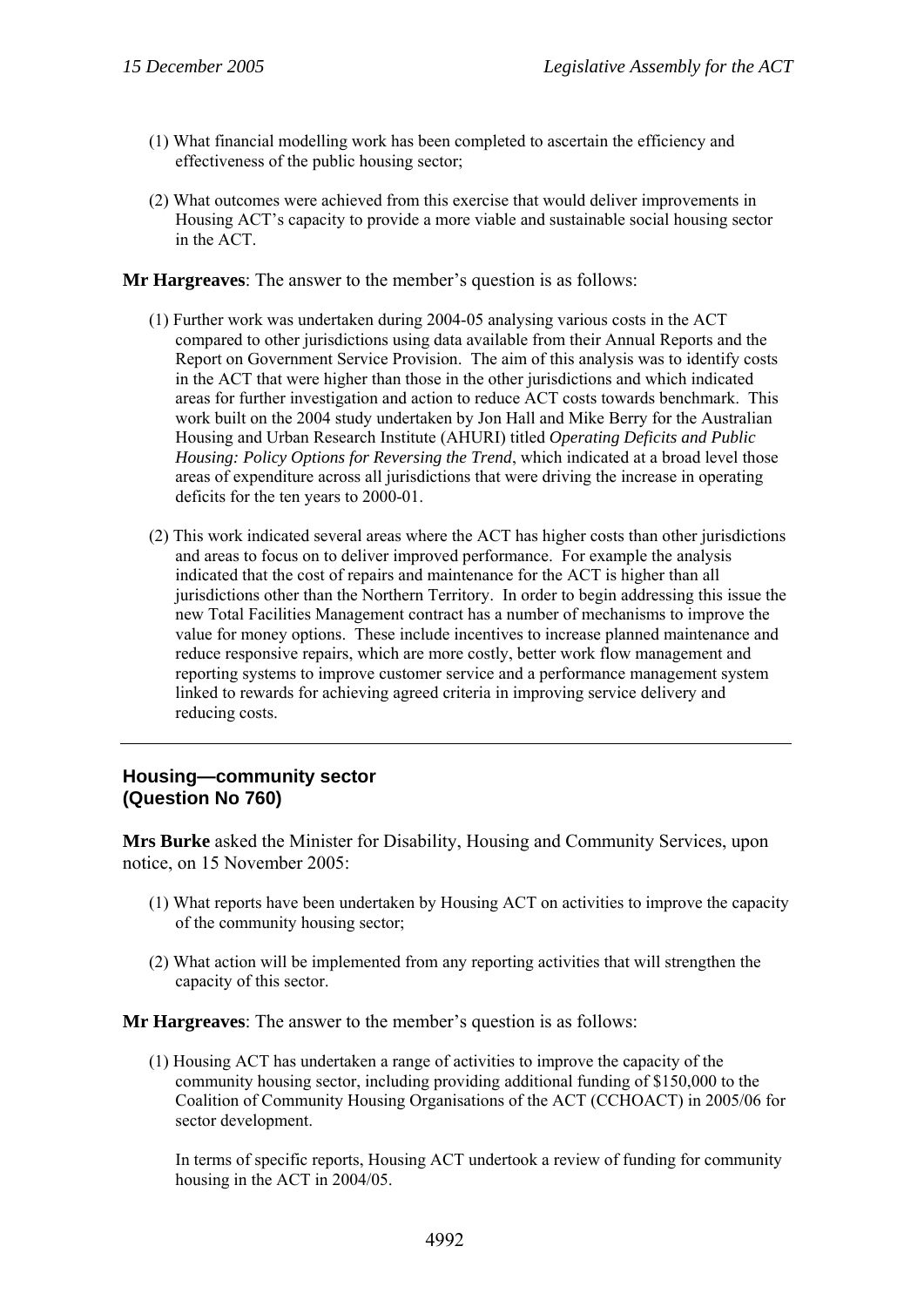(1) What financial modelling work has been completed to ascertain the efficiency and effectiveness of the public housing sector;

(2) What outcomes were achieved from this exercise that would deliver improvements in Housing ACT's capacity to provide a more viable and sustainable social housing sector in the ACT.

**Mr Hargreaves**: The answer to the member's question is as follows:

(1) Further work was undertaken during 2004-05 analysing various costs in the ACT compared to other jurisdictions using data available from their Annual Reports and the Report on Government Service Provision. The aim of this analysis was to identify costs in the ACT that were higher than those in the other jurisdictions and which indicated areas for further investigation and action to reduce ACT costs towards benchmark. This work built on the 2004 study undertaken by Jon Hall and Mike Berry for the Australian Housing and Urban Research Institute (AHURI) titled *Operating Deficits and Public Housing: Policy Options for Reversing the Trend*, which indicated at a broad level those areas of expenditure across all jurisdictions that were driving the increase in operating deficits for the ten years to 2000-01.

(2) This work indicated several areas where the ACT has higher costs than other jurisdictions and areas to focus on to deliver improved performance. For example the analysis indicated that the cost of repairs and maintenance for the ACT is higher than all jurisdictions other than the Northern Territory. In order to begin addressing this issue the new Total Facilities Management contract has a number of mechanisms to improve the value for money options. These include incentives to increase planned maintenance and reduce responsive repairs, which are more costly, better work flow management and reporting systems to improve customer service and a performance management system linked to rewards for achieving agreed criteria in improving service delivery and reducing costs.

---

## Housing—community sector
## (Question No 760)

**Mrs Burke** asked the Minister for Disability, Housing and Community Services, upon notice, on 15 November 2005:

(1) What reports have been undertaken by Housing ACT on activities to improve the capacity of the community housing sector;

(2) What action will be implemented from any reporting activities that will strengthen the capacity of this sector.

**Mr Hargreaves**: The answer to the member's question is as follows:

(1) Housing ACT has undertaken a range of activities to improve the capacity of the community housing sector, including providing additional funding of $150,000 to the Coalition of Community Housing Organisations of the ACT (CCHOACT) in 2005/06 for sector development.

In terms of specific reports, Housing ACT undertook a review of funding for community housing in the ACT in 2004/05.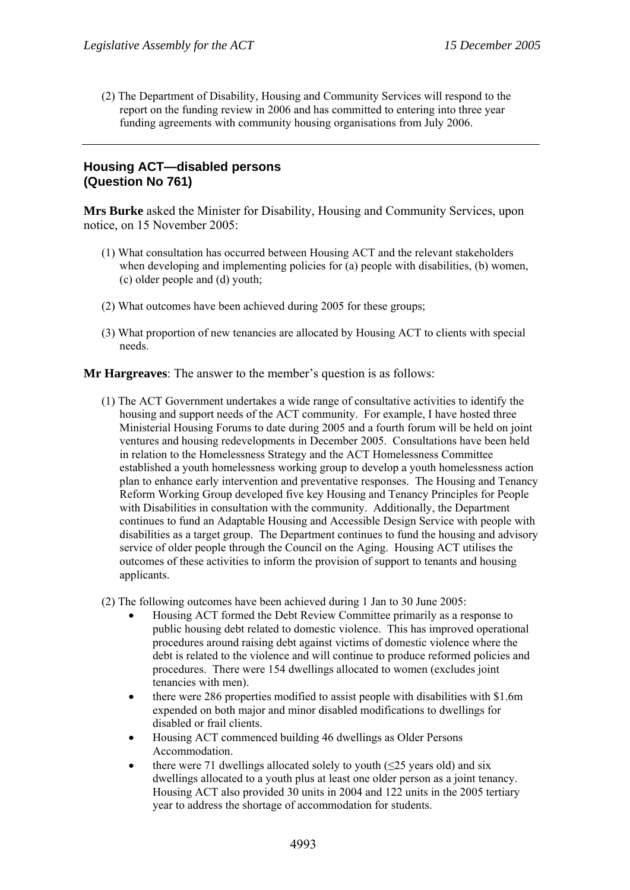(2) The Department of Disability, Housing and Community Services will respond to the report on the funding review in 2006 and has committed to entering into three year funding agreements with community housing organisations from July 2006.

---

## Housing ACT—disabled persons (Question No 761)

**Mrs Burke** asked the Minister for Disability, Housing and Community Services, upon notice, on 15 November 2005:

(1) What consultation has occurred between Housing ACT and the relevant stakeholders when developing and implementing policies for (a) people with disabilities, (b) women, (c) older people and (d) youth;

(2) What outcomes have been achieved during 2005 for these groups;

(3) What proportion of new tenancies are allocated by Housing ACT to clients with special needs.

**Mr Hargreaves**: The answer to the member's question is as follows:

(1) The ACT Government undertakes a wide range of consultative activities to identify the housing and support needs of the ACT community. For example, I have hosted three Ministerial Housing Forums to date during 2005 and a fourth forum will be held on joint ventures and housing redevelopments in December 2005. Consultations have been held in relation to the Homelessness Strategy and the ACT Homelessness Committee established a youth homelessness working group to develop a youth homelessness action plan to enhance early intervention and preventative responses. The Housing and Tenancy Reform Working Group developed five key Housing and Tenancy Principles for People with Disabilities in consultation with the community. Additionally, the Department continues to fund an Adaptable Housing and Accessible Design Service with people with disabilities as a target group. The Department continues to fund the housing and advisory service of older people through the Council on the Aging. Housing ACT utilises the outcomes of these activities to inform the provision of support to tenants and housing applicants.

(2) The following outcomes have been achieved during 1 Jan to 30 June 2005:

- Housing ACT formed the Debt Review Committee primarily as a response to public housing debt related to domestic violence. This has improved operational procedures around raising debt against victims of domestic violence where the debt is related to the violence and will continue to produce reformed policies and procedures. There were 154 dwellings allocated to women (excludes joint tenancies with men).
- there were 286 properties modified to assist people with disabilities with $1.6m expended on both major and minor disabled modifications to dwellings for disabled or frail clients.
- Housing ACT commenced building 46 dwellings as Older Persons Accommodation.
- there were 71 dwellings allocated solely to youth (≤25 years old) and six dwellings allocated to a youth plus at least one older person as a joint tenancy. Housing ACT also provided 30 units in 2004 and 122 units in the 2005 tertiary year to address the shortage of accommodation for students.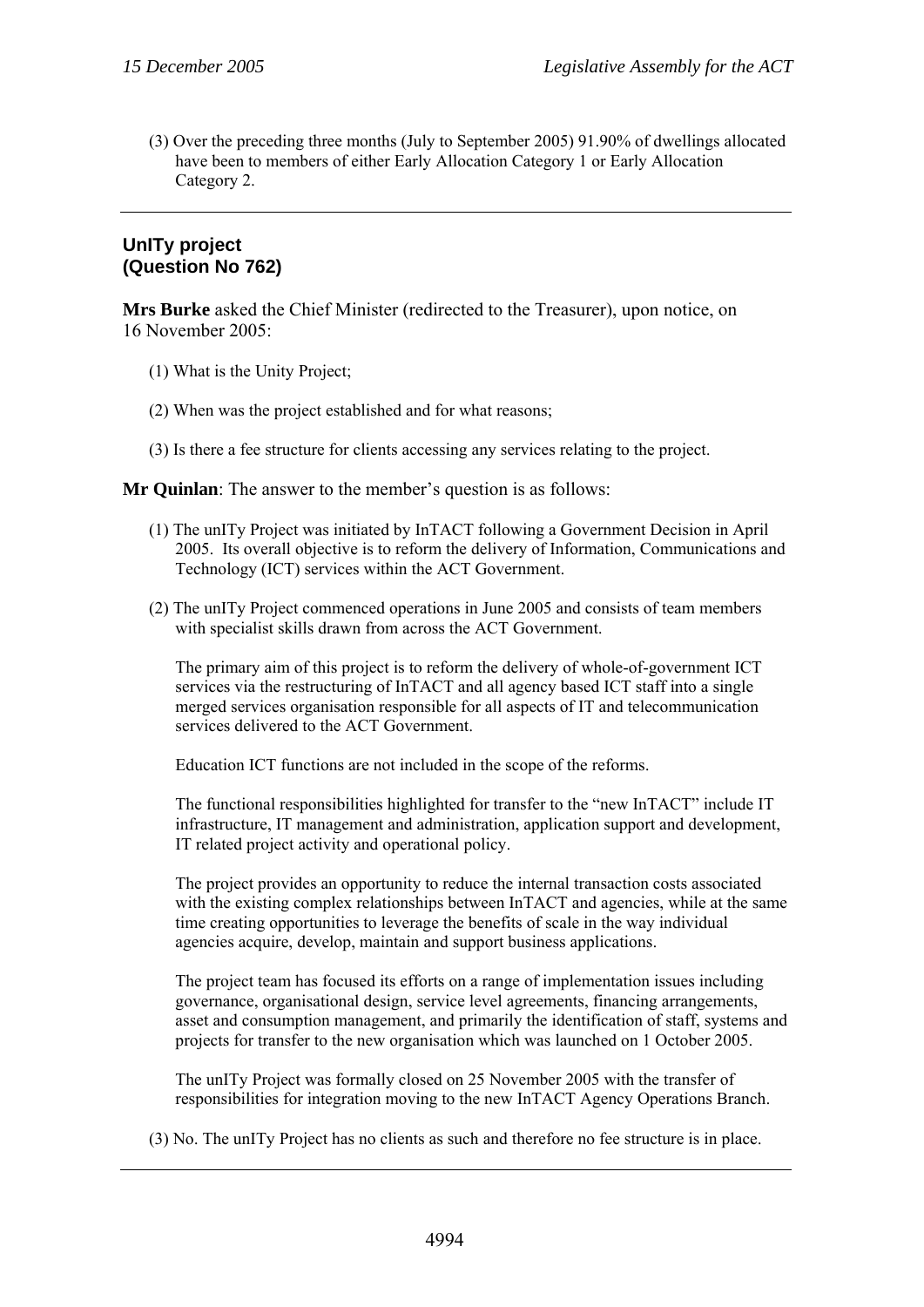(3) Over the preceding three months (July to September 2005) 91.90% of dwellings allocated have been to members of either Early Allocation Category 1 or Early Allocation Category 2.

---

## UnITy project (Question No 762)

**Mrs Burke** asked the Chief Minister (redirected to the Treasurer), upon notice, on 16 November 2005:

(1) What is the Unity Project;

(2) When was the project established and for what reasons;

(3) Is there a fee structure for clients accessing any services relating to the project.

**Mr Quinlan**: The answer to the member's question is as follows:

(1) The unITy Project was initiated by InTACT following a Government Decision in April 2005. Its overall objective is to reform the delivery of Information, Communications and Technology (ICT) services within the ACT Government.

(2) The unITy Project commenced operations in June 2005 and consists of team members with specialist skills drawn from across the ACT Government.

The primary aim of this project is to reform the delivery of whole-of-government ICT services via the restructuring of InTACT and all agency based ICT staff into a single merged services organisation responsible for all aspects of IT and telecommunication services delivered to the ACT Government.

Education ICT functions are not included in the scope of the reforms.

The functional responsibilities highlighted for transfer to the "new InTACT" include IT infrastructure, IT management and administration, application support and development, IT related project activity and operational policy.

The project provides an opportunity to reduce the internal transaction costs associated with the existing complex relationships between InTACT and agencies, while at the same time creating opportunities to leverage the benefits of scale in the way individual agencies acquire, develop, maintain and support business applications.

The project team has focused its efforts on a range of implementation issues including governance, organisational design, service level agreements, financing arrangements, asset and consumption management, and primarily the identification of staff, systems and projects for transfer to the new organisation which was launched on 1 October 2005.

The unITy Project was formally closed on 25 November 2005 with the transfer of responsibilities for integration moving to the new InTACT Agency Operations Branch.

(3) No. The unITy Project has no clients as such and therefore no fee structure is in place.

---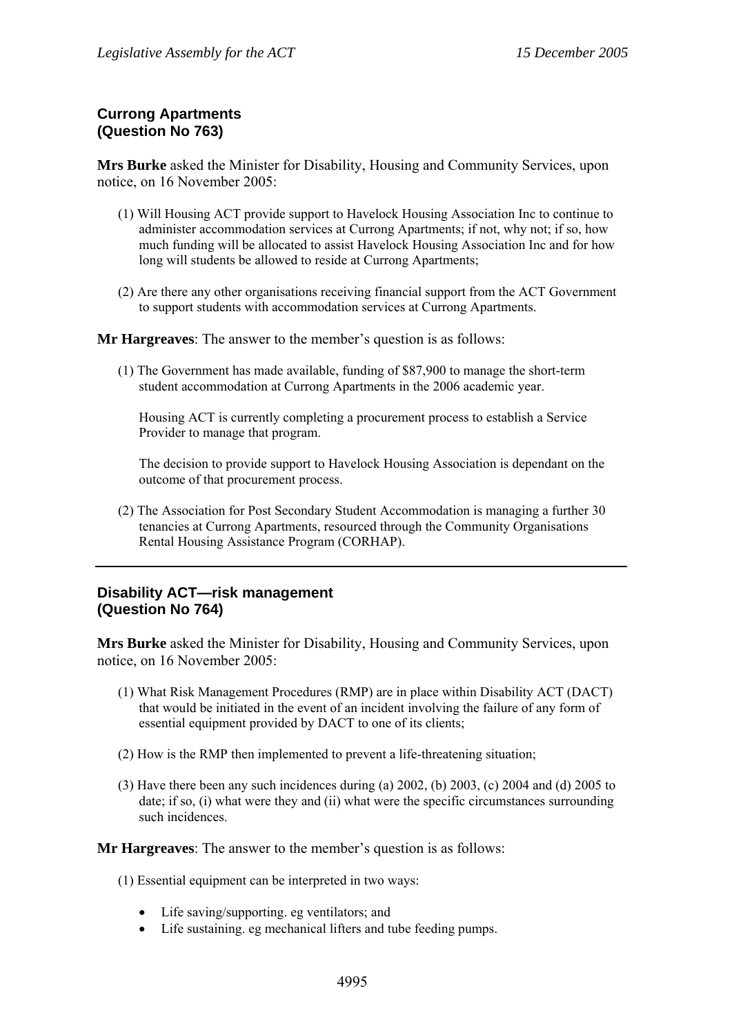## Currong Apartments
## (Question No 763)

**Mrs Burke** asked the Minister for Disability, Housing and Community Services, upon notice, on 16 November 2005:

(1) Will Housing ACT provide support to Havelock Housing Association Inc to continue to administer accommodation services at Currong Apartments; if not, why not; if so, how much funding will be allocated to assist Havelock Housing Association Inc and for how long will students be allowed to reside at Currong Apartments;

(2) Are there any other organisations receiving financial support from the ACT Government to support students with accommodation services at Currong Apartments.

**Mr Hargreaves**: The answer to the member's question is as follows:

(1) The Government has made available, funding of $87,900 to manage the short-term student accommodation at Currong Apartments in the 2006 academic year.

Housing ACT is currently completing a procurement process to establish a Service Provider to manage that program.

The decision to provide support to Havelock Housing Association is dependant on the outcome of that procurement process.

(2) The Association for Post Secondary Student Accommodation is managing a further 30 tenancies at Currong Apartments, resourced through the Community Organisations Rental Housing Assistance Program (CORHAP).

---

## Disability ACT—risk management
## (Question No 764)

**Mrs Burke** asked the Minister for Disability, Housing and Community Services, upon notice, on 16 November 2005:

(1) What Risk Management Procedures (RMP) are in place within Disability ACT (DACT) that would be initiated in the event of an incident involving the failure of any form of essential equipment provided by DACT to one of its clients;

(2) How is the RMP then implemented to prevent a life-threatening situation;

(3) Have there been any such incidences during (a) 2002, (b) 2003, (c) 2004 and (d) 2005 to date; if so, (i) what were they and (ii) what were the specific circumstances surrounding such incidences.

**Mr Hargreaves**: The answer to the member's question is as follows:

(1) Essential equipment can be interpreted in two ways:

- Life saving/supporting. eg ventilators; and
- Life sustaining. eg mechanical lifters and tube feeding pumps.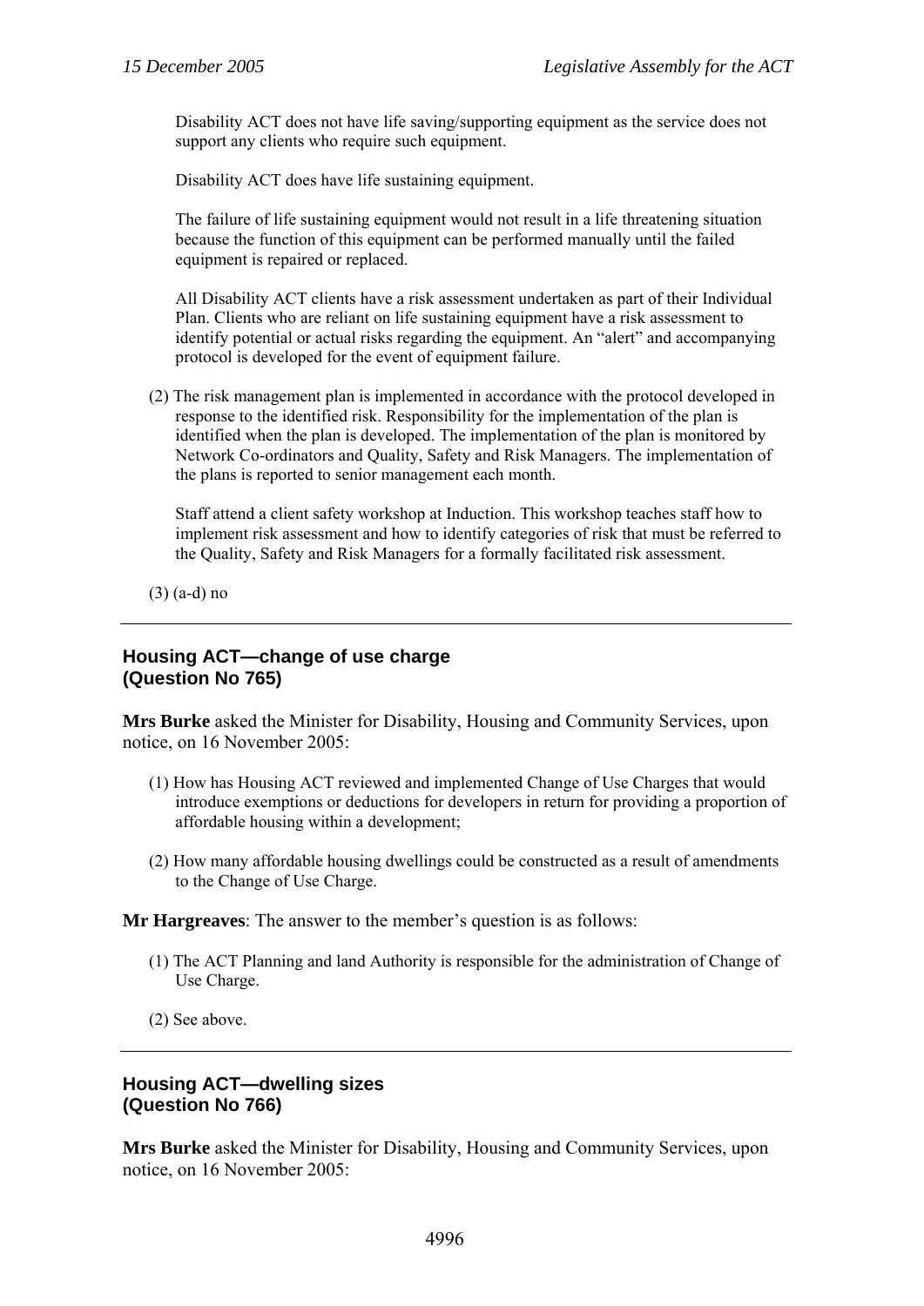Disability ACT does not have life saving/supporting equipment as the service does not support any clients who require such equipment.

Disability ACT does have life sustaining equipment.

The failure of life sustaining equipment would not result in a life threatening situation because the function of this equipment can be performed manually until the failed equipment is repaired or replaced.

All Disability ACT clients have a risk assessment undertaken as part of their Individual Plan. Clients who are reliant on life sustaining equipment have a risk assessment to identify potential or actual risks regarding the equipment. An "alert" and accompanying protocol is developed for the event of equipment failure.

(2) The risk management plan is implemented in accordance with the protocol developed in response to the identified risk. Responsibility for the implementation of the plan is identified when the plan is developed. The implementation of the plan is monitored by Network Co-ordinators and Quality, Safety and Risk Managers. The implementation of the plans is reported to senior management each month.

Staff attend a client safety workshop at Induction. This workshop teaches staff how to implement risk assessment and how to identify categories of risk that must be referred to the Quality, Safety and Risk Managers for a formally facilitated risk assessment.

(3) (a-d) no

---

### Housing ACT—change of use charge (Question No 765)

**Mrs Burke** asked the Minister for Disability, Housing and Community Services, upon notice, on 16 November 2005:

(1) How has Housing ACT reviewed and implemented Change of Use Charges that would introduce exemptions or deductions for developers in return for providing a proportion of affordable housing within a development;

(2) How many affordable housing dwellings could be constructed as a result of amendments to the Change of Use Charge.

**Mr Hargreaves**: The answer to the member's question is as follows:

(1) The ACT Planning and land Authority is responsible for the administration of Change of Use Charge.

(2) See above.

---

### Housing ACT—dwelling sizes (Question No 766)

**Mrs Burke** asked the Minister for Disability, Housing and Community Services, upon notice, on 16 November 2005: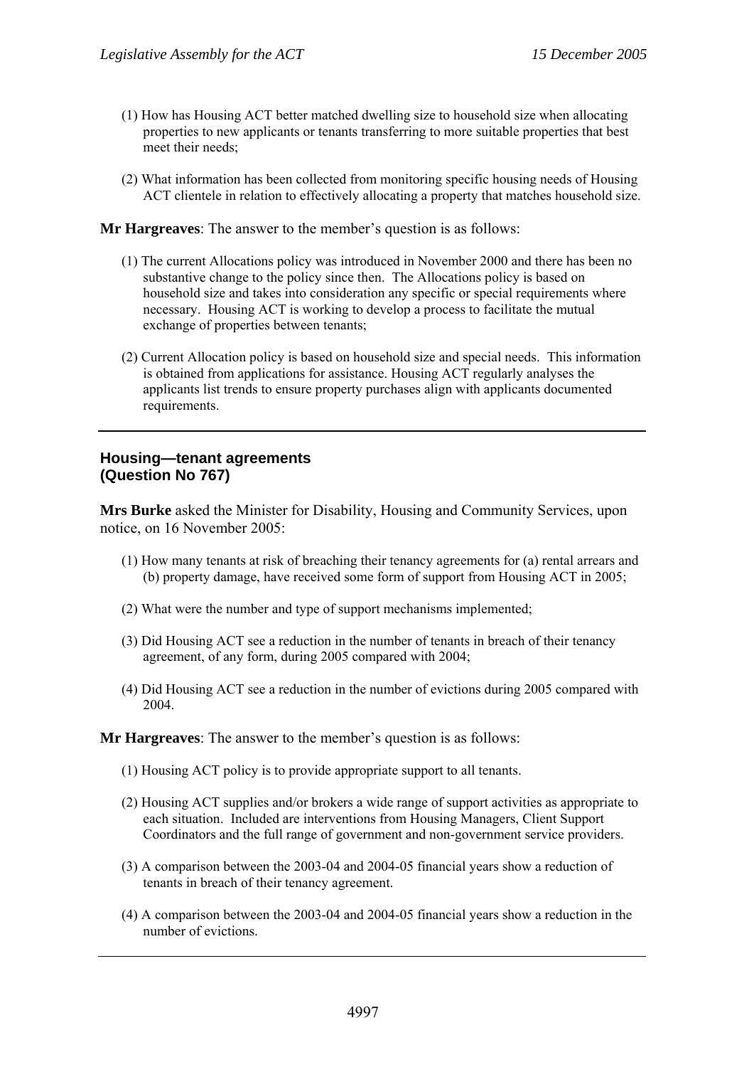(1) How has Housing ACT better matched dwelling size to household size when allocating properties to new applicants or tenants transferring to more suitable properties that best meet their needs;

(2) What information has been collected from monitoring specific housing needs of Housing ACT clientele in relation to effectively allocating a property that matches household size.

**Mr Hargreaves**: The answer to the member's question is as follows:

(1) The current Allocations policy was introduced in November 2000 and there has been no substantive change to the policy since then. The Allocations policy is based on household size and takes into consideration any specific or special requirements where necessary. Housing ACT is working to develop a process to facilitate the mutual exchange of properties between tenants;

(2) Current Allocation policy is based on household size and special needs. This information is obtained from applications for assistance. Housing ACT regularly analyses the applicants list trends to ensure property purchases align with applicants documented requirements.

---

### Housing—tenant agreements (Question No 767)

**Mrs Burke** asked the Minister for Disability, Housing and Community Services, upon notice, on 16 November 2005:

(1) How many tenants at risk of breaching their tenancy agreements for (a) rental arrears and (b) property damage, have received some form of support from Housing ACT in 2005;

(2) What were the number and type of support mechanisms implemented;

(3) Did Housing ACT see a reduction in the number of tenants in breach of their tenancy agreement, of any form, during 2005 compared with 2004;

(4) Did Housing ACT see a reduction in the number of evictions during 2005 compared with 2004.

**Mr Hargreaves**: The answer to the member's question is as follows:

(1) Housing ACT policy is to provide appropriate support to all tenants.

(2) Housing ACT supplies and/or brokers a wide range of support activities as appropriate to each situation. Included are interventions from Housing Managers, Client Support Coordinators and the full range of government and non-government service providers.

(3) A comparison between the 2003-04 and 2004-05 financial years show a reduction of tenants in breach of their tenancy agreement.

(4) A comparison between the 2003-04 and 2004-05 financial years show a reduction in the number of evictions.

---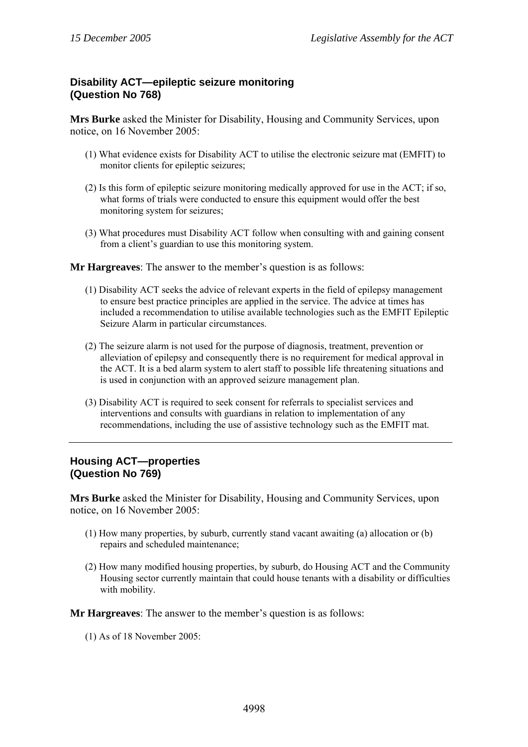### Disability ACT—epileptic seizure monitoring (Question No 768)

**Mrs Burke** asked the Minister for Disability, Housing and Community Services, upon notice, on 16 November 2005:

(1) What evidence exists for Disability ACT to utilise the electronic seizure mat (EMFIT) to monitor clients for epileptic seizures;

(2) Is this form of epileptic seizure monitoring medically approved for use in the ACT; if so, what forms of trials were conducted to ensure this equipment would offer the best monitoring system for seizures;

(3) What procedures must Disability ACT follow when consulting with and gaining consent from a client's guardian to use this monitoring system.

**Mr Hargreaves**: The answer to the member's question is as follows:

(1) Disability ACT seeks the advice of relevant experts in the field of epilepsy management to ensure best practice principles are applied in the service. The advice at times has included a recommendation to utilise available technologies such as the EMFIT Epileptic Seizure Alarm in particular circumstances.

(2) The seizure alarm is not used for the purpose of diagnosis, treatment, prevention or alleviation of epilepsy and consequently there is no requirement for medical approval in the ACT. It is a bed alarm system to alert staff to possible life threatening situations and is used in conjunction with an approved seizure management plan.

(3) Disability ACT is required to seek consent for referrals to specialist services and interventions and consults with guardians in relation to implementation of any recommendations, including the use of assistive technology such as the EMFIT mat.

---

### Housing ACT—properties (Question No 769)

**Mrs Burke** asked the Minister for Disability, Housing and Community Services, upon notice, on 16 November 2005:

(1) How many properties, by suburb, currently stand vacant awaiting (a) allocation or (b) repairs and scheduled maintenance;

(2) How many modified housing properties, by suburb, do Housing ACT and the Community Housing sector currently maintain that could house tenants with a disability or difficulties with mobility.

**Mr Hargreaves**: The answer to the member's question is as follows:

(1) As of 18 November 2005: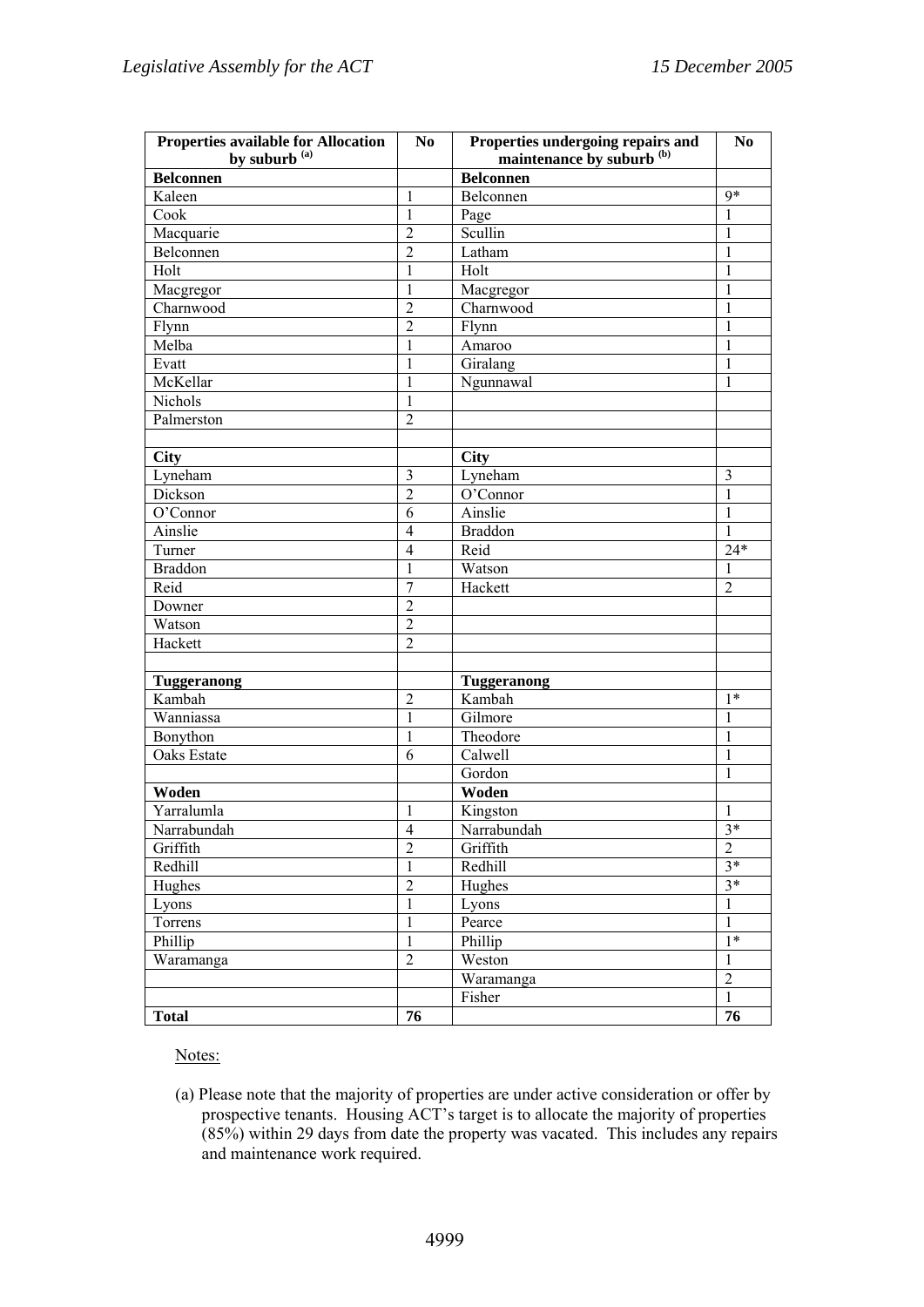| Properties available for Allocation by suburb [(a)] | No | Properties undergoing repairs and maintenance by suburb [(b)] | No |
|---|---|---|---|
| **Belconnen** | | **Belconnen** | |
| Kaleen | 1 | Belconnen | 9* |
| Cook | 1 | Page | 1 |
| Macquarie | 2 | Scullin | 1 |
| Belconnen | 2 | Latham | 1 |
| Holt | 1 | Holt | 1 |
| Macgregor | 1 | Macgregor | 1 |
| Charnwood | 2 | Charnwood | 1 |
| Flynn | 2 | Flynn | 1 |
| Melba | 1 | Amaroo | 1 |
| Evatt | 1 | Giralang | 1 |
| McKellar | 1 | Ngunnawal | 1 |
| Nichols | 1 | | |
| Palmerston | 2 | | |
| | | | |
| **City** | | **City** | |
| Lyneham | 3 | Lyneham | 3 |
| Dickson | 2 | O'Connor | 1 |
| O'Connor | 6 | Ainslie | 1 |
| Ainslie | 4 | Braddon | 1 |
| Turner | 4 | Reid | 24* |
| Braddon | 1 | Watson | 1 |
| Reid | 7 | Hackett | 2 |
| Downer | 2 | | |
| Watson | 2 | | |
| Hackett | 2 | | |
| | | | |
| **Tuggeranong** | | **Tuggeranong** | |
| Kambah | 2 | Kambah | 1* |
| Wanniassa | 1 | Gilmore | 1 |
| Bonython | 1 | Theodore | 1 |
| Oaks Estate | 6 | Calwell | 1 |
| | | Gordon | 1 |
| **Woden** | | **Woden** | |
| Yarralumla | 1 | Kingston | 1 |
| Narrabundah | 4 | Narrabundah | 3* |
| Griffith | 2 | Griffith | 2 |
| Redhill | 1 | Redhill | 3* |
| Hughes | 2 | Hughes | 3* |
| Lyons | 1 | Lyons | 1 |
| Torrens | 1 | Pearce | 1 |
| Phillip | 1 | Phillip | 1* |
| Waramanga | 2 | Weston | 1 |
| | | Waramanga | 2 |
| | | Fisher | 1 |
| **Total** | **76** | | **76** |

Notes:

(a) Please note that the majority of properties are under active consideration or offer by prospective tenants. Housing ACT's target is to allocate the majority of properties (85%) within 29 days from date the property was vacated. This includes any repairs and maintenance work required.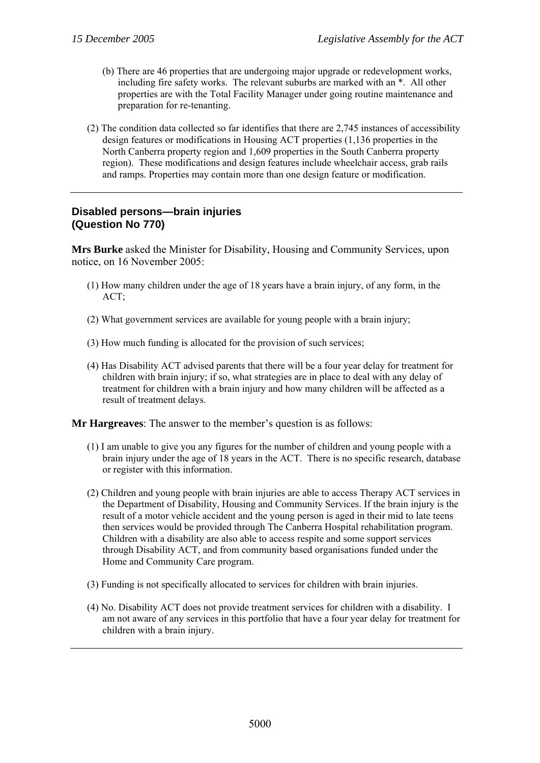(b) There are 46 properties that are undergoing major upgrade or redevelopment works, including fire safety works. The relevant suburbs are marked with an *. All other properties are with the Total Facility Manager under going routine maintenance and preparation for re-tenanting.

(2) The condition data collected so far identifies that there are 2,745 instances of accessibility design features or modifications in Housing ACT properties (1,136 properties in the North Canberra property region and 1,609 properties in the South Canberra property region). These modifications and design features include wheelchair access, grab rails and ramps. Properties may contain more than one design feature or modification.

---

## Disabled persons—brain injuries (Question No 770)

**Mrs Burke** asked the Minister for Disability, Housing and Community Services, upon notice, on 16 November 2005:

(1) How many children under the age of 18 years have a brain injury, of any form, in the ACT;

(2) What government services are available for young people with a brain injury;

(3) How much funding is allocated for the provision of such services;

(4) Has Disability ACT advised parents that there will be a four year delay for treatment for children with brain injury; if so, what strategies are in place to deal with any delay of treatment for children with a brain injury and how many children will be affected as a result of treatment delays.

**Mr Hargreaves**: The answer to the member's question is as follows:

(1) I am unable to give you any figures for the number of children and young people with a brain injury under the age of 18 years in the ACT. There is no specific research, database or register with this information.

(2) Children and young people with brain injuries are able to access Therapy ACT services in the Department of Disability, Housing and Community Services. If the brain injury is the result of a motor vehicle accident and the young person is aged in their mid to late teens then services would be provided through The Canberra Hospital rehabilitation program. Children with a disability are also able to access respite and some support services through Disability ACT, and from community based organisations funded under the Home and Community Care program.

(3) Funding is not specifically allocated to services for children with brain injuries.

(4) No. Disability ACT does not provide treatment services for children with a disability. I am not aware of any services in this portfolio that have a four year delay for treatment for children with a brain injury.

---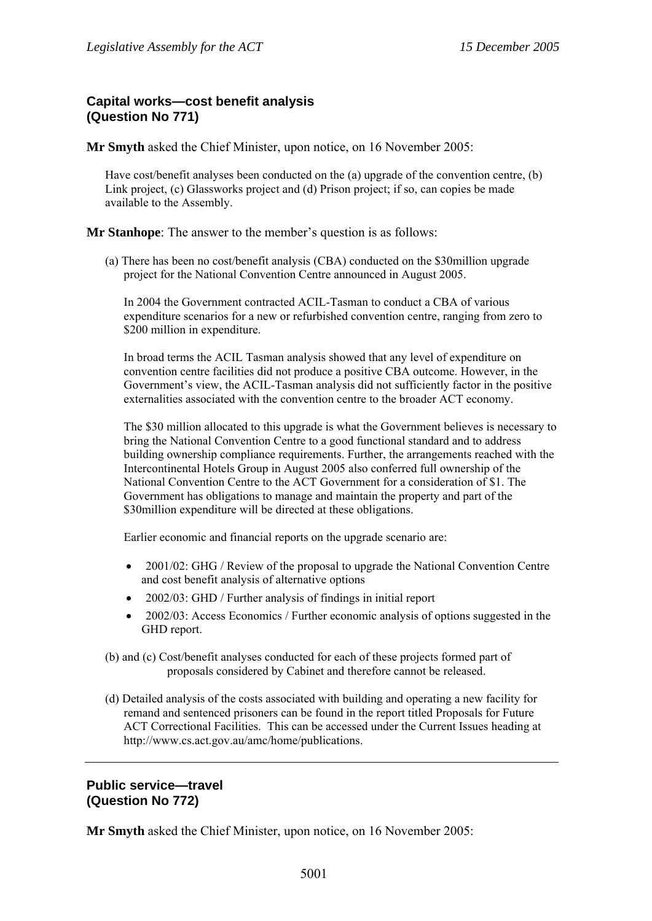## Capital works—cost benefit analysis (Question No 771)

**Mr Smyth** asked the Chief Minister, upon notice, on 16 November 2005:

Have cost/benefit analyses been conducted on the (a) upgrade of the convention centre, (b) Link project, (c) Glassworks project and (d) Prison project; if so, can copies be made available to the Assembly.

**Mr Stanhope**: The answer to the member's question is as follows:

(a) There has been no cost/benefit analysis (CBA) conducted on the $30million upgrade project for the National Convention Centre announced in August 2005.

In 2004 the Government contracted ACIL-Tasman to conduct a CBA of various expenditure scenarios for a new or refurbished convention centre, ranging from zero to $200 million in expenditure.

In broad terms the ACIL Tasman analysis showed that any level of expenditure on convention centre facilities did not produce a positive CBA outcome. However, in the Government's view, the ACIL-Tasman analysis did not sufficiently factor in the positive externalities associated with the convention centre to the broader ACT economy.

The $30 million allocated to this upgrade is what the Government believes is necessary to bring the National Convention Centre to a good functional standard and to address building ownership compliance requirements. Further, the arrangements reached with the Intercontinental Hotels Group in August 2005 also conferred full ownership of the National Convention Centre to the ACT Government for a consideration of $1. The Government has obligations to manage and maintain the property and part of the $30million expenditure will be directed at these obligations.

Earlier economic and financial reports on the upgrade scenario are:

- 2001/02: GHG / Review of the proposal to upgrade the National Convention Centre and cost benefit analysis of alternative options
- 2002/03: GHD / Further analysis of findings in initial report
- 2002/03: Access Economics / Further economic analysis of options suggested in the GHD report.

(b) and (c) Cost/benefit analyses conducted for each of these projects formed part of proposals considered by Cabinet and therefore cannot be released.

(d) Detailed analysis of the costs associated with building and operating a new facility for remand and sentenced prisoners can be found in the report titled Proposals for Future ACT Correctional Facilities. This can be accessed under the Current Issues heading at http://www.cs.act.gov.au/amc/home/publications.

---

## Public service—travel (Question No 772)

**Mr Smyth** asked the Chief Minister, upon notice, on 16 November 2005: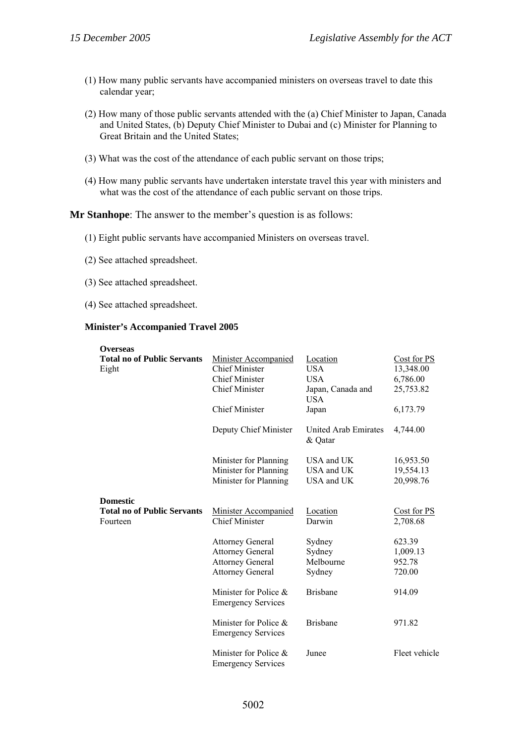(1) How many public servants have accompanied ministers on overseas travel to date this calendar year;

(2) How many of those public servants attended with the (a) Chief Minister to Japan, Canada and United States, (b) Deputy Chief Minister to Dubai and (c) Minister for Planning to Great Britain and the United States;

(3) What was the cost of the attendance of each public servant on those trips;

(4) How many public servants have undertaken interstate travel this year with ministers and what was the cost of the attendance of each public servant on those trips.

**Mr Stanhope**: The answer to the member's question is as follows:

(1) Eight public servants have accompanied Ministers on overseas travel.

(2) See attached spreadsheet.

(3) See attached spreadsheet.

(4) See attached spreadsheet.

**Minister's Accompanied Travel 2005**

| **Overseas** | | | |
|---|---|---|---|
| **Total no of Public Servants** | Minister Accompanied | Location | Cost for PS |
| Eight | Chief Minister | USA | 13,348.00 |
| | Chief Minister | USA | 6,786.00 |
| | Chief Minister | Japan, Canada and USA | 25,753.82 |
| | Chief Minister | Japan | 6,173.79 |
| | Deputy Chief Minister | United Arab Emirates & Qatar | 4,744.00 |
| | Minister for Planning | USA and UK | 16,953.50 |
| | Minister for Planning | USA and UK | 19,554.13 |
| | Minister for Planning | USA and UK | 20,998.76 |
| **Domestic** | | | |
| **Total no of Public Servants** | Minister Accompanied | Location | Cost for PS |
| Fourteen | Chief Minister | Darwin | 2,708.68 |
| | Attorney General | Sydney | 623.39 |
| | Attorney General | Sydney | 1,009.13 |
| | Attorney General | Melbourne | 952.78 |
| | Attorney General | Sydney | 720.00 |
| | Minister for Police & Emergency Services | Brisbane | 914.09 |
| | Minister for Police & Emergency Services | Brisbane | 971.82 |
| | Minister for Police & Emergency Services | Junee | Fleet vehicle |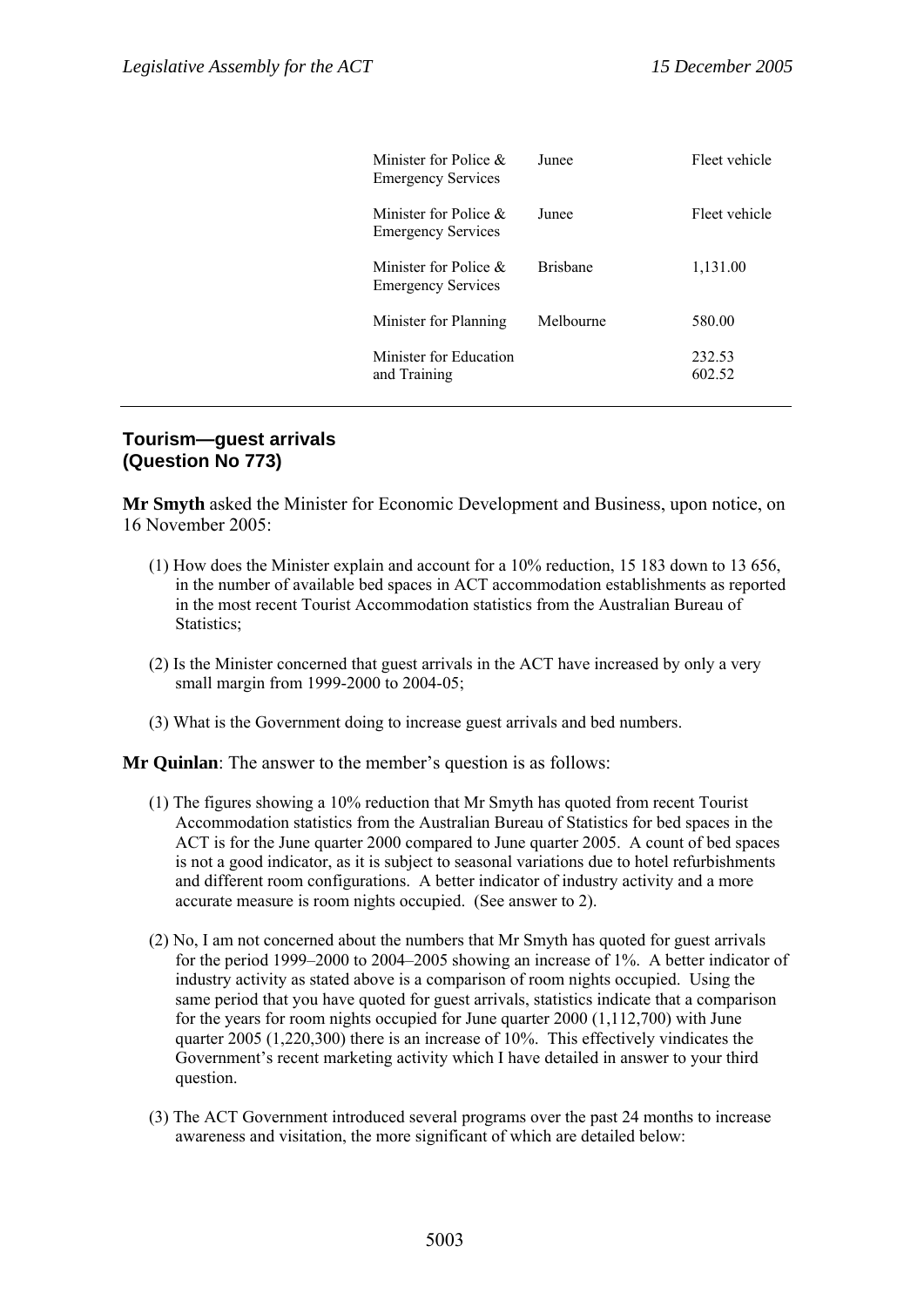| | | |
|---|---|---|
| Minister for Police & Emergency Services | Junee | Fleet vehicle |
| Minister for Police & Emergency Services | Junee | Fleet vehicle |
| Minister for Police & Emergency Services | Brisbane | 1,131.00 |
| Minister for Planning | Melbourne | 580.00 |
| Minister for Education and Training | | 232.53<br>602.52 |

## Tourism—guest arrivals (Question No 773)

**Mr Smyth** asked the Minister for Economic Development and Business, upon notice, on 16 November 2005:

(1) How does the Minister explain and account for a 10% reduction, 15 183 down to 13 656, in the number of available bed spaces in ACT accommodation establishments as reported in the most recent Tourist Accommodation statistics from the Australian Bureau of Statistics;

(2) Is the Minister concerned that guest arrivals in the ACT have increased by only a very small margin from 1999-2000 to 2004-05;

(3) What is the Government doing to increase guest arrivals and bed numbers.

**Mr Quinlan**: The answer to the member's question is as follows:

(1) The figures showing a 10% reduction that Mr Smyth has quoted from recent Tourist Accommodation statistics from the Australian Bureau of Statistics for bed spaces in the ACT is for the June quarter 2000 compared to June quarter 2005. A count of bed spaces is not a good indicator, as it is subject to seasonal variations due to hotel refurbishments and different room configurations. A better indicator of industry activity and a more accurate measure is room nights occupied. (See answer to 2).

(2) No, I am not concerned about the numbers that Mr Smyth has quoted for guest arrivals for the period 1999–2000 to 2004–2005 showing an increase of 1%. A better indicator of industry activity as stated above is a comparison of room nights occupied. Using the same period that you have quoted for guest arrivals, statistics indicate that a comparison for the years for room nights occupied for June quarter 2000 (1,112,700) with June quarter 2005 (1,220,300) there is an increase of 10%. This effectively vindicates the Government's recent marketing activity which I have detailed in answer to your third question.

(3) The ACT Government introduced several programs over the past 24 months to increase awareness and visitation, the more significant of which are detailed below: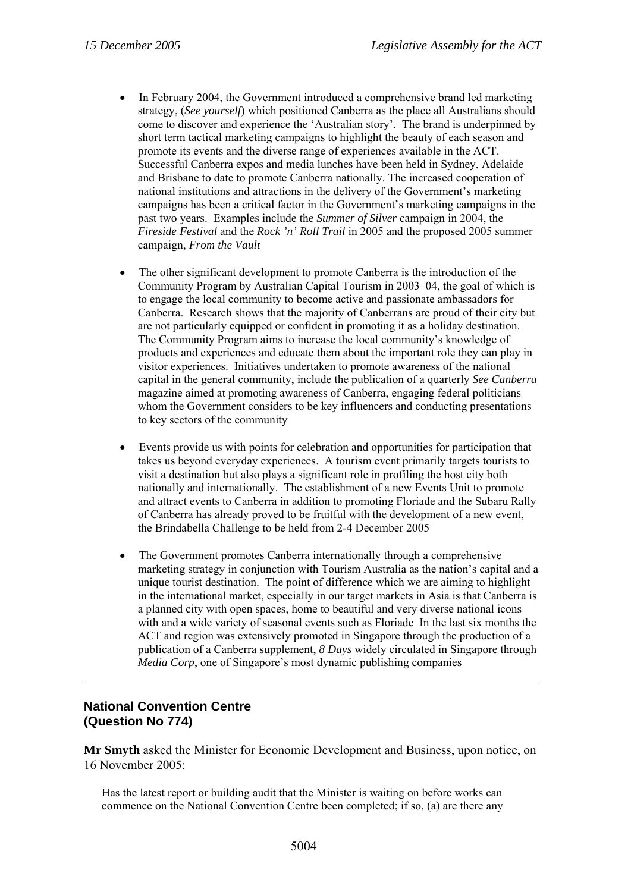- In February 2004, the Government introduced a comprehensive brand led marketing strategy, (*See yourself*) which positioned Canberra as the place all Australians should come to discover and experience the 'Australian story'. The brand is underpinned by short term tactical marketing campaigns to highlight the beauty of each season and promote its events and the diverse range of experiences available in the ACT. Successful Canberra expos and media lunches have been held in Sydney, Adelaide and Brisbane to date to promote Canberra nationally. The increased cooperation of national institutions and attractions in the delivery of the Government's marketing campaigns has been a critical factor in the Government's marketing campaigns in the past two years. Examples include the *Summer of Silver* campaign in 2004, the *Fireside Festival* and the *Rock 'n' Roll Trail* in 2005 and the proposed 2005 summer campaign, *From the Vault*

- The other significant development to promote Canberra is the introduction of the Community Program by Australian Capital Tourism in 2003–04, the goal of which is to engage the local community to become active and passionate ambassadors for Canberra. Research shows that the majority of Canberrans are proud of their city but are not particularly equipped or confident in promoting it as a holiday destination. The Community Program aims to increase the local community's knowledge of products and experiences and educate them about the important role they can play in visitor experiences. Initiatives undertaken to promote awareness of the national capital in the general community, include the publication of a quarterly *See Canberra* magazine aimed at promoting awareness of Canberra, engaging federal politicians whom the Government considers to be key influencers and conducting presentations to key sectors of the community

- Events provide us with points for celebration and opportunities for participation that takes us beyond everyday experiences. A tourism event primarily targets tourists to visit a destination but also plays a significant role in profiling the host city both nationally and internationally. The establishment of a new Events Unit to promote and attract events to Canberra in addition to promoting Floriade and the Subaru Rally of Canberra has already proved to be fruitful with the development of a new event, the Brindabella Challenge to be held from 2-4 December 2005

- The Government promotes Canberra internationally through a comprehensive marketing strategy in conjunction with Tourism Australia as the nation's capital and a unique tourist destination. The point of difference which we are aiming to highlight in the international market, especially in our target markets in Asia is that Canberra is a planned city with open spaces, home to beautiful and very diverse national icons with and a wide variety of seasonal events such as Floriade In the last six months the ACT and region was extensively promoted in Singapore through the production of a publication of a Canberra supplement, *8 Days* widely circulated in Singapore through *Media Corp*, one of Singapore's most dynamic publishing companies

---

## National Convention Centre (Question No 774)

**Mr Smyth** asked the Minister for Economic Development and Business, upon notice, on 16 November 2005:

Has the latest report or building audit that the Minister is waiting on before works can commence on the National Convention Centre been completed; if so, (a) are there any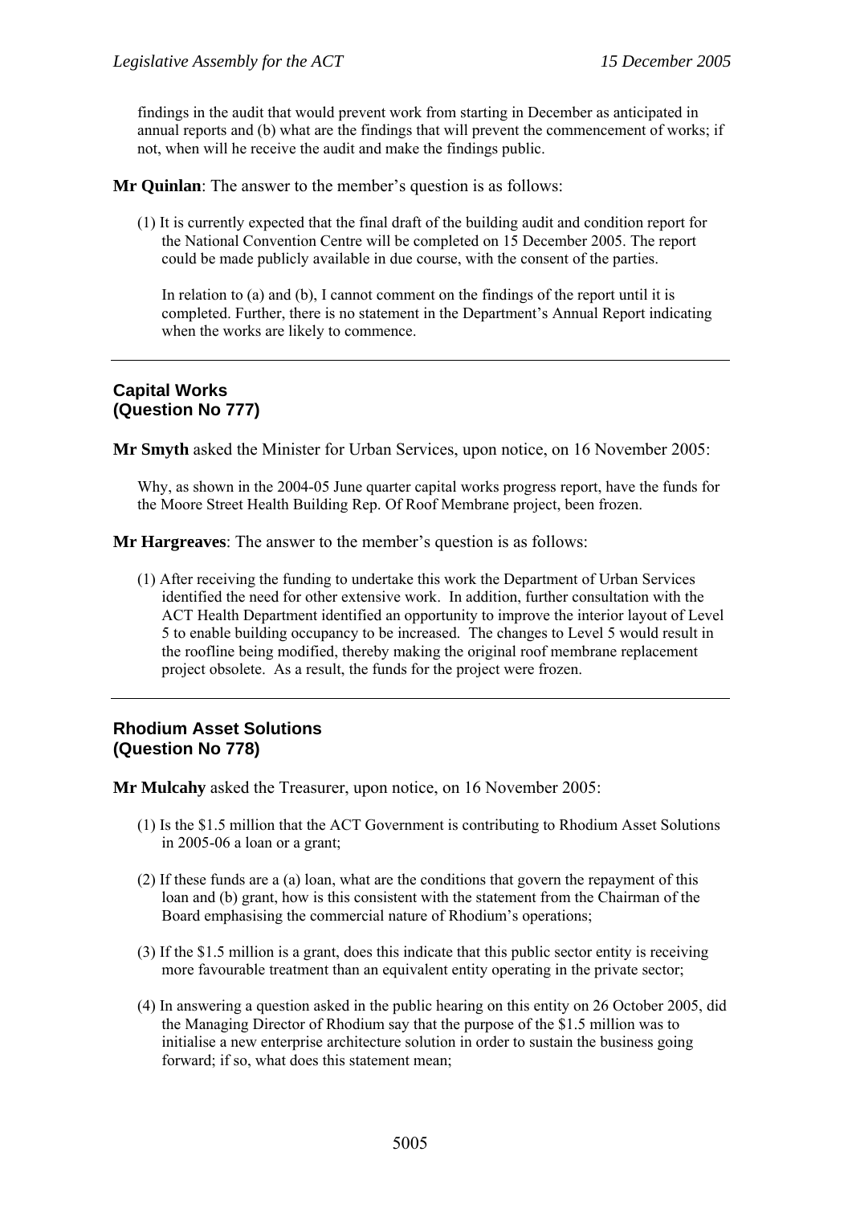findings in the audit that would prevent work from starting in December as anticipated in annual reports and (b) what are the findings that will prevent the commencement of works; if not, when will he receive the audit and make the findings public.

**Mr Quinlan**: The answer to the member's question is as follows:

(1) It is currently expected that the final draft of the building audit and condition report for the National Convention Centre will be completed on 15 December 2005. The report could be made publicly available in due course, with the consent of the parties.

In relation to (a) and (b), I cannot comment on the findings of the report until it is completed. Further, there is no statement in the Department's Annual Report indicating when the works are likely to commence.

---

## Capital Works
## (Question No 777)

**Mr Smyth** asked the Minister for Urban Services, upon notice, on 16 November 2005:

Why, as shown in the 2004-05 June quarter capital works progress report, have the funds for the Moore Street Health Building Rep. Of Roof Membrane project, been frozen.

**Mr Hargreaves**: The answer to the member's question is as follows:

(1) After receiving the funding to undertake this work the Department of Urban Services identified the need for other extensive work. In addition, further consultation with the ACT Health Department identified an opportunity to improve the interior layout of Level 5 to enable building occupancy to be increased. The changes to Level 5 would result in the roofline being modified, thereby making the original roof membrane replacement project obsolete. As a result, the funds for the project were frozen.

---

## Rhodium Asset Solutions
## (Question No 778)

**Mr Mulcahy** asked the Treasurer, upon notice, on 16 November 2005:

(1) Is the $1.5 million that the ACT Government is contributing to Rhodium Asset Solutions in 2005-06 a loan or a grant;

(2) If these funds are a (a) loan, what are the conditions that govern the repayment of this loan and (b) grant, how is this consistent with the statement from the Chairman of the Board emphasising the commercial nature of Rhodium's operations;

(3) If the $1.5 million is a grant, does this indicate that this public sector entity is receiving more favourable treatment than an equivalent entity operating in the private sector;

(4) In answering a question asked in the public hearing on this entity on 26 October 2005, did the Managing Director of Rhodium say that the purpose of the $1.5 million was to initialise a new enterprise architecture solution in order to sustain the business going forward; if so, what does this statement mean;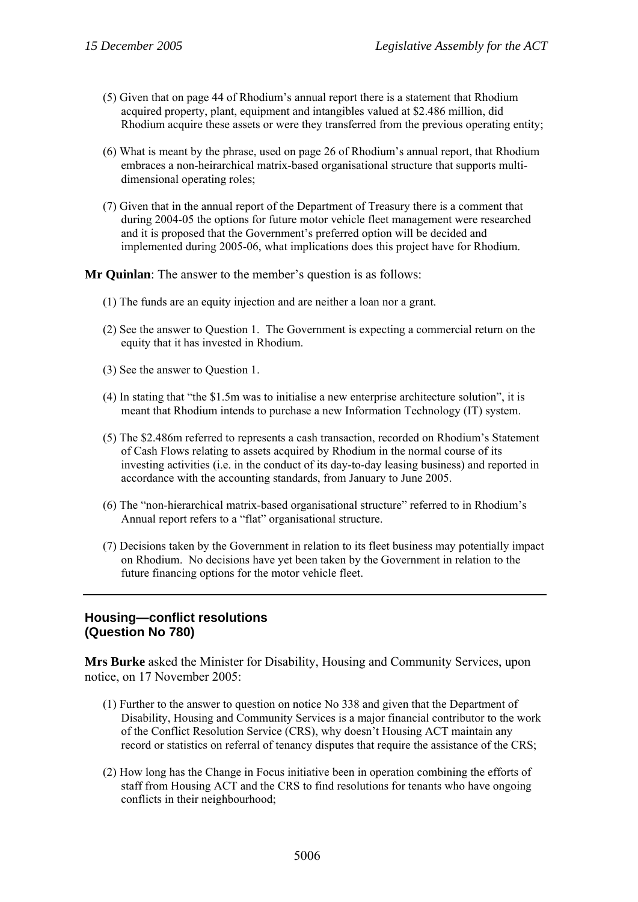(5) Given that on page 44 of Rhodium's annual report there is a statement that Rhodium acquired property, plant, equipment and intangibles valued at $2.486 million, did Rhodium acquire these assets or were they transferred from the previous operating entity;

(6) What is meant by the phrase, used on page 26 of Rhodium's annual report, that Rhodium embraces a non-heirarchical matrix-based organisational structure that supports multi-dimensional operating roles;

(7) Given that in the annual report of the Department of Treasury there is a comment that during 2004-05 the options for future motor vehicle fleet management were researched and it is proposed that the Government's preferred option will be decided and implemented during 2005-06, what implications does this project have for Rhodium.

**Mr Quinlan**: The answer to the member's question is as follows:

(1) The funds are an equity injection and are neither a loan nor a grant.

(2) See the answer to Question 1. The Government is expecting a commercial return on the equity that it has invested in Rhodium.

(3) See the answer to Question 1.

(4) In stating that "the $1.5m was to initialise a new enterprise architecture solution", it is meant that Rhodium intends to purchase a new Information Technology (IT) system.

(5) The $2.486m referred to represents a cash transaction, recorded on Rhodium's Statement of Cash Flows relating to assets acquired by Rhodium in the normal course of its investing activities (i.e. in the conduct of its day-to-day leasing business) and reported in accordance with the accounting standards, from January to June 2005.

(6) The "non-hierarchical matrix-based organisational structure" referred to in Rhodium's Annual report refers to a "flat" organisational structure.

(7) Decisions taken by the Government in relation to its fleet business may potentially impact on Rhodium. No decisions have yet been taken by the Government in relation to the future financing options for the motor vehicle fleet.

---

### Housing—conflict resolutions (Question No 780)

**Mrs Burke** asked the Minister for Disability, Housing and Community Services, upon notice, on 17 November 2005:

(1) Further to the answer to question on notice No 338 and given that the Department of Disability, Housing and Community Services is a major financial contributor to the work of the Conflict Resolution Service (CRS), why doesn't Housing ACT maintain any record or statistics on referral of tenancy disputes that require the assistance of the CRS;

(2) How long has the Change in Focus initiative been in operation combining the efforts of staff from Housing ACT and the CRS to find resolutions for tenants who have ongoing conflicts in their neighbourhood;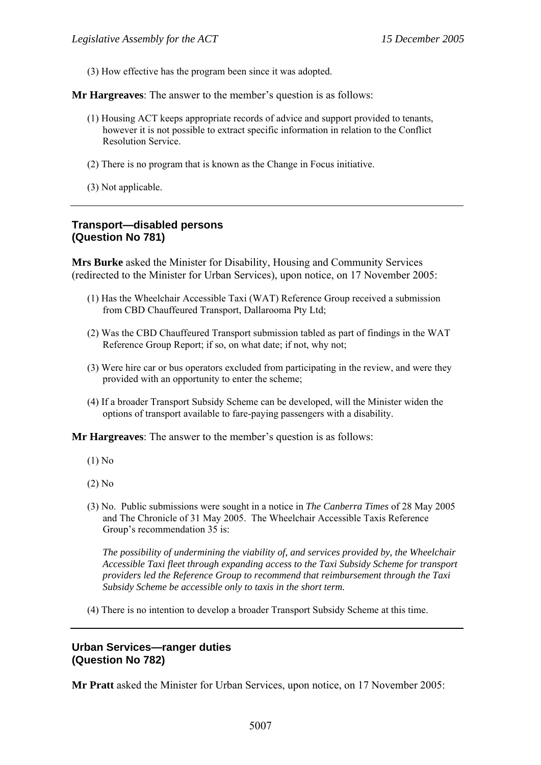(3) How effective has the program been since it was adopted.

**Mr Hargreaves**: The answer to the member's question is as follows:

(1) Housing ACT keeps appropriate records of advice and support provided to tenants, however it is not possible to extract specific information in relation to the Conflict Resolution Service.

(2) There is no program that is known as the Change in Focus initiative.

(3) Not applicable.

---

## Transport—disabled persons
## (Question No 781)

**Mrs Burke** asked the Minister for Disability, Housing and Community Services (redirected to the Minister for Urban Services), upon notice, on 17 November 2005:

(1) Has the Wheelchair Accessible Taxi (WAT) Reference Group received a submission from CBD Chauffeured Transport, Dallarooma Pty Ltd;

(2) Was the CBD Chauffeured Transport submission tabled as part of findings in the WAT Reference Group Report; if so, on what date; if not, why not;

(3) Were hire car or bus operators excluded from participating in the review, and were they provided with an opportunity to enter the scheme;

(4) If a broader Transport Subsidy Scheme can be developed, will the Minister widen the options of transport available to fare-paying passengers with a disability.

**Mr Hargreaves**: The answer to the member's question is as follows:

(1) No

(2) No

(3) No. Public submissions were sought in a notice in *The Canberra Times* of 28 May 2005 and The Chronicle of 31 May 2005. The Wheelchair Accessible Taxis Reference Group's recommendation 35 is:

*The possibility of undermining the viability of, and services provided by, the Wheelchair Accessible Taxi fleet through expanding access to the Taxi Subsidy Scheme for transport providers led the Reference Group to recommend that reimbursement through the Taxi Subsidy Scheme be accessible only to taxis in the short term.*

(4) There is no intention to develop a broader Transport Subsidy Scheme at this time.

---

## Urban Services—ranger duties
## (Question No 782)

**Mr Pratt** asked the Minister for Urban Services, upon notice, on 17 November 2005: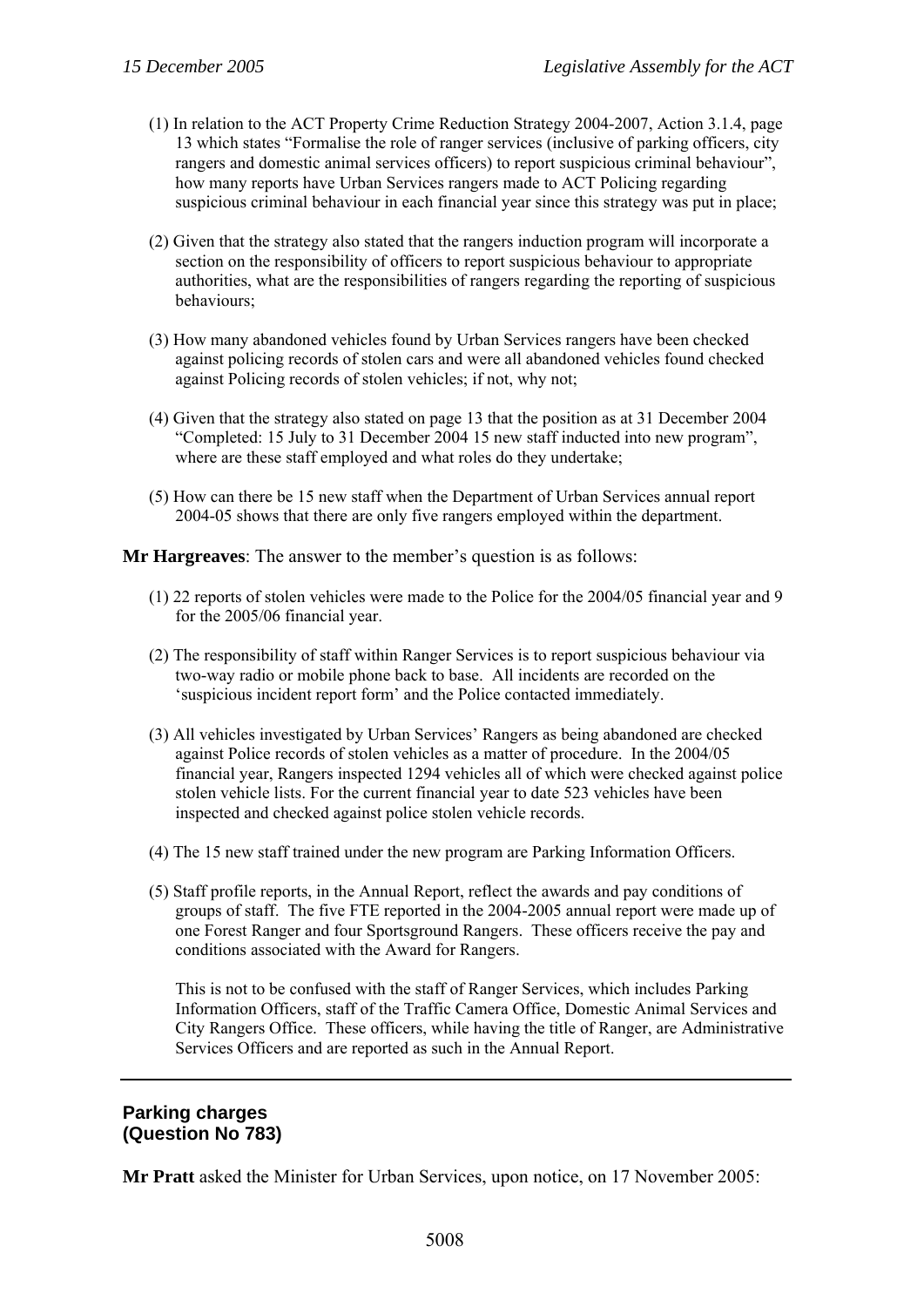(1) In relation to the ACT Property Crime Reduction Strategy 2004-2007, Action 3.1.4, page 13 which states "Formalise the role of ranger services (inclusive of parking officers, city rangers and domestic animal services officers) to report suspicious criminal behaviour", how many reports have Urban Services rangers made to ACT Policing regarding suspicious criminal behaviour in each financial year since this strategy was put in place;

(2) Given that the strategy also stated that the rangers induction program will incorporate a section on the responsibility of officers to report suspicious behaviour to appropriate authorities, what are the responsibilities of rangers regarding the reporting of suspicious behaviours;

(3) How many abandoned vehicles found by Urban Services rangers have been checked against policing records of stolen cars and were all abandoned vehicles found checked against Policing records of stolen vehicles; if not, why not;

(4) Given that the strategy also stated on page 13 that the position as at 31 December 2004 "Completed: 15 July to 31 December 2004 15 new staff inducted into new program", where are these staff employed and what roles do they undertake;

(5) How can there be 15 new staff when the Department of Urban Services annual report 2004-05 shows that there are only five rangers employed within the department.

**Mr Hargreaves**: The answer to the member's question is as follows:

(1) 22 reports of stolen vehicles were made to the Police for the 2004/05 financial year and 9 for the 2005/06 financial year.

(2) The responsibility of staff within Ranger Services is to report suspicious behaviour via two-way radio or mobile phone back to base. All incidents are recorded on the 'suspicious incident report form' and the Police contacted immediately.

(3) All vehicles investigated by Urban Services' Rangers as being abandoned are checked against Police records of stolen vehicles as a matter of procedure. In the 2004/05 financial year, Rangers inspected 1294 vehicles all of which were checked against police stolen vehicle lists. For the current financial year to date 523 vehicles have been inspected and checked against police stolen vehicle records.

(4) The 15 new staff trained under the new program are Parking Information Officers.

(5) Staff profile reports, in the Annual Report, reflect the awards and pay conditions of groups of staff. The five FTE reported in the 2004-2005 annual report were made up of one Forest Ranger and four Sportsground Rangers. These officers receive the pay and conditions associated with the Award for Rangers.

This is not to be confused with the staff of Ranger Services, which includes Parking Information Officers, staff of the Traffic Camera Office, Domestic Animal Services and City Rangers Office. These officers, while having the title of Ranger, are Administrative Services Officers and are reported as such in the Annual Report.

---

## Parking charges
## (Question No 783)

**Mr Pratt** asked the Minister for Urban Services, upon notice, on 17 November 2005: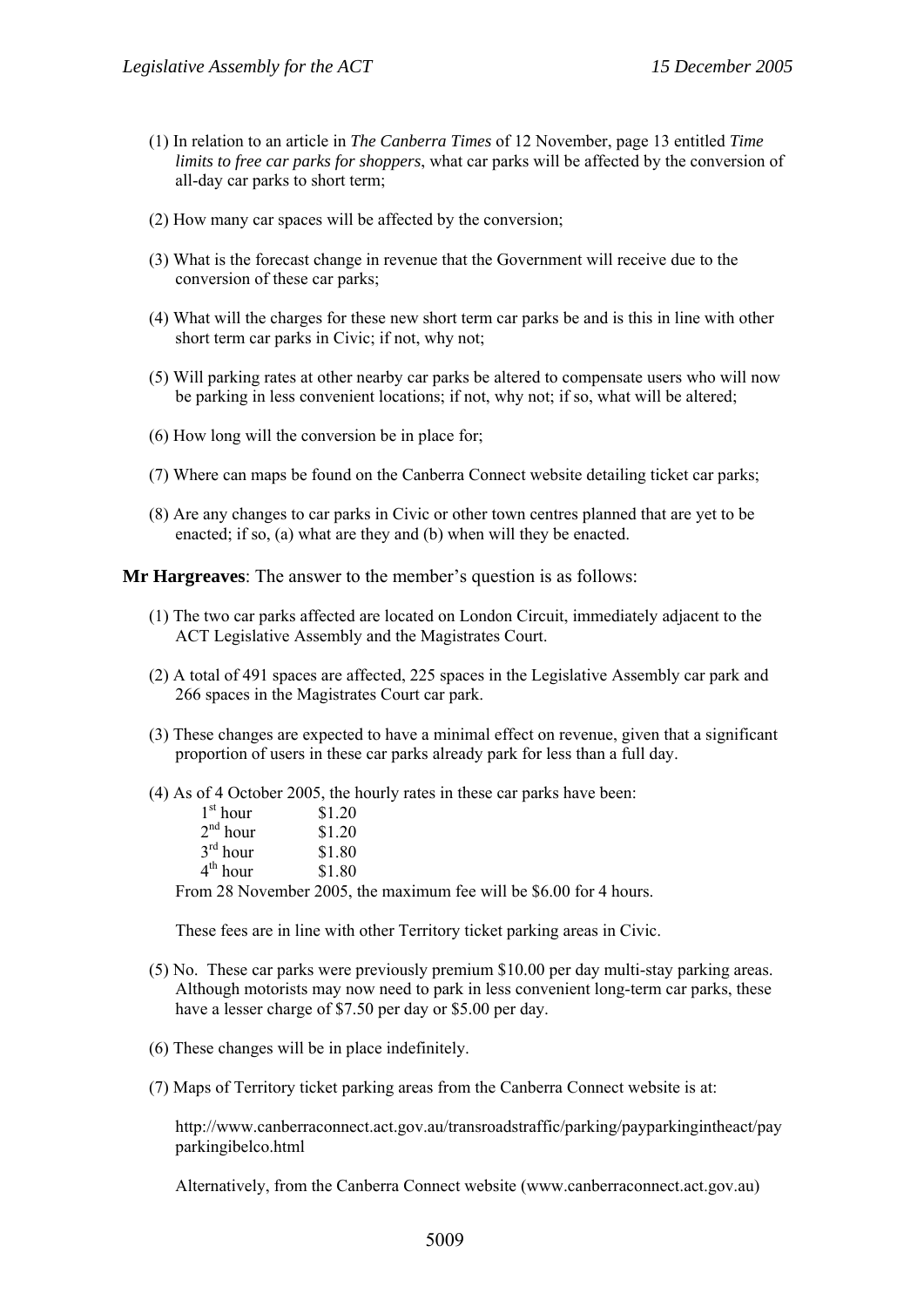(1) In relation to an article in *The Canberra Times* of 12 November, page 13 entitled *Time limits to free car parks for shoppers*, what car parks will be affected by the conversion of all-day car parks to short term;

(2) How many car spaces will be affected by the conversion;

(3) What is the forecast change in revenue that the Government will receive due to the conversion of these car parks;

(4) What will the charges for these new short term car parks be and is this in line with other short term car parks in Civic; if not, why not;

(5) Will parking rates at other nearby car parks be altered to compensate users who will now be parking in less convenient locations; if not, why not; if so, what will be altered;

(6) How long will the conversion be in place for;

(7) Where can maps be found on the Canberra Connect website detailing ticket car parks;

(8) Are any changes to car parks in Civic or other town centres planned that are yet to be enacted; if so, (a) what are they and (b) when will they be enacted.

**Mr Hargreaves**: The answer to the member's question is as follows:

(1) The two car parks affected are located on London Circuit, immediately adjacent to the ACT Legislative Assembly and the Magistrates Court.

(2) A total of 491 spaces are affected, 225 spaces in the Legislative Assembly car park and 266 spaces in the Magistrates Court car park.

(3) These changes are expected to have a minimal effect on revenue, given that a significant proportion of users in these car parks already park for less than a full day.

(4) As of 4 October 2005, the hourly rates in these car parks have been:

| | |
|---|---|
| 1st hour | $1.20 |
| 2nd hour | $1.20 |
| 3rd hour | $1.80 |
| 4th hour | $1.80 |

From 28 November 2005, the maximum fee will be $6.00 for 4 hours.

These fees are in line with other Territory ticket parking areas in Civic.

(5) No. These car parks were previously premium $10.00 per day multi-stay parking areas. Although motorists may now need to park in less convenient long-term car parks, these have a lesser charge of $7.50 per day or $5.00 per day.

(6) These changes will be in place indefinitely.

(7) Maps of Territory ticket parking areas from the Canberra Connect website is at:

http://www.canberraconnect.act.gov.au/transroadstraffic/parking/payparkingintheact/payparkingibelco.html

Alternatively, from the Canberra Connect website (www.canberraconnect.act.gov.au)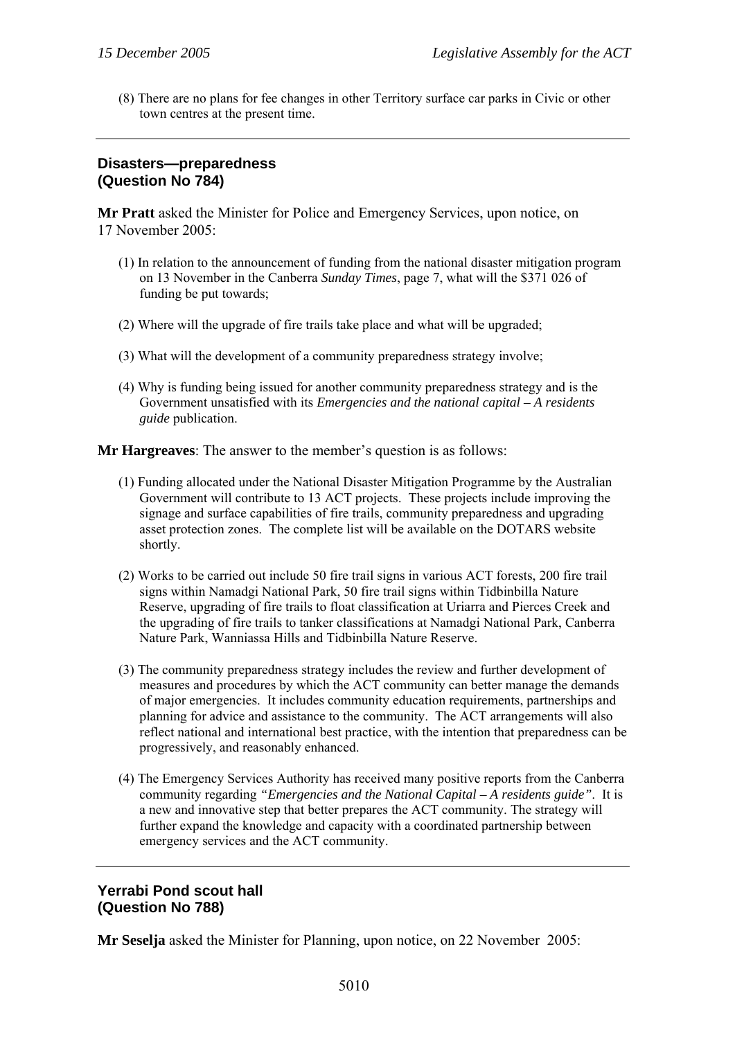(8) There are no plans for fee changes in other Territory surface car parks in Civic or other town centres at the present time.

---

### Disasters—preparedness
### (Question No 784)

**Mr Pratt** asked the Minister for Police and Emergency Services, upon notice, on 17 November 2005:

(1) In relation to the announcement of funding from the national disaster mitigation program on 13 November in the Canberra *Sunday Times*, page 7, what will the $371 026 of funding be put towards;

(2) Where will the upgrade of fire trails take place and what will be upgraded;

(3) What will the development of a community preparedness strategy involve;

(4) Why is funding being issued for another community preparedness strategy and is the Government unsatisfied with its *Emergencies and the national capital – A residents guide* publication.

**Mr Hargreaves**: The answer to the member's question is as follows:

(1) Funding allocated under the National Disaster Mitigation Programme by the Australian Government will contribute to 13 ACT projects. These projects include improving the signage and surface capabilities of fire trails, community preparedness and upgrading asset protection zones. The complete list will be available on the DOTARS website shortly.

(2) Works to be carried out include 50 fire trail signs in various ACT forests, 200 fire trail signs within Namadgi National Park, 50 fire trail signs within Tidbinbilla Nature Reserve, upgrading of fire trails to float classification at Uriarra and Pierces Creek and the upgrading of fire trails to tanker classifications at Namadgi National Park, Canberra Nature Park, Wanniassa Hills and Tidbinbilla Nature Reserve.

(3) The community preparedness strategy includes the review and further development of measures and procedures by which the ACT community can better manage the demands of major emergencies. It includes community education requirements, partnerships and planning for advice and assistance to the community. The ACT arrangements will also reflect national and international best practice, with the intention that preparedness can be progressively, and reasonably enhanced.

(4) The Emergency Services Authority has received many positive reports from the Canberra community regarding *"Emergencies and the National Capital – A residents guide"*. It is a new and innovative step that better prepares the ACT community. The strategy will further expand the knowledge and capacity with a coordinated partnership between emergency services and the ACT community.

---

### Yerrabi Pond scout hall
### (Question No 788)

**Mr Seselja** asked the Minister for Planning, upon notice, on 22 November 2005: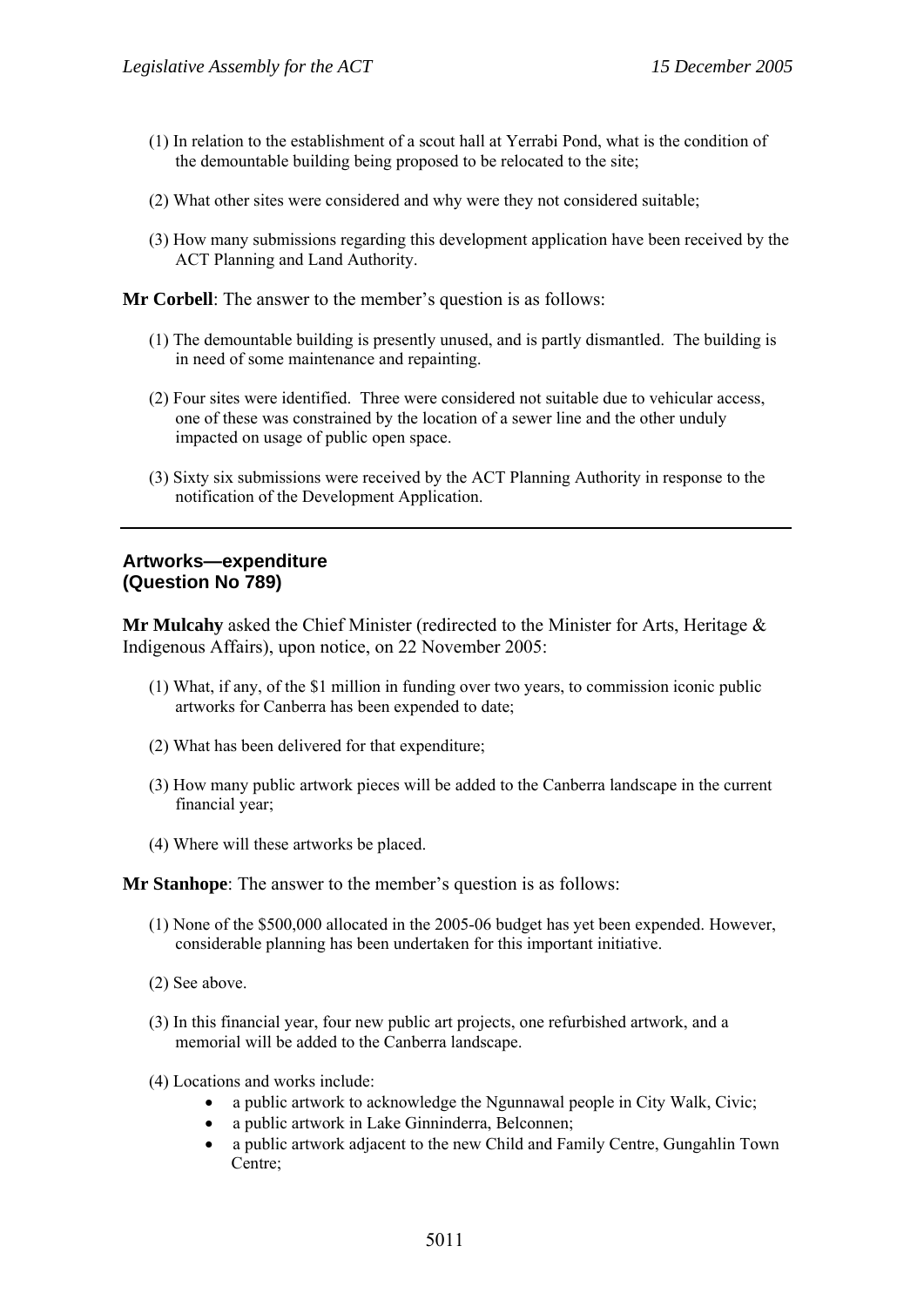(1) In relation to the establishment of a scout hall at Yerrabi Pond, what is the condition of the demountable building being proposed to be relocated to the site;

(2) What other sites were considered and why were they not considered suitable;

(3) How many submissions regarding this development application have been received by the ACT Planning and Land Authority.

**Mr Corbell**: The answer to the member's question is as follows:

(1) The demountable building is presently unused, and is partly dismantled. The building is in need of some maintenance and repainting.

(2) Four sites were identified. Three were considered not suitable due to vehicular access, one of these was constrained by the location of a sewer line and the other unduly impacted on usage of public open space.

(3) Sixty six submissions were received by the ACT Planning Authority in response to the notification of the Development Application.

---

### Artworks—expenditure
### (Question No 789)

**Mr Mulcahy** asked the Chief Minister (redirected to the Minister for Arts, Heritage & Indigenous Affairs), upon notice, on 22 November 2005:

(1) What, if any, of the $1 million in funding over two years, to commission iconic public artworks for Canberra has been expended to date;

(2) What has been delivered for that expenditure;

(3) How many public artwork pieces will be added to the Canberra landscape in the current financial year;

(4) Where will these artworks be placed.

**Mr Stanhope**: The answer to the member's question is as follows:

(1) None of the $500,000 allocated in the 2005-06 budget has yet been expended. However, considerable planning has been undertaken for this important initiative.

(2) See above.

(3) In this financial year, four new public art projects, one refurbished artwork, and a memorial will be added to the Canberra landscape.

(4) Locations and works include:

- a public artwork to acknowledge the Ngunnawal people in City Walk, Civic;
- a public artwork in Lake Ginninderra, Belconnen;
- a public artwork adjacent to the new Child and Family Centre, Gungahlin Town Centre;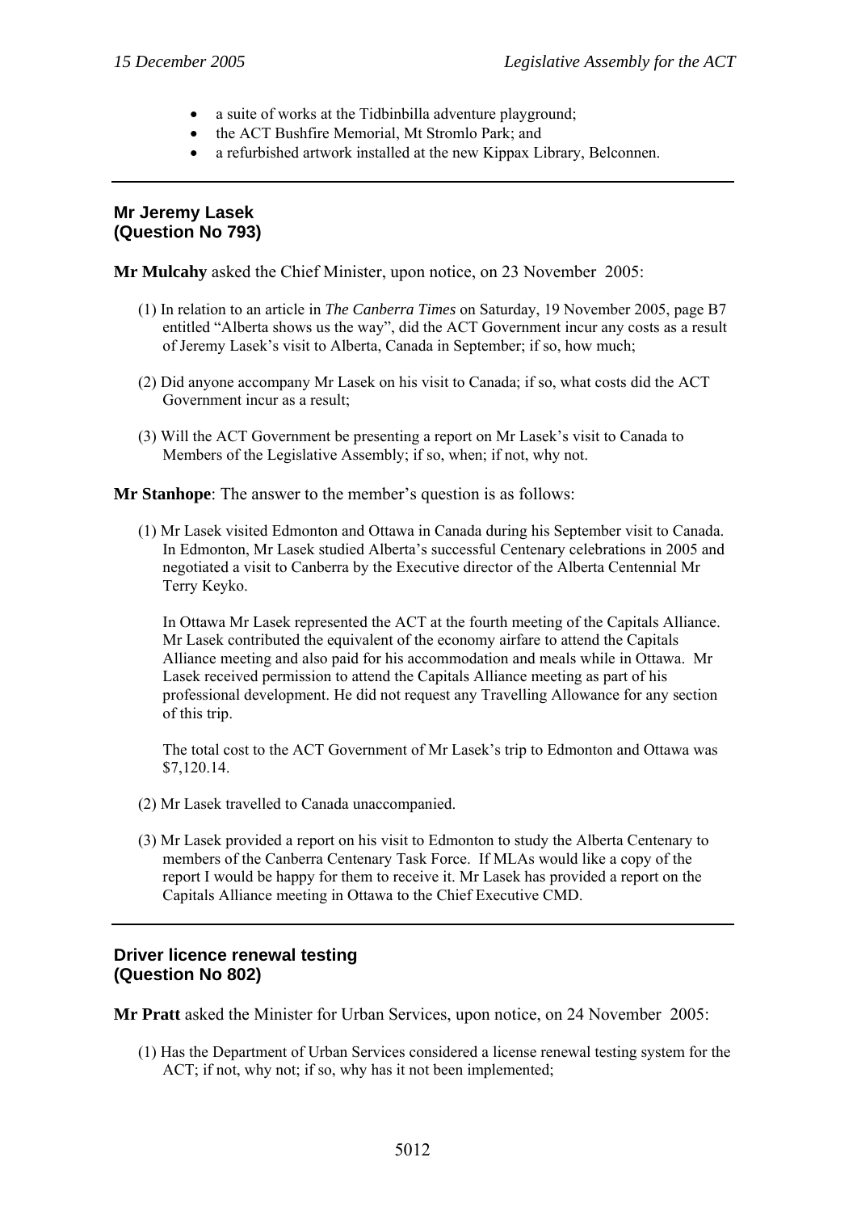- a suite of works at the Tidbinbilla adventure playground;
- the ACT Bushfire Memorial, Mt Stromlo Park; and
- a refurbished artwork installed at the new Kippax Library, Belconnen.

---

### Mr Jeremy Lasek (Question No 793)

**Mr Mulcahy** asked the Chief Minister, upon notice, on 23 November 2005:

(1) In relation to an article in *The Canberra Times* on Saturday, 19 November 2005, page B7 entitled "Alberta shows us the way", did the ACT Government incur any costs as a result of Jeremy Lasek's visit to Alberta, Canada in September; if so, how much;

(2) Did anyone accompany Mr Lasek on his visit to Canada; if so, what costs did the ACT Government incur as a result;

(3) Will the ACT Government be presenting a report on Mr Lasek's visit to Canada to Members of the Legislative Assembly; if so, when; if not, why not.

**Mr Stanhope**: The answer to the member's question is as follows:

(1) Mr Lasek visited Edmonton and Ottawa in Canada during his September visit to Canada. In Edmonton, Mr Lasek studied Alberta's successful Centenary celebrations in 2005 and negotiated a visit to Canberra by the Executive director of the Alberta Centennial Mr Terry Keyko.

In Ottawa Mr Lasek represented the ACT at the fourth meeting of the Capitals Alliance. Mr Lasek contributed the equivalent of the economy airfare to attend the Capitals Alliance meeting and also paid for his accommodation and meals while in Ottawa. Mr Lasek received permission to attend the Capitals Alliance meeting as part of his professional development. He did not request any Travelling Allowance for any section of this trip.

The total cost to the ACT Government of Mr Lasek's trip to Edmonton and Ottawa was $7,120.14.

(2) Mr Lasek travelled to Canada unaccompanied.

(3) Mr Lasek provided a report on his visit to Edmonton to study the Alberta Centenary to members of the Canberra Centenary Task Force. If MLAs would like a copy of the report I would be happy for them to receive it. Mr Lasek has provided a report on the Capitals Alliance meeting in Ottawa to the Chief Executive CMD.

---

### Driver licence renewal testing (Question No 802)

**Mr Pratt** asked the Minister for Urban Services, upon notice, on 24 November 2005:

(1) Has the Department of Urban Services considered a license renewal testing system for the ACT; if not, why not; if so, why has it not been implemented;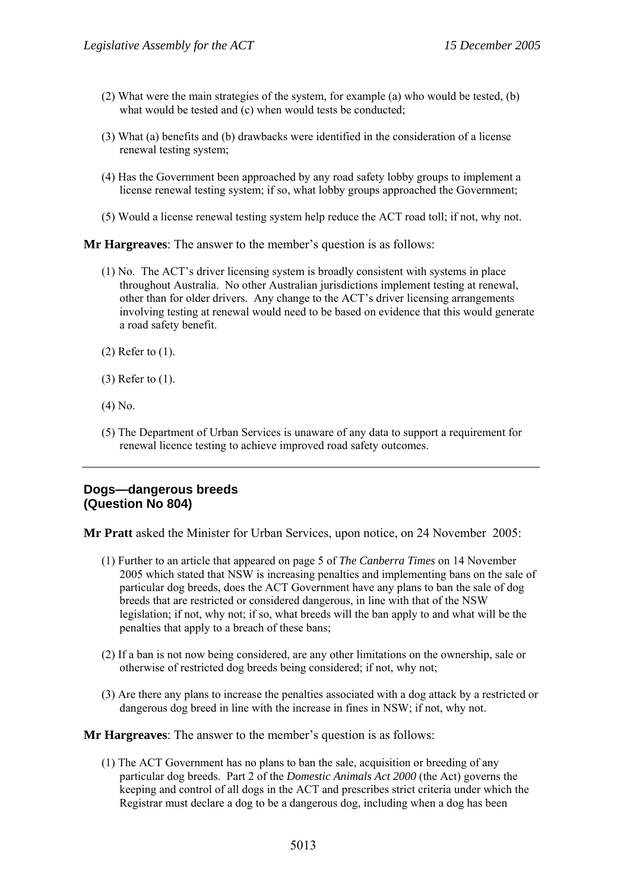(2) What were the main strategies of the system, for example (a) who would be tested, (b) what would be tested and (c) when would tests be conducted;

(3) What (a) benefits and (b) drawbacks were identified in the consideration of a license renewal testing system;

(4) Has the Government been approached by any road safety lobby groups to implement a license renewal testing system; if so, what lobby groups approached the Government;

(5) Would a license renewal testing system help reduce the ACT road toll; if not, why not.

**Mr Hargreaves**: The answer to the member's question is as follows:

(1) No. The ACT's driver licensing system is broadly consistent with systems in place throughout Australia. No other Australian jurisdictions implement testing at renewal, other than for older drivers. Any change to the ACT's driver licensing arrangements involving testing at renewal would need to be based on evidence that this would generate a road safety benefit.

(2) Refer to (1).

(3) Refer to (1).

(4) No.

(5) The Department of Urban Services is unaware of any data to support a requirement for renewal licence testing to achieve improved road safety outcomes.

---

## Dogs—dangerous breeds (Question No 804)

**Mr Pratt** asked the Minister for Urban Services, upon notice, on 24 November 2005:

(1) Further to an article that appeared on page 5 of *The Canberra Times* on 14 November 2005 which stated that NSW is increasing penalties and implementing bans on the sale of particular dog breeds, does the ACT Government have any plans to ban the sale of dog breeds that are restricted or considered dangerous, in line with that of the NSW legislation; if not, why not; if so, what breeds will the ban apply to and what will be the penalties that apply to a breach of these bans;

(2) If a ban is not now being considered, are any other limitations on the ownership, sale or otherwise of restricted dog breeds being considered; if not, why not;

(3) Are there any plans to increase the penalties associated with a dog attack by a restricted or dangerous dog breed in line with the increase in fines in NSW; if not, why not.

**Mr Hargreaves**: The answer to the member's question is as follows:

(1) The ACT Government has no plans to ban the sale, acquisition or breeding of any particular dog breeds. Part 2 of the *Domestic Animals Act 2000* (the Act) governs the keeping and control of all dogs in the ACT and prescribes strict criteria under which the Registrar must declare a dog to be a dangerous dog, including when a dog has been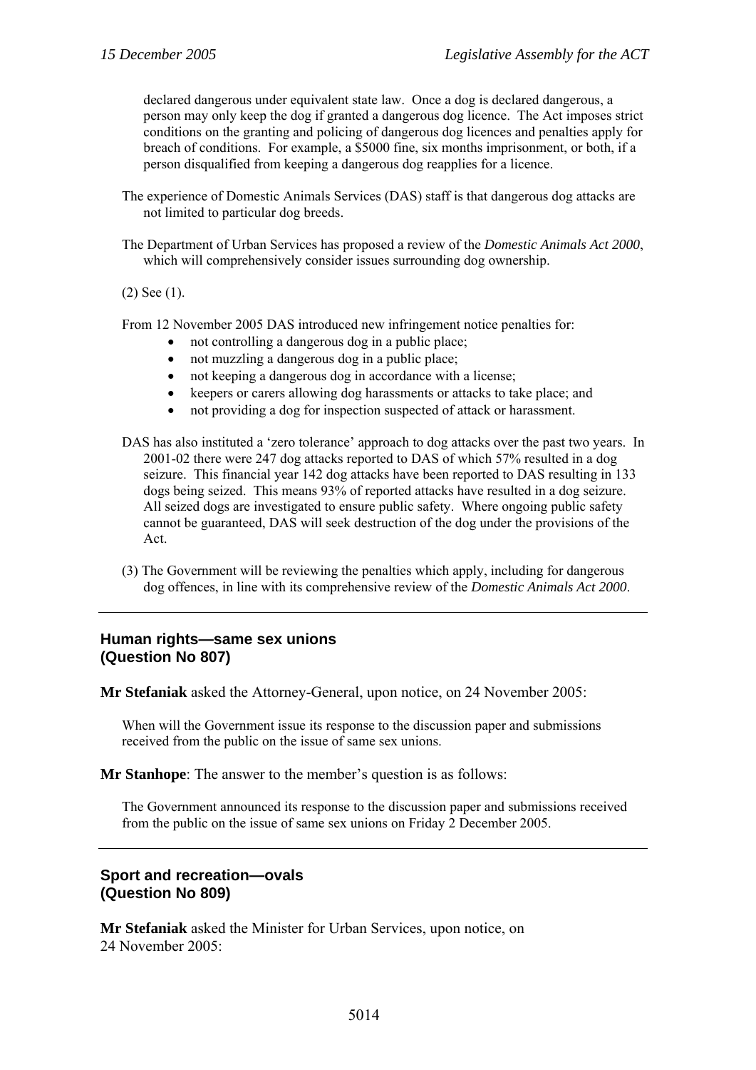declared dangerous under equivalent state law. Once a dog is declared dangerous, a person may only keep the dog if granted a dangerous dog licence. The Act imposes strict conditions on the granting and policing of dangerous dog licences and penalties apply for breach of conditions. For example, a $5000 fine, six months imprisonment, or both, if a person disqualified from keeping a dangerous dog reapplies for a licence.

The experience of Domestic Animals Services (DAS) staff is that dangerous dog attacks are not limited to particular dog breeds.

The Department of Urban Services has proposed a review of the *Domestic Animals Act 2000*, which will comprehensively consider issues surrounding dog ownership.

(2) See (1).

From 12 November 2005 DAS introduced new infringement notice penalties for:

- not controlling a dangerous dog in a public place;
- not muzzling a dangerous dog in a public place;
- not keeping a dangerous dog in accordance with a license;
- keepers or carers allowing dog harassments or attacks to take place; and
- not providing a dog for inspection suspected of attack or harassment.

DAS has also instituted a 'zero tolerance' approach to dog attacks over the past two years. In 2001-02 there were 247 dog attacks reported to DAS of which 57% resulted in a dog seizure. This financial year 142 dog attacks have been reported to DAS resulting in 133 dogs being seized. This means 93% of reported attacks have resulted in a dog seizure. All seized dogs are investigated to ensure public safety. Where ongoing public safety cannot be guaranteed, DAS will seek destruction of the dog under the provisions of the Act.

(3) The Government will be reviewing the penalties which apply, including for dangerous dog offences, in line with its comprehensive review of the *Domestic Animals Act 2000*.

---

## Human rights—same sex unions (Question No 807)

**Mr Stefaniak** asked the Attorney-General, upon notice, on 24 November 2005:

When will the Government issue its response to the discussion paper and submissions received from the public on the issue of same sex unions.

**Mr Stanhope**: The answer to the member's question is as follows:

The Government announced its response to the discussion paper and submissions received from the public on the issue of same sex unions on Friday 2 December 2005.

---

## Sport and recreation—ovals (Question No 809)

**Mr Stefaniak** asked the Minister for Urban Services, upon notice, on 24 November 2005: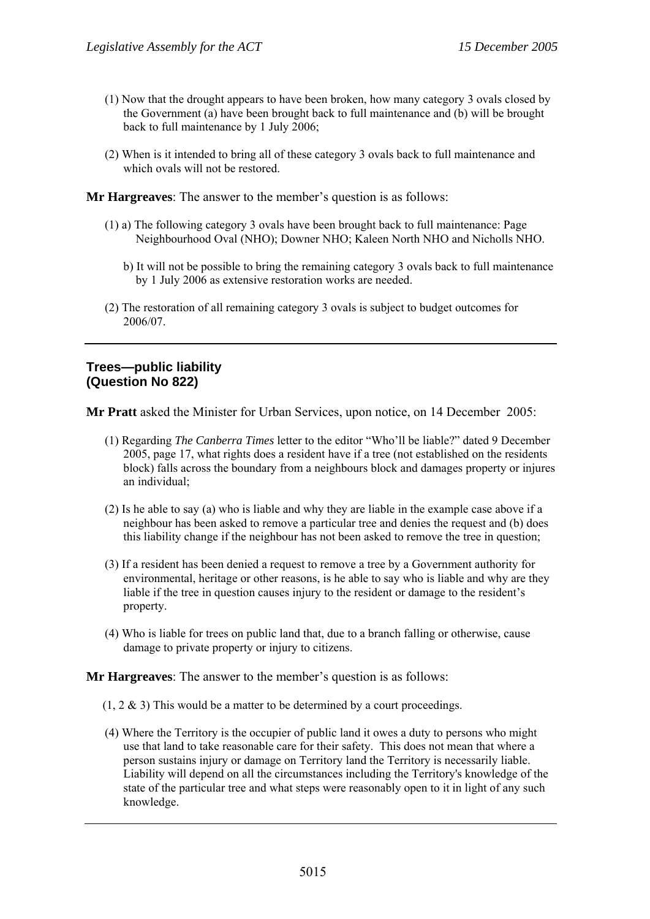(1) Now that the drought appears to have been broken, how many category 3 ovals closed by the Government (a) have been brought back to full maintenance and (b) will be brought back to full maintenance by 1 July 2006;

(2) When is it intended to bring all of these category 3 ovals back to full maintenance and which ovals will not be restored.

**Mr Hargreaves**: The answer to the member's question is as follows:

(1) a) The following category 3 ovals have been brought back to full maintenance: Page Neighbourhood Oval (NHO); Downer NHO; Kaleen North NHO and Nicholls NHO.

b) It will not be possible to bring the remaining category 3 ovals back to full maintenance by 1 July 2006 as extensive restoration works are needed.

(2) The restoration of all remaining category 3 ovals is subject to budget outcomes for 2006/07.

---

## Trees—public liability (Question No 822)

**Mr Pratt** asked the Minister for Urban Services, upon notice, on 14 December 2005:

(1) Regarding *The Canberra Times* letter to the editor "Who'll be liable?" dated 9 December 2005, page 17, what rights does a resident have if a tree (not established on the residents block) falls across the boundary from a neighbours block and damages property or injures an individual;

(2) Is he able to say (a) who is liable and why they are liable in the example case above if a neighbour has been asked to remove a particular tree and denies the request and (b) does this liability change if the neighbour has not been asked to remove the tree in question;

(3) If a resident has been denied a request to remove a tree by a Government authority for environmental, heritage or other reasons, is he able to say who is liable and why are they liable if the tree in question causes injury to the resident or damage to the resident's property.

(4) Who is liable for trees on public land that, due to a branch falling or otherwise, cause damage to private property or injury to citizens.

**Mr Hargreaves**: The answer to the member's question is as follows:

(1, 2 & 3) This would be a matter to be determined by a court proceedings.

(4) Where the Territory is the occupier of public land it owes a duty to persons who might use that land to take reasonable care for their safety. This does not mean that where a person sustains injury or damage on Territory land the Territory is necessarily liable. Liability will depend on all the circumstances including the Territory's knowledge of the state of the particular tree and what steps were reasonably open to it in light of any such knowledge.